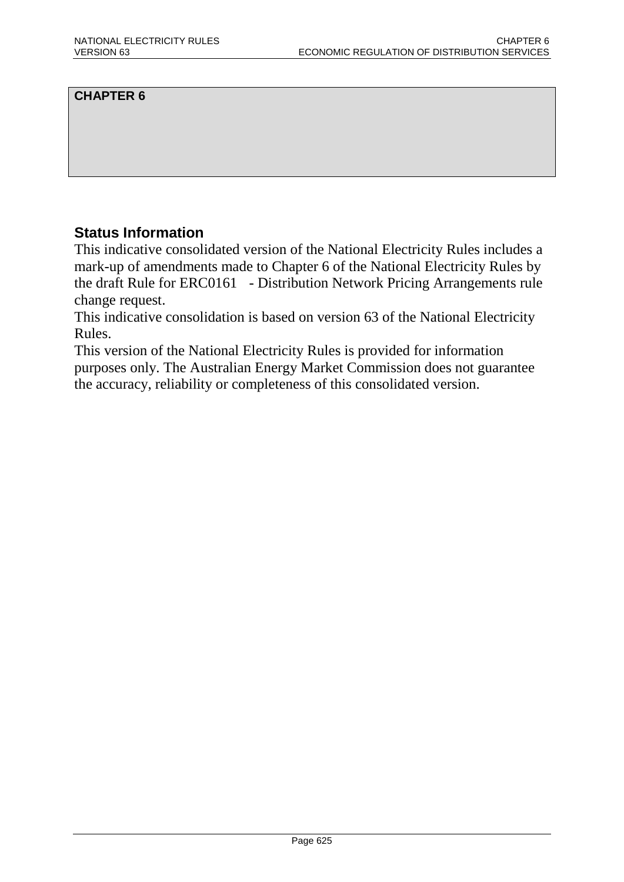# CHAPTER 6

## Status Information

This indicative consolidated version of the National Electricity Rules includes a mark-up of amendments made to Chapter 6 of the National Electricity Rules by the draft Rule for ERC0161 - Distribution Network Pricing Arrangements rule change request.

This indicative consolidation is based on version 63 of the National Electricity Rules.

This version of the National Electricity Rules is provided for information purposes only. The Australian Energy Market Commission does not guarantee the accuracy, reliability or completeness of this consolidated version.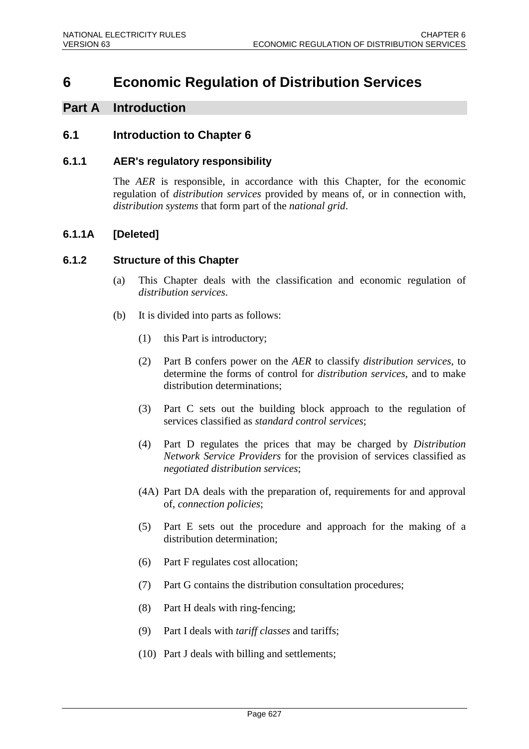# 6 Economic Regulation of Distribution Services

## Part A Introduction

### 6.1 Introduction to Chapter 6

#### 6.1.1 AER's regulatory responsibility

The *AER* is responsible, in accordance with this Chapter, for the economic regulation of *distribution services* provided by means of, or in connection with, *distribution systems* that form part of the *national grid*.

#### 6.1.1A [Deleted]

#### 6.1.2 Structure of this Chapter

(a) This Chapter deals with the classification and economic regulation of *distribution services*.

(b) It is divided into parts as follows:

(1) this Part is introductory;

(2) Part B confers power on the *AER* to classify *distribution services*, to determine the forms of control for *distribution services*, and to make distribution determinations;

(3) Part C sets out the building block approach to the regulation of services classified as *standard control services*;

(4) Part D regulates the prices that may be charged by *Distribution Network Service Providers* for the provision of services classified as *negotiated distribution services*;

(4A) Part DA deals with the preparation of, requirements for and approval of, *connection policies*;

(5) Part E sets out the procedure and approach for the making of a distribution determination;

(6) Part F regulates cost allocation;

(7) Part G contains the distribution consultation procedures;

(8) Part H deals with ring-fencing;

(9) Part I deals with *tariff classes* and tariffs;

(10) Part J deals with billing and settlements;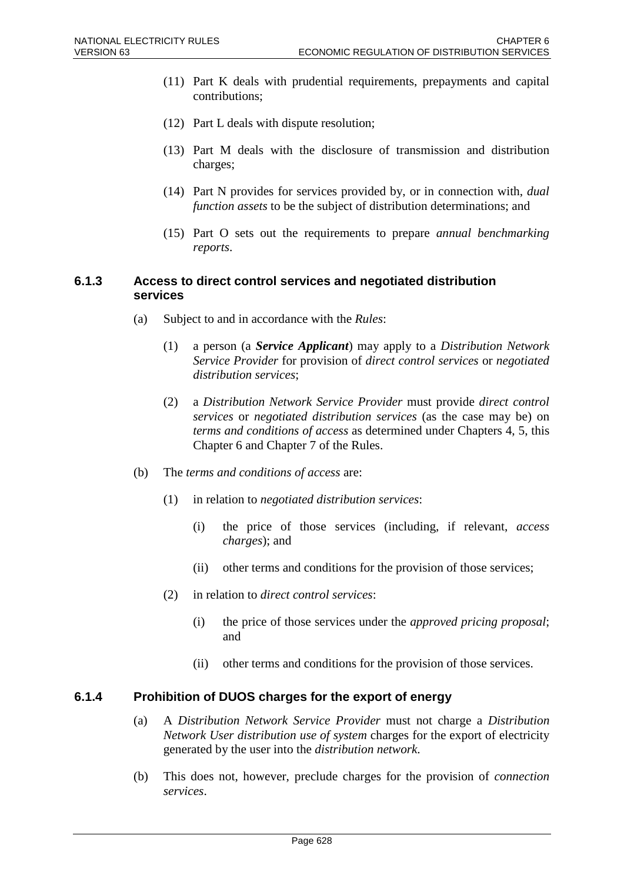(11) Part K deals with prudential requirements, prepayments and capital contributions;

(12) Part L deals with dispute resolution;

(13) Part M deals with the disclosure of transmission and distribution charges;

(14) Part N provides for services provided by, or in connection with, *dual function assets* to be the subject of distribution determinations; and

(15) Part O sets out the requirements to prepare *annual benchmarking reports*.

### 6.1.3 Access to direct control services and negotiated distribution services

(a) Subject to and in accordance with the *Rules*:

(1) a person (a ***Service Applicant***) may apply to a *Distribution Network Service Provider* for provision of *direct control services* or *negotiated distribution services*;

(2) a *Distribution Network Service Provider* must provide *direct control services* or *negotiated distribution services* (as the case may be) on *terms and conditions of access* as determined under Chapters 4, 5, this Chapter 6 and Chapter 7 of the Rules.

(b) The *terms and conditions of access* are:

(1) in relation to *negotiated distribution services*:

(i) the price of those services (including, if relevant, *access charges*); and

(ii) other terms and conditions for the provision of those services;

(2) in relation to *direct control services*:

(i) the price of those services under the *approved pricing proposal*; and

(ii) other terms and conditions for the provision of those services.

### 6.1.4 Prohibition of DUOS charges for the export of energy

(a) A *Distribution Network Service Provider* must not charge a *Distribution Network User distribution use of system* charges for the export of electricity generated by the user into the *distribution network*.

(b) This does not, however, preclude charges for the provision of *connection services*.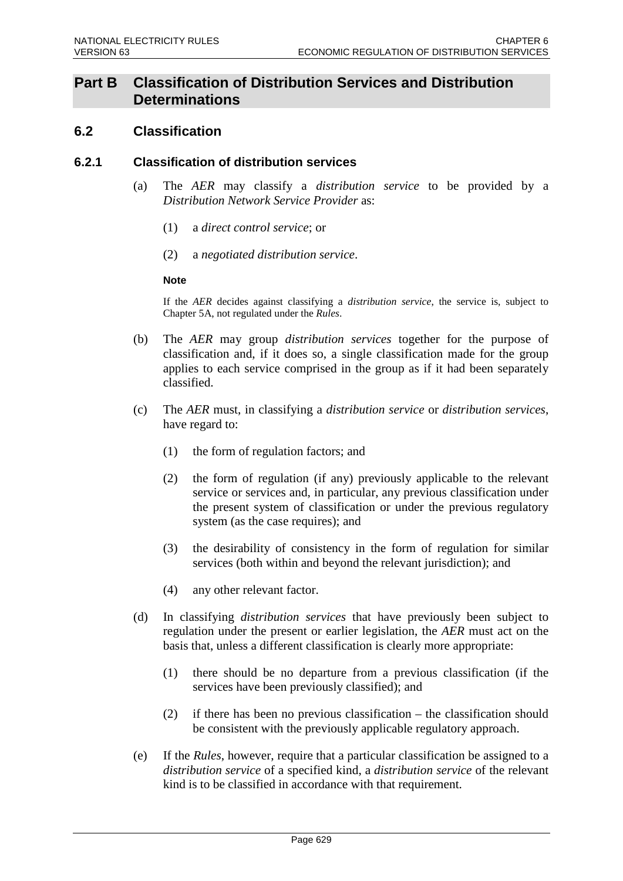# Part B Classification of Distribution Services and Distribution Determinations

## 6.2 Classification

### 6.2.1 Classification of distribution services

(a) The *AER* may classify a *distribution service* to be provided by a *Distribution Network Service Provider* as:

(1) a *direct control service*; or

(2) a *negotiated distribution service*.

**Note**

If the *AER* decides against classifying a *distribution service*, the service is, subject to Chapter 5A, not regulated under the *Rules*.

(b) The *AER* may group *distribution services* together for the purpose of classification and, if it does so, a single classification made for the group applies to each service comprised in the group as if it had been separately classified.

(c) The *AER* must, in classifying a *distribution service* or *distribution services*, have regard to:

(1) the form of regulation factors; and

(2) the form of regulation (if any) previously applicable to the relevant service or services and, in particular, any previous classification under the present system of classification or under the previous regulatory system (as the case requires); and

(3) the desirability of consistency in the form of regulation for similar services (both within and beyond the relevant jurisdiction); and

(4) any other relevant factor.

(d) In classifying *distribution services* that have previously been subject to regulation under the present or earlier legislation, the *AER* must act on the basis that, unless a different classification is clearly more appropriate:

(1) there should be no departure from a previous classification (if the services have been previously classified); and

(2) if there has been no previous classification – the classification should be consistent with the previously applicable regulatory approach.

(e) If the *Rules*, however, require that a particular classification be assigned to a *distribution service* of a specified kind, a *distribution service* of the relevant kind is to be classified in accordance with that requirement.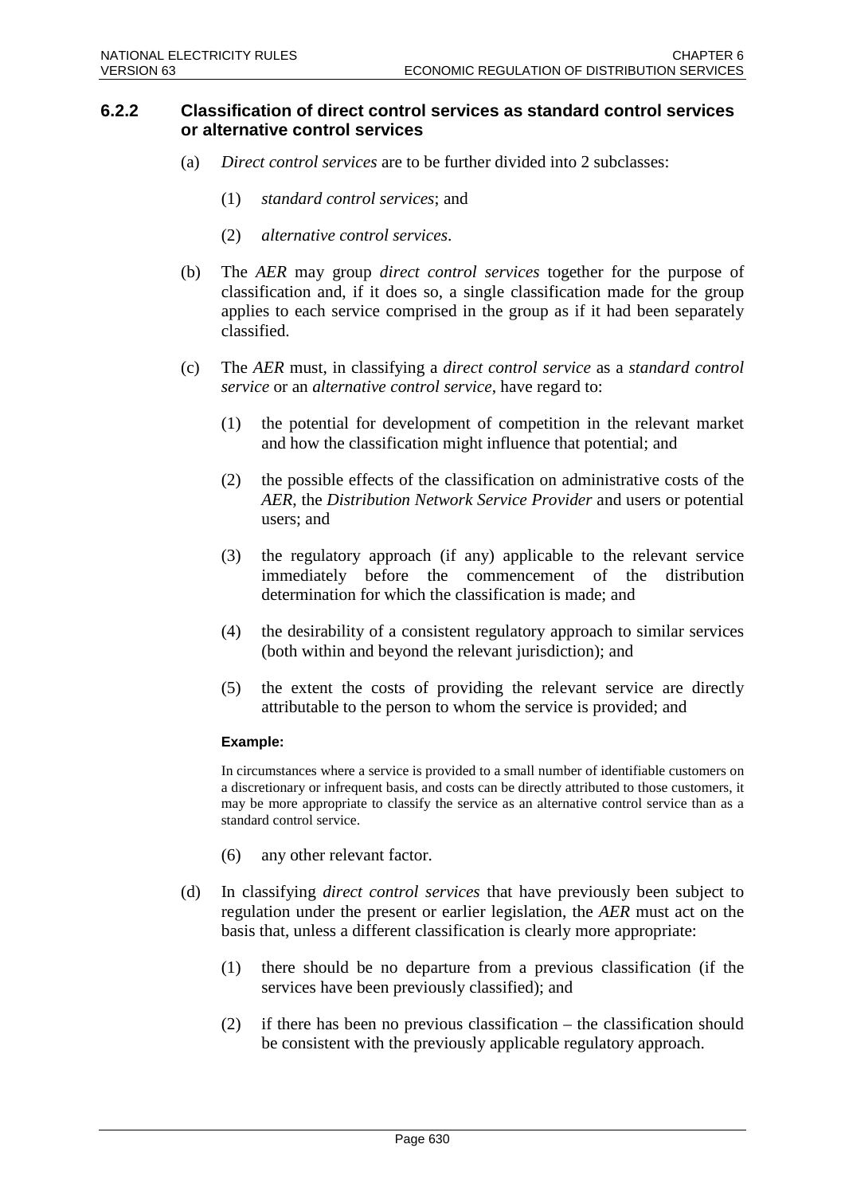### 6.2.2 Classification of direct control services as standard control services or alternative control services

(a) *Direct control services* are to be further divided into 2 subclasses:

(1) *standard control services*; and

(2) *alternative control services*.

(b) The *AER* may group *direct control services* together for the purpose of classification and, if it does so, a single classification made for the group applies to each service comprised in the group as if it had been separately classified.

(c) The *AER* must, in classifying a *direct control service* as a *standard control service* or an *alternative control service*, have regard to:

(1) the potential for development of competition in the relevant market and how the classification might influence that potential; and

(2) the possible effects of the classification on administrative costs of the *AER*, the *Distribution Network Service Provider* and users or potential users; and

(3) the regulatory approach (if any) applicable to the relevant service immediately before the commencement of the distribution determination for which the classification is made; and

(4) the desirability of a consistent regulatory approach to similar services (both within and beyond the relevant jurisdiction); and

(5) the extent the costs of providing the relevant service are directly attributable to the person to whom the service is provided; and

**Example:**

In circumstances where a service is provided to a small number of identifiable customers on a discretionary or infrequent basis, and costs can be directly attributed to those customers, it may be more appropriate to classify the service as an alternative control service than as a standard control service.

(6) any other relevant factor.

(d) In classifying *direct control services* that have previously been subject to regulation under the present or earlier legislation, the *AER* must act on the basis that, unless a different classification is clearly more appropriate:

(1) there should be no departure from a previous classification (if the services have been previously classified); and

(2) if there has been no previous classification – the classification should be consistent with the previously applicable regulatory approach.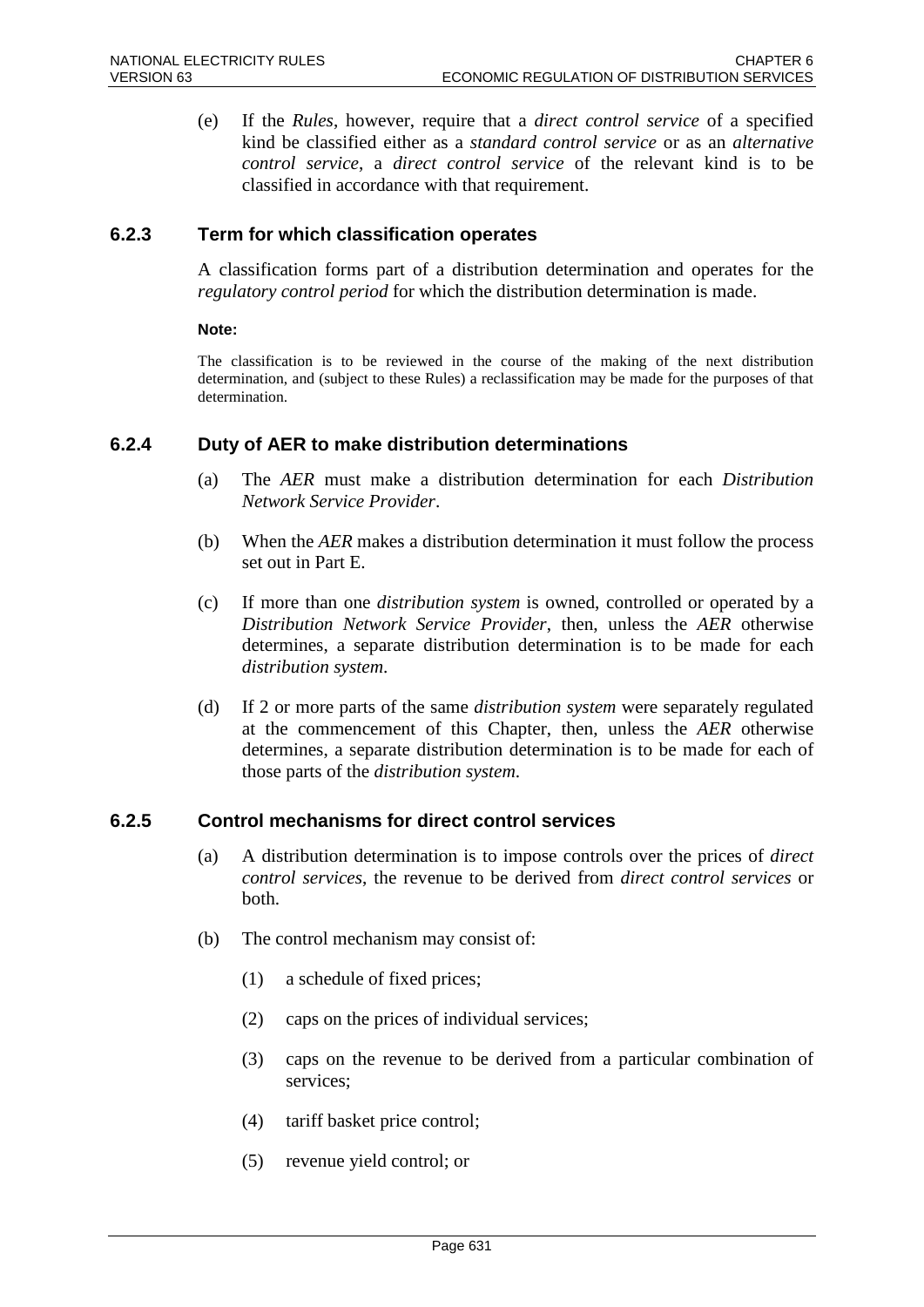(e) If the *Rules*, however, require that a *direct control service* of a specified kind be classified either as a *standard control service* or as an *alternative control service*, a *direct control service* of the relevant kind is to be classified in accordance with that requirement.

### 6.2.3 Term for which classification operates

A classification forms part of a distribution determination and operates for the *regulatory control period* for which the distribution determination is made.

**Note:**

The classification is to be reviewed in the course of the making of the next distribution determination, and (subject to these Rules) a reclassification may be made for the purposes of that determination.

### 6.2.4 Duty of AER to make distribution determinations

(a) The *AER* must make a distribution determination for each *Distribution Network Service Provider*.

(b) When the *AER* makes a distribution determination it must follow the process set out in Part E.

(c) If more than one *distribution system* is owned, controlled or operated by a *Distribution Network Service Provider*, then, unless the *AER* otherwise determines, a separate distribution determination is to be made for each *distribution system*.

(d) If 2 or more parts of the same *distribution system* were separately regulated at the commencement of this Chapter, then, unless the *AER* otherwise determines, a separate distribution determination is to be made for each of those parts of the *distribution system*.

### 6.2.5 Control mechanisms for direct control services

(a) A distribution determination is to impose controls over the prices of *direct control services*, the revenue to be derived from *direct control services* or both.

(b) The control mechanism may consist of:

(1) a schedule of fixed prices;

(2) caps on the prices of individual services;

(3) caps on the revenue to be derived from a particular combination of services;

(4) tariff basket price control;

(5) revenue yield control; or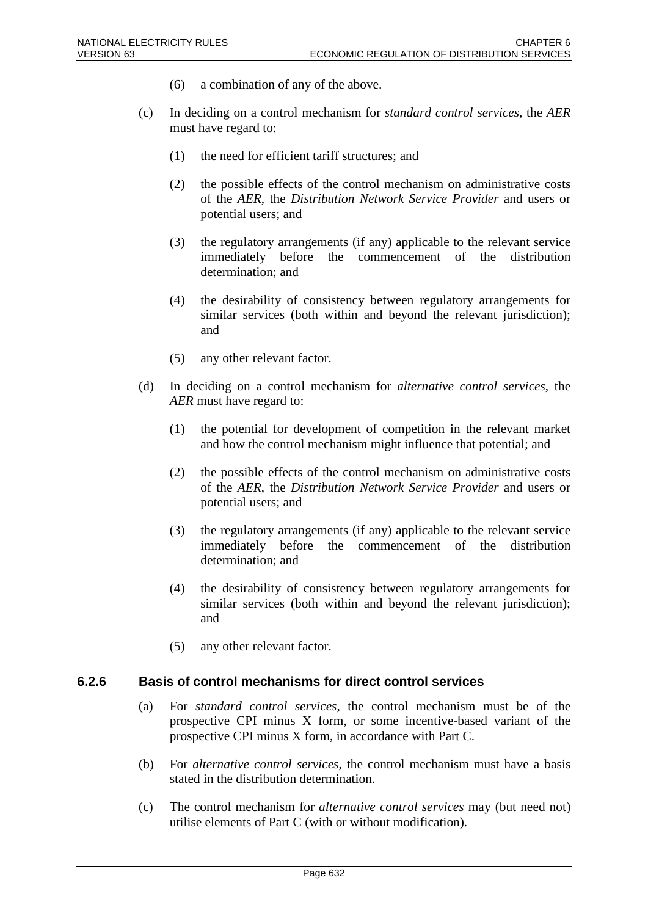(6) a combination of any of the above.

(c) In deciding on a control mechanism for *standard control services*, the *AER* must have regard to:

(1) the need for efficient tariff structures; and

(2) the possible effects of the control mechanism on administrative costs of the *AER*, the *Distribution Network Service Provider* and users or potential users; and

(3) the regulatory arrangements (if any) applicable to the relevant service immediately before the commencement of the distribution determination; and

(4) the desirability of consistency between regulatory arrangements for similar services (both within and beyond the relevant jurisdiction); and

(5) any other relevant factor.

(d) In deciding on a control mechanism for *alternative control services*, the *AER* must have regard to:

(1) the potential for development of competition in the relevant market and how the control mechanism might influence that potential; and

(2) the possible effects of the control mechanism on administrative costs of the *AER*, the *Distribution Network Service Provider* and users or potential users; and

(3) the regulatory arrangements (if any) applicable to the relevant service immediately before the commencement of the distribution determination; and

(4) the desirability of consistency between regulatory arrangements for similar services (both within and beyond the relevant jurisdiction); and

(5) any other relevant factor.

### 6.2.6 Basis of control mechanisms for direct control services

(a) For *standard control services*, the control mechanism must be of the prospective CPI minus X form, or some incentive-based variant of the prospective CPI minus X form, in accordance with Part C.

(b) For *alternative control services*, the control mechanism must have a basis stated in the distribution determination.

(c) The control mechanism for *alternative control services* may (but need not) utilise elements of Part C (with or without modification).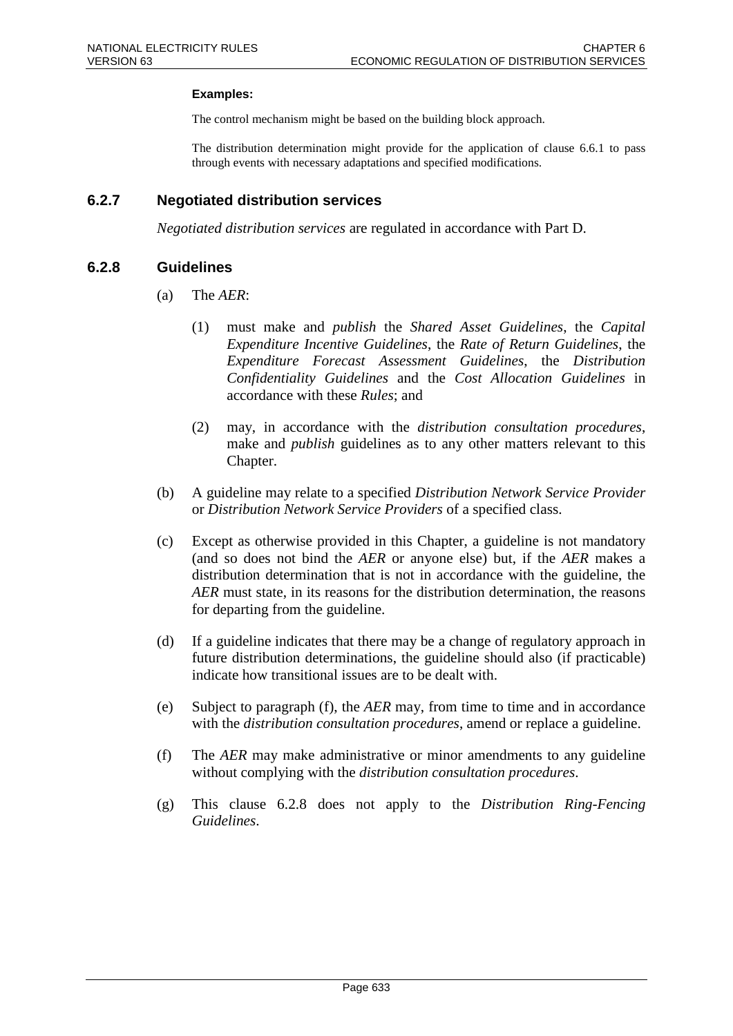**Examples:**

The control mechanism might be based on the building block approach.

The distribution determination might provide for the application of clause 6.6.1 to pass through events with necessary adaptations and specified modifications.

### 6.2.7 Negotiated distribution services

*Negotiated distribution services* are regulated in accordance with Part D.

### 6.2.8 Guidelines

(a) The *AER*:

(1) must make and *publish* the *Shared Asset Guidelines*, the *Capital Expenditure Incentive Guidelines*, the *Rate of Return Guidelines*, the *Expenditure Forecast Assessment Guidelines*, the *Distribution Confidentiality Guidelines* and the *Cost Allocation Guidelines* in accordance with these *Rules*; and

(2) may, in accordance with the *distribution consultation procedures*, make and *publish* guidelines as to any other matters relevant to this Chapter.

(b) A guideline may relate to a specified *Distribution Network Service Provider* or *Distribution Network Service Providers* of a specified class.

(c) Except as otherwise provided in this Chapter, a guideline is not mandatory (and so does not bind the *AER* or anyone else) but, if the *AER* makes a distribution determination that is not in accordance with the guideline, the *AER* must state, in its reasons for the distribution determination, the reasons for departing from the guideline.

(d) If a guideline indicates that there may be a change of regulatory approach in future distribution determinations, the guideline should also (if practicable) indicate how transitional issues are to be dealt with.

(e) Subject to paragraph (f), the *AER* may, from time to time and in accordance with the *distribution consultation procedures*, amend or replace a guideline.

(f) The *AER* may make administrative or minor amendments to any guideline without complying with the *distribution consultation procedures*.

(g) This clause 6.2.8 does not apply to the *Distribution Ring-Fencing Guidelines*.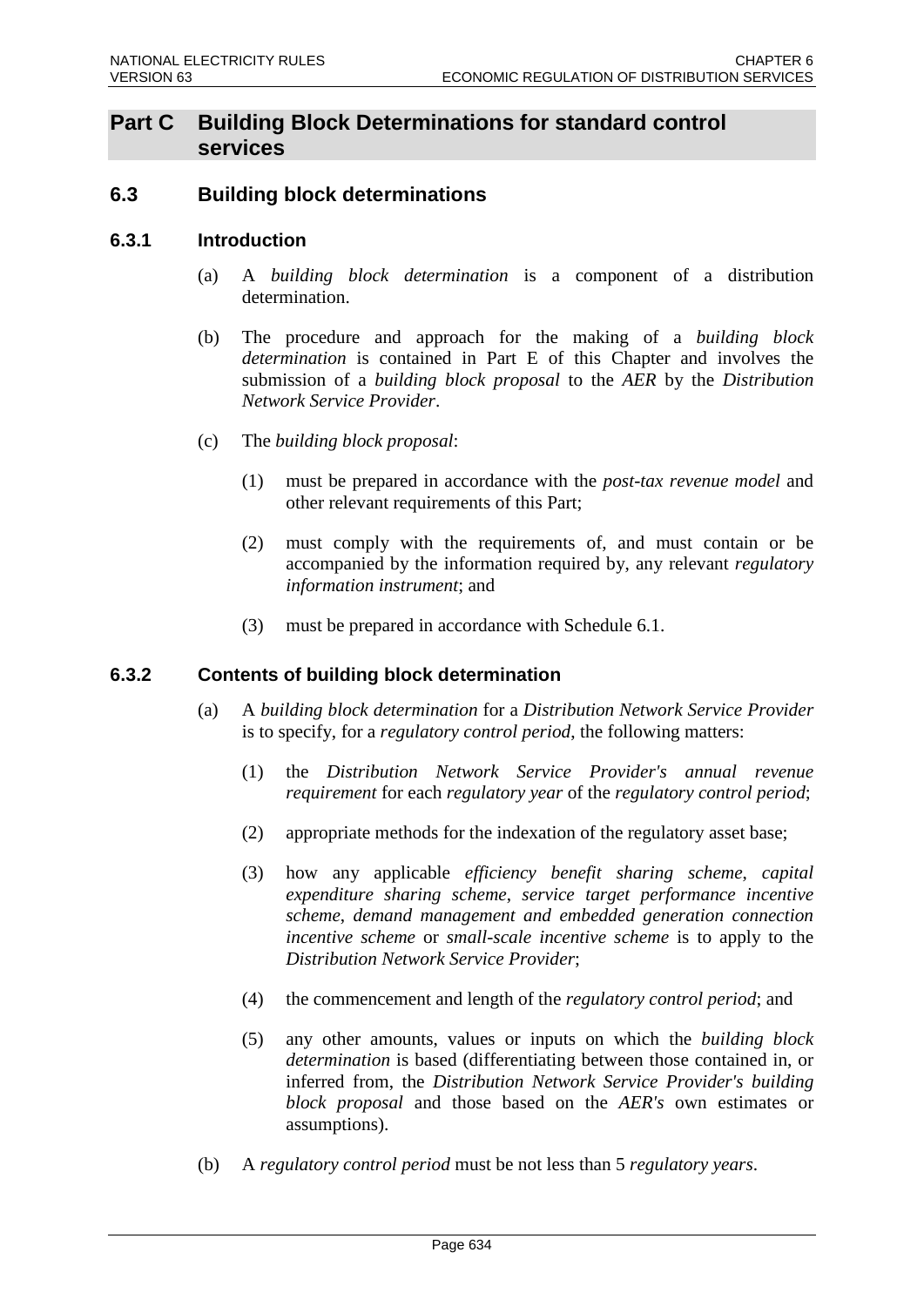## Part C Building Block Determinations for standard control services

### 6.3 Building block determinations

#### 6.3.1 Introduction

(a) A *building block determination* is a component of a distribution determination.

(b) The procedure and approach for the making of a *building block determination* is contained in Part E of this Chapter and involves the submission of a *building block proposal* to the *AER* by the *Distribution Network Service Provider*.

(c) The *building block proposal*:

(1) must be prepared in accordance with the *post-tax revenue model* and other relevant requirements of this Part;

(2) must comply with the requirements of, and must contain or be accompanied by the information required by, any relevant *regulatory information instrument*; and

(3) must be prepared in accordance with Schedule 6.1.

#### 6.3.2 Contents of building block determination

(a) A *building block determination* for a *Distribution Network Service Provider* is to specify, for a *regulatory control period*, the following matters:

(1) the *Distribution Network Service Provider's annual revenue requirement* for each *regulatory year* of the *regulatory control period*;

(2) appropriate methods for the indexation of the regulatory asset base;

(3) how any applicable *efficiency benefit sharing scheme*, *capital expenditure sharing scheme*, *service target performance incentive scheme*, *demand management and embedded generation connection incentive scheme* or *small-scale incentive scheme* is to apply to the *Distribution Network Service Provider*;

(4) the commencement and length of the *regulatory control period*; and

(5) any other amounts, values or inputs on which the *building block determination* is based (differentiating between those contained in, or inferred from, the *Distribution Network Service Provider's building block proposal* and those based on the *AER's* own estimates or assumptions).

(b) A *regulatory control period* must be not less than 5 *regulatory years*.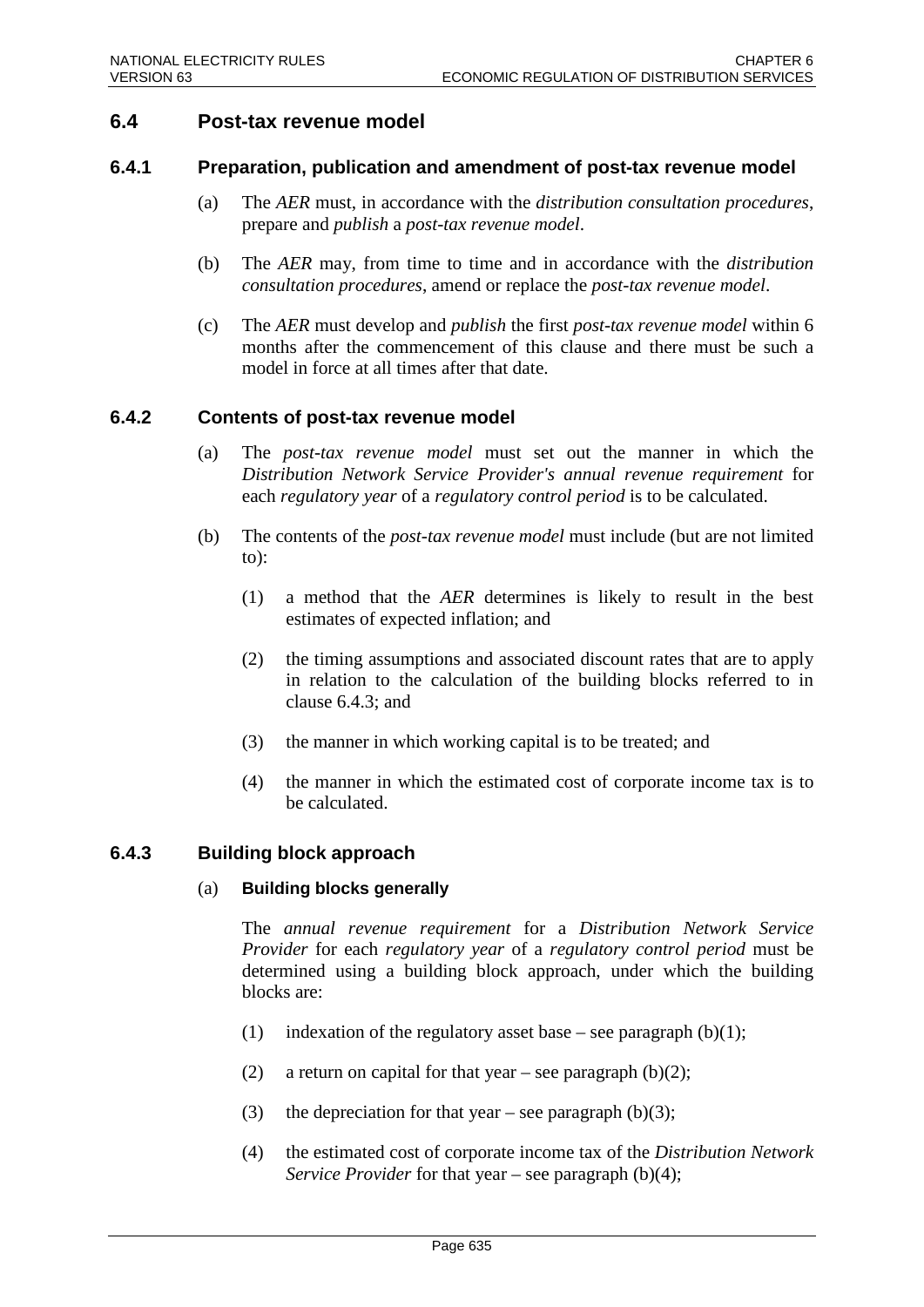## 6.4 Post-tax revenue model

### 6.4.1 Preparation, publication and amendment of post-tax revenue model

(a) The *AER* must, in accordance with the *distribution consultation procedures*, prepare and *publish* a *post-tax revenue model*.

(b) The *AER* may, from time to time and in accordance with the *distribution consultation procedures*, amend or replace the *post-tax revenue model*.

(c) The *AER* must develop and *publish* the first *post-tax revenue model* within 6 months after the commencement of this clause and there must be such a model in force at all times after that date.

### 6.4.2 Contents of post-tax revenue model

(a) The *post-tax revenue model* must set out the manner in which the *Distribution Network Service Provider's annual revenue requirement* for each *regulatory year* of a *regulatory control period* is to be calculated.

(b) The contents of the *post-tax revenue model* must include (but are not limited to):

(1) a method that the *AER* determines is likely to result in the best estimates of expected inflation; and

(2) the timing assumptions and associated discount rates that are to apply in relation to the calculation of the building blocks referred to in clause 6.4.3; and

(3) the manner in which working capital is to be treated; and

(4) the manner in which the estimated cost of corporate income tax is to be calculated.

### 6.4.3 Building block approach

(a) **Building blocks generally**

The *annual revenue requirement* for a *Distribution Network Service Provider* for each *regulatory year* of a *regulatory control period* must be determined using a building block approach, under which the building blocks are:

(1) indexation of the regulatory asset base – see paragraph (b)(1);

(2) a return on capital for that year – see paragraph (b)(2);

(3) the depreciation for that year – see paragraph (b)(3);

(4) the estimated cost of corporate income tax of the *Distribution Network Service Provider* for that year – see paragraph (b)(4);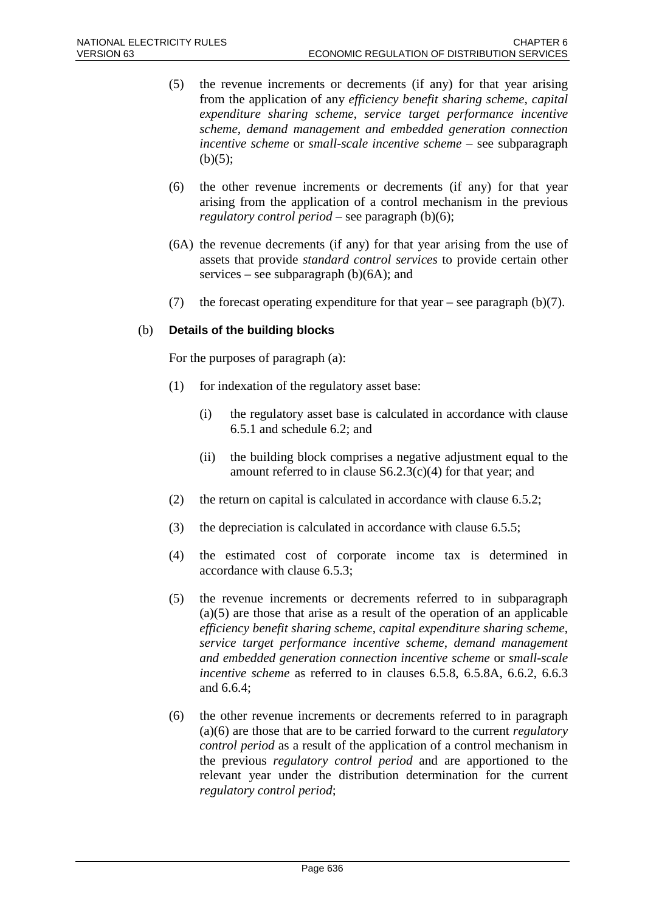(5) the revenue increments or decrements (if any) for that year arising from the application of any *efficiency benefit sharing scheme*, *capital expenditure sharing scheme*, *service target performance incentive scheme*, *demand management and embedded generation connection incentive scheme* or *small-scale incentive scheme* – see subparagraph (b)(5);

(6) the other revenue increments or decrements (if any) for that year arising from the application of a control mechanism in the previous *regulatory control period* – see paragraph (b)(6);

(6A) the revenue decrements (if any) for that year arising from the use of assets that provide *standard control services* to provide certain other services – see subparagraph (b)(6A); and

(7) the forecast operating expenditure for that year – see paragraph (b)(7).

(b) **Details of the building blocks**

For the purposes of paragraph (a):

(1) for indexation of the regulatory asset base:

(i) the regulatory asset base is calculated in accordance with clause 6.5.1 and schedule 6.2; and

(ii) the building block comprises a negative adjustment equal to the amount referred to in clause S6.2.3(c)(4) for that year; and

(2) the return on capital is calculated in accordance with clause 6.5.2;

(3) the depreciation is calculated in accordance with clause 6.5.5;

(4) the estimated cost of corporate income tax is determined in accordance with clause 6.5.3;

(5) the revenue increments or decrements referred to in subparagraph (a)(5) are those that arise as a result of the operation of an applicable *efficiency benefit sharing scheme*, *capital expenditure sharing scheme*, *service target performance incentive scheme*, *demand management and embedded generation connection incentive scheme* or *small-scale incentive scheme* as referred to in clauses 6.5.8, 6.5.8A, 6.6.2, 6.6.3 and 6.6.4;

(6) the other revenue increments or decrements referred to in paragraph (a)(6) are those that are to be carried forward to the current *regulatory control period* as a result of the application of a control mechanism in the previous *regulatory control period* and are apportioned to the relevant year under the distribution determination for the current *regulatory control period*;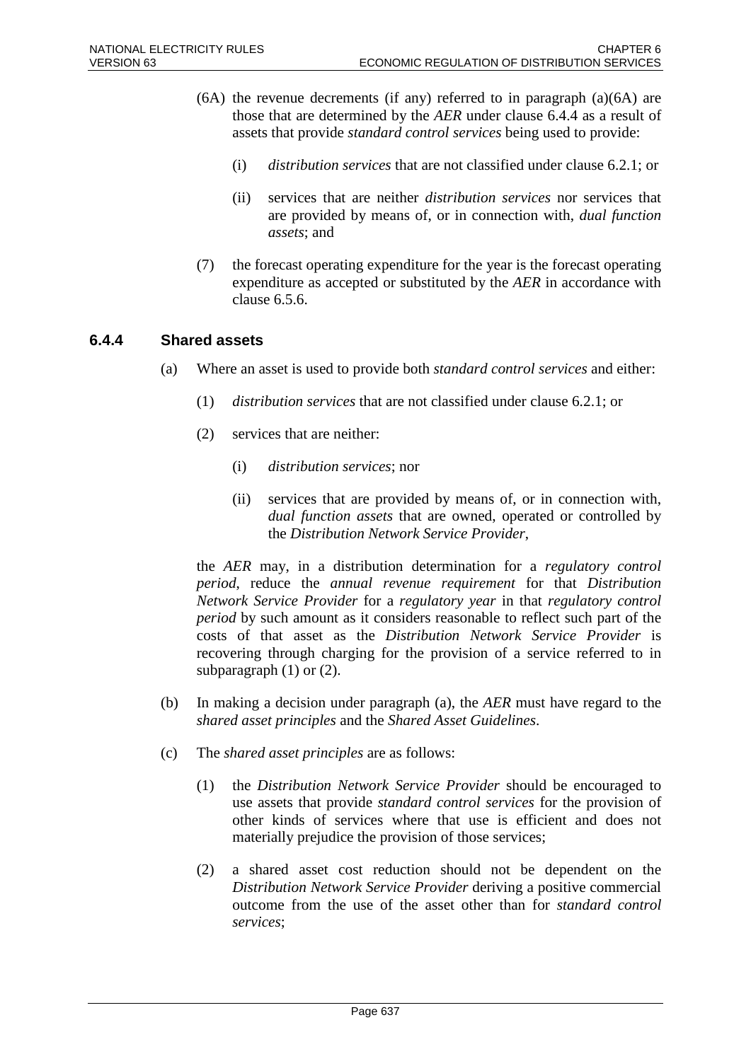(6A) the revenue decrements (if any) referred to in paragraph (a)(6A) are those that are determined by the *AER* under clause 6.4.4 as a result of assets that provide *standard control services* being used to provide:

   (i) *distribution services* that are not classified under clause 6.2.1; or

   (ii) services that are neither *distribution services* nor services that are provided by means of, or in connection with, *dual function assets*; and

(7) the forecast operating expenditure for the year is the forecast operating expenditure as accepted or substituted by the *AER* in accordance with clause 6.5.6.

### 6.4.4 Shared assets

(a) Where an asset is used to provide both *standard control services* and either:

   (1) *distribution services* that are not classified under clause 6.2.1; or

   (2) services that are neither:

      (i) *distribution services*; nor

      (ii) services that are provided by means of, or in connection with, *dual function assets* that are owned, operated or controlled by the *Distribution Network Service Provider*,

   the *AER* may, in a distribution determination for a *regulatory control period*, reduce the *annual revenue requirement* for that *Distribution Network Service Provider* for a *regulatory year* in that *regulatory control period* by such amount as it considers reasonable to reflect such part of the costs of that asset as the *Distribution Network Service Provider* is recovering through charging for the provision of a service referred to in subparagraph (1) or (2).

(b) In making a decision under paragraph (a), the *AER* must have regard to the *shared asset principles* and the *Shared Asset Guidelines*.

(c) The *shared asset principles* are as follows:

   (1) the *Distribution Network Service Provider* should be encouraged to use assets that provide *standard control services* for the provision of other kinds of services where that use is efficient and does not materially prejudice the provision of those services;

   (2) a shared asset cost reduction should not be dependent on the *Distribution Network Service Provider* deriving a positive commercial outcome from the use of the asset other than for *standard control services*;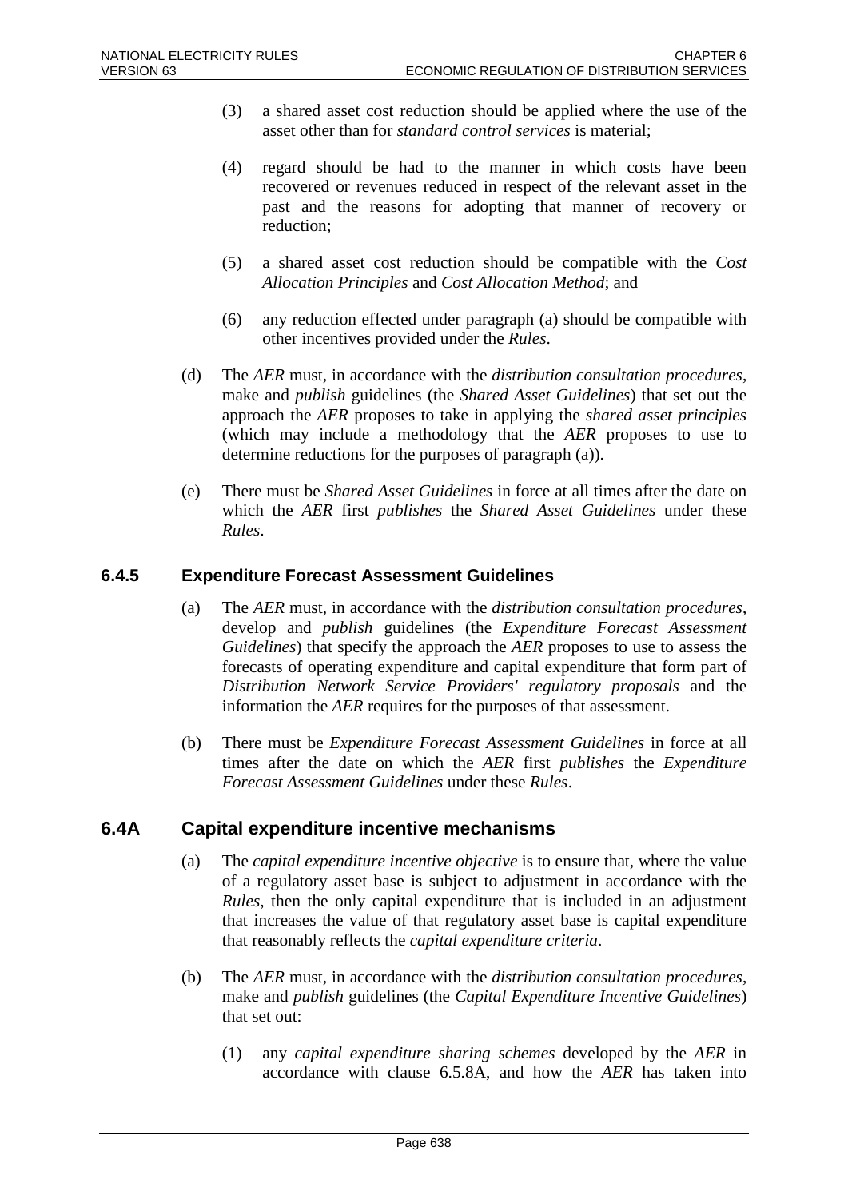(3) a shared asset cost reduction should be applied where the use of the asset other than for *standard control services* is material;

(4) regard should be had to the manner in which costs have been recovered or revenues reduced in respect of the relevant asset in the past and the reasons for adopting that manner of recovery or reduction;

(5) a shared asset cost reduction should be compatible with the *Cost Allocation Principles* and *Cost Allocation Method*; and

(6) any reduction effected under paragraph (a) should be compatible with other incentives provided under the *Rules*.

(d) The *AER* must, in accordance with the *distribution consultation procedures*, make and *publish* guidelines (the *Shared Asset Guidelines*) that set out the approach the *AER* proposes to take in applying the *shared asset principles* (which may include a methodology that the *AER* proposes to use to determine reductions for the purposes of paragraph (a)).

(e) There must be *Shared Asset Guidelines* in force at all times after the date on which the *AER* first *publishes* the *Shared Asset Guidelines* under these *Rules*.

### 6.4.5 Expenditure Forecast Assessment Guidelines

(a) The *AER* must, in accordance with the *distribution consultation procedures*, develop and *publish* guidelines (the *Expenditure Forecast Assessment Guidelines*) that specify the approach the *AER* proposes to use to assess the forecasts of operating expenditure and capital expenditure that form part of *Distribution Network Service Providers' regulatory proposals* and the information the *AER* requires for the purposes of that assessment.

(b) There must be *Expenditure Forecast Assessment Guidelines* in force at all times after the date on which the *AER* first *publishes* the *Expenditure Forecast Assessment Guidelines* under these *Rules*.

## 6.4A Capital expenditure incentive mechanisms

(a) The *capital expenditure incentive objective* is to ensure that, where the value of a regulatory asset base is subject to adjustment in accordance with the *Rules*, then the only capital expenditure that is included in an adjustment that increases the value of that regulatory asset base is capital expenditure that reasonably reflects the *capital expenditure criteria*.

(b) The *AER* must, in accordance with the *distribution consultation procedures*, make and *publish* guidelines (the *Capital Expenditure Incentive Guidelines*) that set out:

(1) any *capital expenditure sharing schemes* developed by the *AER* in accordance with clause 6.5.8A, and how the *AER* has taken into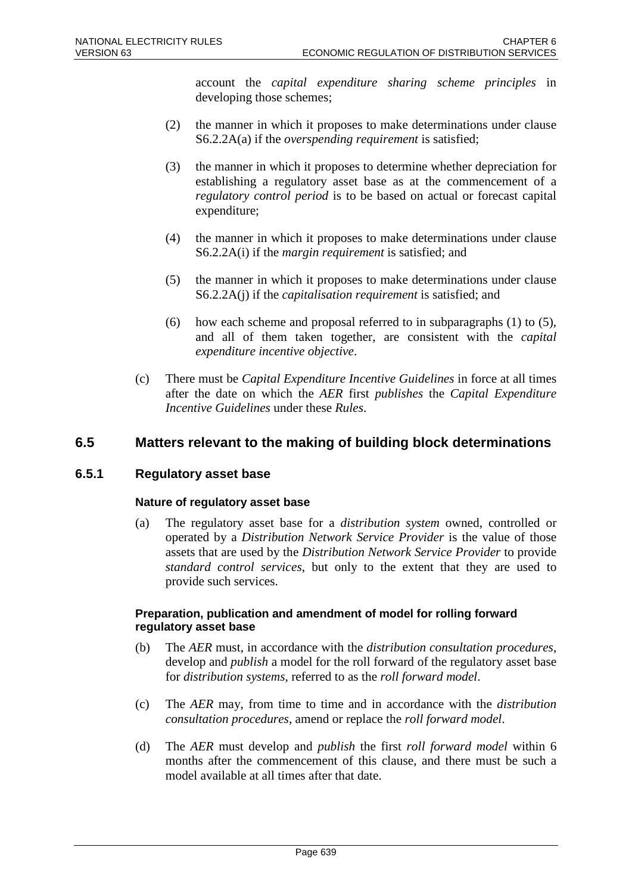account the *capital expenditure sharing scheme principles* in developing those schemes;

(2) the manner in which it proposes to make determinations under clause S6.2.2A(a) if the *overspending requirement* is satisfied;

(3) the manner in which it proposes to determine whether depreciation for establishing a regulatory asset base as at the commencement of a *regulatory control period* is to be based on actual or forecast capital expenditure;

(4) the manner in which it proposes to make determinations under clause S6.2.2A(i) if the *margin requirement* is satisfied; and

(5) the manner in which it proposes to make determinations under clause S6.2.2A(j) if the *capitalisation requirement* is satisfied; and

(6) how each scheme and proposal referred to in subparagraphs (1) to (5), and all of them taken together, are consistent with the *capital expenditure incentive objective*.

(c) There must be *Capital Expenditure Incentive Guidelines* in force at all times after the date on which the *AER* first *publishes* the *Capital Expenditure Incentive Guidelines* under these *Rules*.

## 6.5 Matters relevant to the making of building block determinations

### 6.5.1 Regulatory asset base

#### Nature of regulatory asset base

(a) The regulatory asset base for a *distribution system* owned, controlled or operated by a *Distribution Network Service Provider* is the value of those assets that are used by the *Distribution Network Service Provider* to provide *standard control services*, but only to the extent that they are used to provide such services.

#### Preparation, publication and amendment of model for rolling forward regulatory asset base

(b) The *AER* must, in accordance with the *distribution consultation procedures*, develop and *publish* a model for the roll forward of the regulatory asset base for *distribution systems*, referred to as the *roll forward model*.

(c) The *AER* may, from time to time and in accordance with the *distribution consultation procedures*, amend or replace the *roll forward model*.

(d) The *AER* must develop and *publish* the first *roll forward model* within 6 months after the commencement of this clause, and there must be such a model available at all times after that date.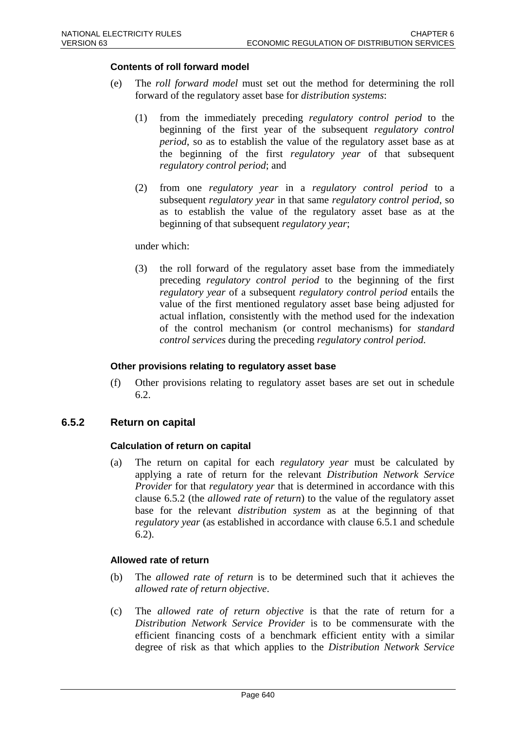#### Contents of roll forward model

(e) The *roll forward model* must set out the method for determining the roll forward of the regulatory asset base for *distribution systems*:

(1) from the immediately preceding *regulatory control period* to the beginning of the first year of the subsequent *regulatory control period*, so as to establish the value of the regulatory asset base as at the beginning of the first *regulatory year* of that subsequent *regulatory control period*; and

(2) from one *regulatory year* in a *regulatory control period* to a subsequent *regulatory year* in that same *regulatory control period*, so as to establish the value of the regulatory asset base as at the beginning of that subsequent *regulatory year*;

under which:

(3) the roll forward of the regulatory asset base from the immediately preceding *regulatory control period* to the beginning of the first *regulatory year* of a subsequent *regulatory control period* entails the value of the first mentioned regulatory asset base being adjusted for actual inflation, consistently with the method used for the indexation of the control mechanism (or control mechanisms) for *standard control services* during the preceding *regulatory control period*.

#### Other provisions relating to regulatory asset base

(f) Other provisions relating to regulatory asset bases are set out in schedule 6.2.

## 6.5.2 Return on capital

#### Calculation of return on capital

(a) The return on capital for each *regulatory year* must be calculated by applying a rate of return for the relevant *Distribution Network Service Provider* for that *regulatory year* that is determined in accordance with this clause 6.5.2 (the *allowed rate of return*) to the value of the regulatory asset base for the relevant *distribution system* as at the beginning of that *regulatory year* (as established in accordance with clause 6.5.1 and schedule 6.2).

#### Allowed rate of return

(b) The *allowed rate of return* is to be determined such that it achieves the *allowed rate of return objective*.

(c) The *allowed rate of return objective* is that the rate of return for a *Distribution Network Service Provider* is to be commensurate with the efficient financing costs of a benchmark efficient entity with a similar degree of risk as that which applies to the *Distribution Network Service*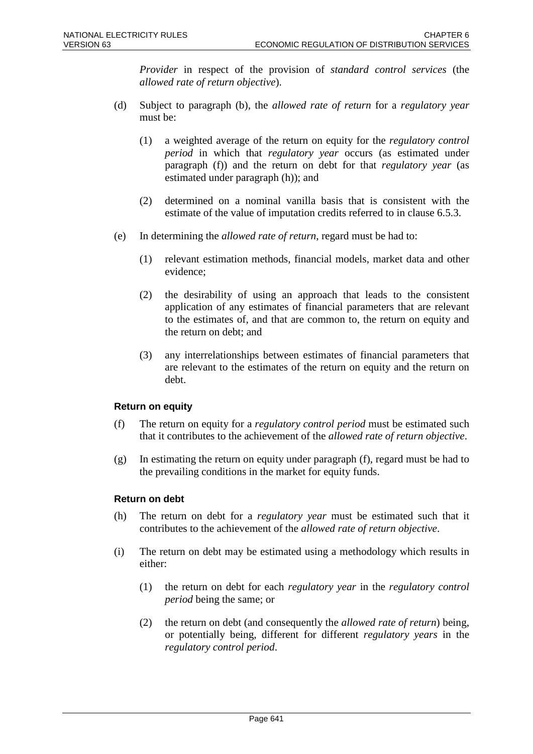*Provider* in respect of the provision of *standard control services* (the *allowed rate of return objective*).

(d) Subject to paragraph (b), the *allowed rate of return* for a *regulatory year* must be:

(1) a weighted average of the return on equity for the *regulatory control period* in which that *regulatory year* occurs (as estimated under paragraph (f)) and the return on debt for that *regulatory year* (as estimated under paragraph (h)); and

(2) determined on a nominal vanilla basis that is consistent with the estimate of the value of imputation credits referred to in clause 6.5.3.

(e) In determining the *allowed rate of return*, regard must be had to:

(1) relevant estimation methods, financial models, market data and other evidence;

(2) the desirability of using an approach that leads to the consistent application of any estimates of financial parameters that are relevant to the estimates of, and that are common to, the return on equity and the return on debt; and

(3) any interrelationships between estimates of financial parameters that are relevant to the estimates of the return on equity and the return on debt.

**Return on equity**

(f) The return on equity for a *regulatory control period* must be estimated such that it contributes to the achievement of the *allowed rate of return objective*.

(g) In estimating the return on equity under paragraph (f), regard must be had to the prevailing conditions in the market for equity funds.

**Return on debt**

(h) The return on debt for a *regulatory year* must be estimated such that it contributes to the achievement of the *allowed rate of return objective*.

(i) The return on debt may be estimated using a methodology which results in either:

(1) the return on debt for each *regulatory year* in the *regulatory control period* being the same; or

(2) the return on debt (and consequently the *allowed rate of return*) being, or potentially being, different for different *regulatory years* in the *regulatory control period*.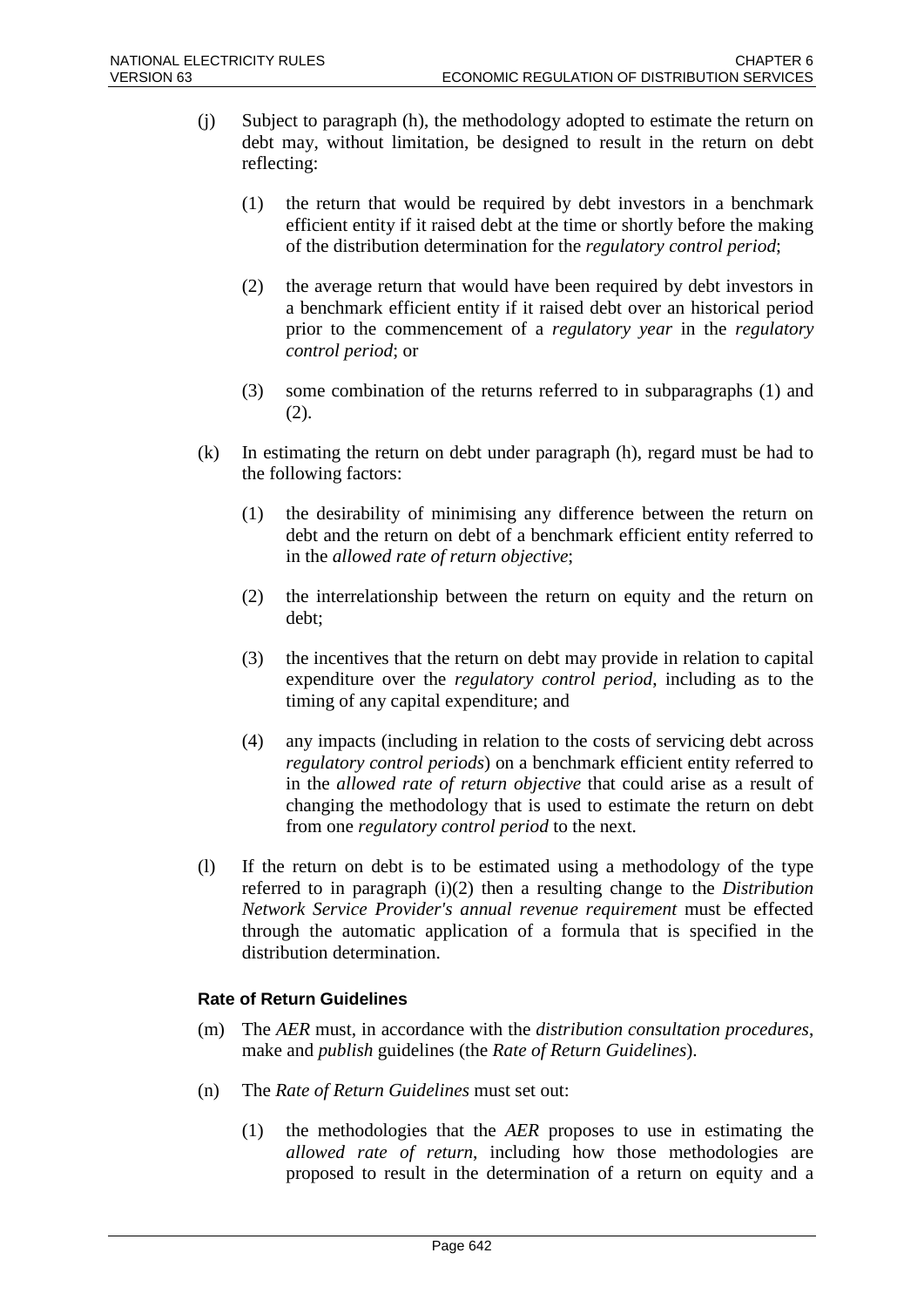(j) Subject to paragraph (h), the methodology adopted to estimate the return on debt may, without limitation, be designed to result in the return on debt reflecting:

  (1) the return that would be required by debt investors in a benchmark efficient entity if it raised debt at the time or shortly before the making of the distribution determination for the *regulatory control period*;

  (2) the average return that would have been required by debt investors in a benchmark efficient entity if it raised debt over an historical period prior to the commencement of a *regulatory year* in the *regulatory control period*; or

  (3) some combination of the returns referred to in subparagraphs (1) and (2).

(k) In estimating the return on debt under paragraph (h), regard must be had to the following factors:

  (1) the desirability of minimising any difference between the return on debt and the return on debt of a benchmark efficient entity referred to in the *allowed rate of return objective*;

  (2) the interrelationship between the return on equity and the return on debt;

  (3) the incentives that the return on debt may provide in relation to capital expenditure over the *regulatory control period*, including as to the timing of any capital expenditure; and

  (4) any impacts (including in relation to the costs of servicing debt across *regulatory control periods*) on a benchmark efficient entity referred to in the *allowed rate of return objective* that could arise as a result of changing the methodology that is used to estimate the return on debt from one *regulatory control period* to the next.

(l) If the return on debt is to be estimated using a methodology of the type referred to in paragraph (i)(2) then a resulting change to the *Distribution Network Service Provider's annual revenue requirement* must be effected through the automatic application of a formula that is specified in the distribution determination.

#### Rate of Return Guidelines

(m) The *AER* must, in accordance with the *distribution consultation procedures*, make and *publish* guidelines (the *Rate of Return Guidelines*).

(n) The *Rate of Return Guidelines* must set out:

  (1) the methodologies that the *AER* proposes to use in estimating the *allowed rate of return*, including how those methodologies are proposed to result in the determination of a return on equity and a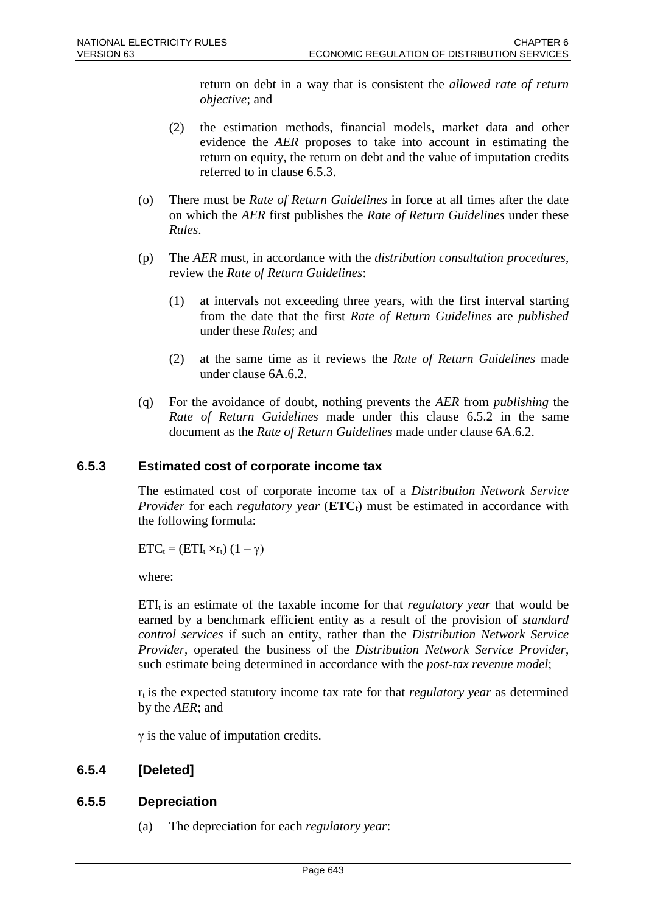return on debt in a way that is consistent the *allowed rate of return objective*; and

(2) the estimation methods, financial models, market data and other evidence the *AER* proposes to take into account in estimating the return on equity, the return on debt and the value of imputation credits referred to in clause 6.5.3.

(o) There must be *Rate of Return Guidelines* in force at all times after the date on which the *AER* first publishes the *Rate of Return Guidelines* under these *Rules*.

(p) The *AER* must, in accordance with the *distribution consultation procedures*, review the *Rate of Return Guidelines*:

(1) at intervals not exceeding three years, with the first interval starting from the date that the first *Rate of Return Guidelines* are *published* under these *Rules*; and

(2) at the same time as it reviews the *Rate of Return Guidelines* made under clause 6A.6.2.

(q) For the avoidance of doubt, nothing prevents the *AER* from *publishing* the *Rate of Return Guidelines* made under this clause 6.5.2 in the same document as the *Rate of Return Guidelines* made under clause 6A.6.2.

### 6.5.3 Estimated cost of corporate income tax

The estimated cost of corporate income tax of a *Distribution Network Service Provider* for each *regulatory year* (**$ETC_t$**) must be estimated in accordance with the following formula:

$$ETC_t = (ETI_t \times r_t)(1 - \gamma)$$

where:

$ETI_t$ is an estimate of the taxable income for that *regulatory year* that would be earned by a benchmark efficient entity as a result of the provision of *standard control services* if such an entity, rather than the *Distribution Network Service Provider*, operated the business of the *Distribution Network Service Provider*, such estimate being determined in accordance with the *post-tax revenue model*;

$r_t$ is the expected statutory income tax rate for that *regulatory year* as determined by the *AER*; and

$\gamma$ is the value of imputation credits.

### 6.5.4 [Deleted]

### 6.5.5 Depreciation

(a) The depreciation for each *regulatory year*: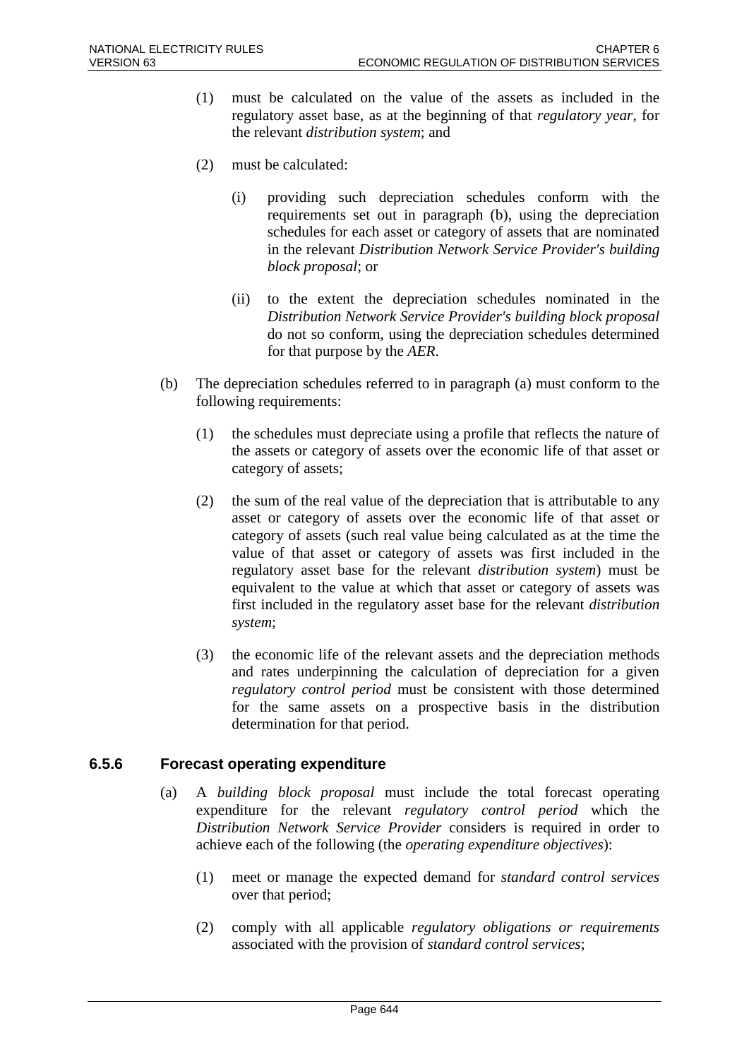(1) must be calculated on the value of the assets as included in the regulatory asset base, as at the beginning of that *regulatory year*, for the relevant *distribution system*; and

(2) must be calculated:

(i) providing such depreciation schedules conform with the requirements set out in paragraph (b), using the depreciation schedules for each asset or category of assets that are nominated in the relevant *Distribution Network Service Provider's building block proposal*; or

(ii) to the extent the depreciation schedules nominated in the *Distribution Network Service Provider's building block proposal* do not so conform, using the depreciation schedules determined for that purpose by the *AER*.

(b) The depreciation schedules referred to in paragraph (a) must conform to the following requirements:

(1) the schedules must depreciate using a profile that reflects the nature of the assets or category of assets over the economic life of that asset or category of assets;

(2) the sum of the real value of the depreciation that is attributable to any asset or category of assets over the economic life of that asset or category of assets (such real value being calculated as at the time the value of that asset or category of assets was first included in the regulatory asset base for the relevant *distribution system*) must be equivalent to the value at which that asset or category of assets was first included in the regulatory asset base for the relevant *distribution system*;

(3) the economic life of the relevant assets and the depreciation methods and rates underpinning the calculation of depreciation for a given *regulatory control period* must be consistent with those determined for the same assets on a prospective basis in the distribution determination for that period.

### 6.5.6 Forecast operating expenditure

(a) A *building block proposal* must include the total forecast operating expenditure for the relevant *regulatory control period* which the *Distribution Network Service Provider* considers is required in order to achieve each of the following (the *operating expenditure objectives*):

(1) meet or manage the expected demand for *standard control services* over that period;

(2) comply with all applicable *regulatory obligations or requirements* associated with the provision of *standard control services*;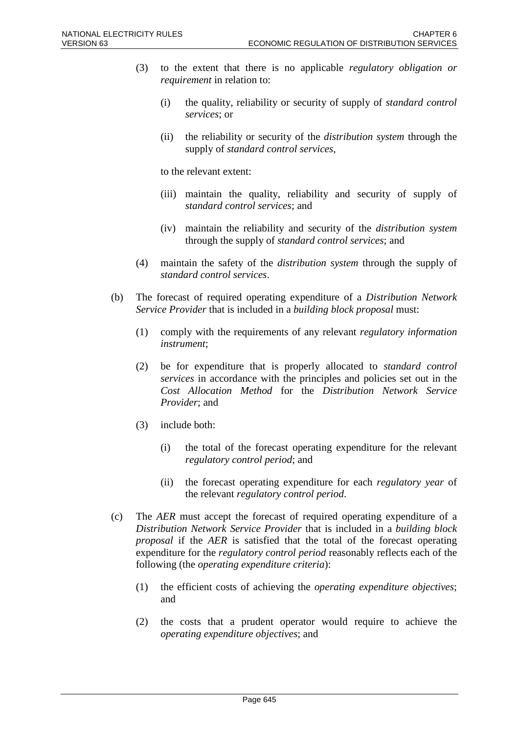(3) to the extent that there is no applicable *regulatory obligation or requirement* in relation to:

   (i) the quality, reliability or security of supply of *standard control services*; or

   (ii) the reliability or security of the *distribution system* through the supply of *standard control services*,

   to the relevant extent:

   (iii) maintain the quality, reliability and security of supply of *standard control services*; and

   (iv) maintain the reliability and security of the *distribution system* through the supply of *standard control services*; and

(4) maintain the safety of the *distribution system* through the supply of *standard control services*.

(b) The forecast of required operating expenditure of a *Distribution Network Service Provider* that is included in a *building block proposal* must:

   (1) comply with the requirements of any relevant *regulatory information instrument*;

   (2) be for expenditure that is properly allocated to *standard control services* in accordance with the principles and policies set out in the *Cost Allocation Method* for the *Distribution Network Service Provider*; and

   (3) include both:

      (i) the total of the forecast operating expenditure for the relevant *regulatory control period*; and

      (ii) the forecast operating expenditure for each *regulatory year* of the relevant *regulatory control period*.

(c) The *AER* must accept the forecast of required operating expenditure of a *Distribution Network Service Provider* that is included in a *building block proposal* if the *AER* is satisfied that the total of the forecast operating expenditure for the *regulatory control period* reasonably reflects each of the following (the *operating expenditure criteria*):

   (1) the efficient costs of achieving the *operating expenditure objectives*; and

   (2) the costs that a prudent operator would require to achieve the *operating expenditure objectives*; and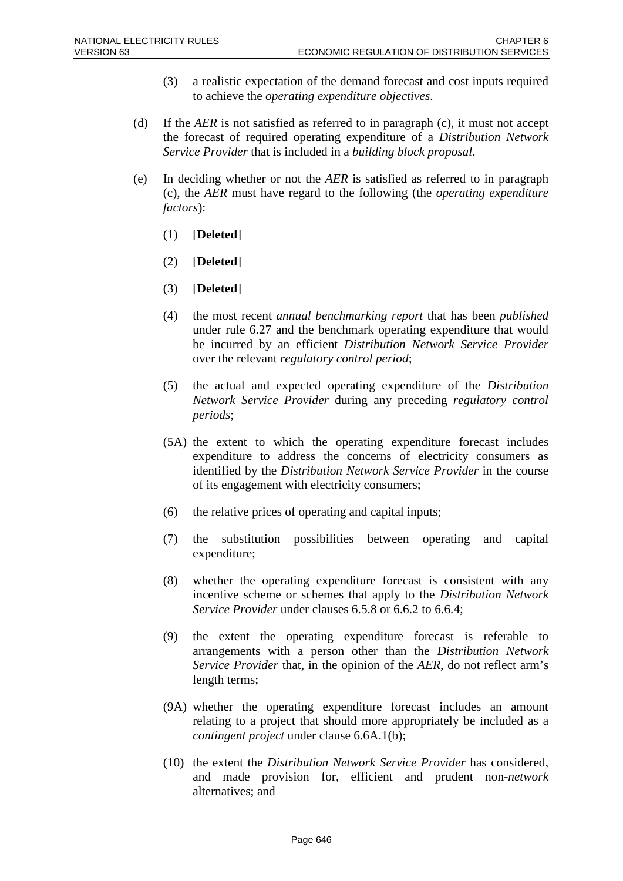(3) a realistic expectation of the demand forecast and cost inputs required to achieve the *operating expenditure objectives*.

(d) If the *AER* is not satisfied as referred to in paragraph (c), it must not accept the forecast of required operating expenditure of a *Distribution Network Service Provider* that is included in a *building block proposal*.

(e) In deciding whether or not the *AER* is satisfied as referred to in paragraph (c), the *AER* must have regard to the following (the *operating expenditure factors*):

(1) [**Deleted**]

(2) [**Deleted**]

(3) [**Deleted**]

(4) the most recent *annual benchmarking report* that has been *published* under rule 6.27 and the benchmark operating expenditure that would be incurred by an efficient *Distribution Network Service Provider* over the relevant *regulatory control period*;

(5) the actual and expected operating expenditure of the *Distribution Network Service Provider* during any preceding *regulatory control periods*;

(5A) the extent to which the operating expenditure forecast includes expenditure to address the concerns of electricity consumers as identified by the *Distribution Network Service Provider* in the course of its engagement with electricity consumers;

(6) the relative prices of operating and capital inputs;

(7) the substitution possibilities between operating and capital expenditure;

(8) whether the operating expenditure forecast is consistent with any incentive scheme or schemes that apply to the *Distribution Network Service Provider* under clauses 6.5.8 or 6.6.2 to 6.6.4;

(9) the extent the operating expenditure forecast is referable to arrangements with a person other than the *Distribution Network Service Provider* that, in the opinion of the *AER*, do not reflect arm's length terms;

(9A) whether the operating expenditure forecast includes an amount relating to a project that should more appropriately be included as a *contingent project* under clause 6.6A.1(b);

(10) the extent the *Distribution Network Service Provider* has considered, and made provision for, efficient and prudent non-*network* alternatives; and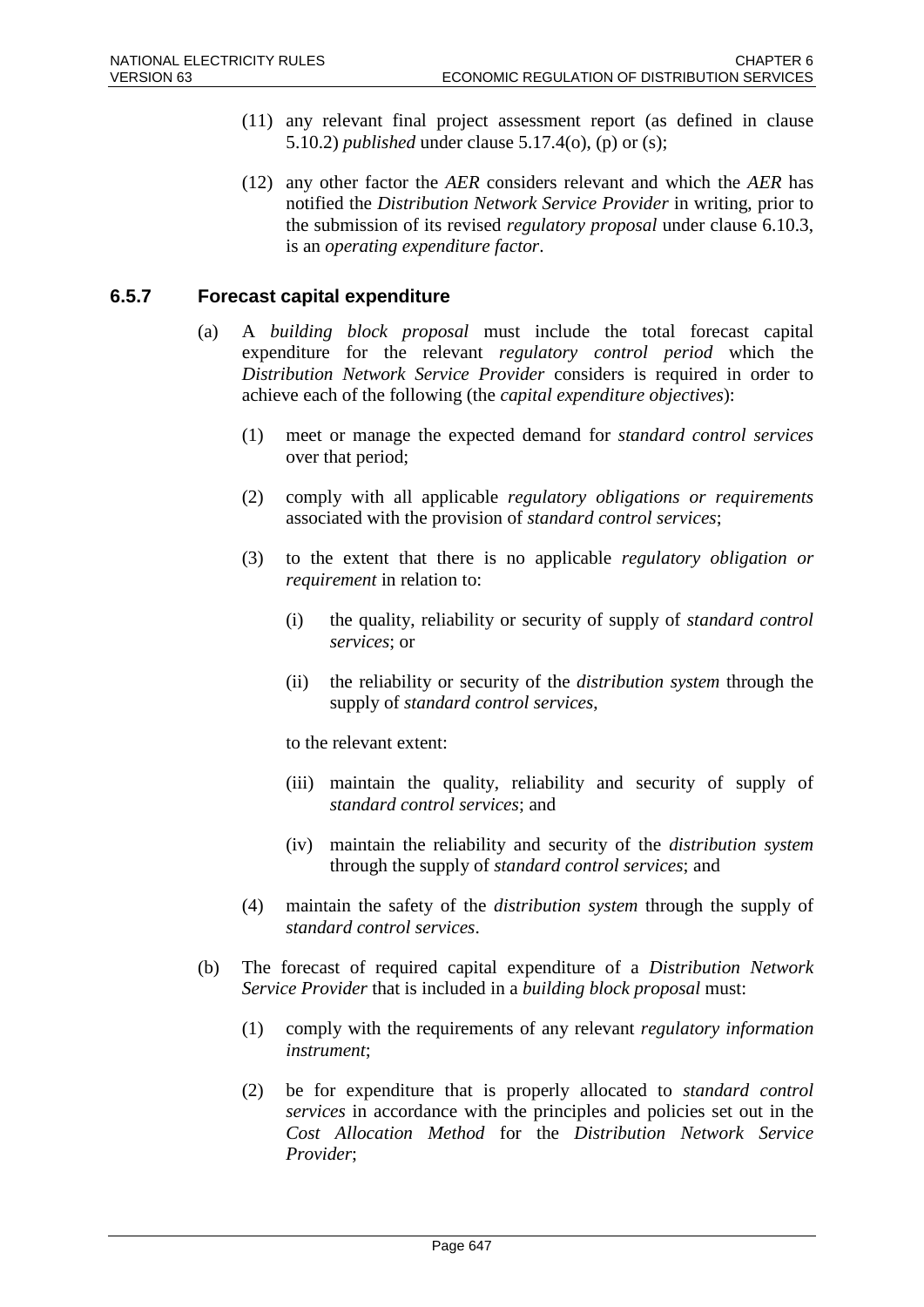(11) any relevant final project assessment report (as defined in clause 5.10.2) *published* under clause 5.17.4(o), (p) or (s);

(12) any other factor the *AER* considers relevant and which the *AER* has notified the *Distribution Network Service Provider* in writing, prior to the submission of its revised *regulatory proposal* under clause 6.10.3, is an *operating expenditure factor*.

### 6.5.7 Forecast capital expenditure

(a) A *building block proposal* must include the total forecast capital expenditure for the relevant *regulatory control period* which the *Distribution Network Service Provider* considers is required in order to achieve each of the following (the *capital expenditure objectives*):

(1) meet or manage the expected demand for *standard control services* over that period;

(2) comply with all applicable *regulatory obligations or requirements* associated with the provision of *standard control services*;

(3) to the extent that there is no applicable *regulatory obligation or requirement* in relation to:

(i) the quality, reliability or security of supply of *standard control services*; or

(ii) the reliability or security of the *distribution system* through the supply of *standard control services*,

to the relevant extent:

(iii) maintain the quality, reliability and security of supply of *standard control services*; and

(iv) maintain the reliability and security of the *distribution system* through the supply of *standard control services*; and

(4) maintain the safety of the *distribution system* through the supply of *standard control services*.

(b) The forecast of required capital expenditure of a *Distribution Network Service Provider* that is included in a *building block proposal* must:

(1) comply with the requirements of any relevant *regulatory information instrument*;

(2) be for expenditure that is properly allocated to *standard control services* in accordance with the principles and policies set out in the *Cost Allocation Method* for the *Distribution Network Service Provider*;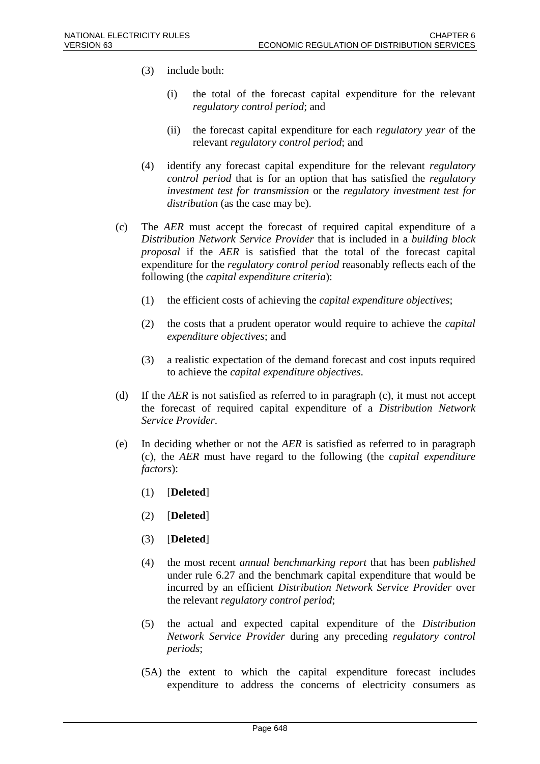(3) include both:

(i) the total of the forecast capital expenditure for the relevant *regulatory control period*; and

(ii) the forecast capital expenditure for each *regulatory year* of the relevant *regulatory control period*; and

(4) identify any forecast capital expenditure for the relevant *regulatory control period* that is for an option that has satisfied the *regulatory investment test for transmission* or the *regulatory investment test for distribution* (as the case may be).

(c) The *AER* must accept the forecast of required capital expenditure of a *Distribution Network Service Provider* that is included in a *building block proposal* if the *AER* is satisfied that the total of the forecast capital expenditure for the *regulatory control period* reasonably reflects each of the following (the *capital expenditure criteria*):

(1) the efficient costs of achieving the *capital expenditure objectives*;

(2) the costs that a prudent operator would require to achieve the *capital expenditure objectives*; and

(3) a realistic expectation of the demand forecast and cost inputs required to achieve the *capital expenditure objectives*.

(d) If the *AER* is not satisfied as referred to in paragraph (c), it must not accept the forecast of required capital expenditure of a *Distribution Network Service Provider*.

(e) In deciding whether or not the *AER* is satisfied as referred to in paragraph (c), the *AER* must have regard to the following (the *capital expenditure factors*):

(1) [**Deleted**]

(2) [**Deleted**]

(3) [**Deleted**]

(4) the most recent *annual benchmarking report* that has been *published* under rule 6.27 and the benchmark capital expenditure that would be incurred by an efficient *Distribution Network Service Provider* over the relevant *regulatory control period*;

(5) the actual and expected capital expenditure of the *Distribution Network Service Provider* during any preceding *regulatory control periods*;

(5A) the extent to which the capital expenditure forecast includes expenditure to address the concerns of electricity consumers as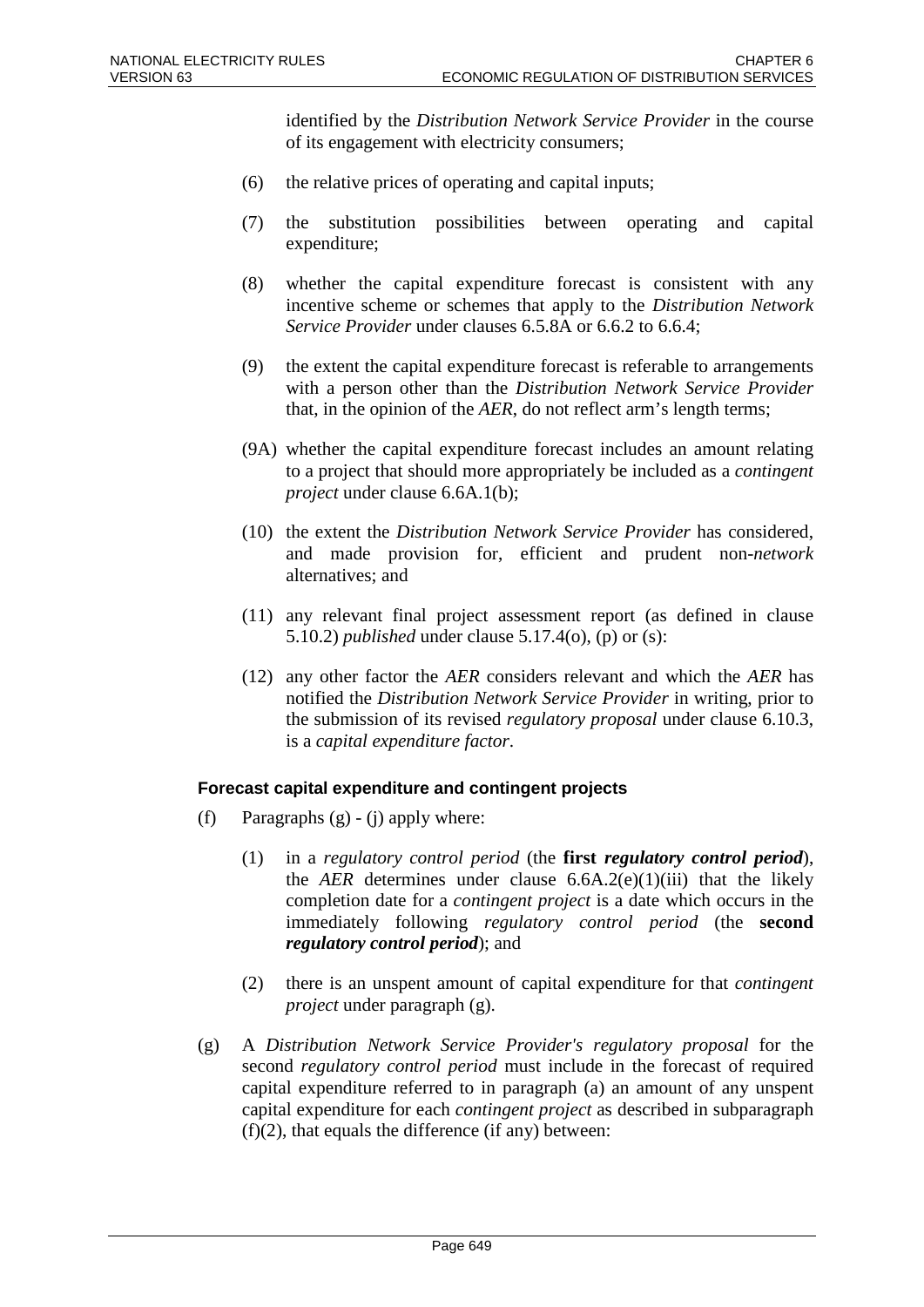identified by the *Distribution Network Service Provider* in the course of its engagement with electricity consumers;

(6) the relative prices of operating and capital inputs;

(7) the substitution possibilities between operating and capital expenditure;

(8) whether the capital expenditure forecast is consistent with any incentive scheme or schemes that apply to the *Distribution Network Service Provider* under clauses 6.5.8A or 6.6.2 to 6.6.4;

(9) the extent the capital expenditure forecast is referable to arrangements with a person other than the *Distribution Network Service Provider* that, in the opinion of the *AER*, do not reflect arm's length terms;

(9A) whether the capital expenditure forecast includes an amount relating to a project that should more appropriately be included as a *contingent project* under clause 6.6A.1(b);

(10) the extent the *Distribution Network Service Provider* has considered, and made provision for, efficient and prudent non-*network* alternatives; and

(11) any relevant final project assessment report (as defined in clause 5.10.2) *published* under clause 5.17.4(o), (p) or (s):

(12) any other factor the *AER* considers relevant and which the *AER* has notified the *Distribution Network Service Provider* in writing, prior to the submission of its revised *regulatory proposal* under clause 6.10.3, is a *capital expenditure factor*.

#### Forecast capital expenditure and contingent projects

(f) Paragraphs (g) - (j) apply where:

(1) in a *regulatory control period* (the **first *regulatory control period***), the *AER* determines under clause 6.6A.2(e)(1)(iii) that the likely completion date for a *contingent project* is a date which occurs in the immediately following *regulatory control period* (the **second *regulatory control period***); and

(2) there is an unspent amount of capital expenditure for that *contingent project* under paragraph (g).

(g) A *Distribution Network Service Provider's regulatory proposal* for the second *regulatory control period* must include in the forecast of required capital expenditure referred to in paragraph (a) an amount of any unspent capital expenditure for each *contingent project* as described in subparagraph (f)(2), that equals the difference (if any) between: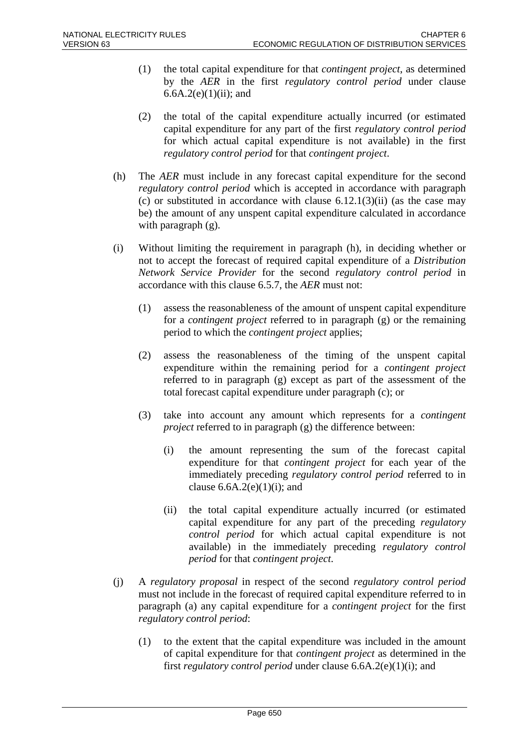(1) the total capital expenditure for that *contingent project*, as determined by the *AER* in the first *regulatory control period* under clause 6.6A.2(e)(1)(ii); and

(2) the total of the capital expenditure actually incurred (or estimated capital expenditure for any part of the first *regulatory control period* for which actual capital expenditure is not available) in the first *regulatory control period* for that *contingent project*.

(h) The *AER* must include in any forecast capital expenditure for the second *regulatory control period* which is accepted in accordance with paragraph (c) or substituted in accordance with clause 6.12.1(3)(ii) (as the case may be) the amount of any unspent capital expenditure calculated in accordance with paragraph (g).

(i) Without limiting the requirement in paragraph (h), in deciding whether or not to accept the forecast of required capital expenditure of a *Distribution Network Service Provider* for the second *regulatory control period* in accordance with this clause 6.5.7, the *AER* must not:

(1) assess the reasonableness of the amount of unspent capital expenditure for a *contingent project* referred to in paragraph (g) or the remaining period to which the *contingent project* applies;

(2) assess the reasonableness of the timing of the unspent capital expenditure within the remaining period for a *contingent project* referred to in paragraph (g) except as part of the assessment of the total forecast capital expenditure under paragraph (c); or

(3) take into account any amount which represents for a *contingent project* referred to in paragraph (g) the difference between:

(i) the amount representing the sum of the forecast capital expenditure for that *contingent project* for each year of the immediately preceding *regulatory control period* referred to in clause 6.6A.2(e)(1)(i); and

(ii) the total capital expenditure actually incurred (or estimated capital expenditure for any part of the preceding *regulatory control period* for which actual capital expenditure is not available) in the immediately preceding *regulatory control period* for that *contingent project*.

(j) A *regulatory proposal* in respect of the second *regulatory control period* must not include in the forecast of required capital expenditure referred to in paragraph (a) any capital expenditure for a *contingent project* for the first *regulatory control period*:

(1) to the extent that the capital expenditure was included in the amount of capital expenditure for that *contingent project* as determined in the first *regulatory control period* under clause 6.6A.2(e)(1)(i); and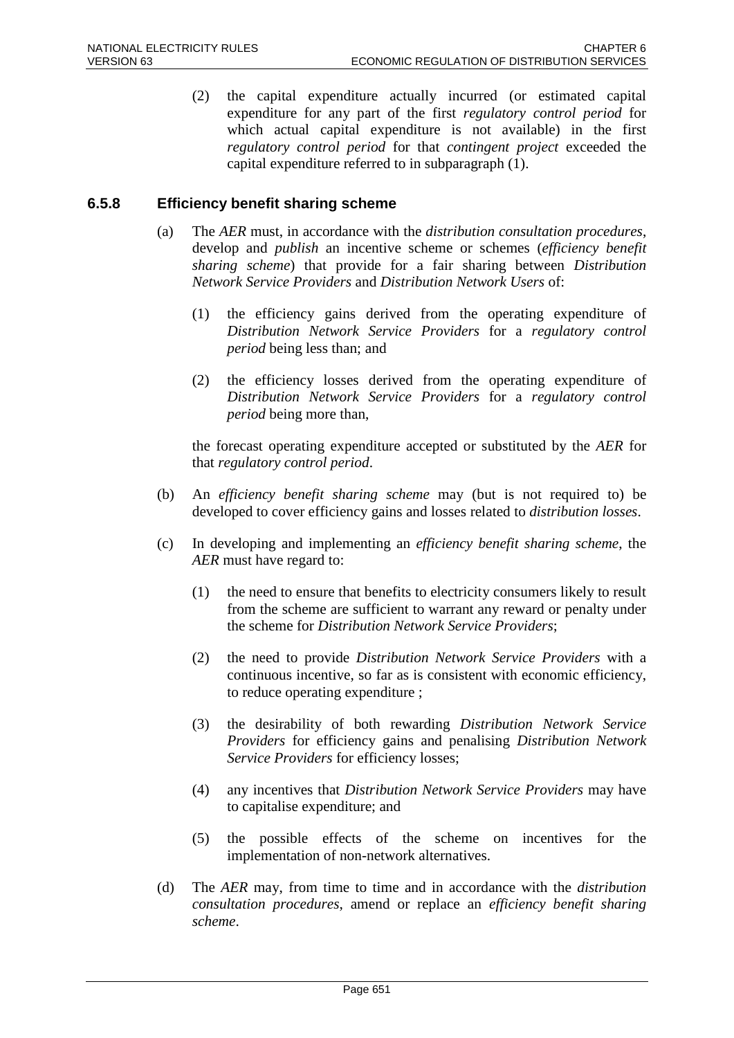(2) the capital expenditure actually incurred (or estimated capital expenditure for any part of the first *regulatory control period* for which actual capital expenditure is not available) in the first *regulatory control period* for that *contingent project* exceeded the capital expenditure referred to in subparagraph (1).

### 6.5.8 Efficiency benefit sharing scheme

(a) The *AER* must, in accordance with the *distribution consultation procedures*, develop and *publish* an incentive scheme or schemes (*efficiency benefit sharing scheme*) that provide for a fair sharing between *Distribution Network Service Providers* and *Distribution Network Users* of:

(1) the efficiency gains derived from the operating expenditure of *Distribution Network Service Providers* for a *regulatory control period* being less than; and

(2) the efficiency losses derived from the operating expenditure of *Distribution Network Service Providers* for a *regulatory control period* being more than,

the forecast operating expenditure accepted or substituted by the *AER* for that *regulatory control period*.

(b) An *efficiency benefit sharing scheme* may (but is not required to) be developed to cover efficiency gains and losses related to *distribution losses*.

(c) In developing and implementing an *efficiency benefit sharing scheme*, the *AER* must have regard to:

(1) the need to ensure that benefits to electricity consumers likely to result from the scheme are sufficient to warrant any reward or penalty under the scheme for *Distribution Network Service Providers*;

(2) the need to provide *Distribution Network Service Providers* with a continuous incentive, so far as is consistent with economic efficiency, to reduce operating expenditure ;

(3) the desirability of both rewarding *Distribution Network Service Providers* for efficiency gains and penalising *Distribution Network Service Providers* for efficiency losses;

(4) any incentives that *Distribution Network Service Providers* may have to capitalise expenditure; and

(5) the possible effects of the scheme on incentives for the implementation of non-network alternatives.

(d) The *AER* may, from time to time and in accordance with the *distribution consultation procedures*, amend or replace an *efficiency benefit sharing scheme*.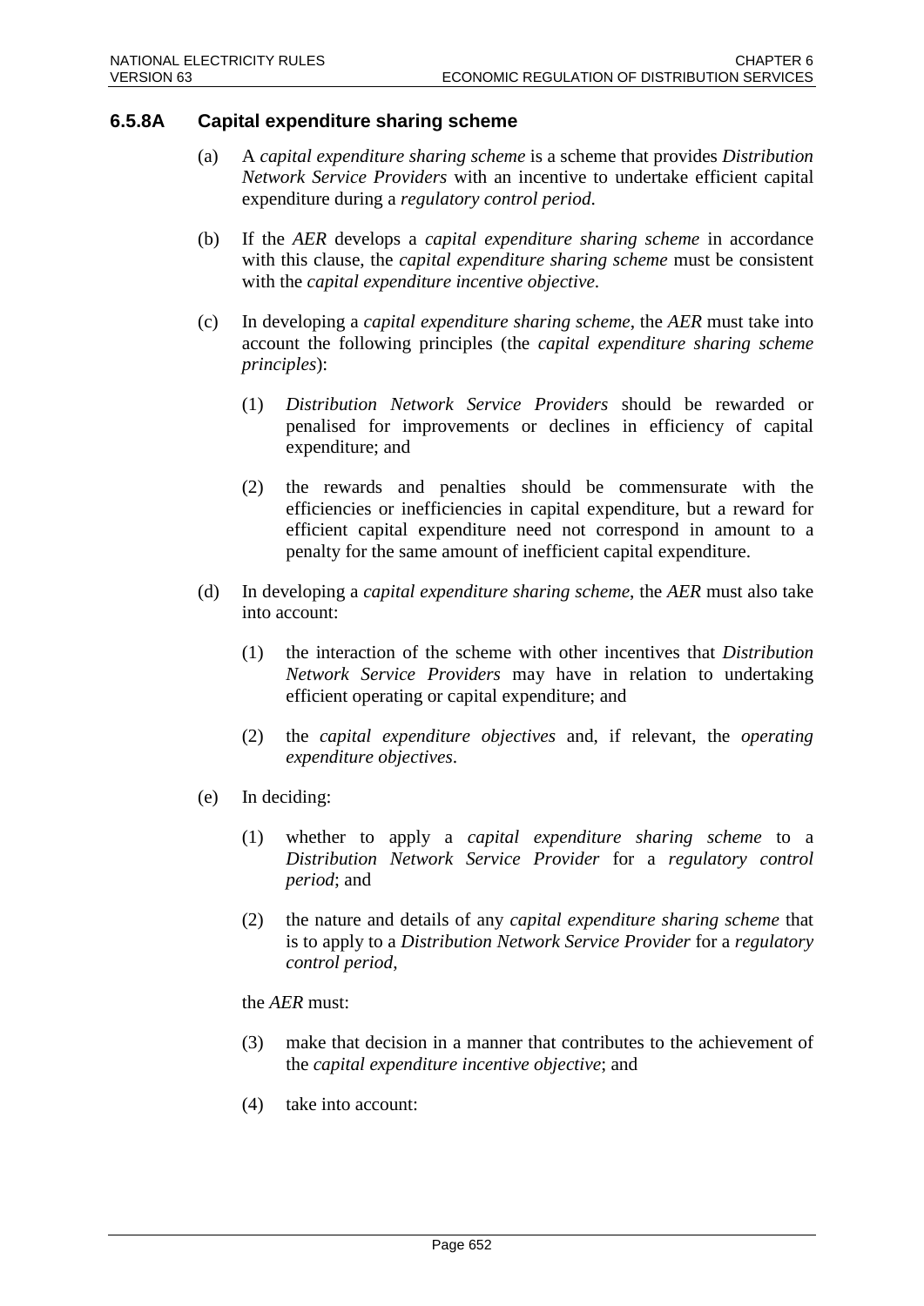### 6.5.8A Capital expenditure sharing scheme

(a) A *capital expenditure sharing scheme* is a scheme that provides *Distribution Network Service Providers* with an incentive to undertake efficient capital expenditure during a *regulatory control period*.

(b) If the *AER* develops a *capital expenditure sharing scheme* in accordance with this clause, the *capital expenditure sharing scheme* must be consistent with the *capital expenditure incentive objective*.

(c) In developing a *capital expenditure sharing scheme*, the *AER* must take into account the following principles (the *capital expenditure sharing scheme principles*):

(1) *Distribution Network Service Providers* should be rewarded or penalised for improvements or declines in efficiency of capital expenditure; and

(2) the rewards and penalties should be commensurate with the efficiencies or inefficiencies in capital expenditure, but a reward for efficient capital expenditure need not correspond in amount to a penalty for the same amount of inefficient capital expenditure.

(d) In developing a *capital expenditure sharing scheme*, the *AER* must also take into account:

(1) the interaction of the scheme with other incentives that *Distribution Network Service Providers* may have in relation to undertaking efficient operating or capital expenditure; and

(2) the *capital expenditure objectives* and, if relevant, the *operating expenditure objectives*.

(e) In deciding:

(1) whether to apply a *capital expenditure sharing scheme* to a *Distribution Network Service Provider* for a *regulatory control period*; and

(2) the nature and details of any *capital expenditure sharing scheme* that is to apply to a *Distribution Network Service Provider* for a *regulatory control period*,

the *AER* must:

(3) make that decision in a manner that contributes to the achievement of the *capital expenditure incentive objective*; and

(4) take into account: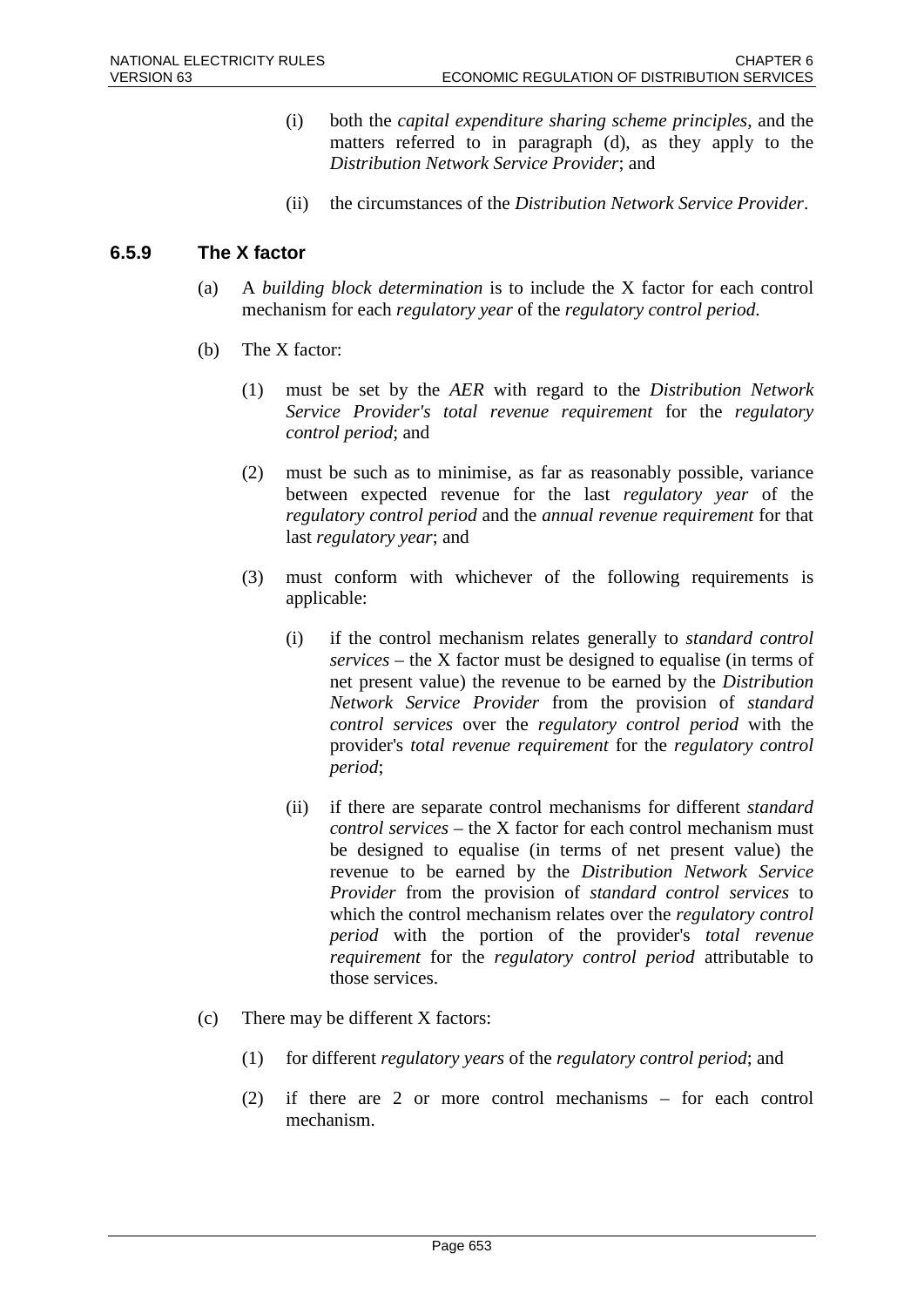(i) both the *capital expenditure sharing scheme principles*, and the matters referred to in paragraph (d), as they apply to the *Distribution Network Service Provider*; and

(ii) the circumstances of the *Distribution Network Service Provider*.

### 6.5.9 The X factor

(a) A *building block determination* is to include the X factor for each control mechanism for each *regulatory year* of the *regulatory control period*.

(b) The X factor:

(1) must be set by the *AER* with regard to the *Distribution Network Service Provider's total revenue requirement* for the *regulatory control period*; and

(2) must be such as to minimise, as far as reasonably possible, variance between expected revenue for the last *regulatory year* of the *regulatory control period* and the *annual revenue requirement* for that last *regulatory year*; and

(3) must conform with whichever of the following requirements is applicable:

(i) if the control mechanism relates generally to *standard control services* – the X factor must be designed to equalise (in terms of net present value) the revenue to be earned by the *Distribution Network Service Provider* from the provision of *standard control services* over the *regulatory control period* with the provider's *total revenue requirement* for the *regulatory control period*;

(ii) if there are separate control mechanisms for different *standard control services* – the X factor for each control mechanism must be designed to equalise (in terms of net present value) the revenue to be earned by the *Distribution Network Service Provider* from the provision of *standard control services* to which the control mechanism relates over the *regulatory control period* with the portion of the provider's *total revenue requirement* for the *regulatory control period* attributable to those services.

(c) There may be different X factors:

(1) for different *regulatory years* of the *regulatory control period*; and

(2) if there are 2 or more control mechanisms – for each control mechanism.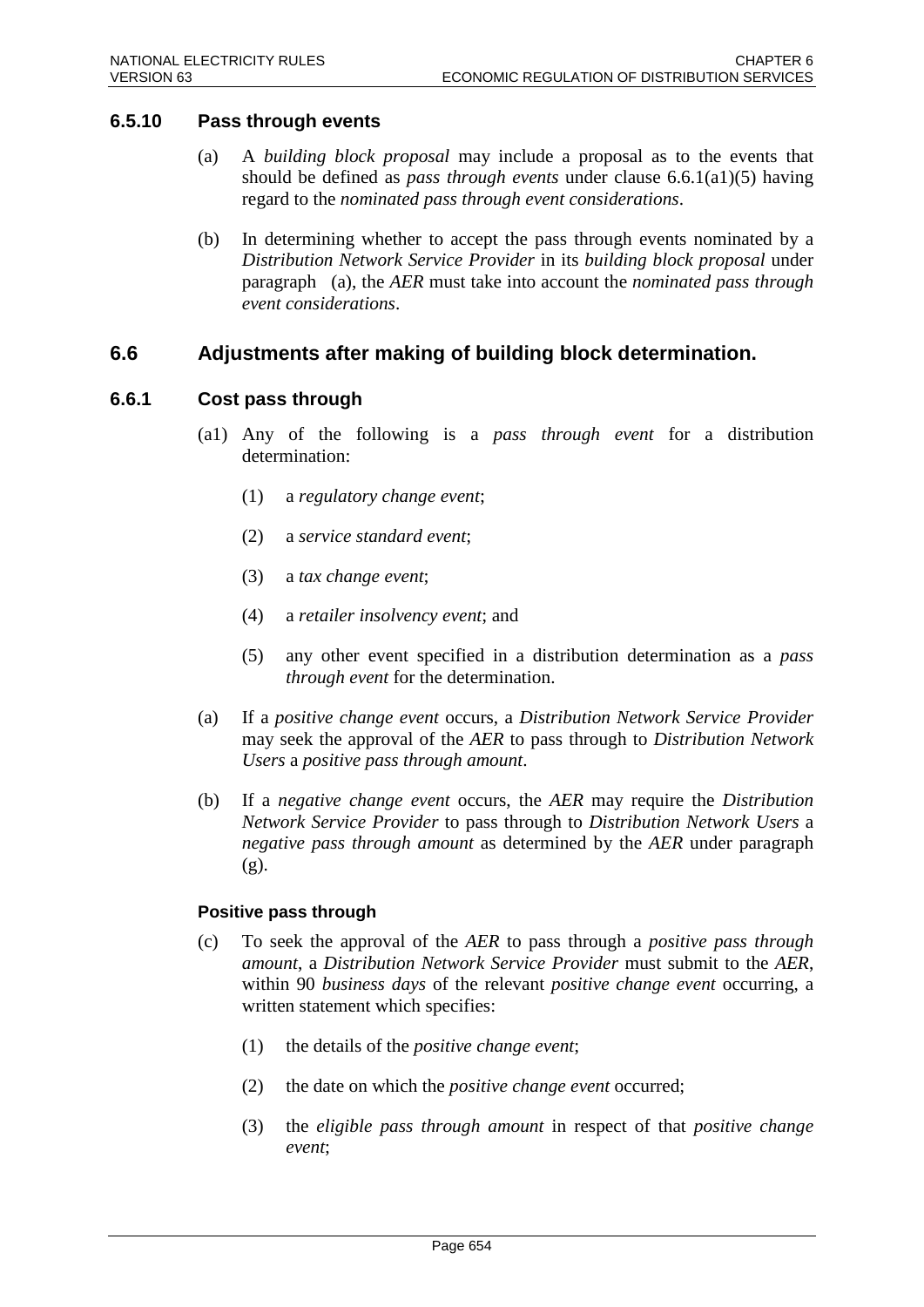### 6.5.10 Pass through events

(a) A *building block proposal* may include a proposal as to the events that should be defined as *pass through events* under clause 6.6.1(a1)(5) having regard to the *nominated pass through event considerations*.

(b) In determining whether to accept the pass through events nominated by a *Distribution Network Service Provider* in its *building block proposal* under paragraph (a), the *AER* must take into account the *nominated pass through event considerations*.

## 6.6 Adjustments after making of building block determination.

### 6.6.1 Cost pass through

(a1) Any of the following is a *pass through event* for a distribution determination:

(1) a *regulatory change event*;

(2) a *service standard event*;

(3) a *tax change event*;

(4) a *retailer insolvency event*; and

(5) any other event specified in a distribution determination as a *pass through event* for the determination.

(a) If a *positive change event* occurs, a *Distribution Network Service Provider* may seek the approval of the *AER* to pass through to *Distribution Network Users* a *positive pass through amount*.

(b) If a *negative change event* occurs, the *AER* may require the *Distribution Network Service Provider* to pass through to *Distribution Network Users* a *negative pass through amount* as determined by the *AER* under paragraph (g).

#### Positive pass through

(c) To seek the approval of the *AER* to pass through a *positive pass through amount*, a *Distribution Network Service Provider* must submit to the *AER*, within 90 *business days* of the relevant *positive change event* occurring, a written statement which specifies:

(1) the details of the *positive change event*;

(2) the date on which the *positive change event* occurred;

(3) the *eligible pass through amount* in respect of that *positive change event*;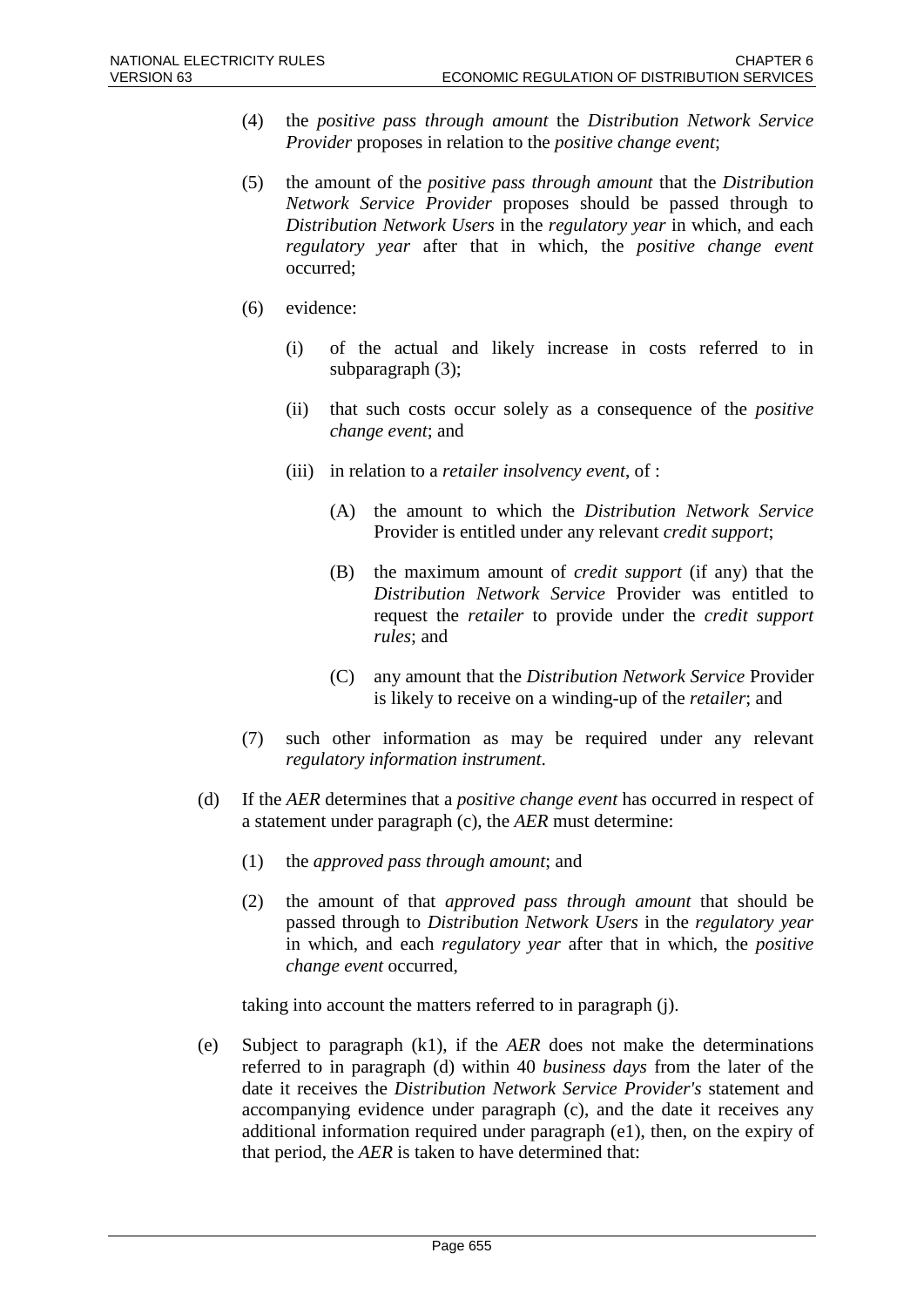(4) the *positive pass through amount* the *Distribution Network Service Provider* proposes in relation to the *positive change event*;

(5) the amount of the *positive pass through amount* that the *Distribution Network Service Provider* proposes should be passed through to *Distribution Network Users* in the *regulatory year* in which, and each *regulatory year* after that in which, the *positive change event* occurred;

(6) evidence:

  (i) of the actual and likely increase in costs referred to in subparagraph (3);

  (ii) that such costs occur solely as a consequence of the *positive change event*; and

  (iii) in relation to a *retailer insolvency event*, of :

    (A) the amount to which the *Distribution Network Service* Provider is entitled under any relevant *credit support*;

    (B) the maximum amount of *credit support* (if any) that the *Distribution Network Service* Provider was entitled to request the *retailer* to provide under the *credit support rules*; and

    (C) any amount that the *Distribution Network Service* Provider is likely to receive on a winding-up of the *retailer*; and

(7) such other information as may be required under any relevant *regulatory information instrument*.

(d) If the *AER* determines that a *positive change event* has occurred in respect of a statement under paragraph (c), the *AER* must determine:

(1) the *approved pass through amount*; and

(2) the amount of that *approved pass through amount* that should be passed through to *Distribution Network Users* in the *regulatory year* in which, and each *regulatory year* after that in which, the *positive change event* occurred,

taking into account the matters referred to in paragraph (j).

(e) Subject to paragraph (k1), if the *AER* does not make the determinations referred to in paragraph (d) within 40 *business days* from the later of the date it receives the *Distribution Network Service Provider's* statement and accompanying evidence under paragraph (c), and the date it receives any additional information required under paragraph (e1), then, on the expiry of that period, the *AER* is taken to have determined that: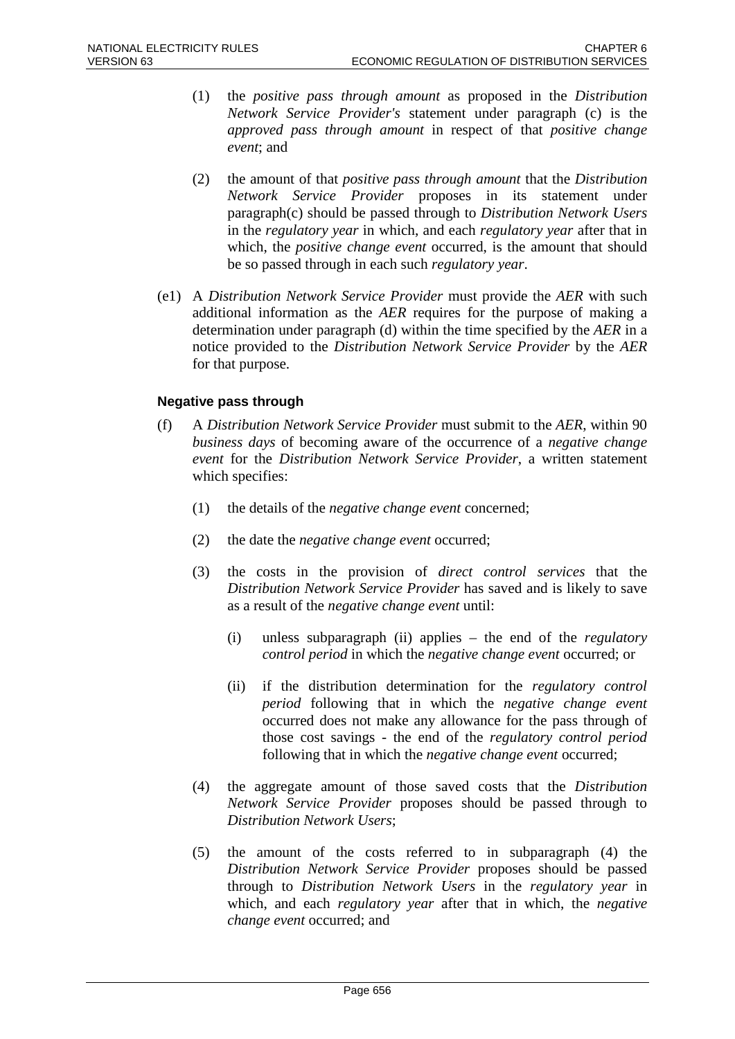(1) the *positive pass through amount* as proposed in the *Distribution Network Service Provider's* statement under paragraph (c) is the *approved pass through amount* in respect of that *positive change event*; and

(2) the amount of that *positive pass through amount* that the *Distribution Network Service Provider* proposes in its statement under paragraph(c) should be passed through to *Distribution Network Users* in the *regulatory year* in which, and each *regulatory year* after that in which, the *positive change event* occurred, is the amount that should be so passed through in each such *regulatory year*.

(e1) A *Distribution Network Service Provider* must provide the *AER* with such additional information as the *AER* requires for the purpose of making a determination under paragraph (d) within the time specified by the *AER* in a notice provided to the *Distribution Network Service Provider* by the *AER* for that purpose.

**Negative pass through**

(f) A *Distribution Network Service Provider* must submit to the *AER*, within 90 *business days* of becoming aware of the occurrence of a *negative change event* for the *Distribution Network Service Provider*, a written statement which specifies:

(1) the details of the *negative change event* concerned;

(2) the date the *negative change event* occurred;

(3) the costs in the provision of *direct control services* that the *Distribution Network Service Provider* has saved and is likely to save as a result of the *negative change event* until:

(i) unless subparagraph (ii) applies – the end of the *regulatory control period* in which the *negative change event* occurred; or

(ii) if the distribution determination for the *regulatory control period* following that in which the *negative change event* occurred does not make any allowance for the pass through of those cost savings - the end of the *regulatory control period* following that in which the *negative change event* occurred;

(4) the aggregate amount of those saved costs that the *Distribution Network Service Provider* proposes should be passed through to *Distribution Network Users*;

(5) the amount of the costs referred to in subparagraph (4) the *Distribution Network Service Provider* proposes should be passed through to *Distribution Network Users* in the *regulatory year* in which, and each *regulatory year* after that in which, the *negative change event* occurred; and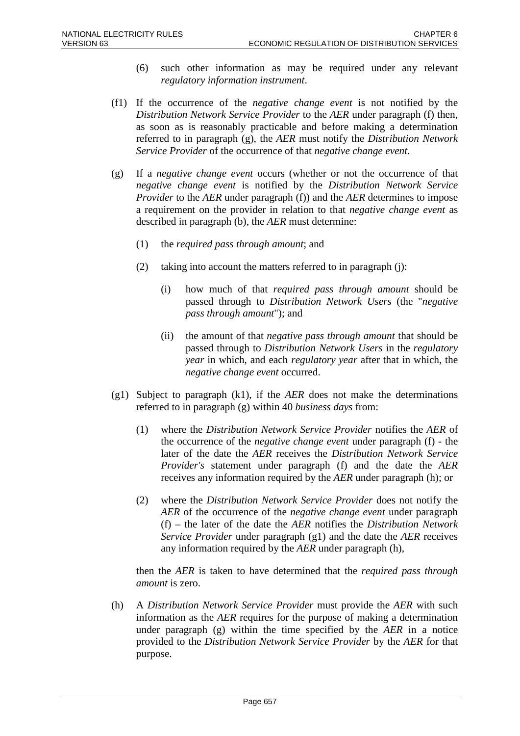(6) such other information as may be required under any relevant *regulatory information instrument*.

(f1) If the occurrence of the *negative change event* is not notified by the *Distribution Network Service Provider* to the *AER* under paragraph (f) then, as soon as is reasonably practicable and before making a determination referred to in paragraph (g), the *AER* must notify the *Distribution Network Service Provider* of the occurrence of that *negative change event*.

(g) If a *negative change event* occurs (whether or not the occurrence of that *negative change event* is notified by the *Distribution Network Service Provider* to the *AER* under paragraph (f)) and the *AER* determines to impose a requirement on the provider in relation to that *negative change event* as described in paragraph (b), the *AER* must determine:

(1) the *required pass through amount*; and

(2) taking into account the matters referred to in paragraph (j):

(i) how much of that *required pass through amount* should be passed through to *Distribution Network Users* (the "*negative pass through amount*"); and

(ii) the amount of that *negative pass through amount* that should be passed through to *Distribution Network Users* in the *regulatory year* in which, and each *regulatory year* after that in which, the *negative change event* occurred.

(g1) Subject to paragraph (k1), if the *AER* does not make the determinations referred to in paragraph (g) within 40 *business days* from:

(1) where the *Distribution Network Service Provider* notifies the *AER* of the occurrence of the *negative change event* under paragraph (f) - the later of the date the *AER* receives the *Distribution Network Service Provider's* statement under paragraph (f) and the date the *AER* receives any information required by the *AER* under paragraph (h); or

(2) where the *Distribution Network Service Provider* does not notify the *AER* of the occurrence of the *negative change event* under paragraph (f) – the later of the date the *AER* notifies the *Distribution Network Service Provider* under paragraph (g1) and the date the *AER* receives any information required by the *AER* under paragraph (h),

then the *AER* is taken to have determined that the *required pass through amount* is zero.

(h) A *Distribution Network Service Provider* must provide the *AER* with such information as the *AER* requires for the purpose of making a determination under paragraph (g) within the time specified by the *AER* in a notice provided to the *Distribution Network Service Provider* by the *AER* for that purpose.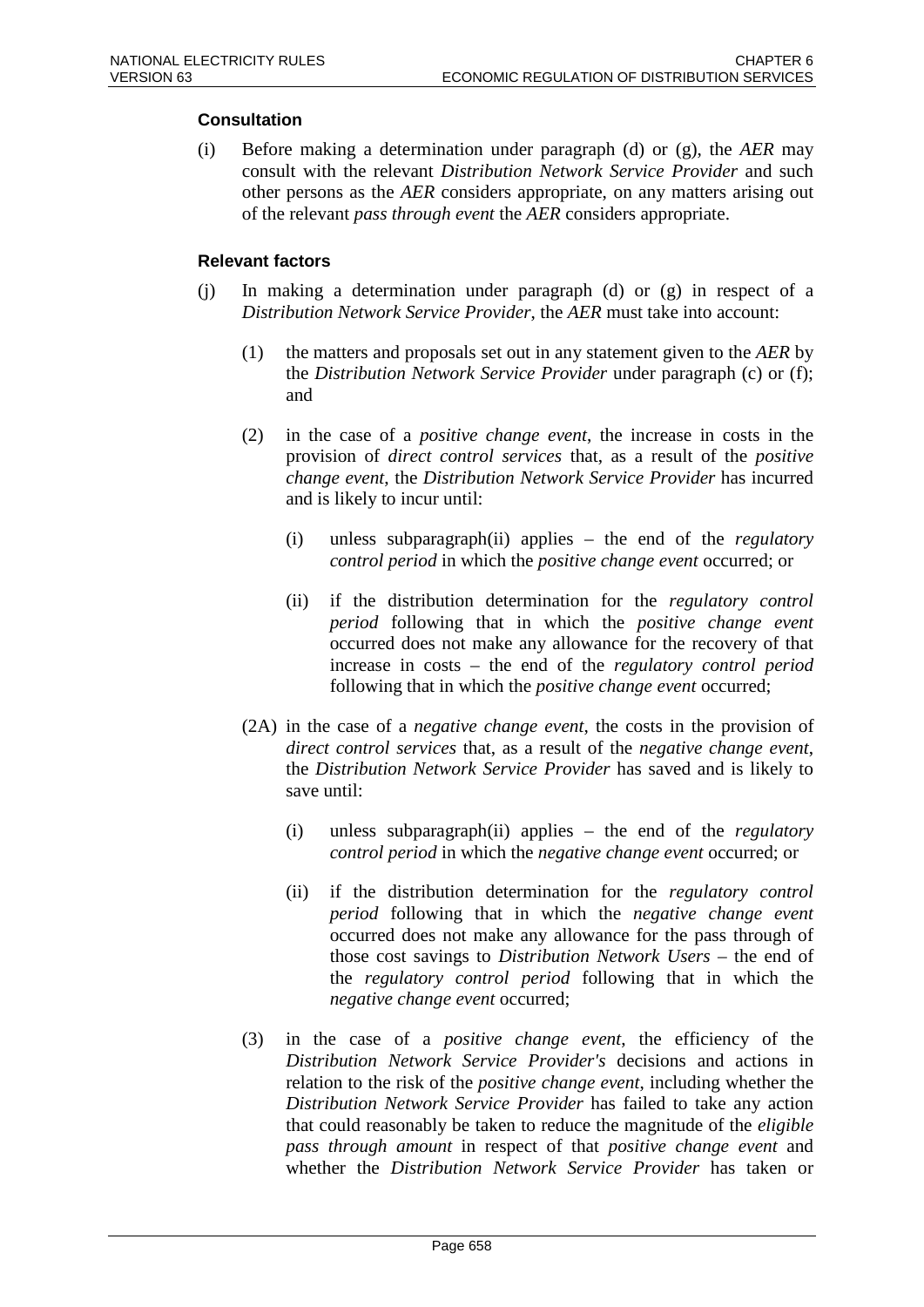### Consultation

(i) Before making a determination under paragraph (d) or (g), the *AER* may consult with the relevant *Distribution Network Service Provider* and such other persons as the *AER* considers appropriate, on any matters arising out of the relevant *pass through event* the *AER* considers appropriate.

### Relevant factors

(j) In making a determination under paragraph (d) or (g) in respect of a *Distribution Network Service Provider*, the *AER* must take into account:

(1) the matters and proposals set out in any statement given to the *AER* by the *Distribution Network Service Provider* under paragraph (c) or (f); and

(2) in the case of a *positive change event*, the increase in costs in the provision of *direct control services* that, as a result of the *positive change event*, the *Distribution Network Service Provider* has incurred and is likely to incur until:

(i) unless subparagraph(ii) applies – the end of the *regulatory control period* in which the *positive change event* occurred; or

(ii) if the distribution determination for the *regulatory control period* following that in which the *positive change event* occurred does not make any allowance for the recovery of that increase in costs – the end of the *regulatory control period* following that in which the *positive change event* occurred;

(2A) in the case of a *negative change event*, the costs in the provision of *direct control services* that, as a result of the *negative change event*, the *Distribution Network Service Provider* has saved and is likely to save until:

(i) unless subparagraph(ii) applies – the end of the *regulatory control period* in which the *negative change event* occurred; or

(ii) if the distribution determination for the *regulatory control period* following that in which the *negative change event* occurred does not make any allowance for the pass through of those cost savings to *Distribution Network Users* – the end of the *regulatory control period* following that in which the *negative change event* occurred;

(3) in the case of a *positive change event*, the efficiency of the *Distribution Network Service Provider's* decisions and actions in relation to the risk of the *positive change event*, including whether the *Distribution Network Service Provider* has failed to take any action that could reasonably be taken to reduce the magnitude of the *eligible pass through amount* in respect of that *positive change event* and whether the *Distribution Network Service Provider* has taken or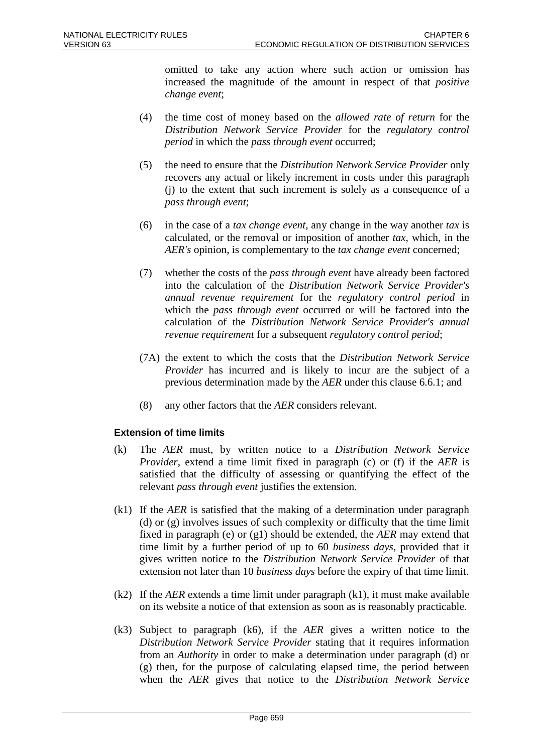omitted to take any action where such action or omission has increased the magnitude of the amount in respect of that *positive change event*;

(4) the time cost of money based on the *allowed rate of return* for the *Distribution Network Service Provider* for the *regulatory control period* in which the *pass through event* occurred;

(5) the need to ensure that the *Distribution Network Service Provider* only recovers any actual or likely increment in costs under this paragraph (j) to the extent that such increment is solely as a consequence of a *pass through event*;

(6) in the case of a *tax change event*, any change in the way another *tax* is calculated, or the removal or imposition of another *tax*, which, in the *AER's* opinion, is complementary to the *tax change event* concerned;

(7) whether the costs of the *pass through event* have already been factored into the calculation of the *Distribution Network Service Provider's annual revenue requirement* for the *regulatory control period* in which the *pass through event* occurred or will be factored into the calculation of the *Distribution Network Service Provider's annual revenue requirement* for a subsequent *regulatory control period*;

(7A) the extent to which the costs that the *Distribution Network Service Provider* has incurred and is likely to incur are the subject of a previous determination made by the *AER* under this clause 6.6.1; and

(8) any other factors that the *AER* considers relevant.

**Extension of time limits**

(k) The *AER* must, by written notice to a *Distribution Network Service Provider*, extend a time limit fixed in paragraph (c) or (f) if the *AER* is satisfied that the difficulty of assessing or quantifying the effect of the relevant *pass through event* justifies the extension.

(k1) If the *AER* is satisfied that the making of a determination under paragraph (d) or (g) involves issues of such complexity or difficulty that the time limit fixed in paragraph (e) or (g1) should be extended, the *AER* may extend that time limit by a further period of up to 60 *business days*, provided that it gives written notice to the *Distribution Network Service Provider* of that extension not later than 10 *business days* before the expiry of that time limit.

(k2) If the *AER* extends a time limit under paragraph (k1), it must make available on its website a notice of that extension as soon as is reasonably practicable.

(k3) Subject to paragraph (k6), if the *AER* gives a written notice to the *Distribution Network Service Provider* stating that it requires information from an *Authority* in order to make a determination under paragraph (d) or (g) then, for the purpose of calculating elapsed time, the period between when the *AER* gives that notice to the *Distribution Network Service*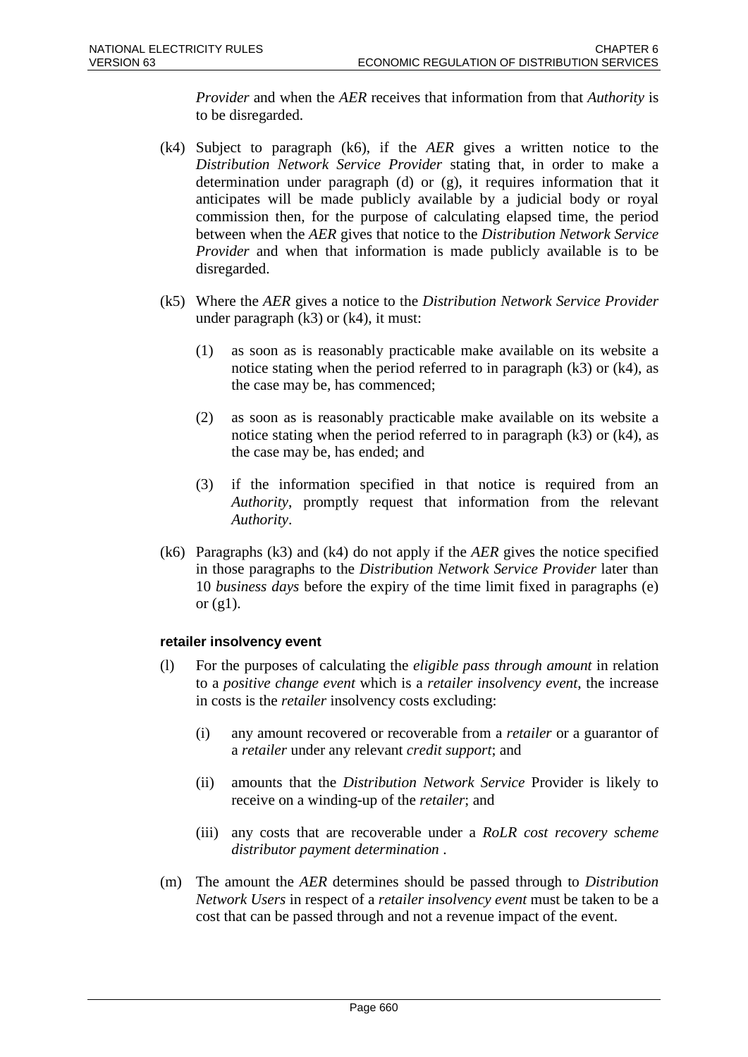*Provider* and when the *AER* receives that information from that *Authority* is to be disregarded.

(k4) Subject to paragraph (k6), if the *AER* gives a written notice to the *Distribution Network Service Provider* stating that, in order to make a determination under paragraph (d) or (g), it requires information that it anticipates will be made publicly available by a judicial body or royal commission then, for the purpose of calculating elapsed time, the period between when the *AER* gives that notice to the *Distribution Network Service Provider* and when that information is made publicly available is to be disregarded.

(k5) Where the *AER* gives a notice to the *Distribution Network Service Provider* under paragraph (k3) or (k4), it must:

(1) as soon as is reasonably practicable make available on its website a notice stating when the period referred to in paragraph (k3) or (k4), as the case may be, has commenced;

(2) as soon as is reasonably practicable make available on its website a notice stating when the period referred to in paragraph (k3) or (k4), as the case may be, has ended; and

(3) if the information specified in that notice is required from an *Authority*, promptly request that information from the relevant *Authority*.

(k6) Paragraphs (k3) and (k4) do not apply if the *AER* gives the notice specified in those paragraphs to the *Distribution Network Service Provider* later than 10 *business days* before the expiry of the time limit fixed in paragraphs (e) or (g1).

**retailer insolvency event**

(l) For the purposes of calculating the *eligible pass through amount* in relation to a *positive change event* which is a *retailer insolvency event*, the increase in costs is the *retailer* insolvency costs excluding:

(i) any amount recovered or recoverable from a *retailer* or a guarantor of a *retailer* under any relevant *credit support*; and

(ii) amounts that the *Distribution Network Service* Provider is likely to receive on a winding-up of the *retailer*; and

(iii) any costs that are recoverable under a *RoLR cost recovery scheme distributor payment determination* .

(m) The amount the *AER* determines should be passed through to *Distribution Network Users* in respect of a *retailer insolvency event* must be taken to be a cost that can be passed through and not a revenue impact of the event.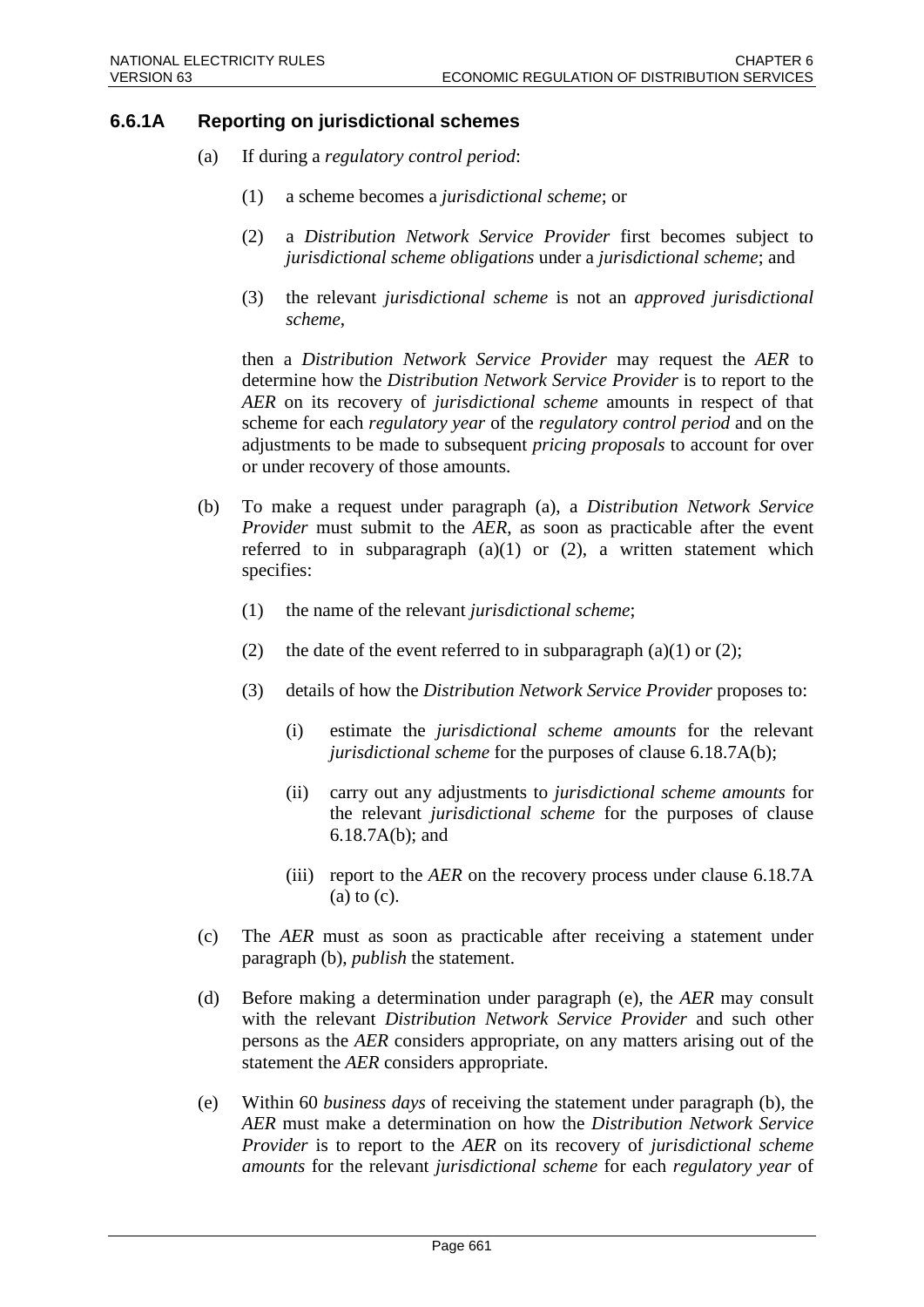### 6.6.1A Reporting on jurisdictional schemes

(a) If during a *regulatory control period*:

  (1) a scheme becomes a *jurisdictional scheme*; or

  (2) a *Distribution Network Service Provider* first becomes subject to *jurisdictional scheme obligations* under a *jurisdictional scheme*; and

  (3) the relevant *jurisdictional scheme* is not an *approved jurisdictional scheme*,

then a *Distribution Network Service Provider* may request the *AER* to determine how the *Distribution Network Service Provider* is to report to the *AER* on its recovery of *jurisdictional scheme* amounts in respect of that scheme for each *regulatory year* of the *regulatory control period* and on the adjustments to be made to subsequent *pricing proposals* to account for over or under recovery of those amounts.

(b) To make a request under paragraph (a), a *Distribution Network Service Provider* must submit to the *AER*, as soon as practicable after the event referred to in subparagraph (a)(1) or (2), a written statement which specifies:

  (1) the name of the relevant *jurisdictional scheme*;

  (2) the date of the event referred to in subparagraph (a)(1) or (2);

  (3) details of how the *Distribution Network Service Provider* proposes to:

    (i) estimate the *jurisdictional scheme amounts* for the relevant *jurisdictional scheme* for the purposes of clause 6.18.7A(b);

    (ii) carry out any adjustments to *jurisdictional scheme amounts* for the relevant *jurisdictional scheme* for the purposes of clause 6.18.7A(b); and

    (iii) report to the *AER* on the recovery process under clause 6.18.7A (a) to (c).

(c) The *AER* must as soon as practicable after receiving a statement under paragraph (b), *publish* the statement.

(d) Before making a determination under paragraph (e), the *AER* may consult with the relevant *Distribution Network Service Provider* and such other persons as the *AER* considers appropriate, on any matters arising out of the statement the *AER* considers appropriate.

(e) Within 60 *business days* of receiving the statement under paragraph (b), the *AER* must make a determination on how the *Distribution Network Service Provider* is to report to the *AER* on its recovery of *jurisdictional scheme amounts* for the relevant *jurisdictional scheme* for each *regulatory year* of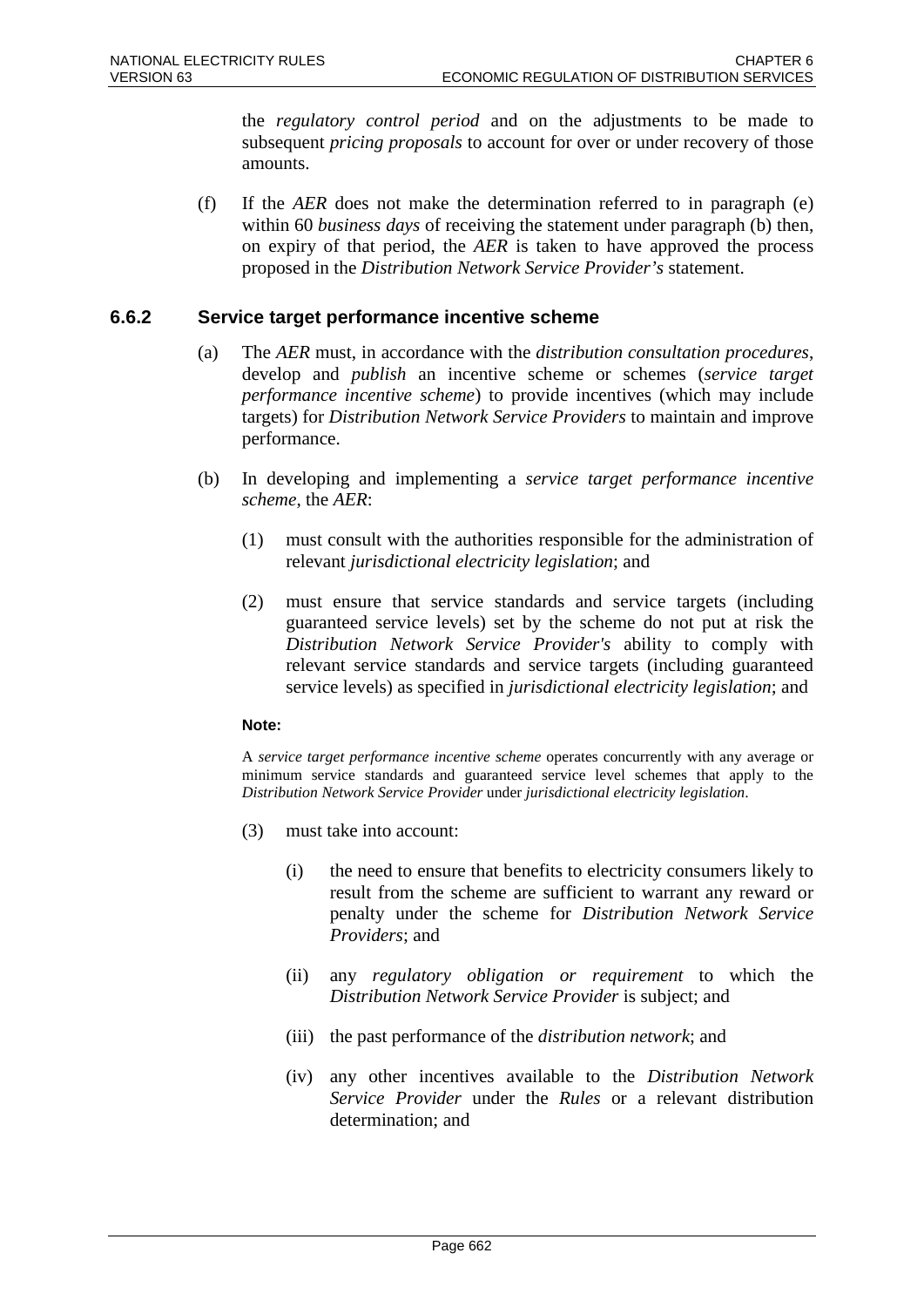the *regulatory control period* and on the adjustments to be made to subsequent *pricing proposals* to account for over or under recovery of those amounts.

(f) If the *AER* does not make the determination referred to in paragraph (e) within 60 *business days* of receiving the statement under paragraph (b) then, on expiry of that period, the *AER* is taken to have approved the process proposed in the *Distribution Network Service Provider's* statement.

### 6.6.2 Service target performance incentive scheme

(a) The *AER* must, in accordance with the *distribution consultation procedures*, develop and *publish* an incentive scheme or schemes (*service target performance incentive scheme*) to provide incentives (which may include targets) for *Distribution Network Service Providers* to maintain and improve performance.

(b) In developing and implementing a *service target performance incentive scheme*, the *AER*:

(1) must consult with the authorities responsible for the administration of relevant *jurisdictional electricity legislation*; and

(2) must ensure that service standards and service targets (including guaranteed service levels) set by the scheme do not put at risk the *Distribution Network Service Provider's* ability to comply with relevant service standards and service targets (including guaranteed service levels) as specified in *jurisdictional electricity legislation*; and

**Note:**

A *service target performance incentive scheme* operates concurrently with any average or minimum service standards and guaranteed service level schemes that apply to the *Distribution Network Service Provider* under *jurisdictional electricity legislation*.

(3) must take into account:

(i) the need to ensure that benefits to electricity consumers likely to result from the scheme are sufficient to warrant any reward or penalty under the scheme for *Distribution Network Service Providers*; and

(ii) any *regulatory obligation or requirement* to which the *Distribution Network Service Provider* is subject; and

(iii) the past performance of the *distribution network*; and

(iv) any other incentives available to the *Distribution Network Service Provider* under the *Rules* or a relevant distribution determination; and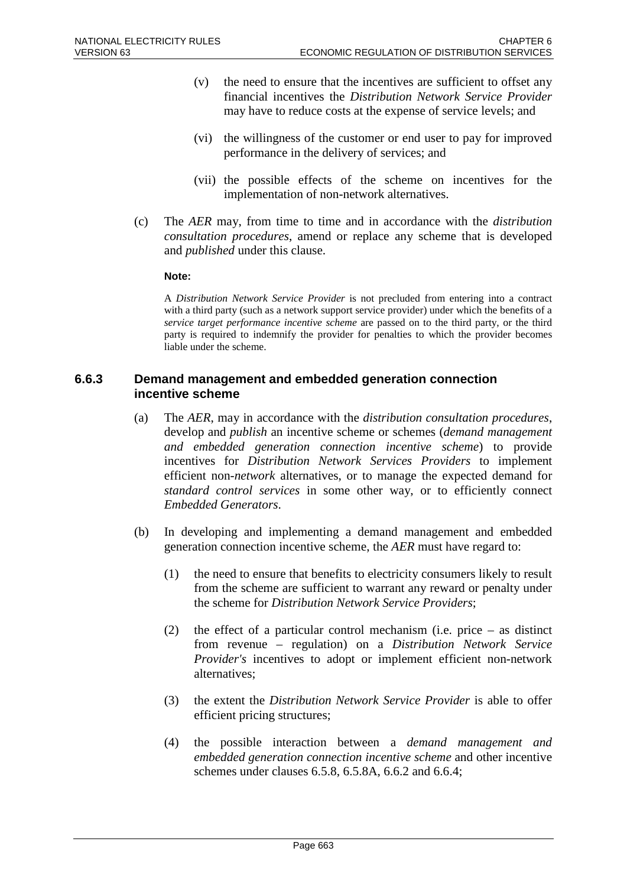(v) the need to ensure that the incentives are sufficient to offset any financial incentives the *Distribution Network Service Provider* may have to reduce costs at the expense of service levels; and

(vi) the willingness of the customer or end user to pay for improved performance in the delivery of services; and

(vii) the possible effects of the scheme on incentives for the implementation of non-network alternatives.

(c) The *AER* may, from time to time and in accordance with the *distribution consultation procedures*, amend or replace any scheme that is developed and *published* under this clause.

**Note:**

A *Distribution Network Service Provider* is not precluded from entering into a contract with a third party (such as a network support service provider) under which the benefits of a *service target performance incentive scheme* are passed on to the third party, or the third party is required to indemnify the provider for penalties to which the provider becomes liable under the scheme.

### 6.6.3 Demand management and embedded generation connection incentive scheme

(a) The *AER*, may in accordance with the *distribution consultation procedures*, develop and *publish* an incentive scheme or schemes (*demand management and embedded generation connection incentive scheme*) to provide incentives for *Distribution Network Services Providers* to implement efficient non-*network* alternatives, or to manage the expected demand for *standard control services* in some other way, or to efficiently connect *Embedded Generators*.

(b) In developing and implementing a demand management and embedded generation connection incentive scheme, the *AER* must have regard to:

(1) the need to ensure that benefits to electricity consumers likely to result from the scheme are sufficient to warrant any reward or penalty under the scheme for *Distribution Network Service Providers*;

(2) the effect of a particular control mechanism (i.e. price – as distinct from revenue – regulation) on a *Distribution Network Service Provider's* incentives to adopt or implement efficient non-network alternatives;

(3) the extent the *Distribution Network Service Provider* is able to offer efficient pricing structures;

(4) the possible interaction between a *demand management and embedded generation connection incentive scheme* and other incentive schemes under clauses 6.5.8, 6.5.8A, 6.6.2 and 6.6.4;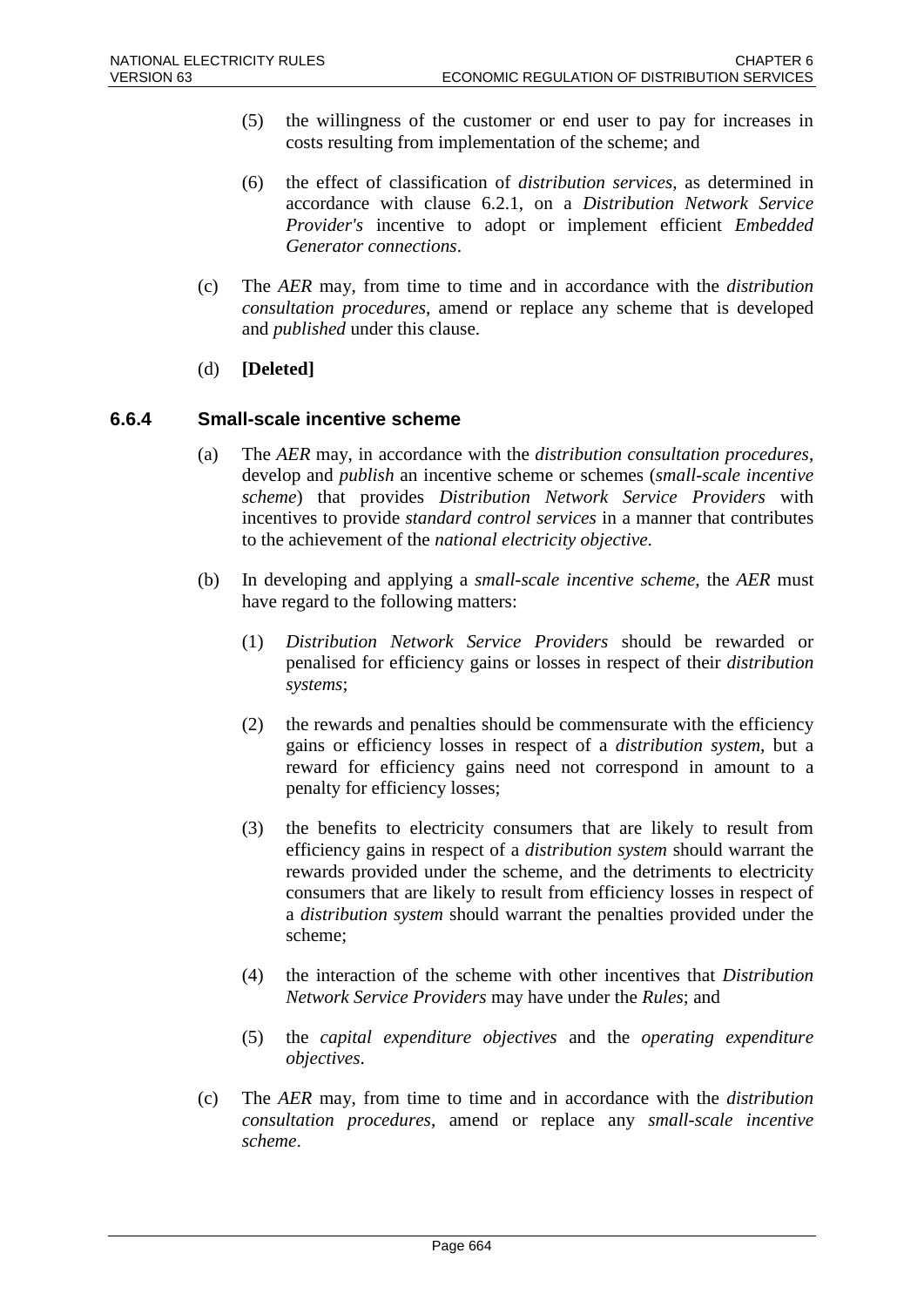(5) the willingness of the customer or end user to pay for increases in costs resulting from implementation of the scheme; and

(6) the effect of classification of *distribution services*, as determined in accordance with clause 6.2.1, on a *Distribution Network Service Provider's* incentive to adopt or implement efficient *Embedded Generator connections*.

(c) The *AER* may, from time to time and in accordance with the *distribution consultation procedures*, amend or replace any scheme that is developed and *published* under this clause.

(d) **[Deleted]**

### 6.6.4 Small-scale incentive scheme

(a) The *AER* may, in accordance with the *distribution consultation procedures*, develop and *publish* an incentive scheme or schemes (*small-scale incentive scheme*) that provides *Distribution Network Service Providers* with incentives to provide *standard control services* in a manner that contributes to the achievement of the *national electricity objective*.

(b) In developing and applying a *small-scale incentive scheme*, the *AER* must have regard to the following matters:

(1) *Distribution Network Service Providers* should be rewarded or penalised for efficiency gains or losses in respect of their *distribution systems*;

(2) the rewards and penalties should be commensurate with the efficiency gains or efficiency losses in respect of a *distribution system*, but a reward for efficiency gains need not correspond in amount to a penalty for efficiency losses;

(3) the benefits to electricity consumers that are likely to result from efficiency gains in respect of a *distribution system* should warrant the rewards provided under the scheme, and the detriments to electricity consumers that are likely to result from efficiency losses in respect of a *distribution system* should warrant the penalties provided under the scheme;

(4) the interaction of the scheme with other incentives that *Distribution Network Service Providers* may have under the *Rules*; and

(5) the *capital expenditure objectives* and the *operating expenditure objectives*.

(c) The *AER* may, from time to time and in accordance with the *distribution consultation procedures*, amend or replace any *small-scale incentive scheme*.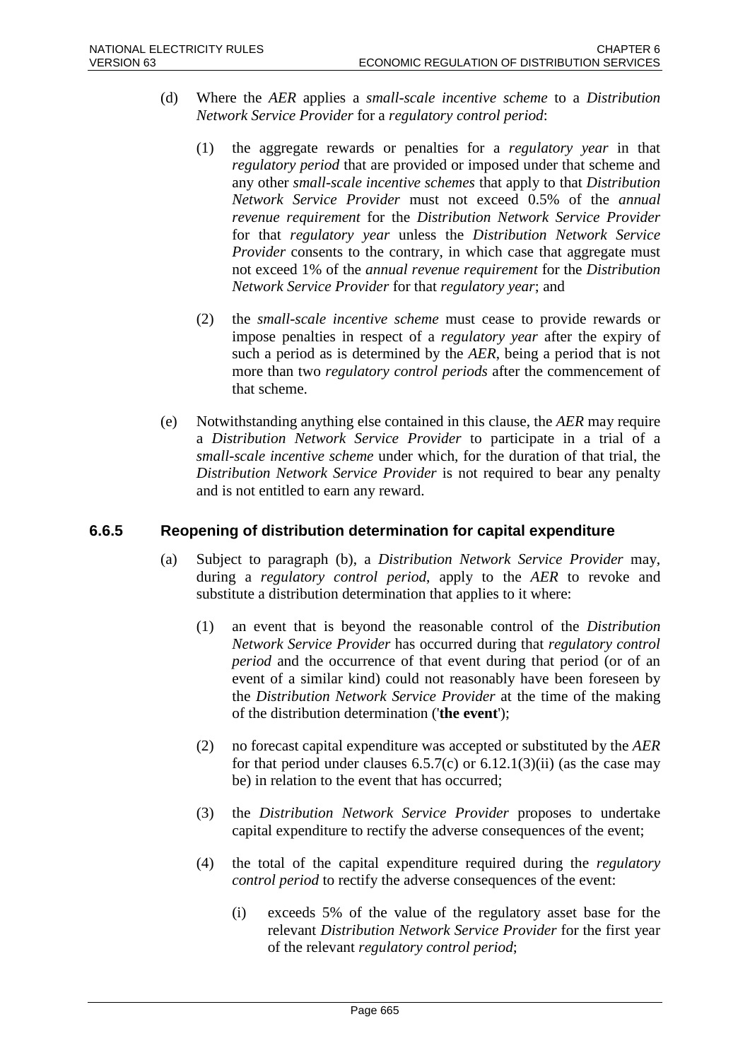(d) Where the *AER* applies a *small-scale incentive scheme* to a *Distribution Network Service Provider* for a *regulatory control period*:

   (1) the aggregate rewards or penalties for a *regulatory year* in that *regulatory period* that are provided or imposed under that scheme and any other *small-scale incentive schemes* that apply to that *Distribution Network Service Provider* must not exceed 0.5% of the *annual revenue requirement* for the *Distribution Network Service Provider* for that *regulatory year* unless the *Distribution Network Service Provider* consents to the contrary, in which case that aggregate must not exceed 1% of the *annual revenue requirement* for the *Distribution Network Service Provider* for that *regulatory year*; and

   (2) the *small-scale incentive scheme* must cease to provide rewards or impose penalties in respect of a *regulatory year* after the expiry of such a period as is determined by the *AER*, being a period that is not more than two *regulatory control periods* after the commencement of that scheme.

(e) Notwithstanding anything else contained in this clause, the *AER* may require a *Distribution Network Service Provider* to participate in a trial of a *small-scale incentive scheme* under which, for the duration of that trial, the *Distribution Network Service Provider* is not required to bear any penalty and is not entitled to earn any reward.

### 6.6.5 Reopening of distribution determination for capital expenditure

(a) Subject to paragraph (b), a *Distribution Network Service Provider* may, during a *regulatory control period*, apply to the *AER* to revoke and substitute a distribution determination that applies to it where:

   (1) an event that is beyond the reasonable control of the *Distribution Network Service Provider* has occurred during that *regulatory control period* and the occurrence of that event during that period (or of an event of a similar kind) could not reasonably have been foreseen by the *Distribution Network Service Provider* at the time of the making of the distribution determination ('**the event**');

   (2) no forecast capital expenditure was accepted or substituted by the *AER* for that period under clauses 6.5.7(c) or 6.12.1(3)(ii) (as the case may be) in relation to the event that has occurred;

   (3) the *Distribution Network Service Provider* proposes to undertake capital expenditure to rectify the adverse consequences of the event;

   (4) the total of the capital expenditure required during the *regulatory control period* to rectify the adverse consequences of the event:

      (i) exceeds 5% of the value of the regulatory asset base for the relevant *Distribution Network Service Provider* for the first year of the relevant *regulatory control period*;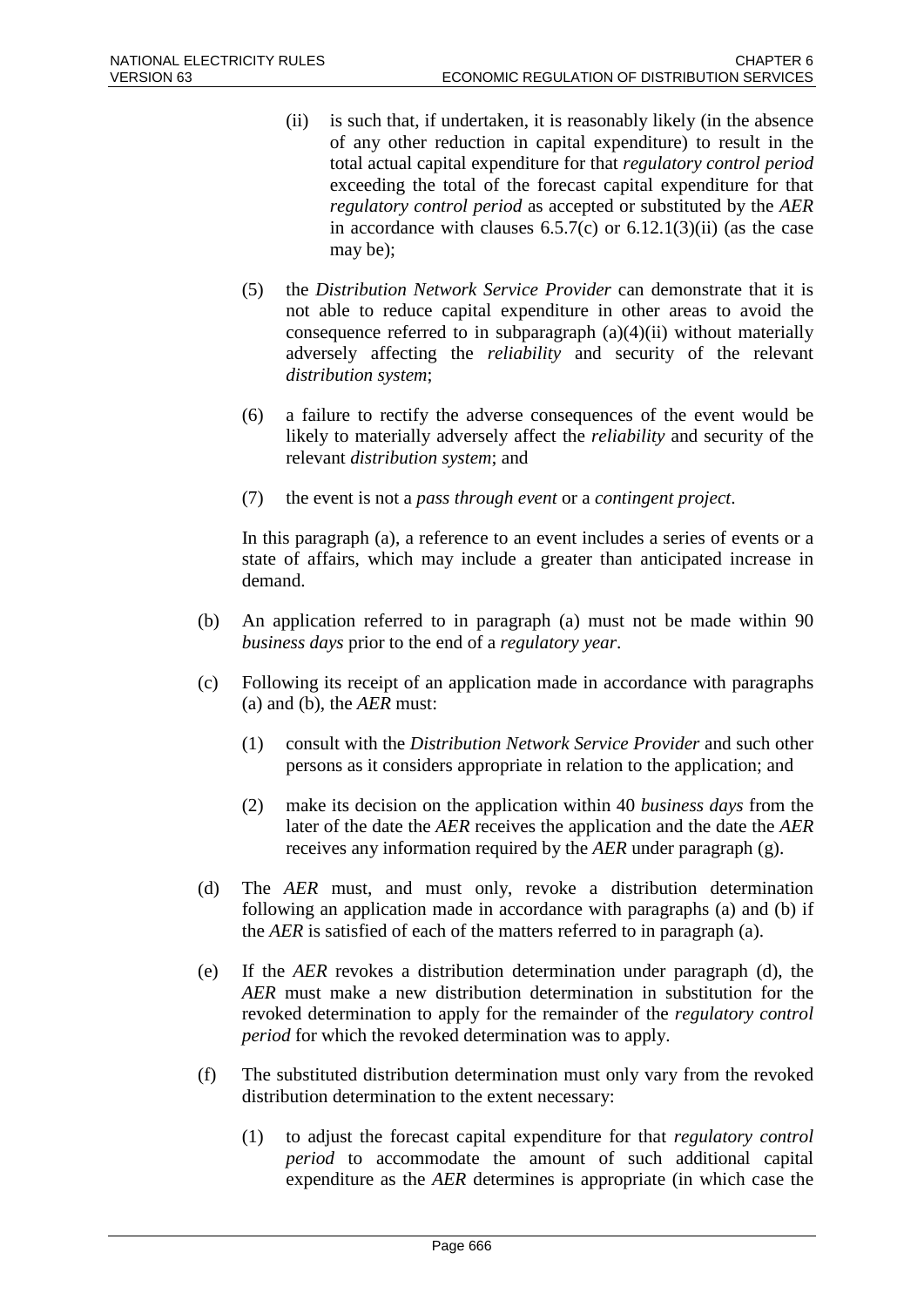(ii) is such that, if undertaken, it is reasonably likely (in the absence of any other reduction in capital expenditure) to result in the total actual capital expenditure for that *regulatory control period* exceeding the total of the forecast capital expenditure for that *regulatory control period* as accepted or substituted by the *AER* in accordance with clauses 6.5.7(c) or 6.12.1(3)(ii) (as the case may be);

(5) the *Distribution Network Service Provider* can demonstrate that it is not able to reduce capital expenditure in other areas to avoid the consequence referred to in subparagraph (a)(4)(ii) without materially adversely affecting the *reliability* and security of the relevant *distribution system*;

(6) a failure to rectify the adverse consequences of the event would be likely to materially adversely affect the *reliability* and security of the relevant *distribution system*; and

(7) the event is not a *pass through event* or a *contingent project*.

In this paragraph (a), a reference to an event includes a series of events or a state of affairs, which may include a greater than anticipated increase in demand.

(b) An application referred to in paragraph (a) must not be made within 90 *business days* prior to the end of a *regulatory year*.

(c) Following its receipt of an application made in accordance with paragraphs (a) and (b), the *AER* must:

(1) consult with the *Distribution Network Service Provider* and such other persons as it considers appropriate in relation to the application; and

(2) make its decision on the application within 40 *business days* from the later of the date the *AER* receives the application and the date the *AER* receives any information required by the *AER* under paragraph (g).

(d) The *AER* must, and must only, revoke a distribution determination following an application made in accordance with paragraphs (a) and (b) if the *AER* is satisfied of each of the matters referred to in paragraph (a).

(e) If the *AER* revokes a distribution determination under paragraph (d), the *AER* must make a new distribution determination in substitution for the revoked determination to apply for the remainder of the *regulatory control period* for which the revoked determination was to apply.

(f) The substituted distribution determination must only vary from the revoked distribution determination to the extent necessary:

(1) to adjust the forecast capital expenditure for that *regulatory control period* to accommodate the amount of such additional capital expenditure as the *AER* determines is appropriate (in which case the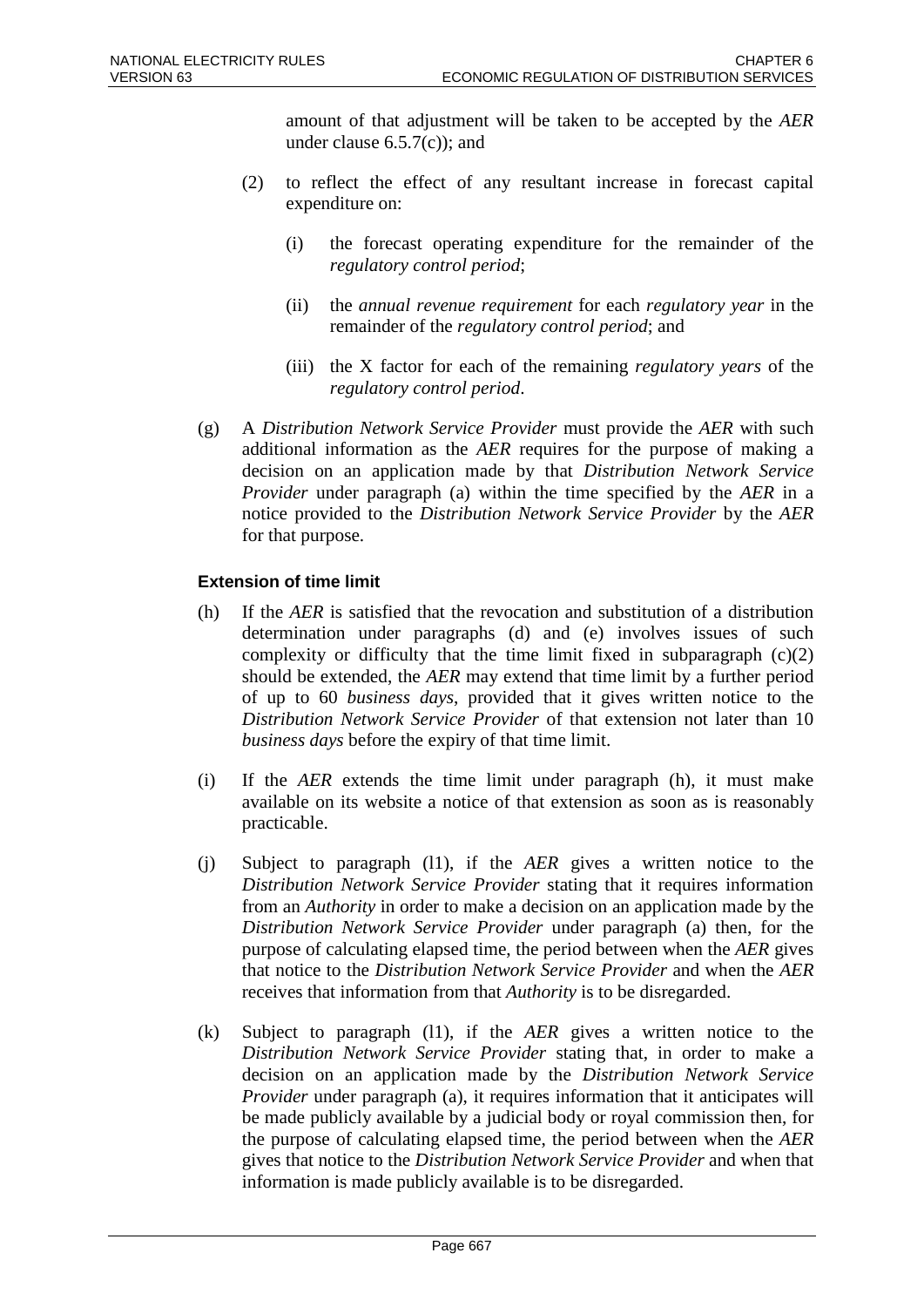amount of that adjustment will be taken to be accepted by the *AER* under clause 6.5.7(c)); and

(2) to reflect the effect of any resultant increase in forecast capital expenditure on:

(i) the forecast operating expenditure for the remainder of the *regulatory control period*;

(ii) the *annual revenue requirement* for each *regulatory year* in the remainder of the *regulatory control period*; and

(iii) the X factor for each of the remaining *regulatory years* of the *regulatory control period*.

(g) A *Distribution Network Service Provider* must provide the *AER* with such additional information as the *AER* requires for the purpose of making a decision on an application made by that *Distribution Network Service Provider* under paragraph (a) within the time specified by the *AER* in a notice provided to the *Distribution Network Service Provider* by the *AER* for that purpose.

**Extension of time limit**

(h) If the *AER* is satisfied that the revocation and substitution of a distribution determination under paragraphs (d) and (e) involves issues of such complexity or difficulty that the time limit fixed in subparagraph (c)(2) should be extended, the *AER* may extend that time limit by a further period of up to 60 *business days*, provided that it gives written notice to the *Distribution Network Service Provider* of that extension not later than 10 *business days* before the expiry of that time limit.

(i) If the *AER* extends the time limit under paragraph (h), it must make available on its website a notice of that extension as soon as is reasonably practicable.

(j) Subject to paragraph (l1), if the *AER* gives a written notice to the *Distribution Network Service Provider* stating that it requires information from an *Authority* in order to make a decision on an application made by the *Distribution Network Service Provider* under paragraph (a) then, for the purpose of calculating elapsed time, the period between when the *AER* gives that notice to the *Distribution Network Service Provider* and when the *AER* receives that information from that *Authority* is to be disregarded.

(k) Subject to paragraph (l1), if the *AER* gives a written notice to the *Distribution Network Service Provider* stating that, in order to make a decision on an application made by the *Distribution Network Service Provider* under paragraph (a), it requires information that it anticipates will be made publicly available by a judicial body or royal commission then, for the purpose of calculating elapsed time, the period between when the *AER* gives that notice to the *Distribution Network Service Provider* and when that information is made publicly available is to be disregarded.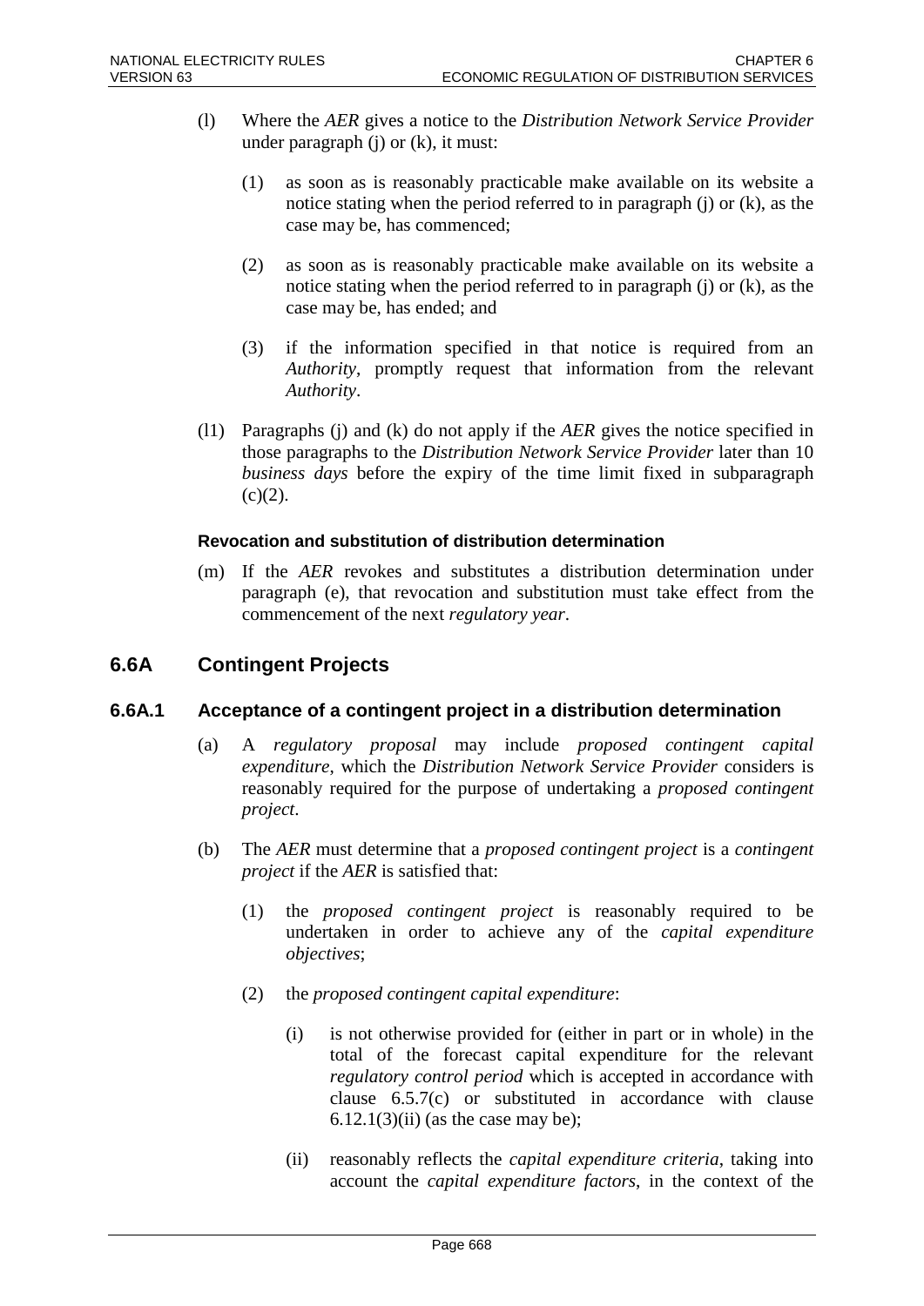(l) Where the *AER* gives a notice to the *Distribution Network Service Provider* under paragraph (j) or (k), it must:

(1) as soon as is reasonably practicable make available on its website a notice stating when the period referred to in paragraph (j) or (k), as the case may be, has commenced;

(2) as soon as is reasonably practicable make available on its website a notice stating when the period referred to in paragraph (j) or (k), as the case may be, has ended; and

(3) if the information specified in that notice is required from an *Authority*, promptly request that information from the relevant *Authority*.

(l1) Paragraphs (j) and (k) do not apply if the *AER* gives the notice specified in those paragraphs to the *Distribution Network Service Provider* later than 10 *business days* before the expiry of the time limit fixed in subparagraph (c)(2).

#### Revocation and substitution of distribution determination

(m) If the *AER* revokes and substitutes a distribution determination under paragraph (e), that revocation and substitution must take effect from the commencement of the next *regulatory year*.

## 6.6A Contingent Projects

### 6.6A.1 Acceptance of a contingent project in a distribution determination

(a) A *regulatory proposal* may include *proposed contingent capital expenditure*, which the *Distribution Network Service Provider* considers is reasonably required for the purpose of undertaking a *proposed contingent project*.

(b) The *AER* must determine that a *proposed contingent project* is a *contingent project* if the *AER* is satisfied that:

(1) the *proposed contingent project* is reasonably required to be undertaken in order to achieve any of the *capital expenditure objectives*;

(2) the *proposed contingent capital expenditure*:

(i) is not otherwise provided for (either in part or in whole) in the total of the forecast capital expenditure for the relevant *regulatory control period* which is accepted in accordance with clause 6.5.7(c) or substituted in accordance with clause 6.12.1(3)(ii) (as the case may be);

(ii) reasonably reflects the *capital expenditure criteria*, taking into account the *capital expenditure factors*, in the context of the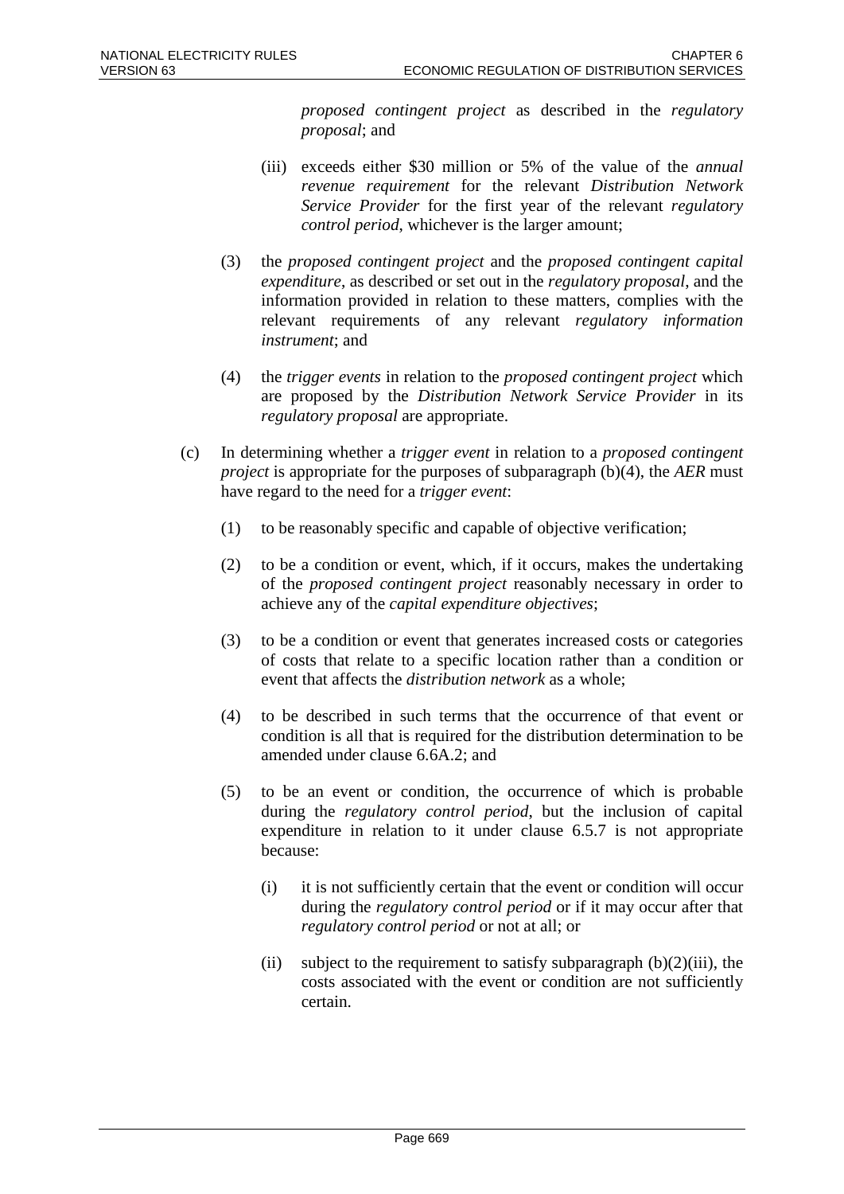*proposed contingent project* as described in the *regulatory proposal*; and

(iii) exceeds either $30 million or 5% of the value of the *annual revenue requirement* for the relevant *Distribution Network Service Provider* for the first year of the relevant *regulatory control period*, whichever is the larger amount;

(3) the *proposed contingent project* and the *proposed contingent capital expenditure*, as described or set out in the *regulatory proposal*, and the information provided in relation to these matters, complies with the relevant requirements of any relevant *regulatory information instrument*; and

(4) the *trigger events* in relation to the *proposed contingent project* which are proposed by the *Distribution Network Service Provider* in its *regulatory proposal* are appropriate.

(c) In determining whether a *trigger event* in relation to a *proposed contingent project* is appropriate for the purposes of subparagraph (b)(4), the *AER* must have regard to the need for a *trigger event*:

(1) to be reasonably specific and capable of objective verification;

(2) to be a condition or event, which, if it occurs, makes the undertaking of the *proposed contingent project* reasonably necessary in order to achieve any of the *capital expenditure objectives*;

(3) to be a condition or event that generates increased costs or categories of costs that relate to a specific location rather than a condition or event that affects the *distribution network* as a whole;

(4) to be described in such terms that the occurrence of that event or condition is all that is required for the distribution determination to be amended under clause 6.6A.2; and

(5) to be an event or condition, the occurrence of which is probable during the *regulatory control period*, but the inclusion of capital expenditure in relation to it under clause 6.5.7 is not appropriate because:

(i) it is not sufficiently certain that the event or condition will occur during the *regulatory control period* or if it may occur after that *regulatory control period* or not at all; or

(ii) subject to the requirement to satisfy subparagraph (b)(2)(iii), the costs associated with the event or condition are not sufficiently certain.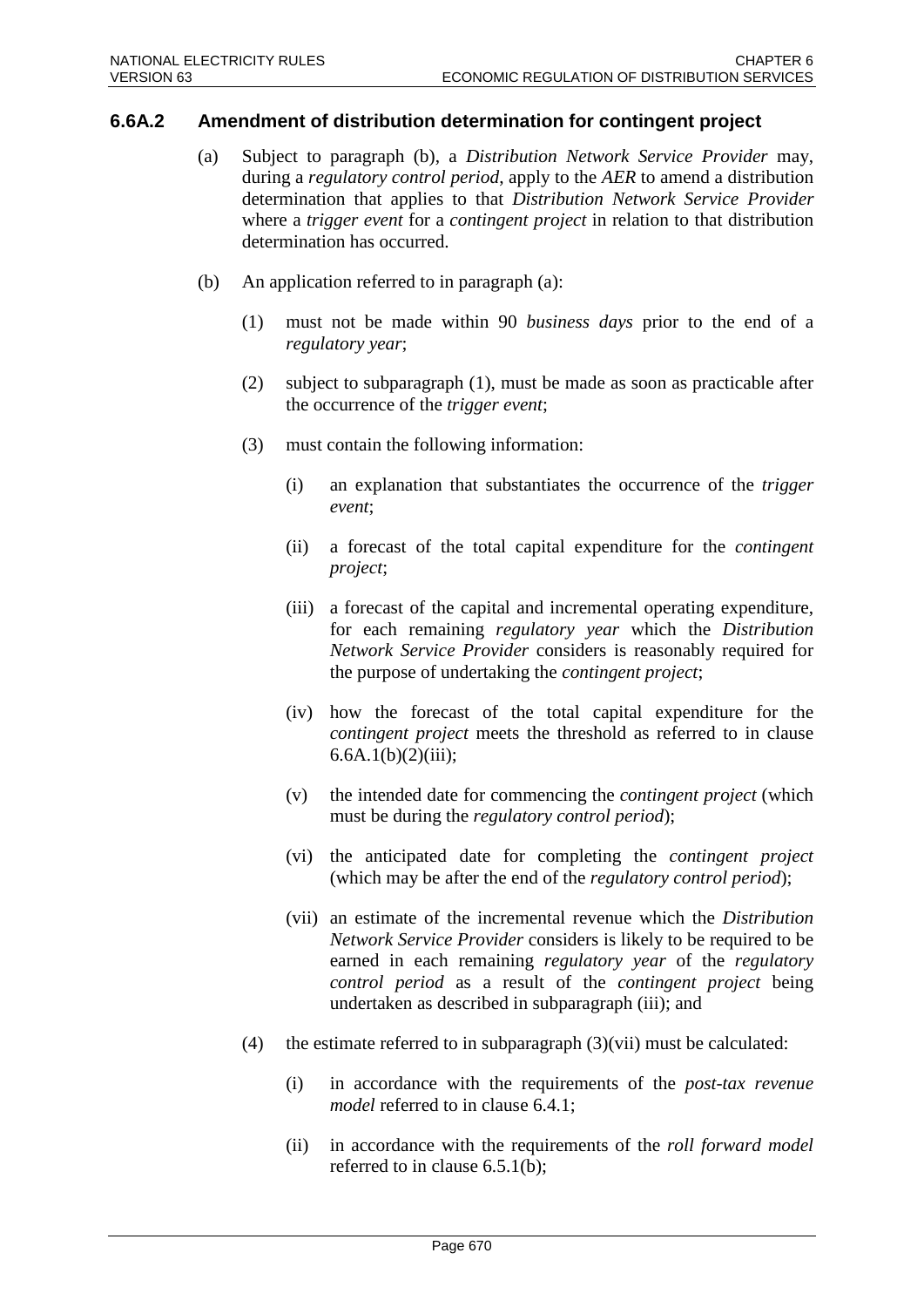### 6.6A.2 Amendment of distribution determination for contingent project

(a) Subject to paragraph (b), a *Distribution Network Service Provider* may, during a *regulatory control period*, apply to the *AER* to amend a distribution determination that applies to that *Distribution Network Service Provider* where a *trigger event* for a *contingent project* in relation to that distribution determination has occurred.

(b) An application referred to in paragraph (a):

(1) must not be made within 90 *business days* prior to the end of a *regulatory year*;

(2) subject to subparagraph (1), must be made as soon as practicable after the occurrence of the *trigger event*;

(3) must contain the following information:

(i) an explanation that substantiates the occurrence of the *trigger event*;

(ii) a forecast of the total capital expenditure for the *contingent project*;

(iii) a forecast of the capital and incremental operating expenditure, for each remaining *regulatory year* which the *Distribution Network Service Provider* considers is reasonably required for the purpose of undertaking the *contingent project*;

(iv) how the forecast of the total capital expenditure for the *contingent project* meets the threshold as referred to in clause 6.6A.1(b)(2)(iii);

(v) the intended date for commencing the *contingent project* (which must be during the *regulatory control period*);

(vi) the anticipated date for completing the *contingent project* (which may be after the end of the *regulatory control period*);

(vii) an estimate of the incremental revenue which the *Distribution Network Service Provider* considers is likely to be required to be earned in each remaining *regulatory year* of the *regulatory control period* as a result of the *contingent project* being undertaken as described in subparagraph (iii); and

(4) the estimate referred to in subparagraph (3)(vii) must be calculated:

(i) in accordance with the requirements of the *post-tax revenue model* referred to in clause 6.4.1;

(ii) in accordance with the requirements of the *roll forward model* referred to in clause 6.5.1(b);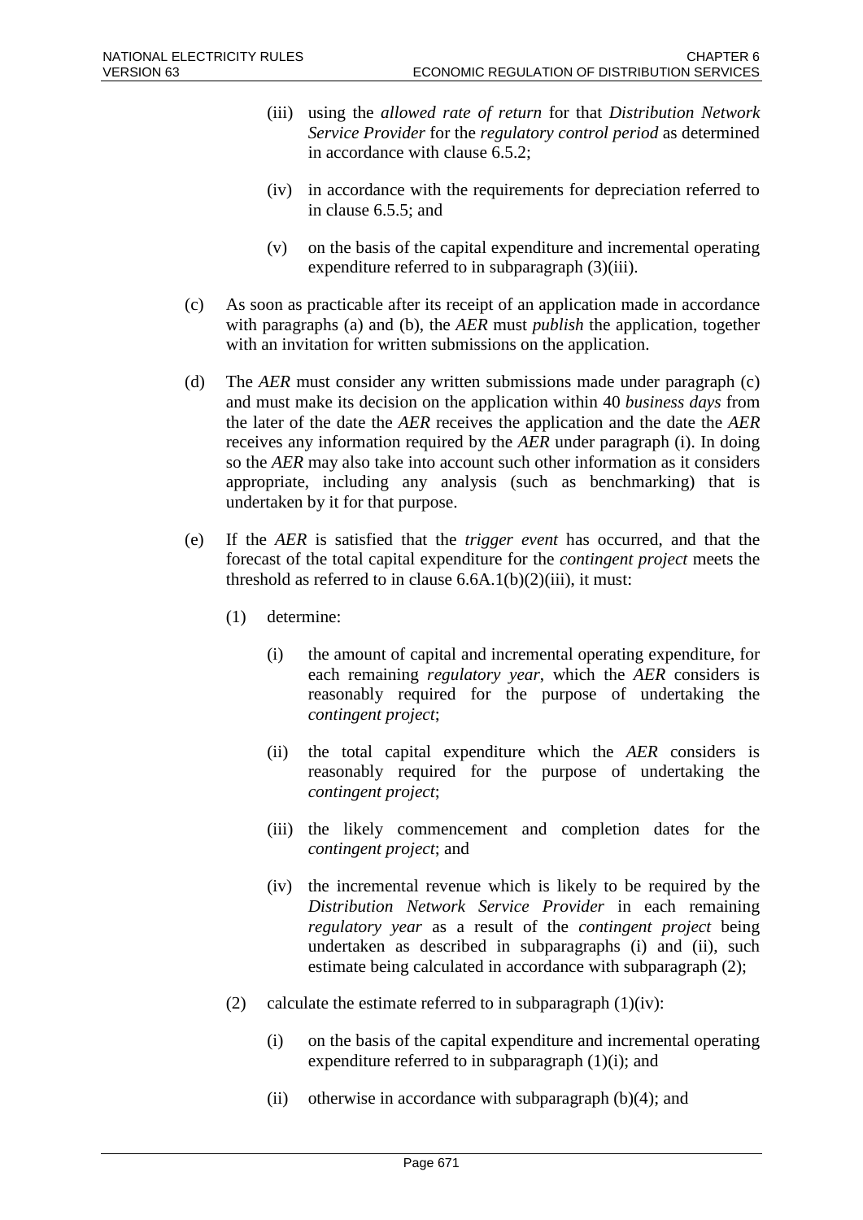(iii) using the *allowed rate of return* for that *Distribution Network Service Provider* for the *regulatory control period* as determined in accordance with clause 6.5.2;

(iv) in accordance with the requirements for depreciation referred to in clause 6.5.5; and

(v) on the basis of the capital expenditure and incremental operating expenditure referred to in subparagraph (3)(iii).

(c) As soon as practicable after its receipt of an application made in accordance with paragraphs (a) and (b), the *AER* must *publish* the application, together with an invitation for written submissions on the application.

(d) The *AER* must consider any written submissions made under paragraph (c) and must make its decision on the application within 40 *business days* from the later of the date the *AER* receives the application and the date the *AER* receives any information required by the *AER* under paragraph (i). In doing so the *AER* may also take into account such other information as it considers appropriate, including any analysis (such as benchmarking) that is undertaken by it for that purpose.

(e) If the *AER* is satisfied that the *trigger event* has occurred, and that the forecast of the total capital expenditure for the *contingent project* meets the threshold as referred to in clause 6.6A.1(b)(2)(iii), it must:

(1) determine:

(i) the amount of capital and incremental operating expenditure, for each remaining *regulatory year*, which the *AER* considers is reasonably required for the purpose of undertaking the *contingent project*;

(ii) the total capital expenditure which the *AER* considers is reasonably required for the purpose of undertaking the *contingent project*;

(iii) the likely commencement and completion dates for the *contingent project*; and

(iv) the incremental revenue which is likely to be required by the *Distribution Network Service Provider* in each remaining *regulatory year* as a result of the *contingent project* being undertaken as described in subparagraphs (i) and (ii), such estimate being calculated in accordance with subparagraph (2);

(2) calculate the estimate referred to in subparagraph (1)(iv):

(i) on the basis of the capital expenditure and incremental operating expenditure referred to in subparagraph (1)(i); and

(ii) otherwise in accordance with subparagraph (b)(4); and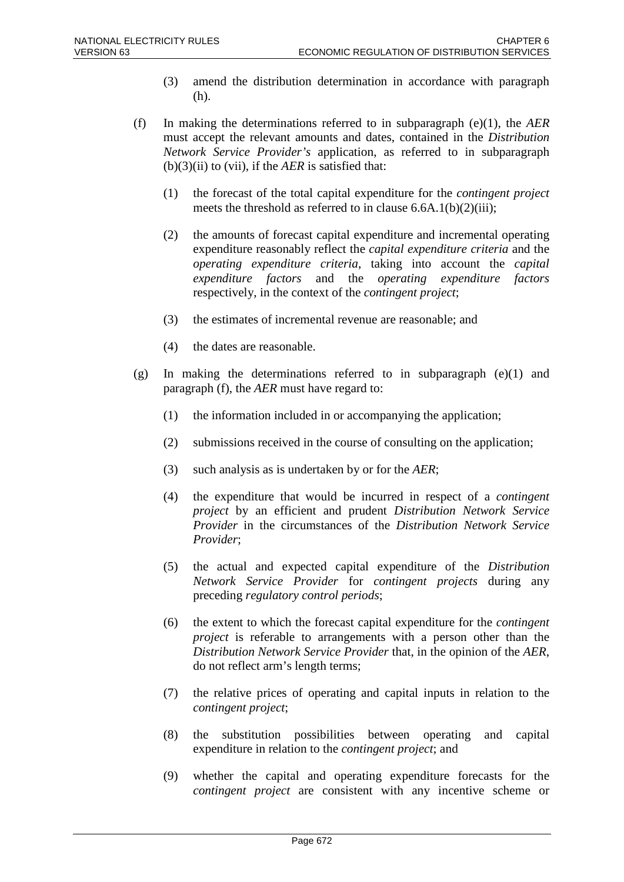(3) amend the distribution determination in accordance with paragraph (h).

(f) In making the determinations referred to in subparagraph (e)(1), the *AER* must accept the relevant amounts and dates, contained in the *Distribution Network Service Provider's* application, as referred to in subparagraph (b)(3)(ii) to (vii), if the *AER* is satisfied that:

(1) the forecast of the total capital expenditure for the *contingent project* meets the threshold as referred to in clause 6.6A.1(b)(2)(iii);

(2) the amounts of forecast capital expenditure and incremental operating expenditure reasonably reflect the *capital expenditure criteria* and the *operating expenditure criteria*, taking into account the *capital expenditure factors* and the *operating expenditure factors* respectively, in the context of the *contingent project*;

(3) the estimates of incremental revenue are reasonable; and

(4) the dates are reasonable.

(g) In making the determinations referred to in subparagraph (e)(1) and paragraph (f), the *AER* must have regard to:

(1) the information included in or accompanying the application;

(2) submissions received in the course of consulting on the application;

(3) such analysis as is undertaken by or for the *AER*;

(4) the expenditure that would be incurred in respect of a *contingent project* by an efficient and prudent *Distribution Network Service Provider* in the circumstances of the *Distribution Network Service Provider*;

(5) the actual and expected capital expenditure of the *Distribution Network Service Provider* for *contingent projects* during any preceding *regulatory control periods*;

(6) the extent to which the forecast capital expenditure for the *contingent project* is referable to arrangements with a person other than the *Distribution Network Service Provider* that, in the opinion of the *AER*, do not reflect arm's length terms;

(7) the relative prices of operating and capital inputs in relation to the *contingent project*;

(8) the substitution possibilities between operating and capital expenditure in relation to the *contingent project*; and

(9) whether the capital and operating expenditure forecasts for the *contingent project* are consistent with any incentive scheme or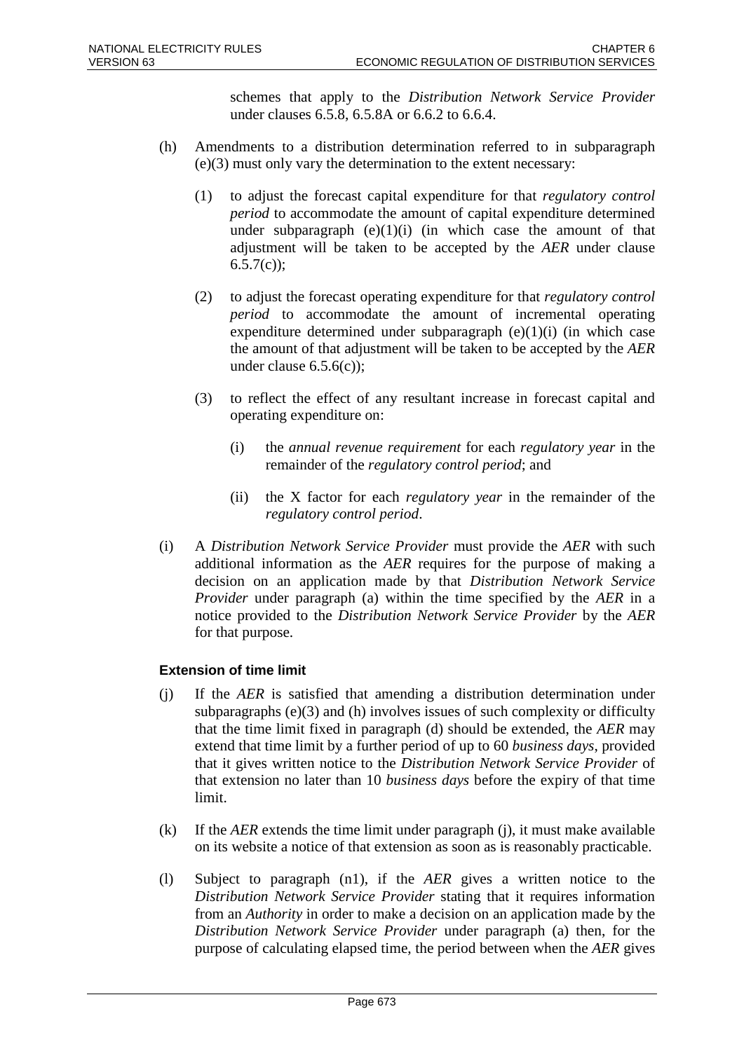schemes that apply to the *Distribution Network Service Provider* under clauses 6.5.8, 6.5.8A or 6.6.2 to 6.6.4.

(h) Amendments to a distribution determination referred to in subparagraph (e)(3) must only vary the determination to the extent necessary:

   (1) to adjust the forecast capital expenditure for that *regulatory control period* to accommodate the amount of capital expenditure determined under subparagraph (e)(1)(i) (in which case the amount of that adjustment will be taken to be accepted by the *AER* under clause 6.5.7(c));

   (2) to adjust the forecast operating expenditure for that *regulatory control period* to accommodate the amount of incremental operating expenditure determined under subparagraph (e)(1)(i) (in which case the amount of that adjustment will be taken to be accepted by the *AER* under clause 6.5.6(c));

   (3) to reflect the effect of any resultant increase in forecast capital and operating expenditure on:

      (i) the *annual revenue requirement* for each *regulatory year* in the remainder of the *regulatory control period*; and

      (ii) the X factor for each *regulatory year* in the remainder of the *regulatory control period*.

(i) A *Distribution Network Service Provider* must provide the *AER* with such additional information as the *AER* requires for the purpose of making a decision on an application made by that *Distribution Network Service Provider* under paragraph (a) within the time specified by the *AER* in a notice provided to the *Distribution Network Service Provider* by the *AER* for that purpose.

**Extension of time limit**

(j) If the *AER* is satisfied that amending a distribution determination under subparagraphs (e)(3) and (h) involves issues of such complexity or difficulty that the time limit fixed in paragraph (d) should be extended, the *AER* may extend that time limit by a further period of up to 60 *business days*, provided that it gives written notice to the *Distribution Network Service Provider* of that extension no later than 10 *business days* before the expiry of that time limit.

(k) If the *AER* extends the time limit under paragraph (j), it must make available on its website a notice of that extension as soon as is reasonably practicable.

(l) Subject to paragraph (n1), if the *AER* gives a written notice to the *Distribution Network Service Provider* stating that it requires information from an *Authority* in order to make a decision on an application made by the *Distribution Network Service Provider* under paragraph (a) then, for the purpose of calculating elapsed time, the period between when the *AER* gives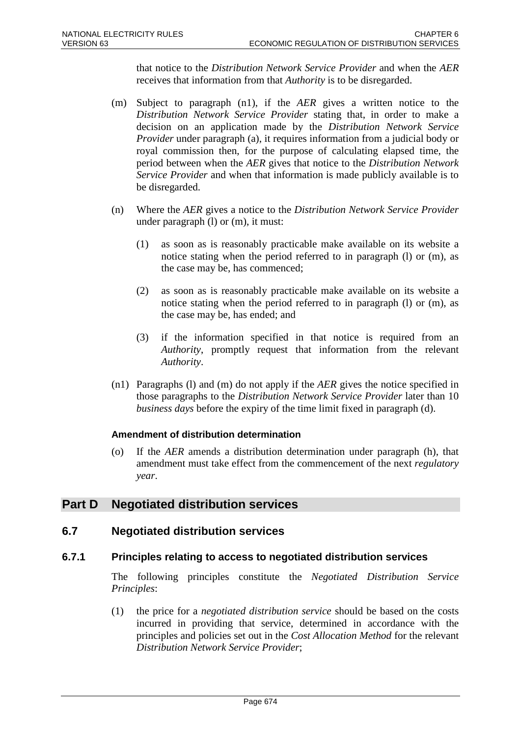that notice to the *Distribution Network Service Provider* and when the *AER* receives that information from that *Authority* is to be disregarded.

(m) Subject to paragraph (n1), if the *AER* gives a written notice to the *Distribution Network Service Provider* stating that, in order to make a decision on an application made by the *Distribution Network Service Provider* under paragraph (a), it requires information from a judicial body or royal commission then, for the purpose of calculating elapsed time, the period between when the *AER* gives that notice to the *Distribution Network Service Provider* and when that information is made publicly available is to be disregarded.

(n) Where the *AER* gives a notice to the *Distribution Network Service Provider* under paragraph (l) or (m), it must:

(1) as soon as is reasonably practicable make available on its website a notice stating when the period referred to in paragraph (l) or (m), as the case may be, has commenced;

(2) as soon as is reasonably practicable make available on its website a notice stating when the period referred to in paragraph (l) or (m), as the case may be, has ended; and

(3) if the information specified in that notice is required from an *Authority*, promptly request that information from the relevant *Authority*.

(n1) Paragraphs (l) and (m) do not apply if the *AER* gives the notice specified in those paragraphs to the *Distribution Network Service Provider* later than 10 *business days* before the expiry of the time limit fixed in paragraph (d).

#### Amendment of distribution determination

(o) If the *AER* amends a distribution determination under paragraph (h), that amendment must take effect from the commencement of the next *regulatory year*.

# Part D Negotiated distribution services

## 6.7 Negotiated distribution services

### 6.7.1 Principles relating to access to negotiated distribution services

The following principles constitute the *Negotiated Distribution Service Principles*:

(1) the price for a *negotiated distribution service* should be based on the costs incurred in providing that service, determined in accordance with the principles and policies set out in the *Cost Allocation Method* for the relevant *Distribution Network Service Provider*;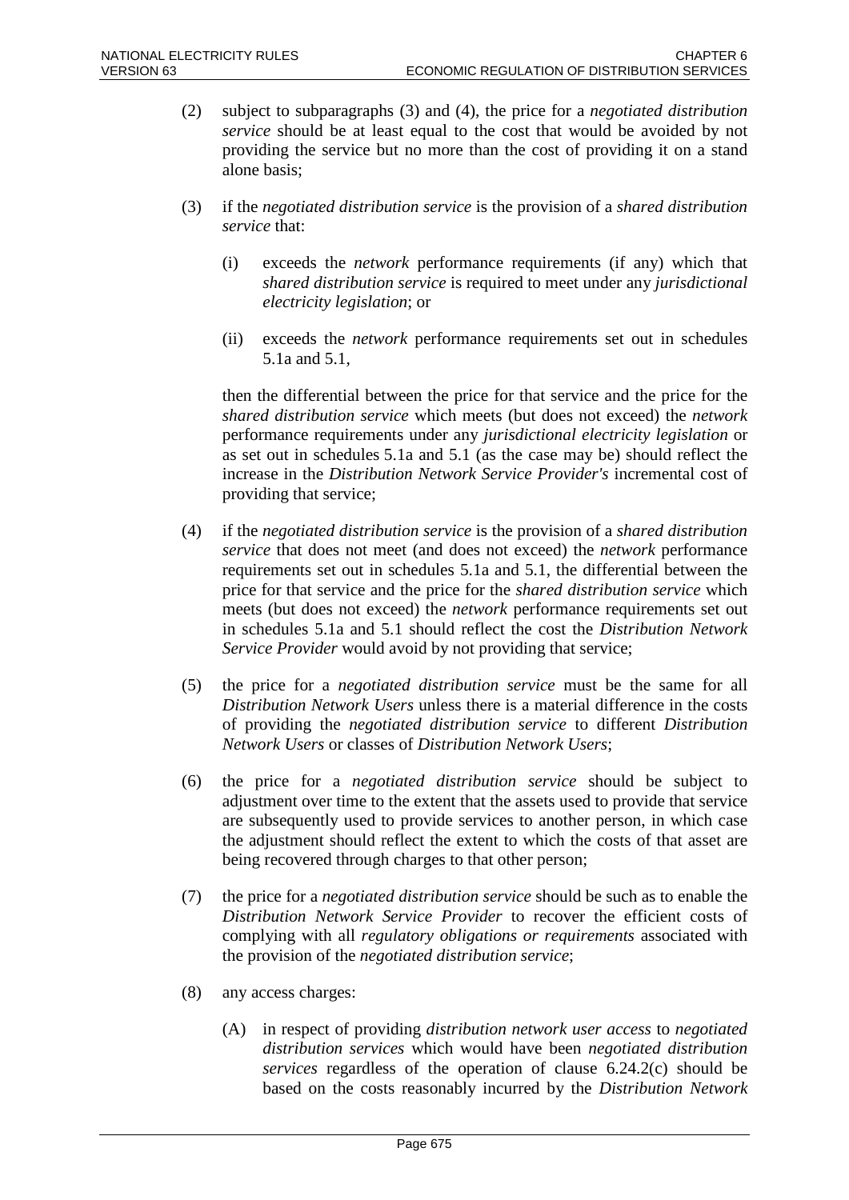(2) subject to subparagraphs (3) and (4), the price for a *negotiated distribution service* should be at least equal to the cost that would be avoided by not providing the service but no more than the cost of providing it on a stand alone basis;

(3) if the *negotiated distribution service* is the provision of a *shared distribution service* that:

   (i) exceeds the *network* performance requirements (if any) which that *shared distribution service* is required to meet under any *jurisdictional electricity legislation*; or

   (ii) exceeds the *network* performance requirements set out in schedules 5.1a and 5.1,

   then the differential between the price for that service and the price for the *shared distribution service* which meets (but does not exceed) the *network* performance requirements under any *jurisdictional electricity legislation* or as set out in schedules 5.1a and 5.1 (as the case may be) should reflect the increase in the *Distribution Network Service Provider's* incremental cost of providing that service;

(4) if the *negotiated distribution service* is the provision of a *shared distribution service* that does not meet (and does not exceed) the *network* performance requirements set out in schedules 5.1a and 5.1, the differential between the price for that service and the price for the *shared distribution service* which meets (but does not exceed) the *network* performance requirements set out in schedules 5.1a and 5.1 should reflect the cost the *Distribution Network Service Provider* would avoid by not providing that service;

(5) the price for a *negotiated distribution service* must be the same for all *Distribution Network Users* unless there is a material difference in the costs of providing the *negotiated distribution service* to different *Distribution Network Users* or classes of *Distribution Network Users*;

(6) the price for a *negotiated distribution service* should be subject to adjustment over time to the extent that the assets used to provide that service are subsequently used to provide services to another person, in which case the adjustment should reflect the extent to which the costs of that asset are being recovered through charges to that other person;

(7) the price for a *negotiated distribution service* should be such as to enable the *Distribution Network Service Provider* to recover the efficient costs of complying with all *regulatory obligations or requirements* associated with the provision of the *negotiated distribution service*;

(8) any access charges:

   (A) in respect of providing *distribution network user access* to *negotiated distribution services* which would have been *negotiated distribution services* regardless of the operation of clause 6.24.2(c) should be based on the costs reasonably incurred by the *Distribution Network*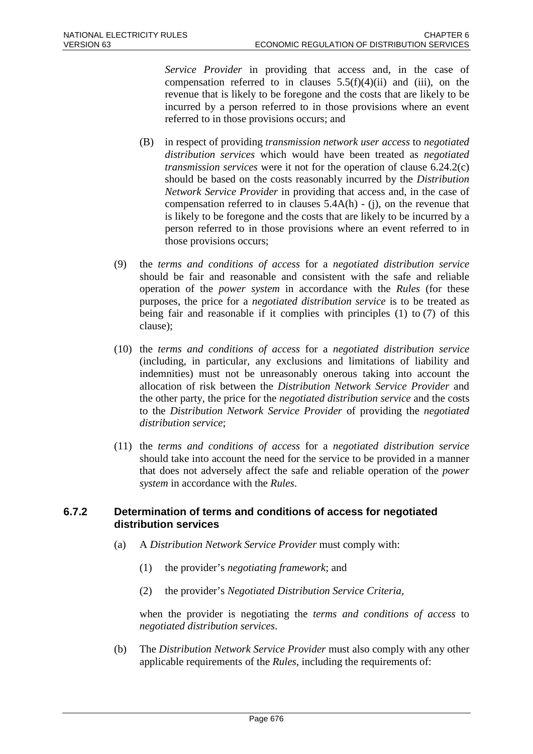*Service Provider* in providing that access and, in the case of compensation referred to in clauses 5.5(f)(4)(ii) and (iii), on the revenue that is likely to be foregone and the costs that are likely to be incurred by a person referred to in those provisions where an event referred to in those provisions occurs; and

(B) in respect of providing *transmission network user access* to *negotiated distribution services* which would have been treated as *negotiated transmission services* were it not for the operation of clause 6.24.2(c) should be based on the costs reasonably incurred by the *Distribution Network Service Provider* in providing that access and, in the case of compensation referred to in clauses 5.4A(h) - (j), on the revenue that is likely to be foregone and the costs that are likely to be incurred by a person referred to in those provisions where an event referred to in those provisions occurs;

(9) the *terms and conditions of access* for a *negotiated distribution service* should be fair and reasonable and consistent with the safe and reliable operation of the *power system* in accordance with the *Rules* (for these purposes, the price for a *negotiated distribution service* is to be treated as being fair and reasonable if it complies with principles (1) to (7) of this clause);

(10) the *terms and conditions of access* for a *negotiated distribution service* (including, in particular, any exclusions and limitations of liability and indemnities) must not be unreasonably onerous taking into account the allocation of risk between the *Distribution Network Service Provider* and the other party, the price for the *negotiated distribution service* and the costs to the *Distribution Network Service Provider* of providing the *negotiated distribution service*;

(11) the *terms and conditions of access* for a *negotiated distribution service* should take into account the need for the service to be provided in a manner that does not adversely affect the safe and reliable operation of the *power system* in accordance with the *Rules*.

### 6.7.2 Determination of terms and conditions of access for negotiated distribution services

(a) A *Distribution Network Service Provider* must comply with:

(1) the provider's *negotiating framework*; and

(2) the provider's *Negotiated Distribution Service Criteria*,

when the provider is negotiating the *terms and conditions of access* to *negotiated distribution services*.

(b) The *Distribution Network Service Provider* must also comply with any other applicable requirements of the *Rules*, including the requirements of: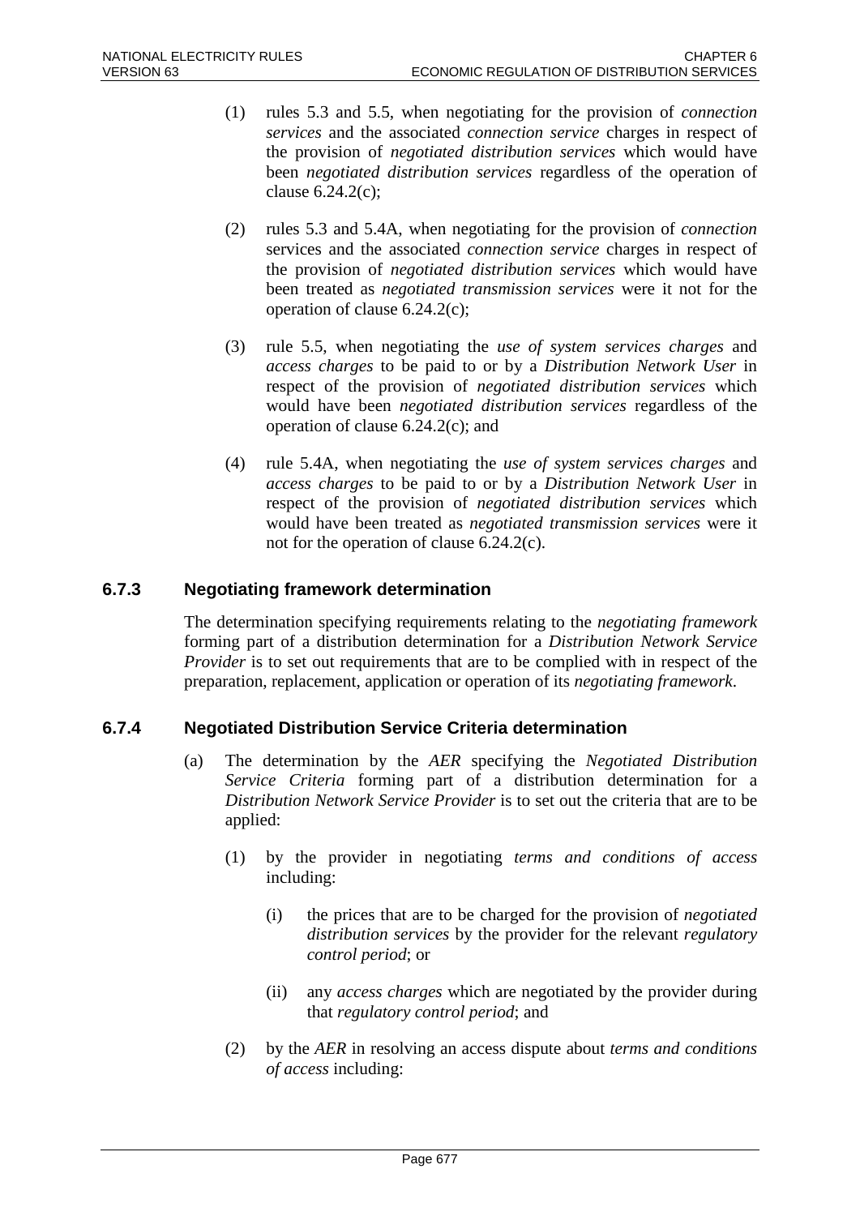(1) rules 5.3 and 5.5, when negotiating for the provision of *connection services* and the associated *connection service* charges in respect of the provision of *negotiated distribution services* which would have been *negotiated distribution services* regardless of the operation of clause 6.24.2(c);

(2) rules 5.3 and 5.4A, when negotiating for the provision of *connection* services and the associated *connection service* charges in respect of the provision of *negotiated distribution services* which would have been treated as *negotiated transmission services* were it not for the operation of clause 6.24.2(c);

(3) rule 5.5, when negotiating the *use of system services charges* and *access charges* to be paid to or by a *Distribution Network User* in respect of the provision of *negotiated distribution services* which would have been *negotiated distribution services* regardless of the operation of clause 6.24.2(c); and

(4) rule 5.4A, when negotiating the *use of system services charges* and *access charges* to be paid to or by a *Distribution Network User* in respect of the provision of *negotiated distribution services* which would have been treated as *negotiated transmission services* were it not for the operation of clause 6.24.2(c).

### 6.7.3 Negotiating framework determination

The determination specifying requirements relating to the *negotiating framework* forming part of a distribution determination for a *Distribution Network Service Provider* is to set out requirements that are to be complied with in respect of the preparation, replacement, application or operation of its *negotiating framework*.

### 6.7.4 Negotiated Distribution Service Criteria determination

(a) The determination by the *AER* specifying the *Negotiated Distribution Service Criteria* forming part of a distribution determination for a *Distribution Network Service Provider* is to set out the criteria that are to be applied:

(1) by the provider in negotiating *terms and conditions of access* including:

(i) the prices that are to be charged for the provision of *negotiated distribution services* by the provider for the relevant *regulatory control period*; or

(ii) any *access charges* which are negotiated by the provider during that *regulatory control period*; and

(2) by the *AER* in resolving an access dispute about *terms and conditions of access* including: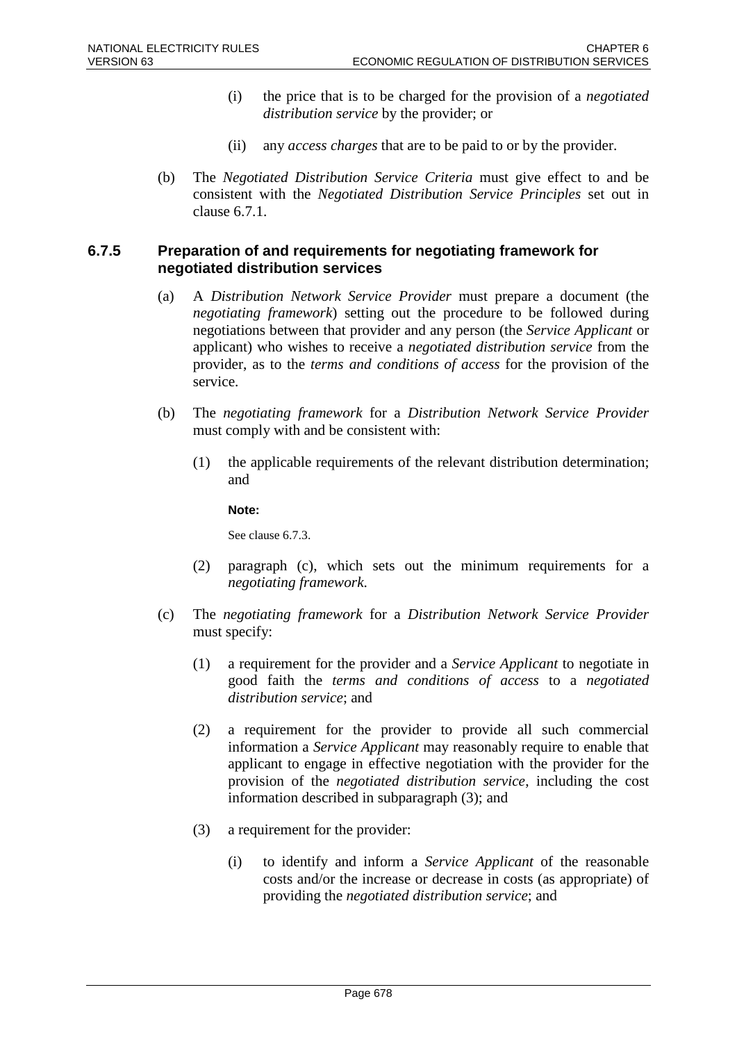(i) the price that is to be charged for the provision of a *negotiated distribution service* by the provider; or

(ii) any *access charges* that are to be paid to or by the provider.

(b) The *Negotiated Distribution Service Criteria* must give effect to and be consistent with the *Negotiated Distribution Service Principles* set out in clause 6.7.1.

### 6.7.5 Preparation of and requirements for negotiating framework for negotiated distribution services

(a) A *Distribution Network Service Provider* must prepare a document (the *negotiating framework*) setting out the procedure to be followed during negotiations between that provider and any person (the *Service Applicant* or applicant) who wishes to receive a *negotiated distribution service* from the provider, as to the *terms and conditions of access* for the provision of the service.

(b) The *negotiating framework* for a *Distribution Network Service Provider* must comply with and be consistent with:

(1) the applicable requirements of the relevant distribution determination; and

**Note:**

See clause 6.7.3.

(2) paragraph (c), which sets out the minimum requirements for a *negotiating framework*.

(c) The *negotiating framework* for a *Distribution Network Service Provider* must specify:

(1) a requirement for the provider and a *Service Applicant* to negotiate in good faith the *terms and conditions of access* to a *negotiated distribution service*; and

(2) a requirement for the provider to provide all such commercial information a *Service Applicant* may reasonably require to enable that applicant to engage in effective negotiation with the provider for the provision of the *negotiated distribution service*, including the cost information described in subparagraph (3); and

(3) a requirement for the provider:

(i) to identify and inform a *Service Applicant* of the reasonable costs and/or the increase or decrease in costs (as appropriate) of providing the *negotiated distribution service*; and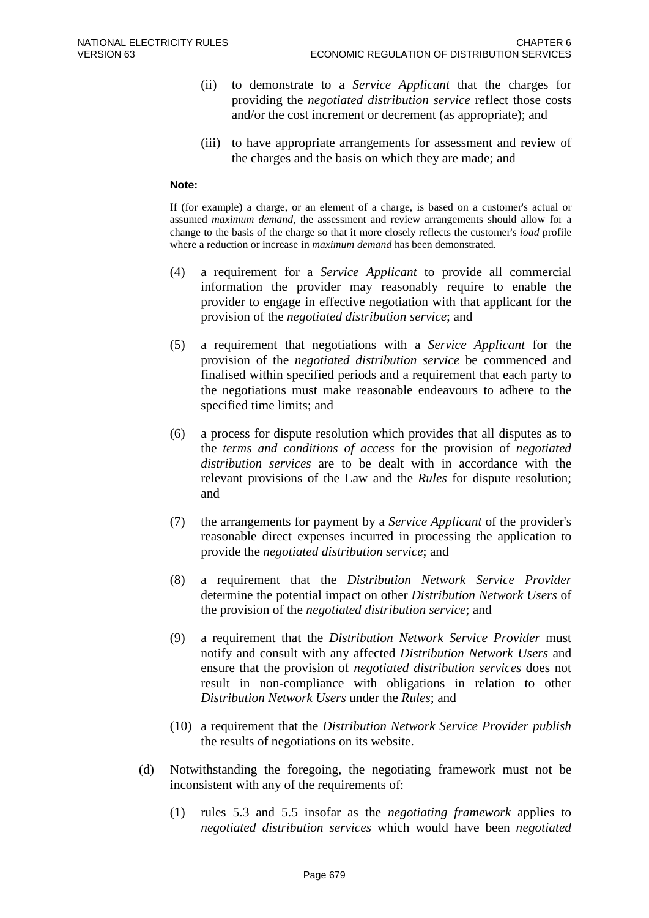(ii) to demonstrate to a *Service Applicant* that the charges for providing the *negotiated distribution service* reflect those costs and/or the cost increment or decrement (as appropriate); and

(iii) to have appropriate arrangements for assessment and review of the charges and the basis on which they are made; and

**Note:**

If (for example) a charge, or an element of a charge, is based on a customer's actual or assumed *maximum demand*, the assessment and review arrangements should allow for a change to the basis of the charge so that it more closely reflects the customer's *load* profile where a reduction or increase in *maximum demand* has been demonstrated.

(4) a requirement for a *Service Applicant* to provide all commercial information the provider may reasonably require to enable the provider to engage in effective negotiation with that applicant for the provision of the *negotiated distribution service*; and

(5) a requirement that negotiations with a *Service Applicant* for the provision of the *negotiated distribution service* be commenced and finalised within specified periods and a requirement that each party to the negotiations must make reasonable endeavours to adhere to the specified time limits; and

(6) a process for dispute resolution which provides that all disputes as to the *terms and conditions of access* for the provision of *negotiated distribution services* are to be dealt with in accordance with the relevant provisions of the Law and the *Rules* for dispute resolution; and

(7) the arrangements for payment by a *Service Applicant* of the provider's reasonable direct expenses incurred in processing the application to provide the *negotiated distribution service*; and

(8) a requirement that the *Distribution Network Service Provider* determine the potential impact on other *Distribution Network Users* of the provision of the *negotiated distribution service*; and

(9) a requirement that the *Distribution Network Service Provider* must notify and consult with any affected *Distribution Network Users* and ensure that the provision of *negotiated distribution services* does not result in non-compliance with obligations in relation to other *Distribution Network Users* under the *Rules*; and

(10) a requirement that the *Distribution Network Service Provider publish* the results of negotiations on its website.

(d) Notwithstanding the foregoing, the negotiating framework must not be inconsistent with any of the requirements of:

(1) rules 5.3 and 5.5 insofar as the *negotiating framework* applies to *negotiated distribution services* which would have been *negotiated*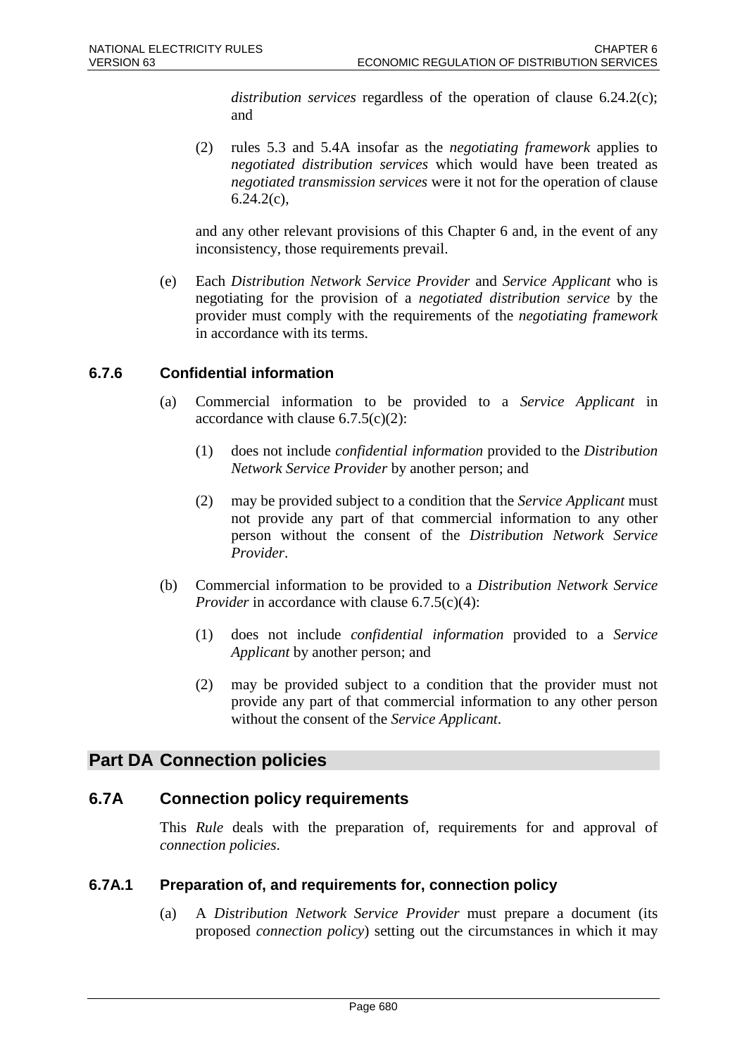*distribution services* regardless of the operation of clause 6.24.2(c); and

(2) rules 5.3 and 5.4A insofar as the *negotiating framework* applies to *negotiated distribution services* which would have been treated as *negotiated transmission services* were it not for the operation of clause 6.24.2(c),

and any other relevant provisions of this Chapter 6 and, in the event of any inconsistency, those requirements prevail.

(e) Each *Distribution Network Service Provider* and *Service Applicant* who is negotiating for the provision of a *negotiated distribution service* by the provider must comply with the requirements of the *negotiating framework* in accordance with its terms.

### 6.7.6 Confidential information

(a) Commercial information to be provided to a *Service Applicant* in accordance with clause 6.7.5(c)(2):

(1) does not include *confidential information* provided to the *Distribution Network Service Provider* by another person; and

(2) may be provided subject to a condition that the *Service Applicant* must not provide any part of that commercial information to any other person without the consent of the *Distribution Network Service Provider*.

(b) Commercial information to be provided to a *Distribution Network Service Provider* in accordance with clause 6.7.5(c)(4):

(1) does not include *confidential information* provided to a *Service Applicant* by another person; and

(2) may be provided subject to a condition that the provider must not provide any part of that commercial information to any other person without the consent of the *Service Applicant*.

# Part DA Connection policies

## 6.7A Connection policy requirements

This *Rule* deals with the preparation of, requirements for and approval of *connection policies*.

### 6.7A.1 Preparation of, and requirements for, connection policy

(a) A *Distribution Network Service Provider* must prepare a document (its proposed *connection policy*) setting out the circumstances in which it may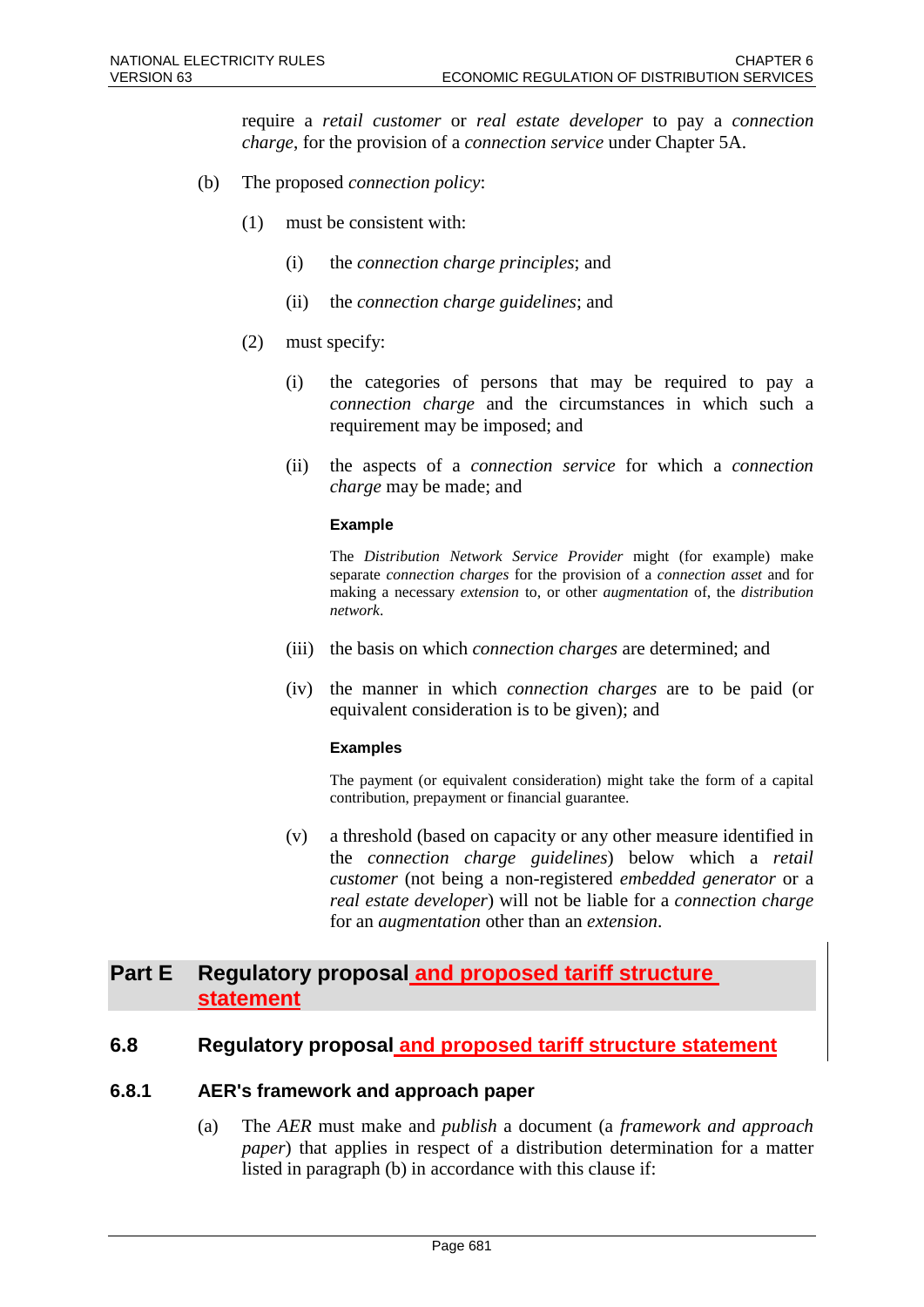require a *retail customer* or *real estate developer* to pay a *connection charge*, for the provision of a *connection service* under Chapter 5A.

(b) The proposed *connection policy*:

(1) must be consistent with:

(i) the *connection charge principles*; and

(ii) the *connection charge guidelines*; and

(2) must specify:

(i) the categories of persons that may be required to pay a *connection charge* and the circumstances in which such a requirement may be imposed; and

(ii) the aspects of a *connection service* for which a *connection charge* may be made; and

**Example**

The *Distribution Network Service Provider* might (for example) make separate *connection charges* for the provision of a *connection asset* and for making a necessary *extension* to, or other *augmentation* of, the *distribution network*.

(iii) the basis on which *connection charges* are determined; and

(iv) the manner in which *connection charges* are to be paid (or equivalent consideration is to be given); and

**Examples**

The payment (or equivalent consideration) might take the form of a capital contribution, prepayment or financial guarantee.

(v) a threshold (based on capacity or any other measure identified in the *connection charge guidelines*) below which a *retail customer* (not being a non-registered *embedded generator* or a *real estate developer*) will not be liable for a *connection charge* for an *augmentation* other than an *extension*.

# Part E Regulatory proposal and proposed tariff structure statement

## 6.8 Regulatory proposal and proposed tariff structure statement

### 6.8.1 AER's framework and approach paper

(a) The *AER* must make and *publish* a document (a *framework and approach paper*) that applies in respect of a distribution determination for a matter listed in paragraph (b) in accordance with this clause if: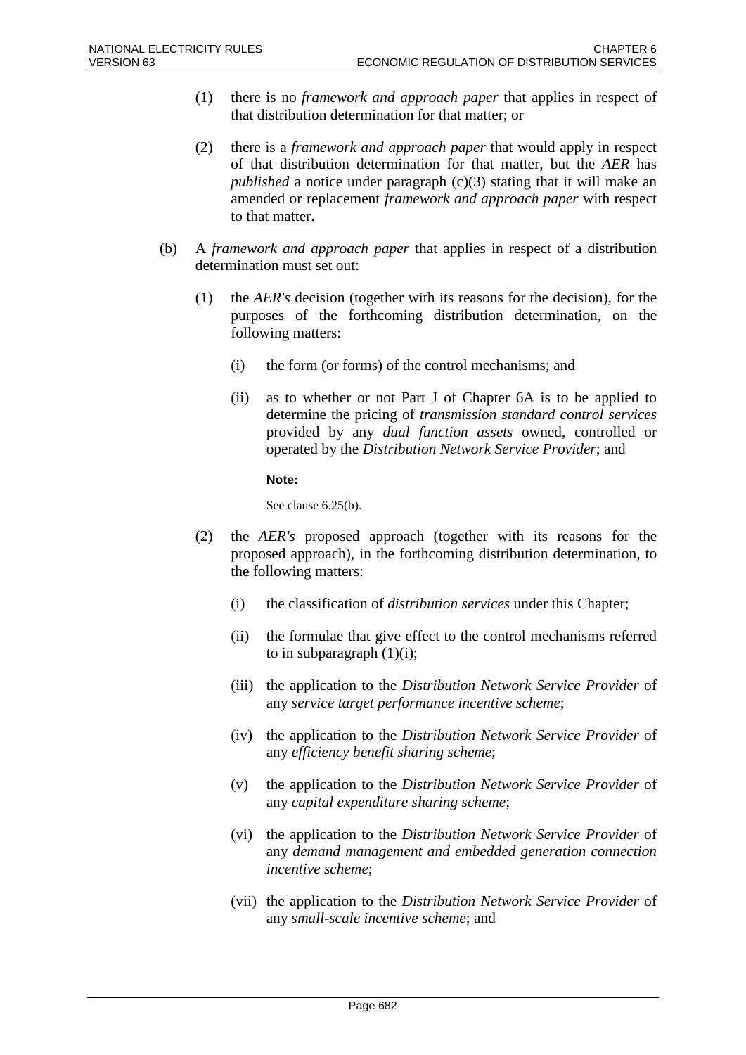(1) there is no *framework and approach paper* that applies in respect of that distribution determination for that matter; or

(2) there is a *framework and approach paper* that would apply in respect of that distribution determination for that matter, but the *AER* has *published* a notice under paragraph (c)(3) stating that it will make an amended or replacement *framework and approach paper* with respect to that matter.

(b) A *framework and approach paper* that applies in respect of a distribution determination must set out:

(1) the *AER's* decision (together with its reasons for the decision), for the purposes of the forthcoming distribution determination, on the following matters:

(i) the form (or forms) of the control mechanisms; and

(ii) as to whether or not Part J of Chapter 6A is to be applied to determine the pricing of *transmission standard control services* provided by any *dual function assets* owned, controlled or operated by the *Distribution Network Service Provider*; and

**Note:**

See clause 6.25(b).

(2) the *AER's* proposed approach (together with its reasons for the proposed approach), in the forthcoming distribution determination, to the following matters:

(i) the classification of *distribution services* under this Chapter;

(ii) the formulae that give effect to the control mechanisms referred to in subparagraph (1)(i);

(iii) the application to the *Distribution Network Service Provider* of any *service target performance incentive scheme*;

(iv) the application to the *Distribution Network Service Provider* of any *efficiency benefit sharing scheme*;

(v) the application to the *Distribution Network Service Provider* of any *capital expenditure sharing scheme*;

(vi) the application to the *Distribution Network Service Provider* of any *demand management and embedded generation connection incentive scheme*;

(vii) the application to the *Distribution Network Service Provider* of any *small-scale incentive scheme*; and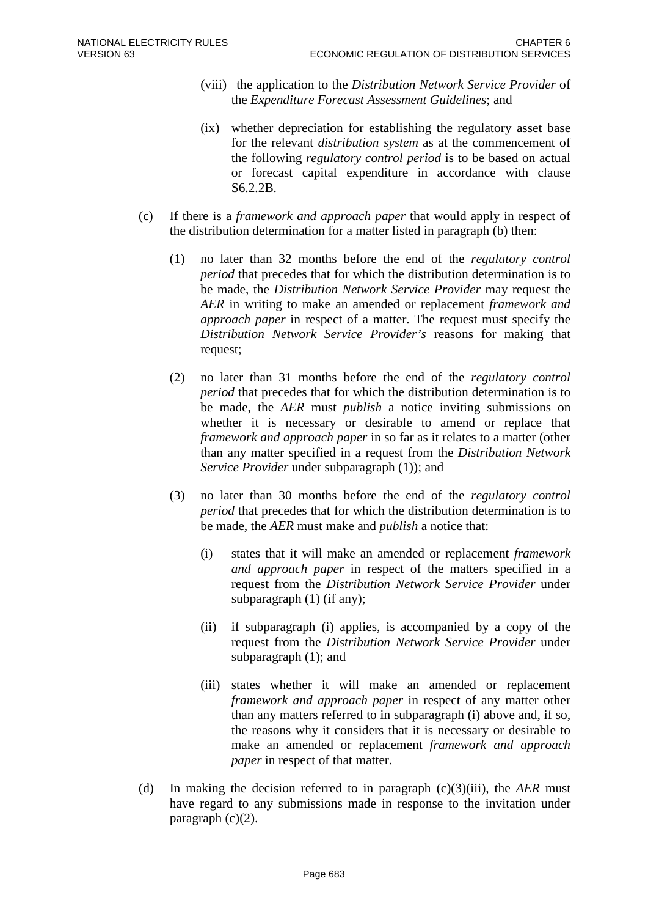(viii) the application to the *Distribution Network Service Provider* of the *Expenditure Forecast Assessment Guidelines*; and

(ix) whether depreciation for establishing the regulatory asset base for the relevant *distribution system* as at the commencement of the following *regulatory control period* is to be based on actual or forecast capital expenditure in accordance with clause S6.2.2B.

(c) If there is a *framework and approach paper* that would apply in respect of the distribution determination for a matter listed in paragraph (b) then:

(1) no later than 32 months before the end of the *regulatory control period* that precedes that for which the distribution determination is to be made, the *Distribution Network Service Provider* may request the *AER* in writing to make an amended or replacement *framework and approach paper* in respect of a matter. The request must specify the *Distribution Network Service Provider's* reasons for making that request;

(2) no later than 31 months before the end of the *regulatory control period* that precedes that for which the distribution determination is to be made, the *AER* must *publish* a notice inviting submissions on whether it is necessary or desirable to amend or replace that *framework and approach paper* in so far as it relates to a matter (other than any matter specified in a request from the *Distribution Network Service Provider* under subparagraph (1)); and

(3) no later than 30 months before the end of the *regulatory control period* that precedes that for which the distribution determination is to be made, the *AER* must make and *publish* a notice that:

(i) states that it will make an amended or replacement *framework and approach paper* in respect of the matters specified in a request from the *Distribution Network Service Provider* under subparagraph (1) (if any);

(ii) if subparagraph (i) applies, is accompanied by a copy of the request from the *Distribution Network Service Provider* under subparagraph (1); and

(iii) states whether it will make an amended or replacement *framework and approach paper* in respect of any matter other than any matters referred to in subparagraph (i) above and, if so, the reasons why it considers that it is necessary or desirable to make an amended or replacement *framework and approach paper* in respect of that matter.

(d) In making the decision referred to in paragraph (c)(3)(iii), the *AER* must have regard to any submissions made in response to the invitation under paragraph (c)(2).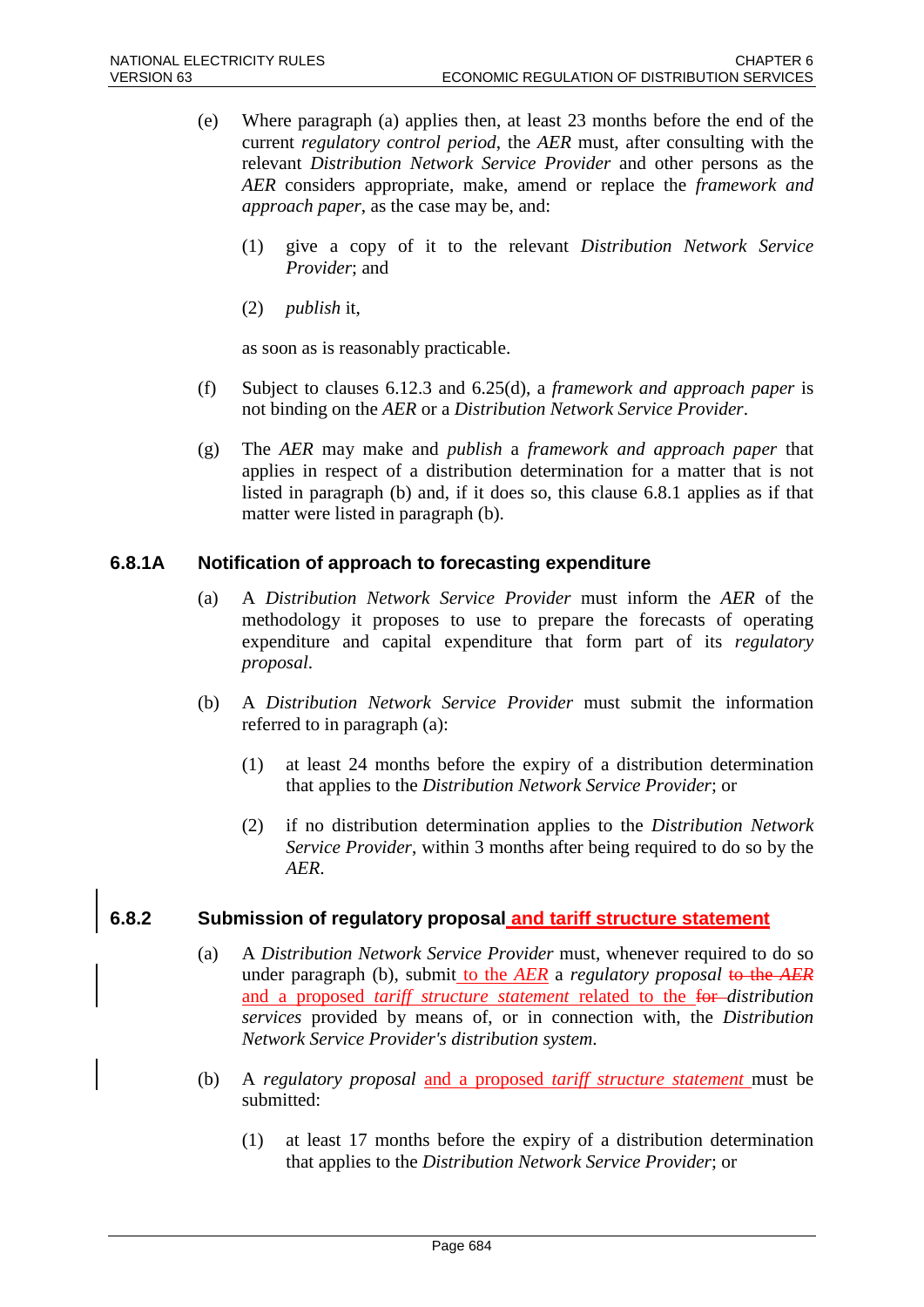(e) Where paragraph (a) applies then, at least 23 months before the end of the current *regulatory control period*, the *AER* must, after consulting with the relevant *Distribution Network Service Provider* and other persons as the *AER* considers appropriate, make, amend or replace the *framework and approach paper*, as the case may be, and:

(1) give a copy of it to the relevant *Distribution Network Service Provider*; and

(2) *publish* it,

as soon as is reasonably practicable.

(f) Subject to clauses 6.12.3 and 6.25(d), a *framework and approach paper* is not binding on the *AER* or a *Distribution Network Service Provider*.

(g) The *AER* may make and *publish* a *framework and approach paper* that applies in respect of a distribution determination for a matter that is not listed in paragraph (b) and, if it does so, this clause 6.8.1 applies as if that matter were listed in paragraph (b).

### 6.8.1A Notification of approach to forecasting expenditure

(a) A *Distribution Network Service Provider* must inform the *AER* of the methodology it proposes to use to prepare the forecasts of operating expenditure and capital expenditure that form part of its *regulatory proposal*.

(b) A *Distribution Network Service Provider* must submit the information referred to in paragraph (a):

(1) at least 24 months before the expiry of a distribution determination that applies to the *Distribution Network Service Provider*; or

(2) if no distribution determination applies to the *Distribution Network Service Provider*, within 3 months after being required to do so by the *AER*.

### 6.8.2 Submission of regulatory proposal and tariff structure statement

(a) A *Distribution Network Service Provider* must, whenever required to do so under paragraph (b), submit to the *AER* a *regulatory proposal* ~~to the *AER*~~ and a proposed *tariff structure statement* related to the ~~for~~ *distribution services* provided by means of, or in connection with, the *Distribution Network Service Provider's distribution system*.

(b) A *regulatory proposal* and a proposed *tariff structure statement* must be submitted:

(1) at least 17 months before the expiry of a distribution determination that applies to the *Distribution Network Service Provider*; or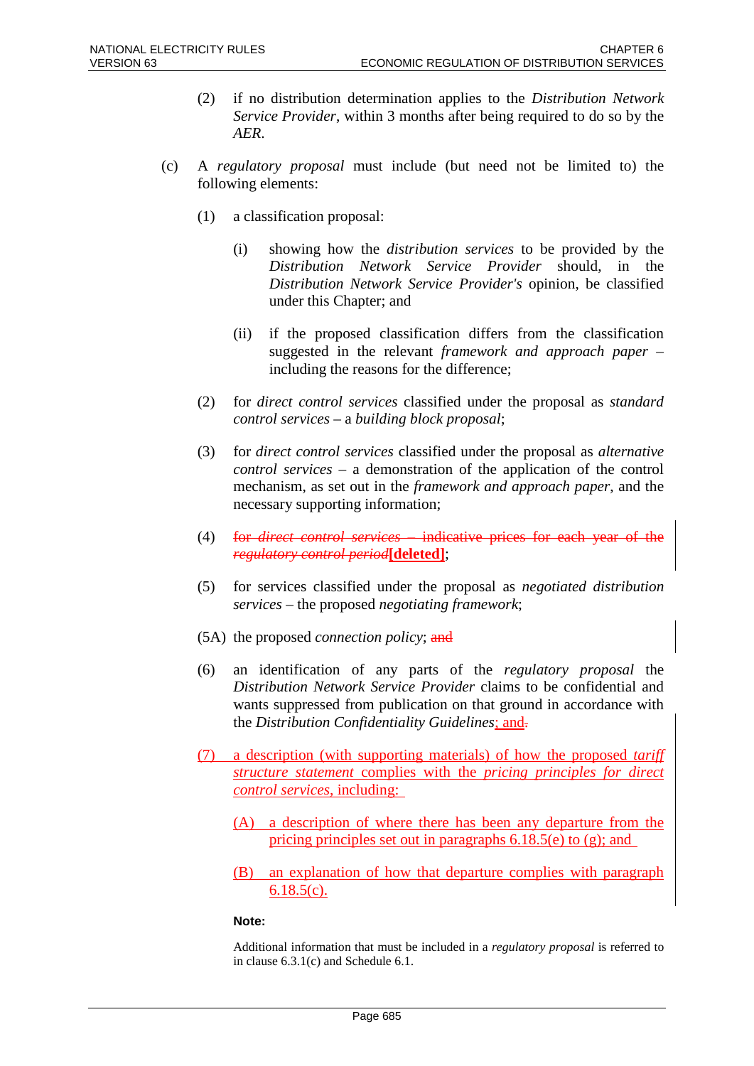(2) if no distribution determination applies to the *Distribution Network Service Provider*, within 3 months after being required to do so by the *AER*.

(c) A *regulatory proposal* must include (but need not be limited to) the following elements:

(1) a classification proposal:

(i) showing how the *distribution services* to be provided by the *Distribution Network Service Provider* should, in the *Distribution Network Service Provider's* opinion, be classified under this Chapter; and

(ii) if the proposed classification differs from the classification suggested in the relevant *framework and approach paper* – including the reasons for the difference;

(2) for *direct control services* classified under the proposal as *standard control services* – a *building block proposal*;

(3) for *direct control services* classified under the proposal as *alternative control services* – a demonstration of the application of the control mechanism, as set out in the *framework and approach paper*, and the necessary supporting information;

(4) ~~for *direct control services* – indicative prices for each year of the *regulatory control period*~~**[deleted]**;

(5) for services classified under the proposal as *negotiated distribution services* – the proposed *negotiating framework*;

(5A) the proposed *connection policy*; ~~and~~

(6) an identification of any parts of the *regulatory proposal* the *Distribution Network Service Provider* claims to be confidential and wants suppressed from publication on that ground in accordance with the *Distribution Confidentiality Guidelines*; and~~.~~

(7) a description (with supporting materials) of how the proposed *tariff structure statement* complies with the *pricing principles for direct control services*, including:

(A) a description of where there has been any departure from the pricing principles set out in paragraphs 6.18.5(e) to (g); and

(B) an explanation of how that departure complies with paragraph 6.18.5(c).

**Note:**

Additional information that must be included in a *regulatory proposal* is referred to in clause 6.3.1(c) and Schedule 6.1.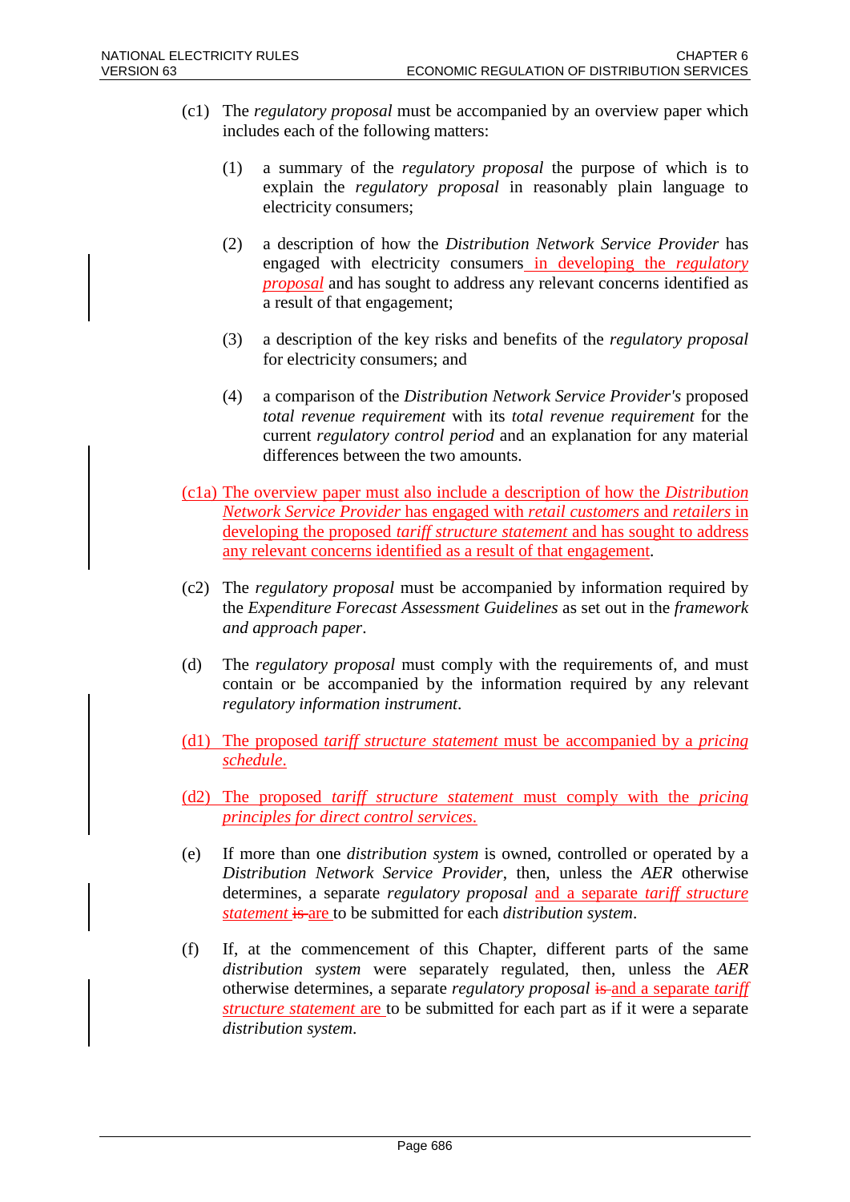(c1) The *regulatory proposal* must be accompanied by an overview paper which includes each of the following matters:

(1) a summary of the *regulatory proposal* the purpose of which is to explain the *regulatory proposal* in reasonably plain language to electricity consumers;

(2) a description of how the *Distribution Network Service Provider* has engaged with electricity consumers in developing the *regulatory proposal* and has sought to address any relevant concerns identified as a result of that engagement;

(3) a description of the key risks and benefits of the *regulatory proposal* for electricity consumers; and

(4) a comparison of the *Distribution Network Service Provider's* proposed *total revenue requirement* with its *total revenue requirement* for the current *regulatory control period* and an explanation for any material differences between the two amounts.

(c1a) The overview paper must also include a description of how the *Distribution Network Service Provider* has engaged with *retail customers* and *retailers* in developing the proposed *tariff structure statement* and has sought to address any relevant concerns identified as a result of that engagement.

(c2) The *regulatory proposal* must be accompanied by information required by the *Expenditure Forecast Assessment Guidelines* as set out in the *framework and approach paper*.

(d) The *regulatory proposal* must comply with the requirements of, and must contain or be accompanied by the information required by any relevant *regulatory information instrument*.

(d1) The proposed *tariff structure statement* must be accompanied by a *pricing schedule*.

(d2) The proposed *tariff structure statement* must comply with the *pricing principles for direct control services*.

(e) If more than one *distribution system* is owned, controlled or operated by a *Distribution Network Service Provider*, then, unless the *AER* otherwise determines, a separate *regulatory proposal* and a separate *tariff structure statement* ~~is~~ are to be submitted for each *distribution system*.

(f) If, at the commencement of this Chapter, different parts of the same *distribution system* were separately regulated, then, unless the *AER* otherwise determines, a separate *regulatory proposal* ~~is~~ and a separate *tariff structure statement* are to be submitted for each part as if it were a separate *distribution system*.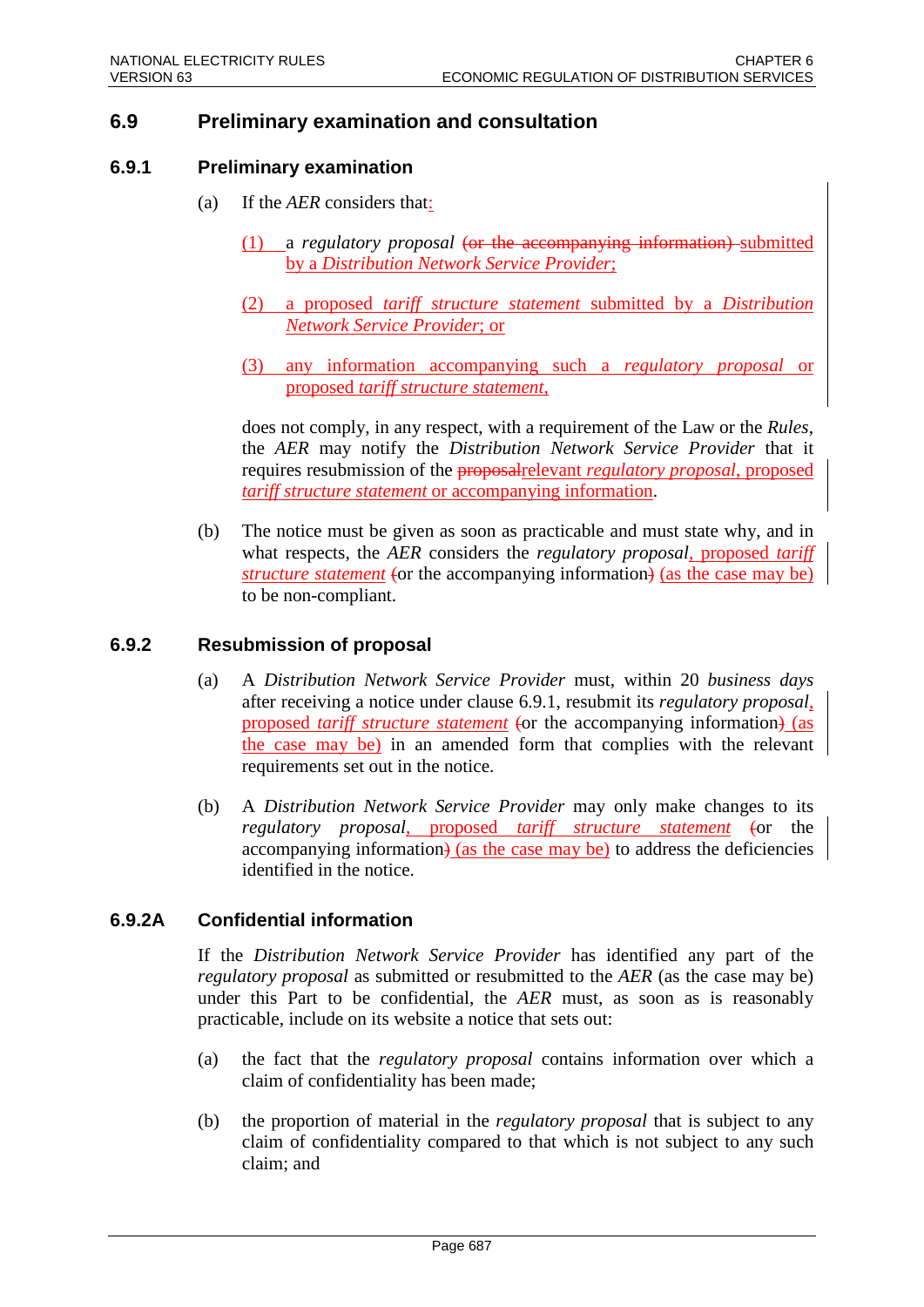## 6.9 Preliminary examination and consultation

### 6.9.1 Preliminary examination

(a) If the *AER* considers that:

(1) a *regulatory proposal* ~~(or the accompanying information)~~ submitted by a *Distribution Network Service Provider*;

(2) a proposed *tariff structure statement* submitted by a *Distribution Network Service Provider*; or

(3) any information accompanying such a *regulatory proposal* or proposed *tariff structure statement*,

does not comply, in any respect, with a requirement of the Law or the *Rules*, the *AER* may notify the *Distribution Network Service Provider* that it requires resubmission of the ~~proposal~~relevant *regulatory proposal*, proposed *tariff structure statement* or accompanying information.

(b) The notice must be given as soon as practicable and must state why, and in what respects, the *AER* considers the *regulatory proposal*, proposed *tariff structure statement* ~~(~~or the accompanying information~~)~~ (as the case may be) to be non-compliant.

### 6.9.2 Resubmission of proposal

(a) A *Distribution Network Service Provider* must, within 20 *business days* after receiving a notice under clause 6.9.1, resubmit its *regulatory proposal*, proposed *tariff structure statement* ~~(~~or the accompanying information~~)~~ (as the case may be) in an amended form that complies with the relevant requirements set out in the notice.

(b) A *Distribution Network Service Provider* may only make changes to its *regulatory proposal*, proposed *tariff structure statement* ~~(~~or the accompanying information~~)~~ (as the case may be) to address the deficiencies identified in the notice.

### 6.9.2A Confidential information

If the *Distribution Network Service Provider* has identified any part of the *regulatory proposal* as submitted or resubmitted to the *AER* (as the case may be) under this Part to be confidential, the *AER* must, as soon as is reasonably practicable, include on its website a notice that sets out:

(a) the fact that the *regulatory proposal* contains information over which a claim of confidentiality has been made;

(b) the proportion of material in the *regulatory proposal* that is subject to any claim of confidentiality compared to that which is not subject to any such claim; and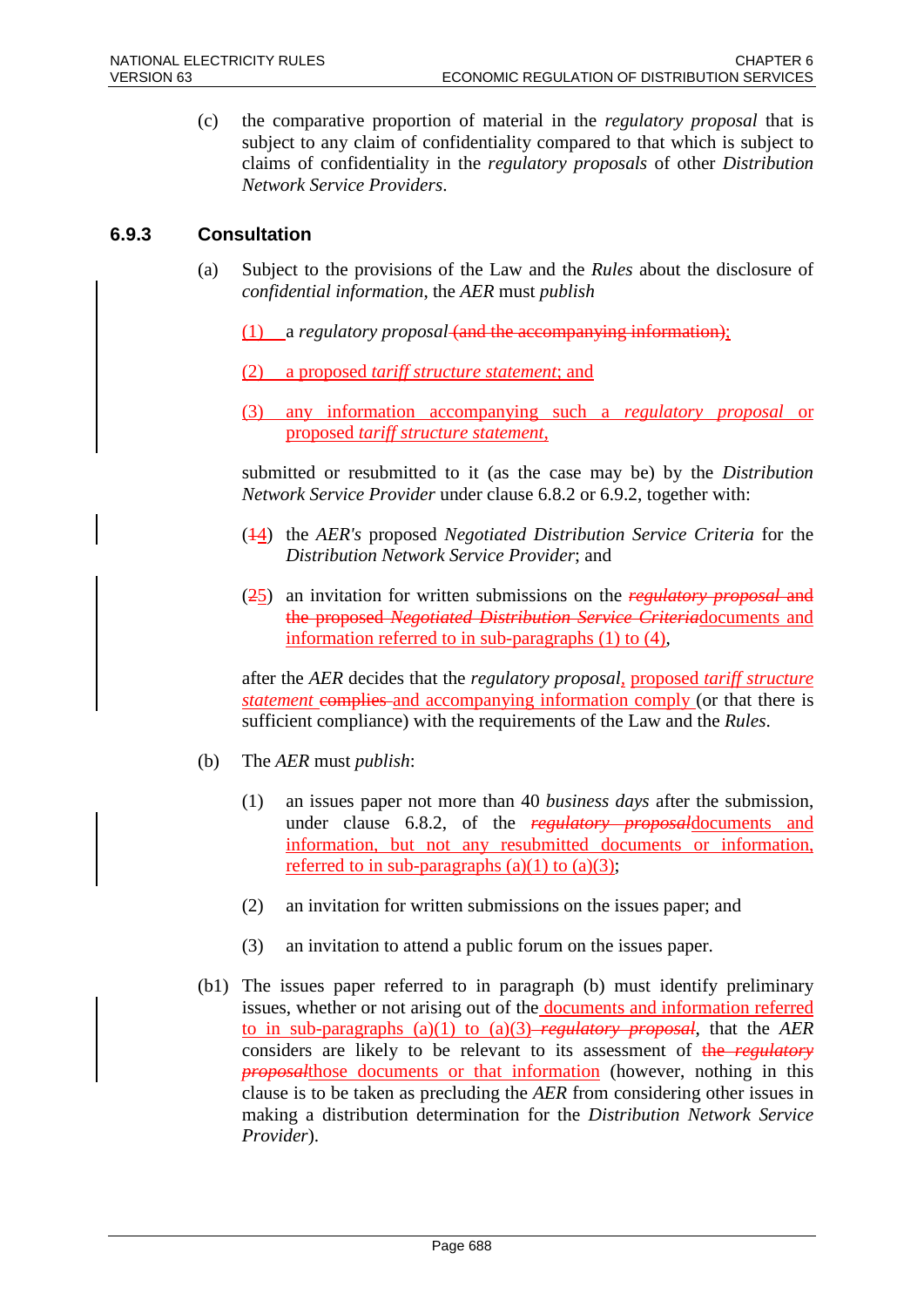(c) the comparative proportion of material in the *regulatory proposal* that is subject to any claim of confidentiality compared to that which is subject to claims of confidentiality in the *regulatory proposals* of other *Distribution Network Service Providers*.

### 6.9.3 Consultation

(a) Subject to the provisions of the Law and the *Rules* about the disclosure of *confidential information*, the *AER* must *publish*

(1) a *regulatory proposal* ~~(and the accompanying information)~~;

(2) a proposed *tariff structure statement*; and

(3) any information accompanying such a *regulatory proposal* or proposed *tariff structure statement*,

submitted or resubmitted to it (as the case may be) by the *Distribution Network Service Provider* under clause 6.8.2 or 6.9.2, together with:

(~~1~~4) the *AER's* proposed *Negotiated Distribution Service Criteria* for the *Distribution Network Service Provider*; and

(~~2~~5) an invitation for written submissions on the ~~*regulatory proposal* and the proposed *Negotiated Distribution Service Criteria*~~documents and information referred to in sub-paragraphs (1) to (4),

after the *AER* decides that the *regulatory proposal*, proposed *tariff structure statement* ~~complies~~ and accompanying information comply (or that there is sufficient compliance) with the requirements of the Law and the *Rules*.

(b) The *AER* must *publish*:

(1) an issues paper not more than 40 *business days* after the submission, under clause 6.8.2, of the ~~*regulatory proposal*~~documents and information, but not any resubmitted documents or information, referred to in sub-paragraphs (a)(1) to (a)(3);

(2) an invitation for written submissions on the issues paper; and

(3) an invitation to attend a public forum on the issues paper.

(b1) The issues paper referred to in paragraph (b) must identify preliminary issues, whether or not arising out of the documents and information referred to in sub-paragraphs (a)(1) to (a)(3) ~~*regulatory proposal*~~, that the *AER* considers are likely to be relevant to its assessment of ~~the *regulatory proposal*~~those documents or that information (however, nothing in this clause is to be taken as precluding the *AER* from considering other issues in making a distribution determination for the *Distribution Network Service Provider*).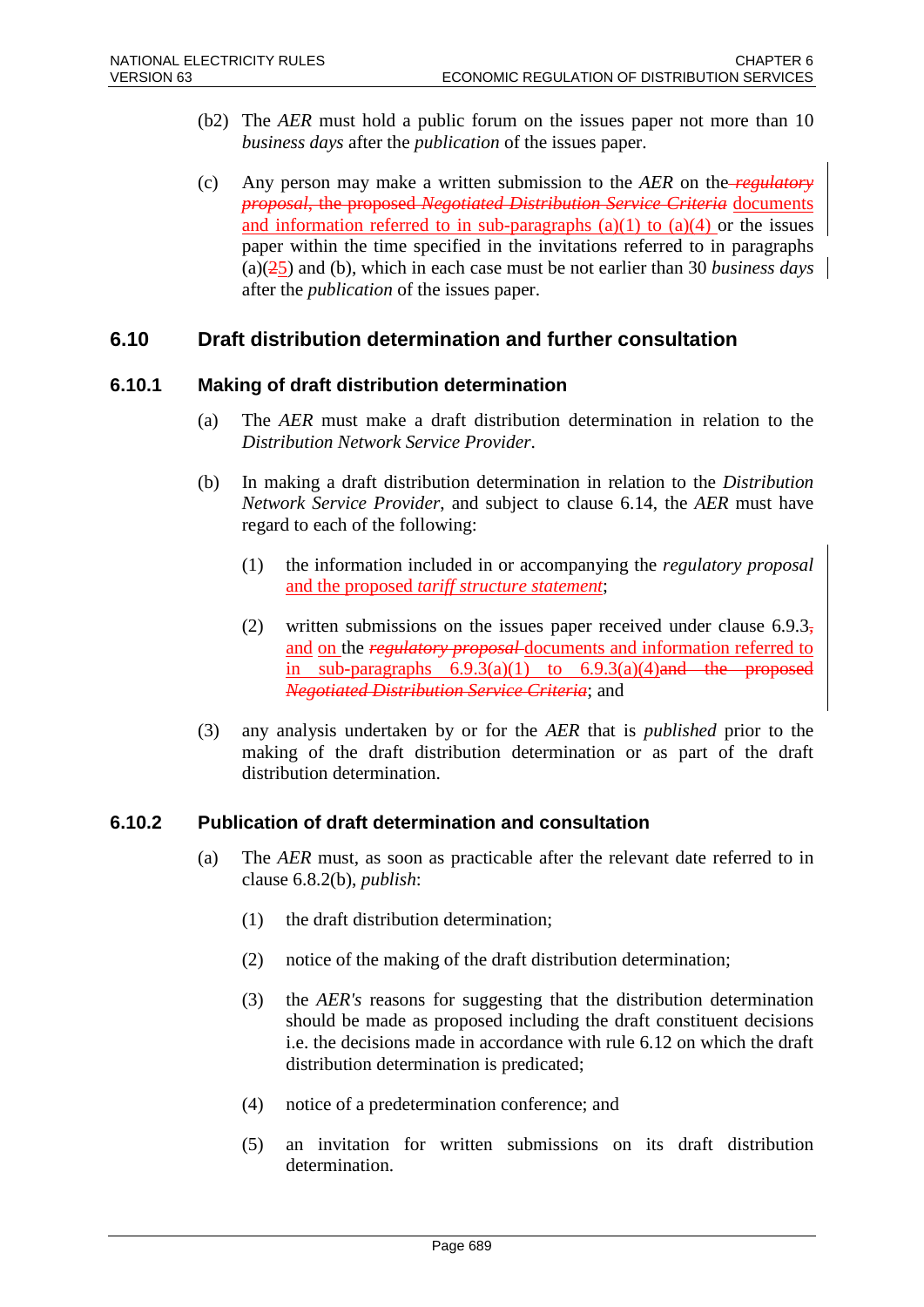(b2) The *AER* must hold a public forum on the issues paper not more than 10 *business days* after the *publication* of the issues paper.

(c) Any person may make a written submission to the *AER* on the ~~*regulatory proposal*, the proposed *Negotiated Distribution Service Criteria*~~ documents and information referred to in sub-paragraphs (a)(1) to (a)(4) or the issues paper within the time specified in the invitations referred to in paragraphs (a)(~~2~~5) and (b), which in each case must be not earlier than 30 *business days* after the *publication* of the issues paper.

## 6.10 Draft distribution determination and further consultation

### 6.10.1 Making of draft distribution determination

(a) The *AER* must make a draft distribution determination in relation to the *Distribution Network Service Provider*.

(b) In making a draft distribution determination in relation to the *Distribution Network Service Provider*, and subject to clause 6.14, the *AER* must have regard to each of the following:

(1) the information included in or accompanying the *regulatory proposal* and the proposed *tariff structure statement*;

(2) written submissions on the issues paper received under clause 6.9.3~~,~~ and on the ~~*regulatory proposal*~~ documents and information referred to in sub-paragraphs 6.9.3(a)(1) to 6.9.3(a)(4)~~and the proposed *Negotiated Distribution Service Criteria*~~; and

(3) any analysis undertaken by or for the *AER* that is *published* prior to the making of the draft distribution determination or as part of the draft distribution determination.

### 6.10.2 Publication of draft determination and consultation

(a) The *AER* must, as soon as practicable after the relevant date referred to in clause 6.8.2(b), *publish*:

(1) the draft distribution determination;

(2) notice of the making of the draft distribution determination;

(3) the *AER's* reasons for suggesting that the distribution determination should be made as proposed including the draft constituent decisions i.e. the decisions made in accordance with rule 6.12 on which the draft distribution determination is predicated;

(4) notice of a predetermination conference; and

(5) an invitation for written submissions on its draft distribution determination.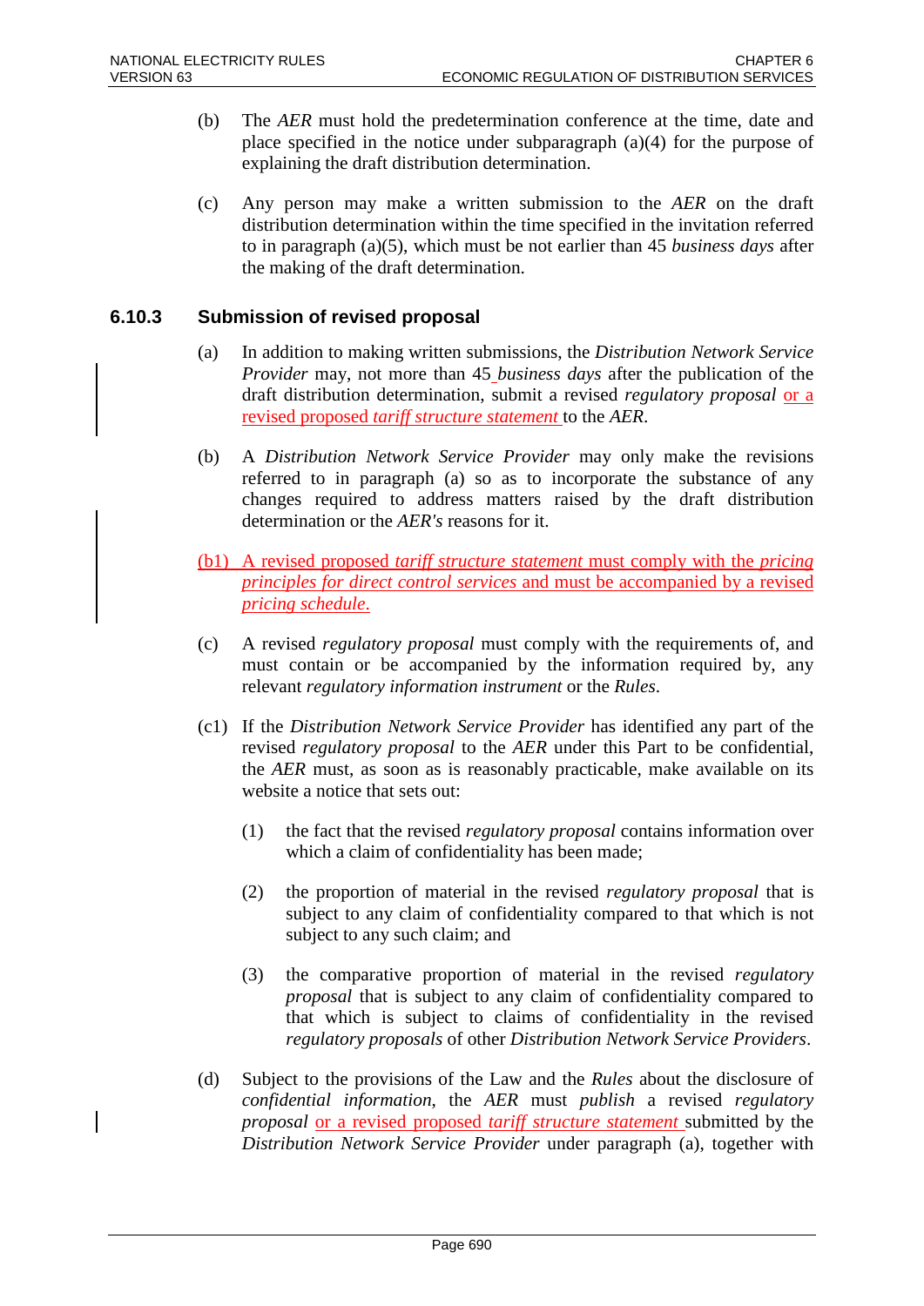(b) The *AER* must hold the predetermination conference at the time, date and place specified in the notice under subparagraph (a)(4) for the purpose of explaining the draft distribution determination.

(c) Any person may make a written submission to the *AER* on the draft distribution determination within the time specified in the invitation referred to in paragraph (a)(5), which must be not earlier than 45 *business days* after the making of the draft determination.

### 6.10.3 Submission of revised proposal

(a) In addition to making written submissions, the *Distribution Network Service Provider* may, not more than 45 *business days* after the publication of the draft distribution determination, submit a revised *regulatory proposal* or a revised proposed *tariff structure statement* to the *AER*.

(b) A *Distribution Network Service Provider* may only make the revisions referred to in paragraph (a) so as to incorporate the substance of any changes required to address matters raised by the draft distribution determination or the *AER's* reasons for it.

(b1) A revised proposed *tariff structure statement* must comply with the *pricing principles for direct control services* and must be accompanied by a revised *pricing schedule*.

(c) A revised *regulatory proposal* must comply with the requirements of, and must contain or be accompanied by the information required by, any relevant *regulatory information instrument* or the *Rules*.

(c1) If the *Distribution Network Service Provider* has identified any part of the revised *regulatory proposal* to the *AER* under this Part to be confidential, the *AER* must, as soon as is reasonably practicable, make available on its website a notice that sets out:

(1) the fact that the revised *regulatory proposal* contains information over which a claim of confidentiality has been made;

(2) the proportion of material in the revised *regulatory proposal* that is subject to any claim of confidentiality compared to that which is not subject to any such claim; and

(3) the comparative proportion of material in the revised *regulatory proposal* that is subject to any claim of confidentiality compared to that which is subject to claims of confidentiality in the revised *regulatory proposals* of other *Distribution Network Service Providers*.

(d) Subject to the provisions of the Law and the *Rules* about the disclosure of *confidential information*, the *AER* must *publish* a revised *regulatory proposal* or a revised proposed *tariff structure statement* submitted by the *Distribution Network Service Provider* under paragraph (a), together with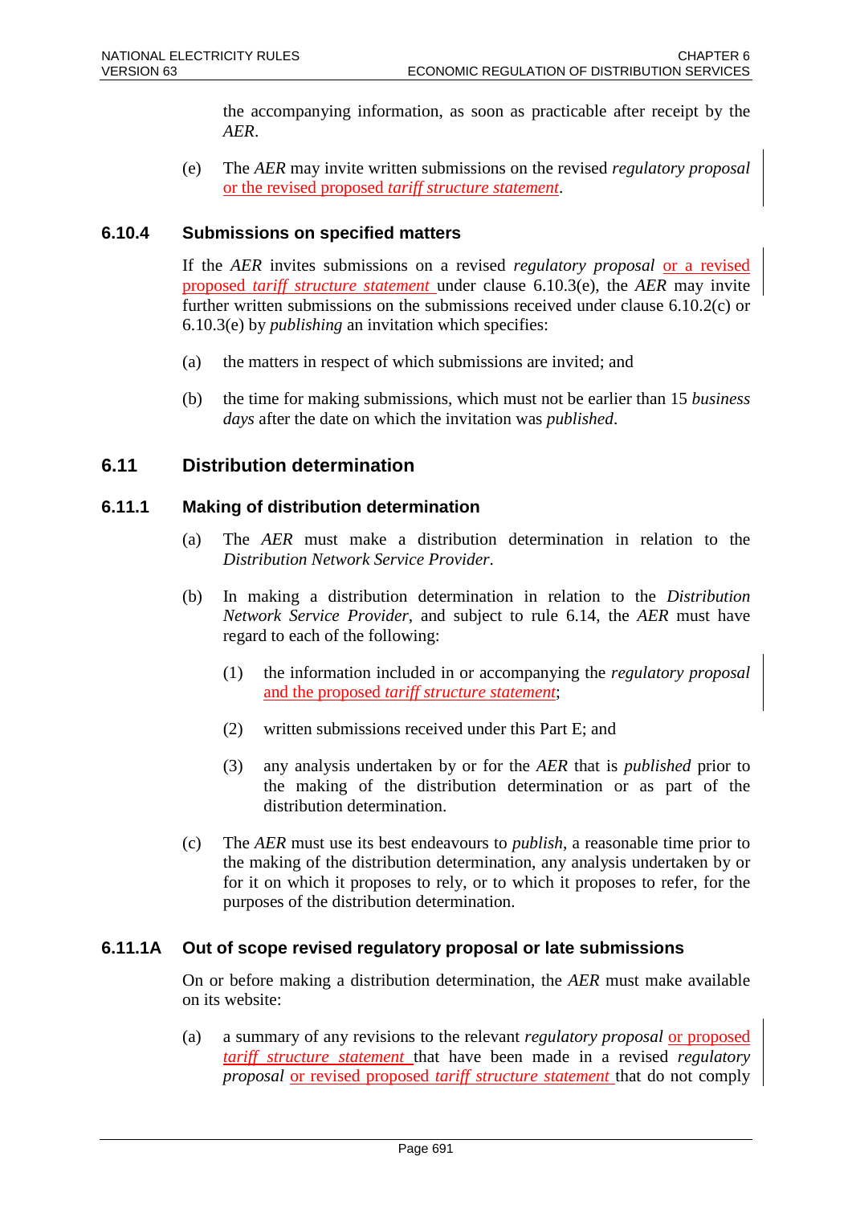the accompanying information, as soon as practicable after receipt by the *AER*.

(e) The *AER* may invite written submissions on the revised *regulatory proposal* or the revised proposed *tariff structure statement*.

### 6.10.4 Submissions on specified matters

If the *AER* invites submissions on a revised *regulatory proposal* or a revised proposed *tariff structure statement* under clause 6.10.3(e), the *AER* may invite further written submissions on the submissions received under clause 6.10.2(c) or 6.10.3(e) by *publishing* an invitation which specifies:

(a) the matters in respect of which submissions are invited; and

(b) the time for making submissions, which must not be earlier than 15 *business days* after the date on which the invitation was *published*.

## 6.11 Distribution determination

### 6.11.1 Making of distribution determination

(a) The *AER* must make a distribution determination in relation to the *Distribution Network Service Provider*.

(b) In making a distribution determination in relation to the *Distribution Network Service Provider*, and subject to rule 6.14, the *AER* must have regard to each of the following:

(1) the information included in or accompanying the *regulatory proposal* and the proposed *tariff structure statement*;

(2) written submissions received under this Part E; and

(3) any analysis undertaken by or for the *AER* that is *published* prior to the making of the distribution determination or as part of the distribution determination.

(c) The *AER* must use its best endeavours to *publish*, a reasonable time prior to the making of the distribution determination, any analysis undertaken by or for it on which it proposes to rely, or to which it proposes to refer, for the purposes of the distribution determination.

### 6.11.1A Out of scope revised regulatory proposal or late submissions

On or before making a distribution determination, the *AER* must make available on its website:

(a) a summary of any revisions to the relevant *regulatory proposal* or proposed *tariff structure statement* that have been made in a revised *regulatory proposal* or revised proposed *tariff structure statement* that do not comply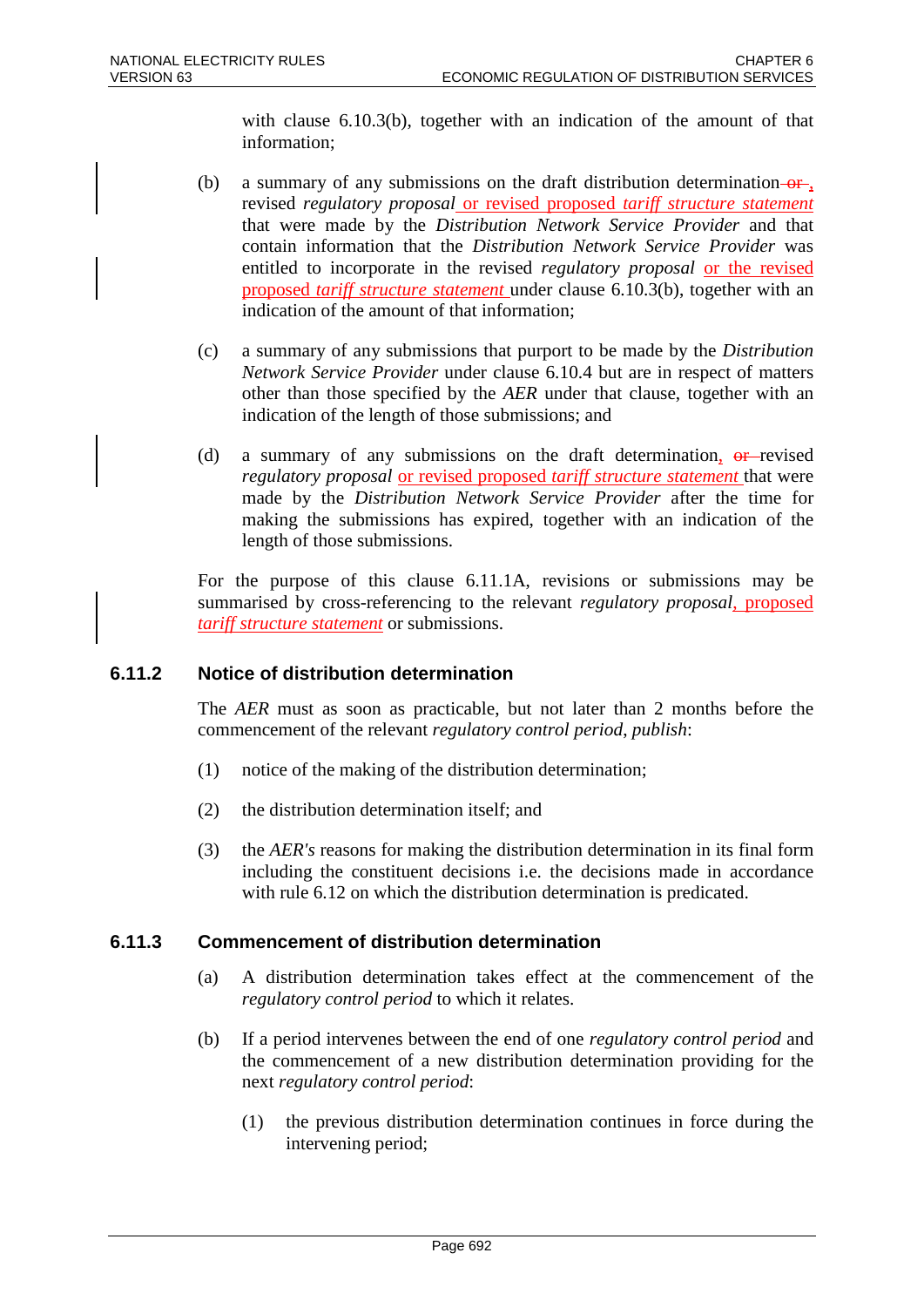with clause 6.10.3(b), together with an indication of the amount of that information;

(b) a summary of any submissions on the draft distribution determination or , revised *regulatory proposal* or revised proposed *tariff structure statement* that were made by the *Distribution Network Service Provider* and that contain information that the *Distribution Network Service Provider* was entitled to incorporate in the revised *regulatory proposal* or the revised proposed *tariff structure statement* under clause 6.10.3(b), together with an indication of the amount of that information;

(c) a summary of any submissions that purport to be made by the *Distribution Network Service Provider* under clause 6.10.4 but are in respect of matters other than those specified by the *AER* under that clause, together with an indication of the length of those submissions; and

(d) a summary of any submissions on the draft determination, or revised *regulatory proposal* or revised proposed *tariff structure statement* that were made by the *Distribution Network Service Provider* after the time for making the submissions has expired, together with an indication of the length of those submissions.

For the purpose of this clause 6.11.1A, revisions or submissions may be summarised by cross-referencing to the relevant *regulatory proposal*, proposed *tariff structure statement* or submissions.

## 6.11.2 Notice of distribution determination

The *AER* must as soon as practicable, but not later than 2 months before the commencement of the relevant *regulatory control period*, *publish*:

(1) notice of the making of the distribution determination;

(2) the distribution determination itself; and

(3) the *AER's* reasons for making the distribution determination in its final form including the constituent decisions i.e. the decisions made in accordance with rule 6.12 on which the distribution determination is predicated.

## 6.11.3 Commencement of distribution determination

(a) A distribution determination takes effect at the commencement of the *regulatory control period* to which it relates.

(b) If a period intervenes between the end of one *regulatory control period* and the commencement of a new distribution determination providing for the next *regulatory control period*:

(1) the previous distribution determination continues in force during the intervening period;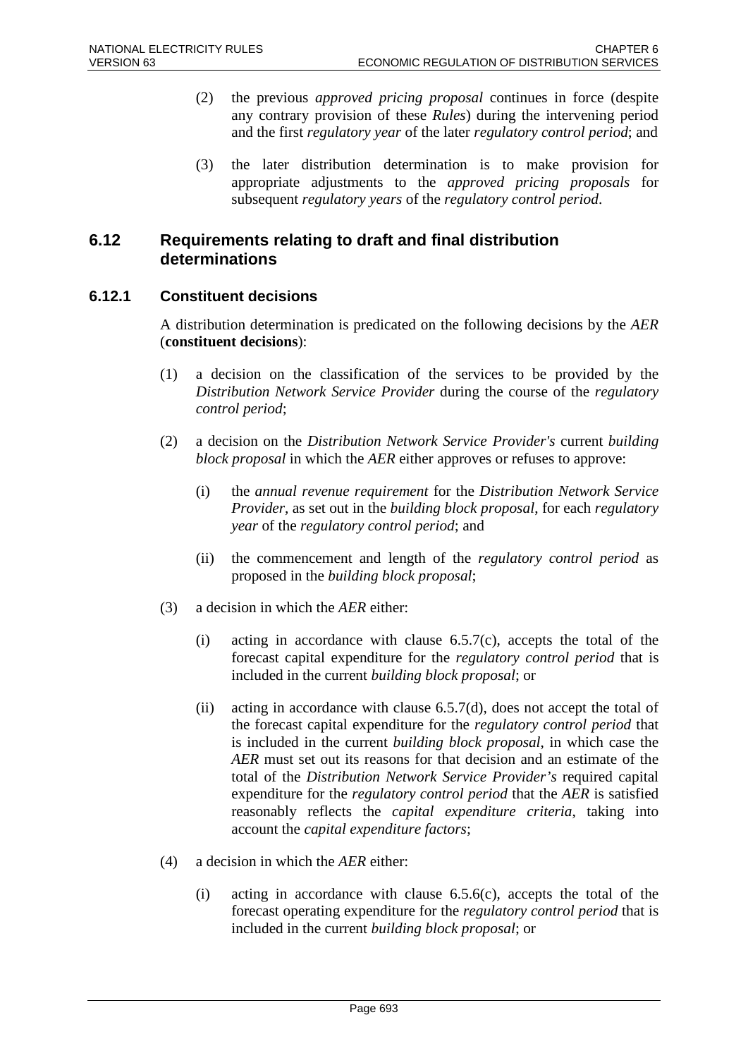(2) the previous *approved pricing proposal* continues in force (despite any contrary provision of these *Rules*) during the intervening period and the first *regulatory year* of the later *regulatory control period*; and

(3) the later distribution determination is to make provision for appropriate adjustments to the *approved pricing proposals* for subsequent *regulatory years* of the *regulatory control period*.

## 6.12 Requirements relating to draft and final distribution determinations

### 6.12.1 Constituent decisions

A distribution determination is predicated on the following decisions by the *AER* (**constituent decisions**):

(1) a decision on the classification of the services to be provided by the *Distribution Network Service Provider* during the course of the *regulatory control period*;

(2) a decision on the *Distribution Network Service Provider's* current *building block proposal* in which the *AER* either approves or refuses to approve:

   (i) the *annual revenue requirement* for the *Distribution Network Service Provider*, as set out in the *building block proposal*, for each *regulatory year* of the *regulatory control period*; and

   (ii) the commencement and length of the *regulatory control period* as proposed in the *building block proposal*;

(3) a decision in which the *AER* either:

   (i) acting in accordance with clause 6.5.7(c), accepts the total of the forecast capital expenditure for the *regulatory control period* that is included in the current *building block proposal*; or

   (ii) acting in accordance with clause 6.5.7(d), does not accept the total of the forecast capital expenditure for the *regulatory control period* that is included in the current *building block proposal*, in which case the *AER* must set out its reasons for that decision and an estimate of the total of the *Distribution Network Service Provider's* required capital expenditure for the *regulatory control period* that the *AER* is satisfied reasonably reflects the *capital expenditure criteria*, taking into account the *capital expenditure factors*;

(4) a decision in which the *AER* either:

   (i) acting in accordance with clause 6.5.6(c), accepts the total of the forecast operating expenditure for the *regulatory control period* that is included in the current *building block proposal*; or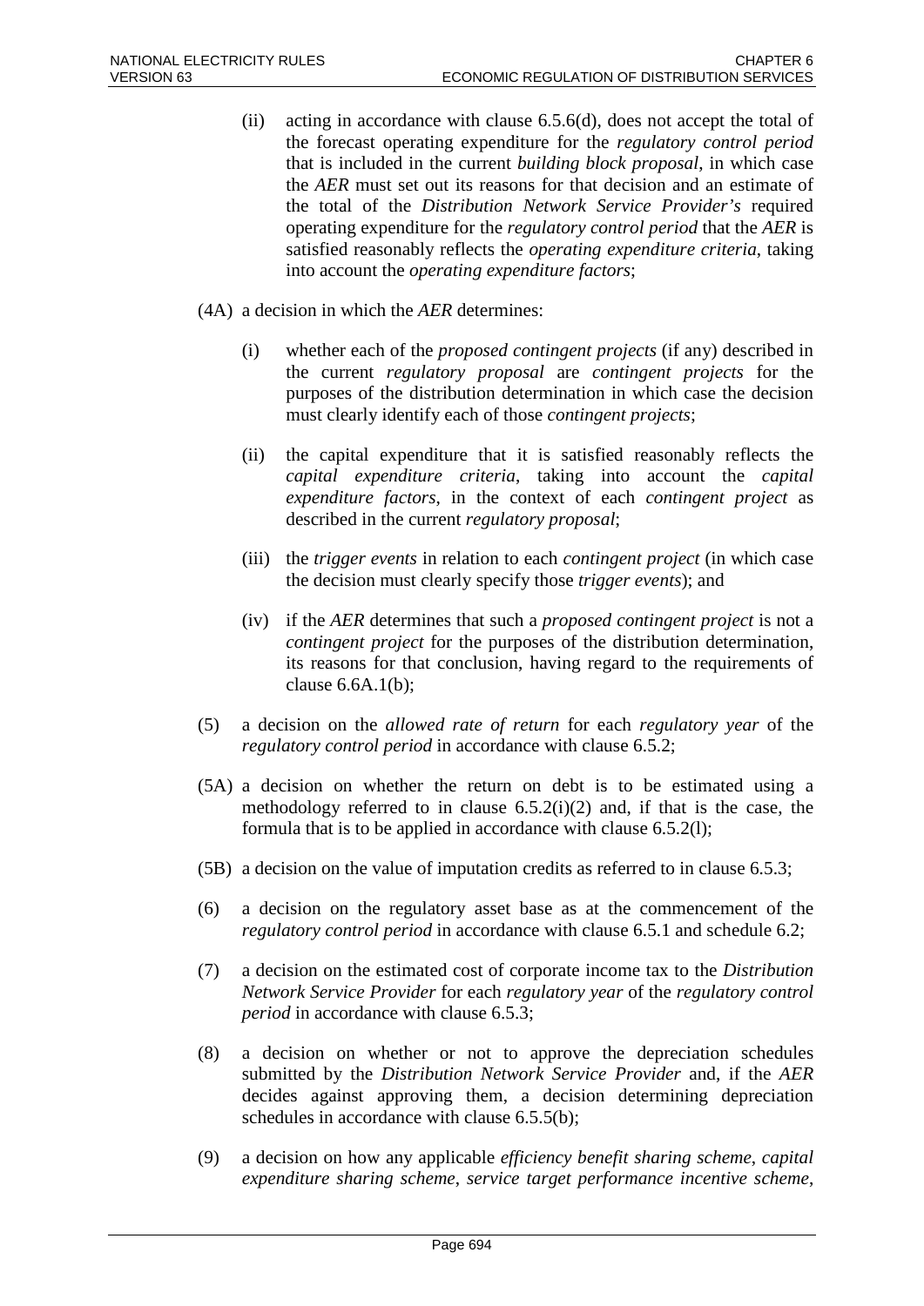(ii) acting in accordance with clause 6.5.6(d), does not accept the total of the forecast operating expenditure for the *regulatory control period* that is included in the current *building block proposal*, in which case the *AER* must set out its reasons for that decision and an estimate of the total of the *Distribution Network Service Provider's* required operating expenditure for the *regulatory control period* that the *AER* is satisfied reasonably reflects the *operating expenditure criteria*, taking into account the *operating expenditure factors*;

(4A) a decision in which the *AER* determines:

(i) whether each of the *proposed contingent projects* (if any) described in the current *regulatory proposal* are *contingent projects* for the purposes of the distribution determination in which case the decision must clearly identify each of those *contingent projects*;

(ii) the capital expenditure that it is satisfied reasonably reflects the *capital expenditure criteria*, taking into account the *capital expenditure factors*, in the context of each *contingent project* as described in the current *regulatory proposal*;

(iii) the *trigger events* in relation to each *contingent project* (in which case the decision must clearly specify those *trigger events*); and

(iv) if the *AER* determines that such a *proposed contingent project* is not a *contingent project* for the purposes of the distribution determination, its reasons for that conclusion, having regard to the requirements of clause 6.6A.1(b);

(5) a decision on the *allowed rate of return* for each *regulatory year* of the *regulatory control period* in accordance with clause 6.5.2;

(5A) a decision on whether the return on debt is to be estimated using a methodology referred to in clause 6.5.2(i)(2) and, if that is the case, the formula that is to be applied in accordance with clause 6.5.2(l);

(5B) a decision on the value of imputation credits as referred to in clause 6.5.3;

(6) a decision on the regulatory asset base as at the commencement of the *regulatory control period* in accordance with clause 6.5.1 and schedule 6.2;

(7) a decision on the estimated cost of corporate income tax to the *Distribution Network Service Provider* for each *regulatory year* of the *regulatory control period* in accordance with clause 6.5.3;

(8) a decision on whether or not to approve the depreciation schedules submitted by the *Distribution Network Service Provider* and, if the *AER* decides against approving them, a decision determining depreciation schedules in accordance with clause 6.5.5(b);

(9) a decision on how any applicable *efficiency benefit sharing scheme*, *capital expenditure sharing scheme*, *service target performance incentive scheme*,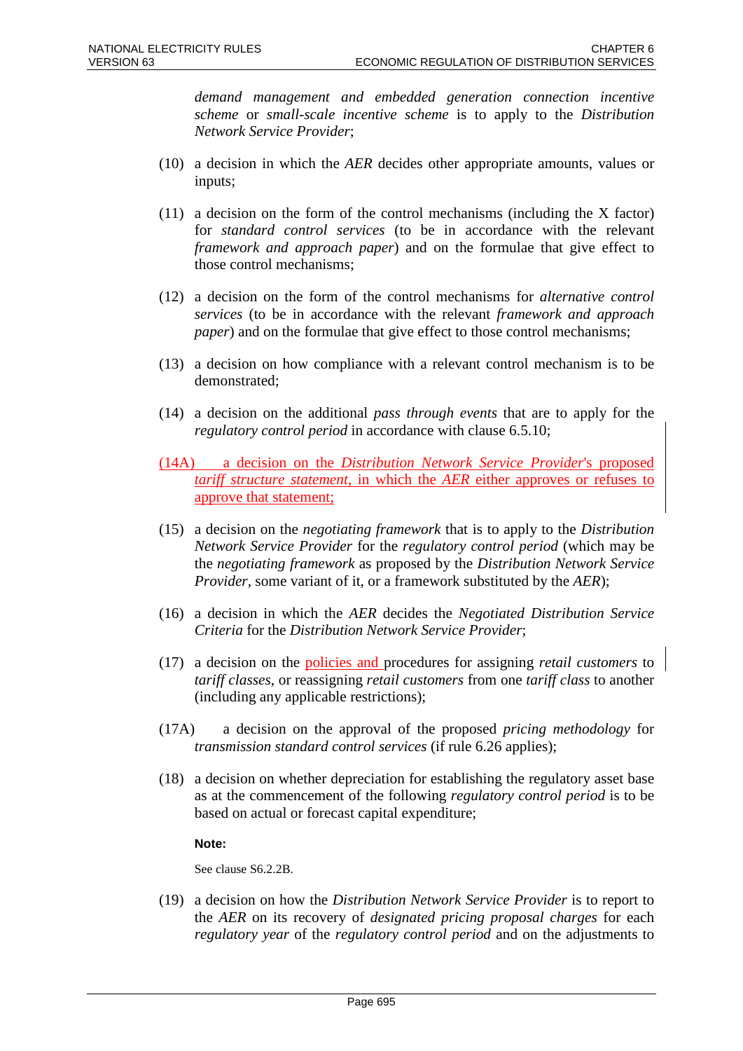*demand management and embedded generation connection incentive scheme* or *small-scale incentive scheme* is to apply to the *Distribution Network Service Provider*;

(10) a decision in which the *AER* decides other appropriate amounts, values or inputs;

(11) a decision on the form of the control mechanisms (including the X factor) for *standard control services* (to be in accordance with the relevant *framework and approach paper*) and on the formulae that give effect to those control mechanisms;

(12) a decision on the form of the control mechanisms for *alternative control services* (to be in accordance with the relevant *framework and approach paper*) and on the formulae that give effect to those control mechanisms;

(13) a decision on how compliance with a relevant control mechanism is to be demonstrated;

(14) a decision on the additional *pass through events* that are to apply for the *regulatory control period* in accordance with clause 6.5.10;

(14A) a decision on the *Distribution Network Service Provider*'s proposed *tariff structure statement*, in which the *AER* either approves or refuses to approve that statement;

(15) a decision on the *negotiating framework* that is to apply to the *Distribution Network Service Provider* for the *regulatory control period* (which may be the *negotiating framework* as proposed by the *Distribution Network Service Provider*, some variant of it, or a framework substituted by the *AER*);

(16) a decision in which the *AER* decides the *Negotiated Distribution Service Criteria* for the *Distribution Network Service Provider*;

(17) a decision on the policies and procedures for assigning *retail customers* to *tariff classes*, or reassigning *retail customers* from one *tariff class* to another (including any applicable restrictions);

(17A) a decision on the approval of the proposed *pricing methodology* for *transmission standard control services* (if rule 6.26 applies);

(18) a decision on whether depreciation for establishing the regulatory asset base as at the commencement of the following *regulatory control period* is to be based on actual or forecast capital expenditure;

**Note:**

See clause S6.2.2B.

(19) a decision on how the *Distribution Network Service Provider* is to report to the *AER* on its recovery of *designated pricing proposal charges* for each *regulatory year* of the *regulatory control period* and on the adjustments to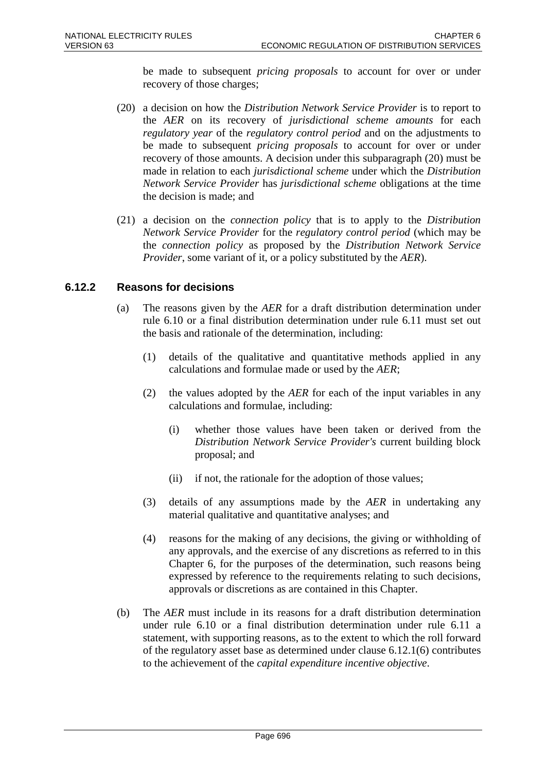be made to subsequent *pricing proposals* to account for over or under recovery of those charges;

(20) a decision on how the *Distribution Network Service Provider* is to report to the *AER* on its recovery of *jurisdictional scheme amounts* for each *regulatory year* of the *regulatory control period* and on the adjustments to be made to subsequent *pricing proposals* to account for over or under recovery of those amounts. A decision under this subparagraph (20) must be made in relation to each *jurisdictional scheme* under which the *Distribution Network Service Provider* has *jurisdictional scheme* obligations at the time the decision is made; and

(21) a decision on the *connection policy* that is to apply to the *Distribution Network Service Provider* for the *regulatory control period* (which may be the *connection policy* as proposed by the *Distribution Network Service Provider*, some variant of it, or a policy substituted by the *AER*).

### 6.12.2 Reasons for decisions

(a) The reasons given by the *AER* for a draft distribution determination under rule 6.10 or a final distribution determination under rule 6.11 must set out the basis and rationale of the determination, including:

(1) details of the qualitative and quantitative methods applied in any calculations and formulae made or used by the *AER*;

(2) the values adopted by the *AER* for each of the input variables in any calculations and formulae, including:

(i) whether those values have been taken or derived from the *Distribution Network Service Provider's* current building block proposal; and

(ii) if not, the rationale for the adoption of those values;

(3) details of any assumptions made by the *AER* in undertaking any material qualitative and quantitative analyses; and

(4) reasons for the making of any decisions, the giving or withholding of any approvals, and the exercise of any discretions as referred to in this Chapter 6, for the purposes of the determination, such reasons being expressed by reference to the requirements relating to such decisions, approvals or discretions as are contained in this Chapter.

(b) The *AER* must include in its reasons for a draft distribution determination under rule 6.10 or a final distribution determination under rule 6.11 a statement, with supporting reasons, as to the extent to which the roll forward of the regulatory asset base as determined under clause 6.12.1(6) contributes to the achievement of the *capital expenditure incentive objective*.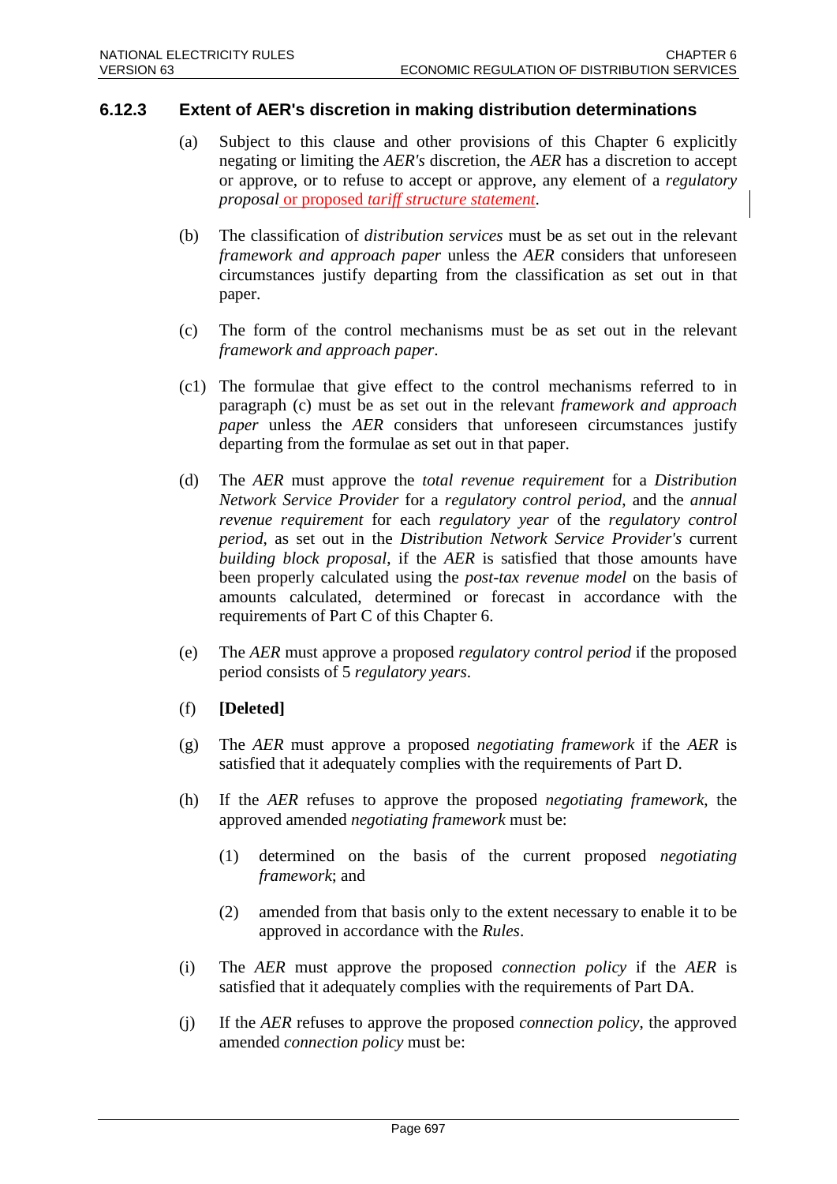### 6.12.3 Extent of AER's discretion in making distribution determinations

(a) Subject to this clause and other provisions of this Chapter 6 explicitly negating or limiting the *AER's* discretion, the *AER* has a discretion to accept or approve, or to refuse to accept or approve, any element of a *regulatory proposal* or proposed *tariff structure statement*.

(b) The classification of *distribution services* must be as set out in the relevant *framework and approach paper* unless the *AER* considers that unforeseen circumstances justify departing from the classification as set out in that paper.

(c) The form of the control mechanisms must be as set out in the relevant *framework and approach paper*.

(c1) The formulae that give effect to the control mechanisms referred to in paragraph (c) must be as set out in the relevant *framework and approach paper* unless the *AER* considers that unforeseen circumstances justify departing from the formulae as set out in that paper.

(d) The *AER* must approve the *total revenue requirement* for a *Distribution Network Service Provider* for a *regulatory control period*, and the *annual revenue requirement* for each *regulatory year* of the *regulatory control period*, as set out in the *Distribution Network Service Provider's* current *building block proposal*, if the *AER* is satisfied that those amounts have been properly calculated using the *post-tax revenue model* on the basis of amounts calculated, determined or forecast in accordance with the requirements of Part C of this Chapter 6.

(e) The *AER* must approve a proposed *regulatory control period* if the proposed period consists of 5 *regulatory years*.

(f) **[Deleted]**

(g) The *AER* must approve a proposed *negotiating framework* if the *AER* is satisfied that it adequately complies with the requirements of Part D.

(h) If the *AER* refuses to approve the proposed *negotiating framework*, the approved amended *negotiating framework* must be:

  (1) determined on the basis of the current proposed *negotiating framework*; and

  (2) amended from that basis only to the extent necessary to enable it to be approved in accordance with the *Rules*.

(i) The *AER* must approve the proposed *connection policy* if the *AER* is satisfied that it adequately complies with the requirements of Part DA.

(j) If the *AER* refuses to approve the proposed *connection policy*, the approved amended *connection policy* must be: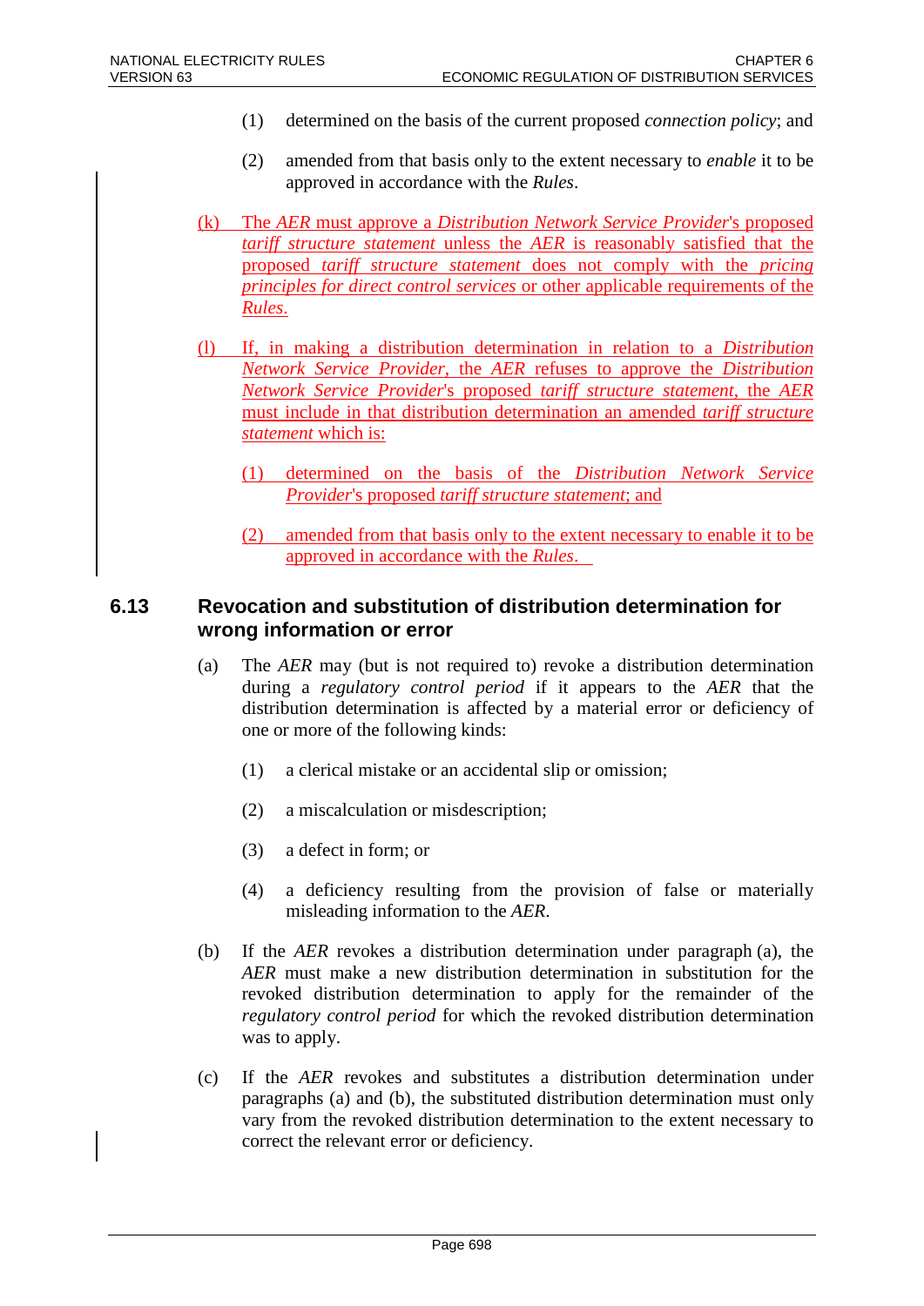(1) determined on the basis of the current proposed *connection policy*; and

(2) amended from that basis only to the extent necessary to *enable* it to be approved in accordance with the *Rules*.

(k) The *AER* must approve a *Distribution Network Service Provider*'s proposed *tariff structure statement* unless the *AER* is reasonably satisfied that the proposed *tariff structure statement* does not comply with the *pricing principles for direct control services* or other applicable requirements of the *Rules*.

(l) If, in making a distribution determination in relation to a *Distribution Network Service Provider*, the *AER* refuses to approve the *Distribution Network Service Provider*'s proposed *tariff structure statement*, the *AER* must include in that distribution determination an amended *tariff structure statement* which is:

(1) determined on the basis of the *Distribution Network Service Provider*'s proposed *tariff structure statement*; and

(2) amended from that basis only to the extent necessary to enable it to be approved in accordance with the *Rules*.

## 6.13 Revocation and substitution of distribution determination for wrong information or error

(a) The *AER* may (but is not required to) revoke a distribution determination during a *regulatory control period* if it appears to the *AER* that the distribution determination is affected by a material error or deficiency of one or more of the following kinds:

(1) a clerical mistake or an accidental slip or omission;

(2) a miscalculation or misdescription;

(3) a defect in form; or

(4) a deficiency resulting from the provision of false or materially misleading information to the *AER*.

(b) If the *AER* revokes a distribution determination under paragraph (a), the *AER* must make a new distribution determination in substitution for the revoked distribution determination to apply for the remainder of the *regulatory control period* for which the revoked distribution determination was to apply.

(c) If the *AER* revokes and substitutes a distribution determination under paragraphs (a) and (b), the substituted distribution determination must only vary from the revoked distribution determination to the extent necessary to correct the relevant error or deficiency.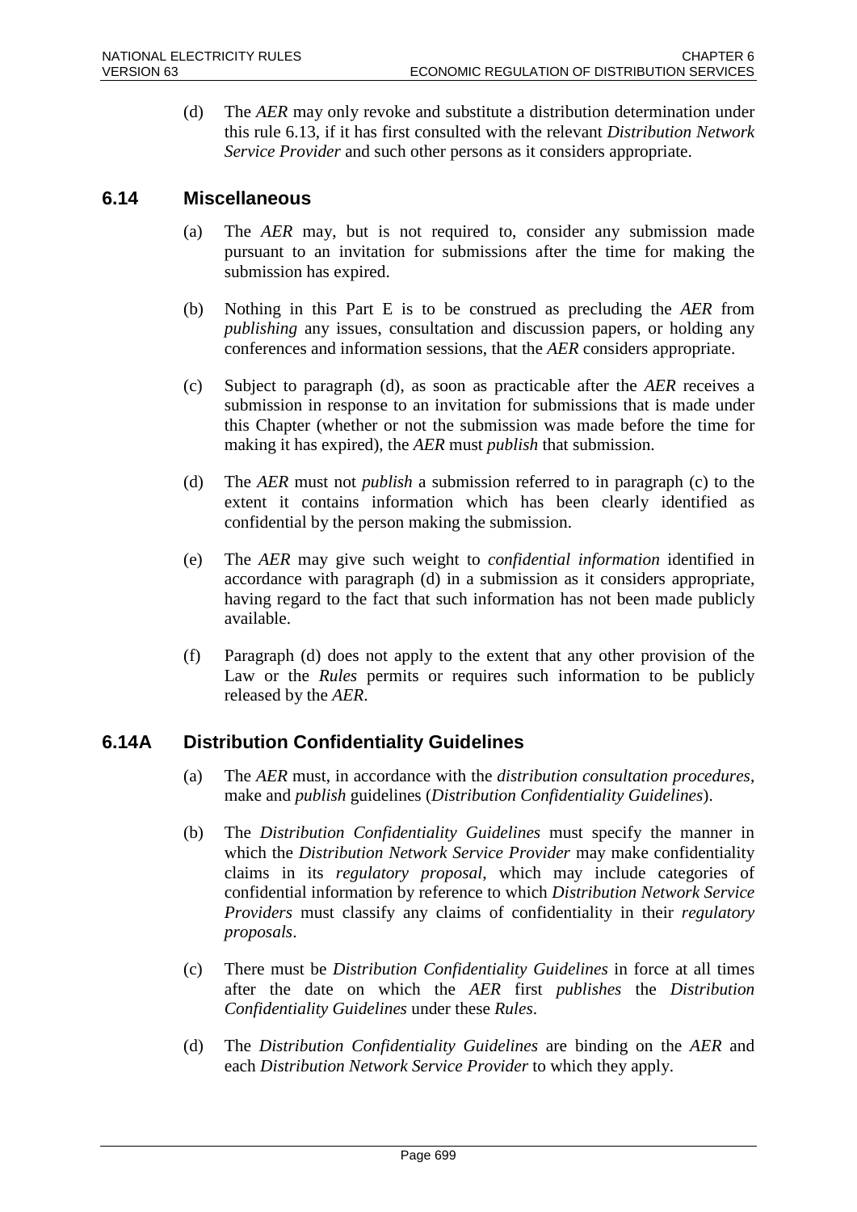(d) The *AER* may only revoke and substitute a distribution determination under this rule 6.13, if it has first consulted with the relevant *Distribution Network Service Provider* and such other persons as it considers appropriate.

## 6.14 Miscellaneous

(a) The *AER* may, but is not required to, consider any submission made pursuant to an invitation for submissions after the time for making the submission has expired.

(b) Nothing in this Part E is to be construed as precluding the *AER* from *publishing* any issues, consultation and discussion papers, or holding any conferences and information sessions, that the *AER* considers appropriate.

(c) Subject to paragraph (d), as soon as practicable after the *AER* receives a submission in response to an invitation for submissions that is made under this Chapter (whether or not the submission was made before the time for making it has expired), the *AER* must *publish* that submission.

(d) The *AER* must not *publish* a submission referred to in paragraph (c) to the extent it contains information which has been clearly identified as confidential by the person making the submission.

(e) The *AER* may give such weight to *confidential information* identified in accordance with paragraph (d) in a submission as it considers appropriate, having regard to the fact that such information has not been made publicly available.

(f) Paragraph (d) does not apply to the extent that any other provision of the Law or the *Rules* permits or requires such information to be publicly released by the *AER*.

## 6.14A Distribution Confidentiality Guidelines

(a) The *AER* must, in accordance with the *distribution consultation procedures*, make and *publish* guidelines (*Distribution Confidentiality Guidelines*).

(b) The *Distribution Confidentiality Guidelines* must specify the manner in which the *Distribution Network Service Provider* may make confidentiality claims in its *regulatory proposal*, which may include categories of confidential information by reference to which *Distribution Network Service Providers* must classify any claims of confidentiality in their *regulatory proposals*.

(c) There must be *Distribution Confidentiality Guidelines* in force at all times after the date on which the *AER* first *publishes* the *Distribution Confidentiality Guidelines* under these *Rules*.

(d) The *Distribution Confidentiality Guidelines* are binding on the *AER* and each *Distribution Network Service Provider* to which they apply.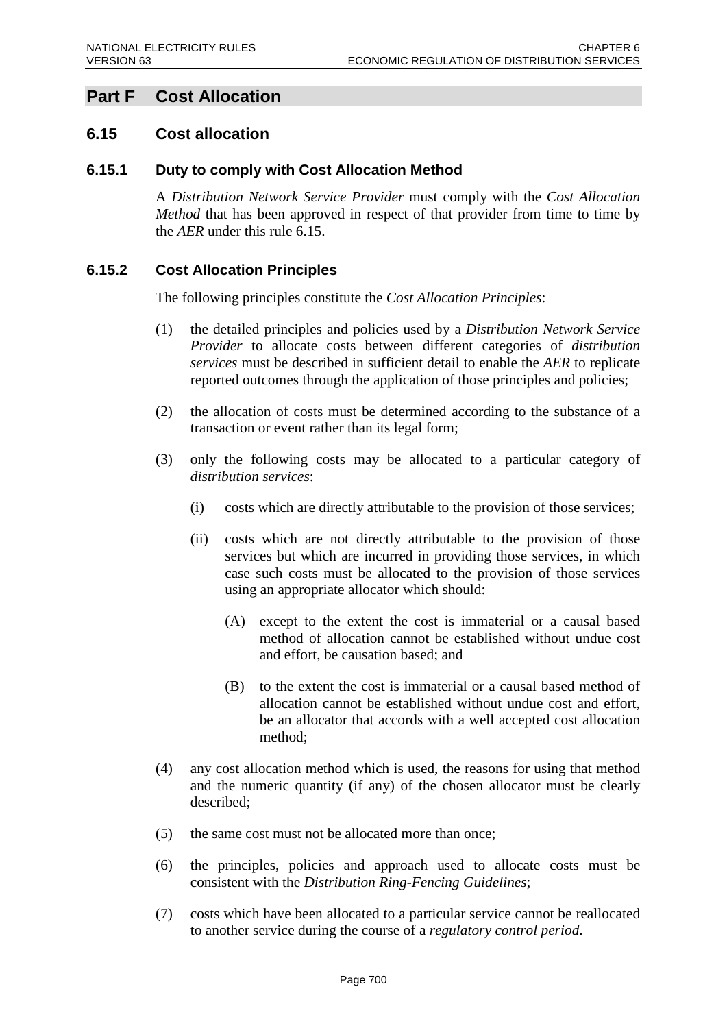# Part F Cost Allocation

## 6.15 Cost allocation

### 6.15.1 Duty to comply with Cost Allocation Method

A *Distribution Network Service Provider* must comply with the *Cost Allocation Method* that has been approved in respect of that provider from time to time by the *AER* under this rule 6.15.

### 6.15.2 Cost Allocation Principles

The following principles constitute the *Cost Allocation Principles*:

(1) the detailed principles and policies used by a *Distribution Network Service Provider* to allocate costs between different categories of *distribution services* must be described in sufficient detail to enable the *AER* to replicate reported outcomes through the application of those principles and policies;

(2) the allocation of costs must be determined according to the substance of a transaction or event rather than its legal form;

(3) only the following costs may be allocated to a particular category of *distribution services*:

  (i) costs which are directly attributable to the provision of those services;

  (ii) costs which are not directly attributable to the provision of those services but which are incurred in providing those services, in which case such costs must be allocated to the provision of those services using an appropriate allocator which should:

    (A) except to the extent the cost is immaterial or a causal based method of allocation cannot be established without undue cost and effort, be causation based; and

    (B) to the extent the cost is immaterial or a causal based method of allocation cannot be established without undue cost and effort, be an allocator that accords with a well accepted cost allocation method;

(4) any cost allocation method which is used, the reasons for using that method and the numeric quantity (if any) of the chosen allocator must be clearly described;

(5) the same cost must not be allocated more than once;

(6) the principles, policies and approach used to allocate costs must be consistent with the *Distribution Ring-Fencing Guidelines*;

(7) costs which have been allocated to a particular service cannot be reallocated to another service during the course of a *regulatory control period*.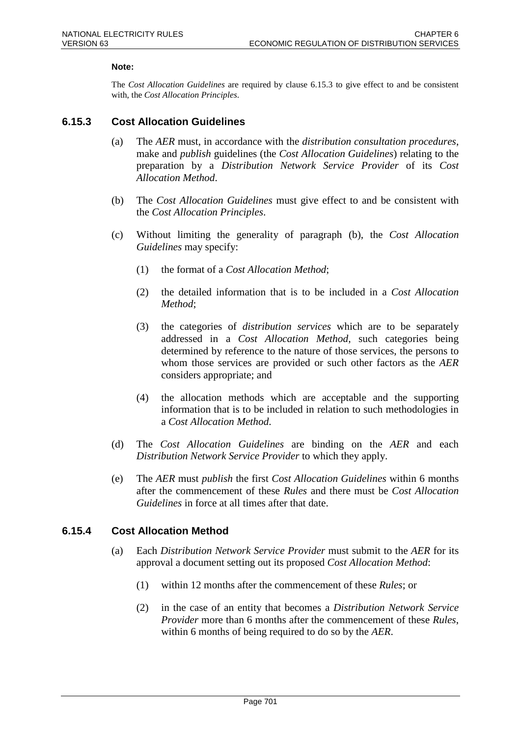**Note:**

The *Cost Allocation Guidelines* are required by clause 6.15.3 to give effect to and be consistent with, the *Cost Allocation Principles*.

## 6.15.3 Cost Allocation Guidelines

(a) The *AER* must, in accordance with the *distribution consultation procedures*, make and *publish* guidelines (the *Cost Allocation Guidelines*) relating to the preparation by a *Distribution Network Service Provider* of its *Cost Allocation Method*.

(b) The *Cost Allocation Guidelines* must give effect to and be consistent with the *Cost Allocation Principles*.

(c) Without limiting the generality of paragraph (b), the *Cost Allocation Guidelines* may specify:

(1) the format of a *Cost Allocation Method*;

(2) the detailed information that is to be included in a *Cost Allocation Method*;

(3) the categories of *distribution services* which are to be separately addressed in a *Cost Allocation Method*, such categories being determined by reference to the nature of those services, the persons to whom those services are provided or such other factors as the *AER* considers appropriate; and

(4) the allocation methods which are acceptable and the supporting information that is to be included in relation to such methodologies in a *Cost Allocation Method.*

(d) The *Cost Allocation Guidelines* are binding on the *AER* and each *Distribution Network Service Provider* to which they apply.

(e) The *AER* must *publish* the first *Cost Allocation Guidelines* within 6 months after the commencement of these *Rules* and there must be *Cost Allocation Guidelines* in force at all times after that date.

## 6.15.4 Cost Allocation Method

(a) Each *Distribution Network Service Provider* must submit to the *AER* for its approval a document setting out its proposed *Cost Allocation Method*:

(1) within 12 months after the commencement of these *Rules*; or

(2) in the case of an entity that becomes a *Distribution Network Service Provider* more than 6 months after the commencement of these *Rules*, within 6 months of being required to do so by the *AER*.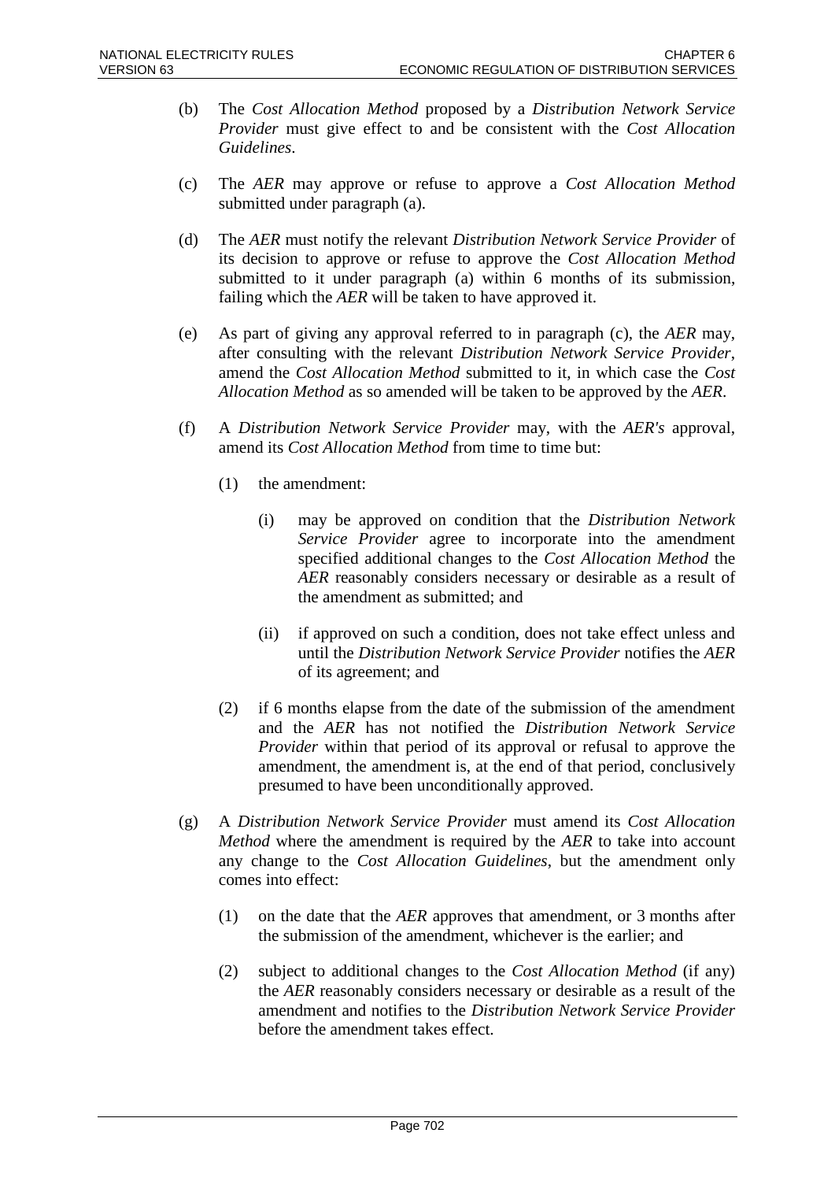(b) The *Cost Allocation Method* proposed by a *Distribution Network Service Provider* must give effect to and be consistent with the *Cost Allocation Guidelines*.

(c) The *AER* may approve or refuse to approve a *Cost Allocation Method* submitted under paragraph (a).

(d) The *AER* must notify the relevant *Distribution Network Service Provider* of its decision to approve or refuse to approve the *Cost Allocation Method* submitted to it under paragraph (a) within 6 months of its submission, failing which the *AER* will be taken to have approved it.

(e) As part of giving any approval referred to in paragraph (c), the *AER* may, after consulting with the relevant *Distribution Network Service Provider*, amend the *Cost Allocation Method* submitted to it, in which case the *Cost Allocation Method* as so amended will be taken to be approved by the *AER*.

(f) A *Distribution Network Service Provider* may, with the *AER's* approval, amend its *Cost Allocation Method* from time to time but:

    (1) the amendment:

        (i) may be approved on condition that the *Distribution Network Service Provider* agree to incorporate into the amendment specified additional changes to the *Cost Allocation Method* the *AER* reasonably considers necessary or desirable as a result of the amendment as submitted; and

        (ii) if approved on such a condition, does not take effect unless and until the *Distribution Network Service Provider* notifies the *AER* of its agreement; and

    (2) if 6 months elapse from the date of the submission of the amendment and the *AER* has not notified the *Distribution Network Service Provider* within that period of its approval or refusal to approve the amendment, the amendment is, at the end of that period, conclusively presumed to have been unconditionally approved.

(g) A *Distribution Network Service Provider* must amend its *Cost Allocation Method* where the amendment is required by the *AER* to take into account any change to the *Cost Allocation Guidelines*, but the amendment only comes into effect:

    (1) on the date that the *AER* approves that amendment, or 3 months after the submission of the amendment, whichever is the earlier; and

    (2) subject to additional changes to the *Cost Allocation Method* (if any) the *AER* reasonably considers necessary or desirable as a result of the amendment and notifies to the *Distribution Network Service Provider* before the amendment takes effect.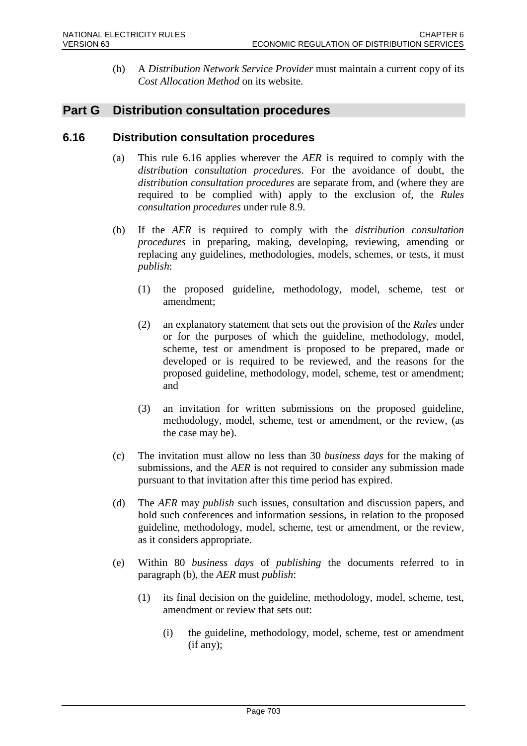(h) A *Distribution Network Service Provider* must maintain a current copy of its *Cost Allocation Method* on its website.

## Part G Distribution consultation procedures

### 6.16 Distribution consultation procedures

(a) This rule 6.16 applies wherever the *AER* is required to comply with the *distribution consultation procedures*. For the avoidance of doubt, the *distribution consultation procedures* are separate from, and (where they are required to be complied with) apply to the exclusion of, the *Rules consultation procedures* under rule 8.9.

(b) If the *AER* is required to comply with the *distribution consultation procedures* in preparing, making, developing, reviewing, amending or replacing any guidelines, methodologies, models, schemes, or tests, it must *publish*:

   (1) the proposed guideline, methodology, model, scheme, test or amendment;

   (2) an explanatory statement that sets out the provision of the *Rules* under or for the purposes of which the guideline, methodology, model, scheme, test or amendment is proposed to be prepared, made or developed or is required to be reviewed, and the reasons for the proposed guideline, methodology, model, scheme, test or amendment; and

   (3) an invitation for written submissions on the proposed guideline, methodology, model, scheme, test or amendment, or the review, (as the case may be).

(c) The invitation must allow no less than 30 *business days* for the making of submissions, and the *AER* is not required to consider any submission made pursuant to that invitation after this time period has expired.

(d) The *AER* may *publish* such issues, consultation and discussion papers, and hold such conferences and information sessions, in relation to the proposed guideline, methodology, model, scheme, test or amendment, or the review, as it considers appropriate.

(e) Within 80 *business days* of *publishing* the documents referred to in paragraph (b), the *AER* must *publish*:

   (1) its final decision on the guideline, methodology, model, scheme, test, amendment or review that sets out:

      (i) the guideline, methodology, model, scheme, test or amendment (if any);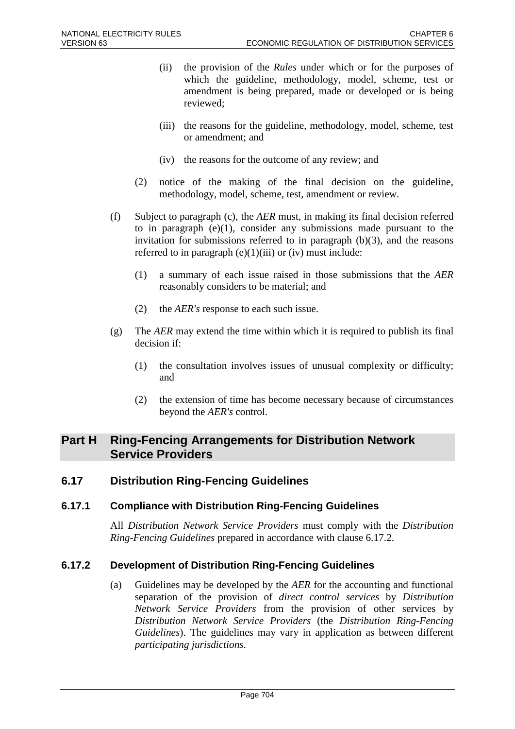(ii) the provision of the *Rules* under which or for the purposes of which the guideline, methodology, model, scheme, test or amendment is being prepared, made or developed or is being reviewed;

(iii) the reasons for the guideline, methodology, model, scheme, test or amendment; and

(iv) the reasons for the outcome of any review; and

(2) notice of the making of the final decision on the guideline, methodology, model, scheme, test, amendment or review.

(f) Subject to paragraph (c), the *AER* must, in making its final decision referred to in paragraph (e)(1), consider any submissions made pursuant to the invitation for submissions referred to in paragraph (b)(3), and the reasons referred to in paragraph (e)(1)(iii) or (iv) must include:

(1) a summary of each issue raised in those submissions that the *AER* reasonably considers to be material; and

(2) the *AER's* response to each such issue.

(g) The *AER* may extend the time within which it is required to publish its final decision if:

(1) the consultation involves issues of unusual complexity or difficulty; and

(2) the extension of time has become necessary because of circumstances beyond the *AER's* control.

## Part H Ring-Fencing Arrangements for Distribution Network Service Providers

## 6.17 Distribution Ring-Fencing Guidelines

### 6.17.1 Compliance with Distribution Ring-Fencing Guidelines

All *Distribution Network Service Providers* must comply with the *Distribution Ring-Fencing Guidelines* prepared in accordance with clause 6.17.2.

### 6.17.2 Development of Distribution Ring-Fencing Guidelines

(a) Guidelines may be developed by the *AER* for the accounting and functional separation of the provision of *direct control services* by *Distribution Network Service Providers* from the provision of other services by *Distribution Network Service Providers* (the *Distribution Ring-Fencing Guidelines*). The guidelines may vary in application as between different *participating jurisdictions*.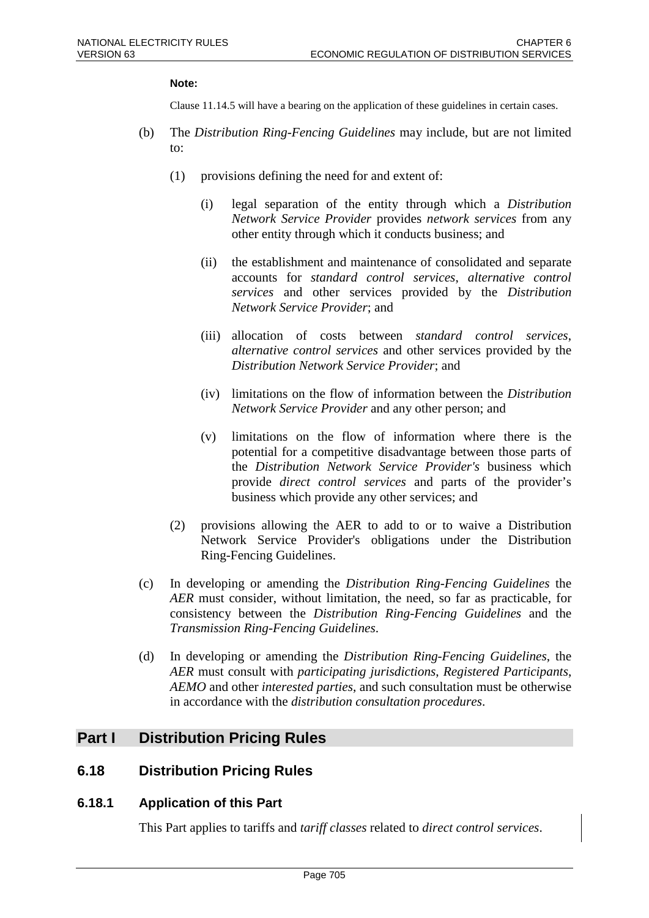**Note:**

Clause 11.14.5 will have a bearing on the application of these guidelines in certain cases.

(b) The *Distribution Ring-Fencing Guidelines* may include, but are not limited to:

(1) provisions defining the need for and extent of:

(i) legal separation of the entity through which a *Distribution Network Service Provider* provides *network services* from any other entity through which it conducts business; and

(ii) the establishment and maintenance of consolidated and separate accounts for *standard control services*, *alternative control services* and other services provided by the *Distribution Network Service Provider*; and

(iii) allocation of costs between *standard control services*, *alternative control services* and other services provided by the *Distribution Network Service Provider*; and

(iv) limitations on the flow of information between the *Distribution Network Service Provider* and any other person; and

(v) limitations on the flow of information where there is the potential for a competitive disadvantage between those parts of the *Distribution Network Service Provider's* business which provide *direct control services* and parts of the provider's business which provide any other services; and

(2) provisions allowing the AER to add to or to waive a Distribution Network Service Provider's obligations under the Distribution Ring-Fencing Guidelines.

(c) In developing or amending the *Distribution Ring-Fencing Guidelines* the *AER* must consider, without limitation, the need, so far as practicable, for consistency between the *Distribution Ring-Fencing Guidelines* and the *Transmission Ring-Fencing Guidelines*.

(d) In developing or amending the *Distribution Ring-Fencing Guidelines*, the *AER* must consult with *participating jurisdictions*, *Registered Participants*, *AEMO* and other *interested parties*, and such consultation must be otherwise in accordance with the *distribution consultation procedures*.

# Part I Distribution Pricing Rules

## 6.18 Distribution Pricing Rules

### 6.18.1 Application of this Part

This Part applies to tariffs and *tariff classes* related to *direct control services*.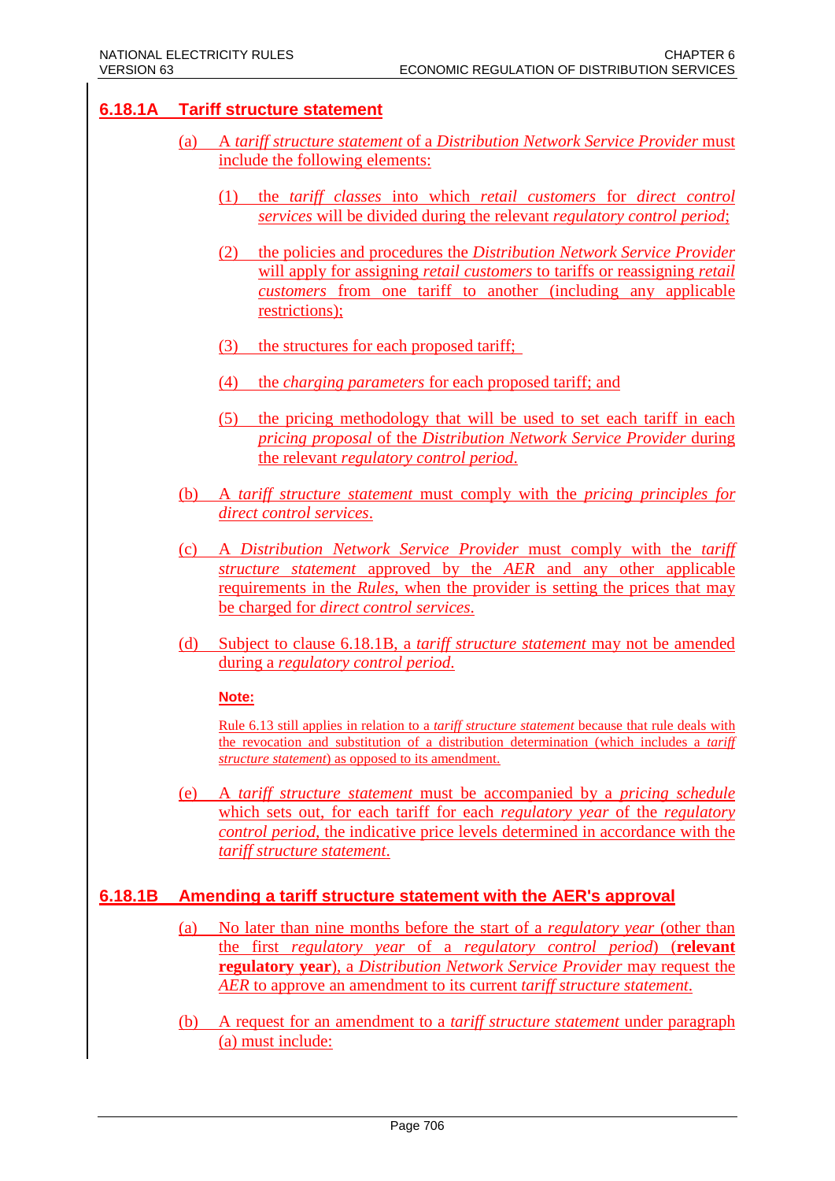## 6.18.1A Tariff structure statement

(a) A *tariff structure statement* of a *Distribution Network Service Provider* must include the following elements:

(1) the *tariff classes* into which *retail customers* for *direct control services* will be divided during the relevant *regulatory control period*;

(2) the policies and procedures the *Distribution Network Service Provider* will apply for assigning *retail customers* to tariffs or reassigning *retail customers* from one tariff to another (including any applicable restrictions);

(3) the structures for each proposed tariff;

(4) the *charging parameters* for each proposed tariff; and

(5) the pricing methodology that will be used to set each tariff in each *pricing proposal* of the *Distribution Network Service Provider* during the relevant *regulatory control period*.

(b) A *tariff structure statement* must comply with the *pricing principles for direct control services*.

(c) A *Distribution Network Service Provider* must comply with the *tariff structure statement* approved by the *AER* and any other applicable requirements in the *Rules*, when the provider is setting the prices that may be charged for *direct control services*.

(d) Subject to clause 6.18.1B, a *tariff structure statement* may not be amended during a *regulatory control period*.

**Note:**

Rule 6.13 still applies in relation to a *tariff structure statement* because that rule deals with the revocation and substitution of a distribution determination (which includes a *tariff structure statement*) as opposed to its amendment.

(e) A *tariff structure statement* must be accompanied by a *pricing schedule* which sets out, for each tariff for each *regulatory year* of the *regulatory control period*, the indicative price levels determined in accordance with the *tariff structure statement*.

## 6.18.1B Amending a tariff structure statement with the AER's approval

(a) No later than nine months before the start of a *regulatory year* (other than the first *regulatory year* of a *regulatory control period*) (**relevant regulatory year**), a *Distribution Network Service Provider* may request the *AER* to approve an amendment to its current *tariff structure statement*.

(b) A request for an amendment to a *tariff structure statement* under paragraph (a) must include: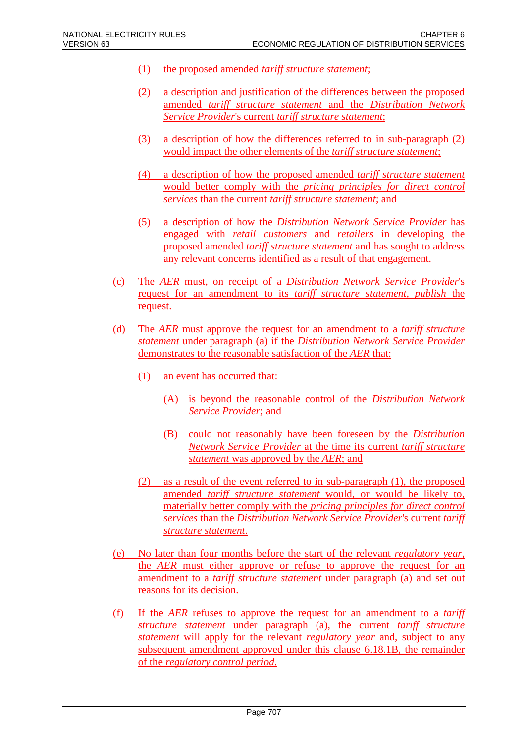(1) the proposed amended *tariff structure statement*;

(2) a description and justification of the differences between the proposed amended *tariff structure statement* and the *Distribution Network Service Provider*'s current *tariff structure statement*;

(3) a description of how the differences referred to in sub-paragraph (2) would impact the other elements of the *tariff structure statement*;

(4) a description of how the proposed amended *tariff structure statement* would better comply with the *pricing principles for direct control services* than the current *tariff structure statement*; and

(5) a description of how the *Distribution Network Service Provider* has engaged with *retail customers* and *retailers* in developing the proposed amended *tariff structure statement* and has sought to address any relevant concerns identified as a result of that engagement.

(c) The *AER* must, on receipt of a *Distribution Network Service Provider*'s request for an amendment to its *tariff structure statement*, *publish* the request.

(d) The *AER* must approve the request for an amendment to a *tariff structure statement* under paragraph (a) if the *Distribution Network Service Provider* demonstrates to the reasonable satisfaction of the *AER* that:

(1) an event has occurred that:

(A) is beyond the reasonable control of the *Distribution Network Service Provider*; and

(B) could not reasonably have been foreseen by the *Distribution Network Service Provider* at the time its current *tariff structure statement* was approved by the *AER*; and

(2) as a result of the event referred to in sub-paragraph (1), the proposed amended *tariff structure statement* would, or would be likely to, materially better comply with the *pricing principles for direct control services* than the *Distribution Network Service Provider*'s current *tariff structure statement*.

(e) No later than four months before the start of the relevant *regulatory year*, the *AER* must either approve or refuse to approve the request for an amendment to a *tariff structure statement* under paragraph (a) and set out reasons for its decision.

(f) If the *AER* refuses to approve the request for an amendment to a *tariff structure statement* under paragraph (a), the current *tariff structure statement* will apply for the relevant *regulatory year* and, subject to any subsequent amendment approved under this clause 6.18.1B, the remainder of the *regulatory control period*.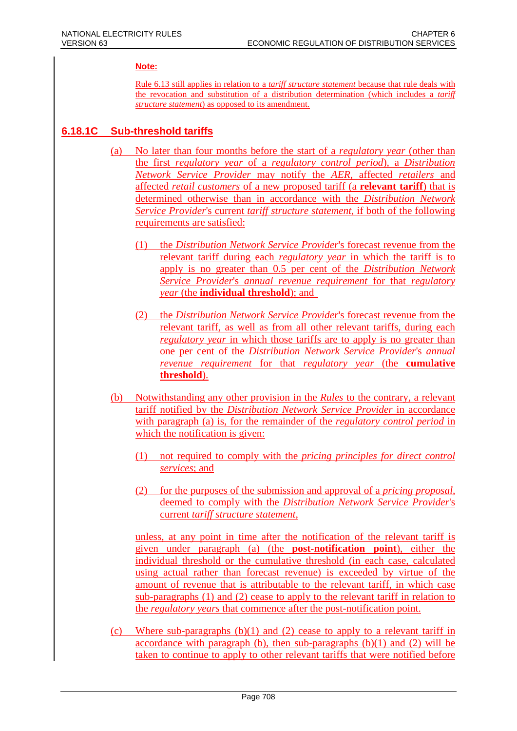**Note:**

Rule 6.13 still applies in relation to a *tariff structure statement* because that rule deals with the revocation and substitution of a distribution determination (which includes a *tariff structure statement*) as opposed to its amendment.

## 6.18.1C Sub-threshold tariffs

(a) No later than four months before the start of a *regulatory year* (other than the first *regulatory year* of a *regulatory control period*), a *Distribution Network Service Provider* may notify the *AER*, affected *retailers* and affected *retail customers* of a new proposed tariff (a **relevant tariff**) that is determined otherwise than in accordance with the *Distribution Network Service Provider*'s current *tariff structure statement*, if both of the following requirements are satisfied:

(1) the *Distribution Network Service Provider*'s forecast revenue from the relevant tariff during each *regulatory year* in which the tariff is to apply is no greater than 0.5 per cent of the *Distribution Network Service Provider*'s *annual revenue requirement* for that *regulatory year* (the **individual threshold**); and

(2) the *Distribution Network Service Provider*'s forecast revenue from the relevant tariff, as well as from all other relevant tariffs, during each *regulatory year* in which those tariffs are to apply is no greater than one per cent of the *Distribution Network Service Provider*'s *annual revenue requirement* for that *regulatory year* (the **cumulative threshold**).

(b) Notwithstanding any other provision in the *Rules* to the contrary, a relevant tariff notified by the *Distribution Network Service Provider* in accordance with paragraph (a) is, for the remainder of the *regulatory control period* in which the notification is given:

(1) not required to comply with the *pricing principles for direct control services*; and

(2) for the purposes of the submission and approval of a *pricing proposal*, deemed to comply with the *Distribution Network Service Provider*'s current *tariff structure statement*,

unless, at any point in time after the notification of the relevant tariff is given under paragraph (a) (the **post-notification point**), either the individual threshold or the cumulative threshold (in each case, calculated using actual rather than forecast revenue) is exceeded by virtue of the amount of revenue that is attributable to the relevant tariff, in which case sub-paragraphs (1) and (2) cease to apply to the relevant tariff in relation to the *regulatory years* that commence after the post-notification point.

(c) Where sub-paragraphs (b)(1) and (2) cease to apply to a relevant tariff in accordance with paragraph (b), then sub-paragraphs (b)(1) and (2) will be taken to continue to apply to other relevant tariffs that were notified before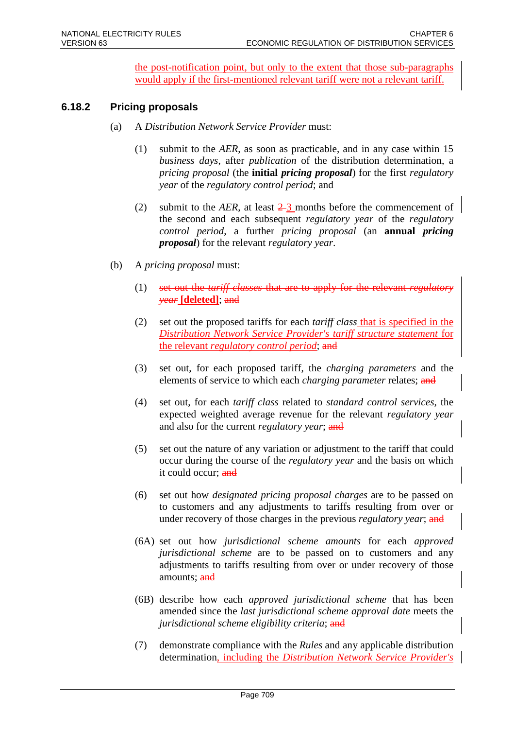the post-notification point, but only to the extent that those sub-paragraphs would apply if the first-mentioned relevant tariff were not a relevant tariff.

### 6.18.2 Pricing proposals

(a) A *Distribution Network Service Provider* must:

(1) submit to the *AER*, as soon as practicable, and in any case within 15 *business days*, after *publication* of the distribution determination, a *pricing proposal* (the **initial *pricing proposal***) for the first *regulatory year* of the *regulatory control period*; and

(2) submit to the *AER*, at least ~~2~~ 3 months before the commencement of the second and each subsequent *regulatory year* of the *regulatory control period*, a further *pricing proposal* (an **annual *pricing proposal***) for the relevant *regulatory year*.

(b) A *pricing proposal* must:

(1) ~~set out the *tariff classes* that are to apply for the relevant *regulatory year*~~ **[deleted]**; ~~and~~

(2) set out the proposed tariffs for each *tariff class* that is specified in the *Distribution Network Service Provider's tariff structure statement* for the relevant *regulatory control period*; ~~and~~

(3) set out, for each proposed tariff, the *charging parameters* and the elements of service to which each *charging parameter* relates; ~~and~~

(4) set out, for each *tariff class* related to *standard control services*, the expected weighted average revenue for the relevant *regulatory year* and also for the current *regulatory year*; ~~and~~

(5) set out the nature of any variation or adjustment to the tariff that could occur during the course of the *regulatory year* and the basis on which it could occur; ~~and~~

(6) set out how *designated pricing proposal charges* are to be passed on to customers and any adjustments to tariffs resulting from over or under recovery of those charges in the previous *regulatory year*; ~~and~~

(6A) set out how *jurisdictional scheme amounts* for each *approved jurisdictional scheme* are to be passed on to customers and any adjustments to tariffs resulting from over or under recovery of those amounts; ~~and~~

(6B) describe how each *approved jurisdictional scheme* that has been amended since the *last jurisdictional scheme approval date* meets the *jurisdictional scheme eligibility criteria*; ~~and~~

(7) demonstrate compliance with the *Rules* and any applicable distribution determination, including the *Distribution Network Service Provider's*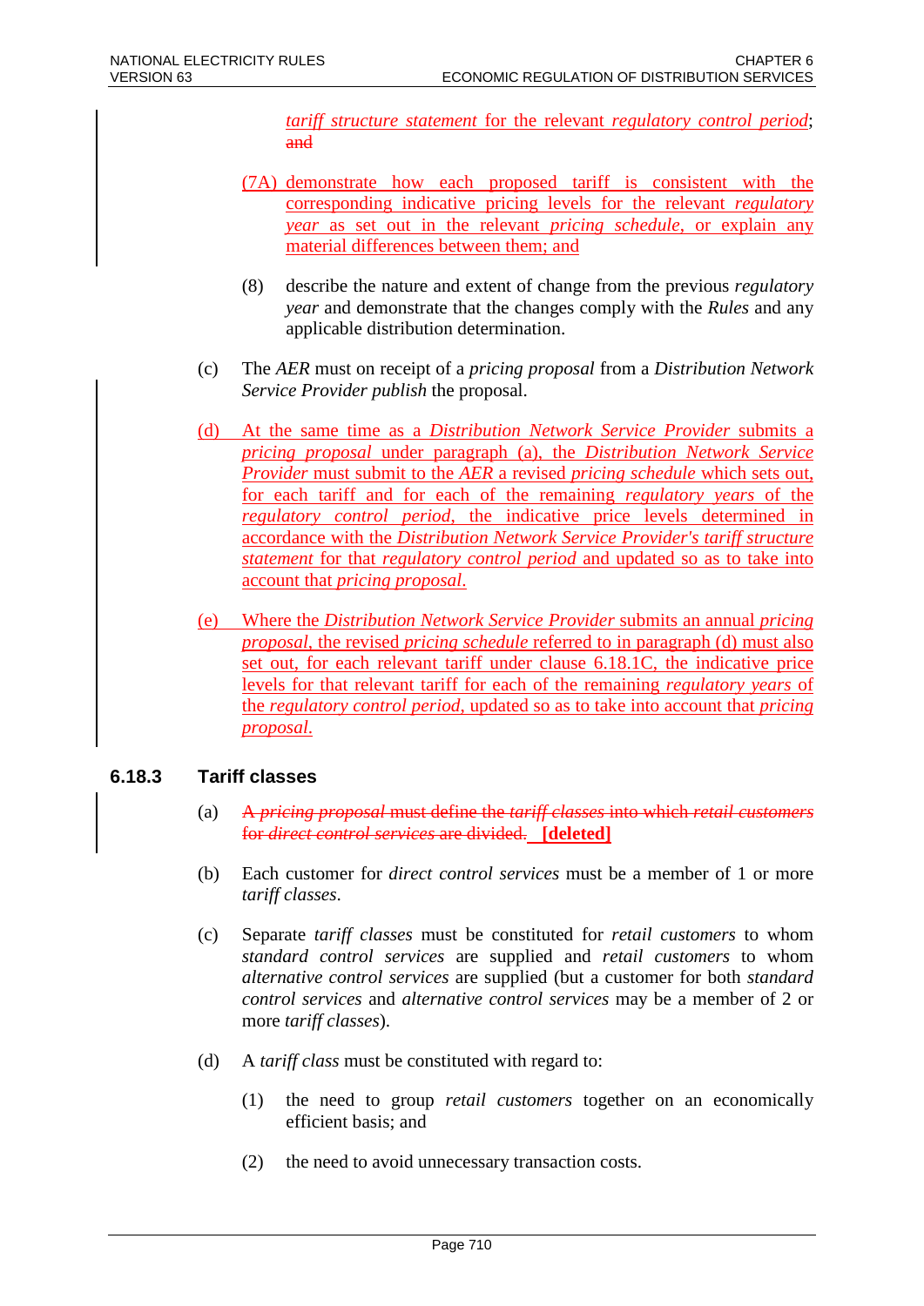*tariff structure statement* for the relevant *regulatory control period*; ~~and~~

(7A) demonstrate how each proposed tariff is consistent with the corresponding indicative pricing levels for the relevant *regulatory year* as set out in the relevant *pricing schedule*, or explain any material differences between them; and

(8) describe the nature and extent of change from the previous *regulatory year* and demonstrate that the changes comply with the *Rules* and any applicable distribution determination.

(c) The *AER* must on receipt of a *pricing proposal* from a *Distribution Network Service Provider publish* the proposal.

(d) At the same time as a *Distribution Network Service Provider* submits a *pricing proposal* under paragraph (a), the *Distribution Network Service Provider* must submit to the *AER* a revised *pricing schedule* which sets out, for each tariff and for each of the remaining *regulatory years* of the *regulatory control period*, the indicative price levels determined in accordance with the *Distribution Network Service Provider's tariff structure statement* for that *regulatory control period* and updated so as to take into account that *pricing proposal*.

(e) Where the *Distribution Network Service Provider* submits an annual *pricing proposal*, the revised *pricing schedule* referred to in paragraph (d) must also set out, for each relevant tariff under clause 6.18.1C, the indicative price levels for that relevant tariff for each of the remaining *regulatory years* of the *regulatory control period*, updated so as to take into account that *pricing proposal*.

### 6.18.3 Tariff classes

(a) ~~A *pricing proposal* must define the *tariff classes* into which *retail customers* for *direct control services* are divided.~~ **[deleted]**

(b) Each customer for *direct control services* must be a member of 1 or more *tariff classes*.

(c) Separate *tariff classes* must be constituted for *retail customers* to whom *standard control services* are supplied and *retail customers* to whom *alternative control services* are supplied (but a customer for both *standard control services* and *alternative control services* may be a member of 2 or more *tariff classes*).

(d) A *tariff class* must be constituted with regard to:

(1) the need to group *retail customers* together on an economically efficient basis; and

(2) the need to avoid unnecessary transaction costs.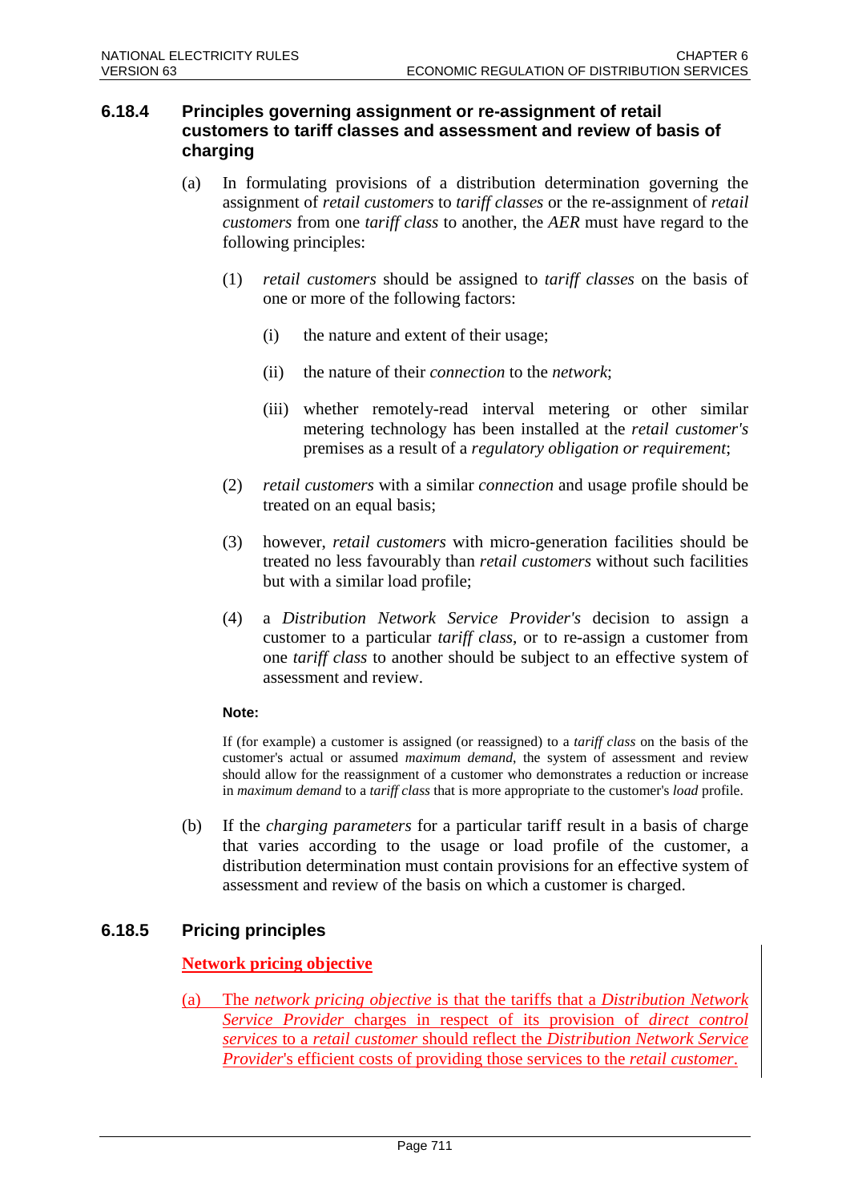### 6.18.4 Principles governing assignment or re-assignment of retail customers to tariff classes and assessment and review of basis of charging

(a) In formulating provisions of a distribution determination governing the assignment of *retail customers* to *tariff classes* or the re-assignment of *retail customers* from one *tariff class* to another, the *AER* must have regard to the following principles:

(1) *retail customers* should be assigned to *tariff classes* on the basis of one or more of the following factors:

(i) the nature and extent of their usage;

(ii) the nature of their *connection* to the *network*;

(iii) whether remotely-read interval metering or other similar metering technology has been installed at the *retail customer's* premises as a result of a *regulatory obligation or requirement*;

(2) *retail customers* with a similar *connection* and usage profile should be treated on an equal basis;

(3) however, *retail customers* with micro-generation facilities should be treated no less favourably than *retail customers* without such facilities but with a similar load profile;

(4) a *Distribution Network Service Provider's* decision to assign a customer to a particular *tariff class*, or to re-assign a customer from one *tariff class* to another should be subject to an effective system of assessment and review.

**Note:**

If (for example) a customer is assigned (or reassigned) to a *tariff class* on the basis of the customer's actual or assumed *maximum demand*, the system of assessment and review should allow for the reassignment of a customer who demonstrates a reduction or increase in *maximum demand* to a *tariff class* that is more appropriate to the customer's *load* profile.

(b) If the *charging parameters* for a particular tariff result in a basis of charge that varies according to the usage or load profile of the customer, a distribution determination must contain provisions for an effective system of assessment and review of the basis on which a customer is charged.

### 6.18.5 Pricing principles

**Network pricing objective**

(a) The *network pricing objective* is that the tariffs that a *Distribution Network Service Provider* charges in respect of its provision of *direct control services* to a *retail customer* should reflect the *Distribution Network Service Provider*'s efficient costs of providing those services to the *retail customer*.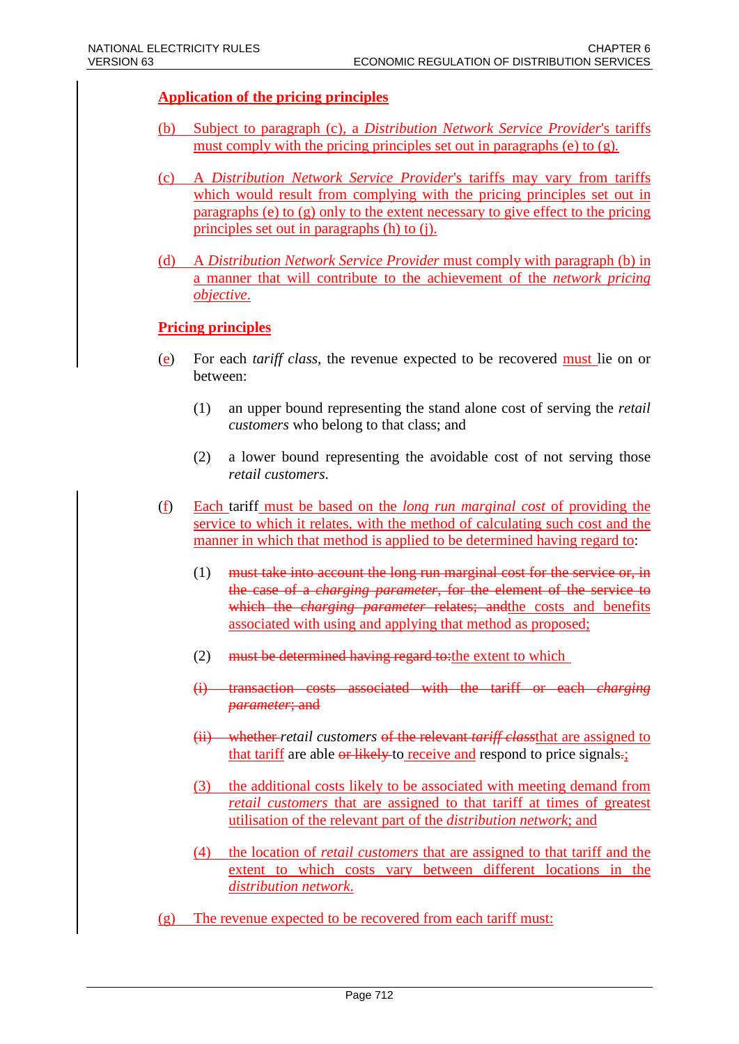**Application of the pricing principles**

(b) Subject to paragraph (c), a *Distribution Network Service Provider*'s tariffs must comply with the pricing principles set out in paragraphs (e) to (g).

(c) A *Distribution Network Service Provider*'s tariffs may vary from tariffs which would result from complying with the pricing principles set out in paragraphs (e) to (g) only to the extent necessary to give effect to the pricing principles set out in paragraphs (h) to (j).

(d) A *Distribution Network Service Provider* must comply with paragraph (b) in a manner that will contribute to the achievement of the *network pricing objective*.

**Pricing principles**

(e) For each *tariff class*, the revenue expected to be recovered must lie on or between:

(1) an upper bound representing the stand alone cost of serving the *retail customers* who belong to that class; and

(2) a lower bound representing the avoidable cost of not serving those *retail customers*.

(f) Each tariff must be based on the *long run marginal cost* of providing the service to which it relates, with the method of calculating such cost and the manner in which that method is applied to be determined having regard to:

(1) ~~must take into account the long run marginal cost for the service or, in the case of a *charging parameter*, for the element of the service to which the *charging parameter* relates; and~~the costs and benefits associated with using and applying that method as proposed;

(2) ~~must be determined having regard to:~~the extent to which

~~(i) transaction costs associated with the tariff or each *charging parameter*; and~~

~~(ii) whether~~ *retail customers* ~~of the relevant *tariff class*~~that are assigned to that tariff are able ~~or likely~~ to receive and respond to price signals~~.~~;

(3) the additional costs likely to be associated with meeting demand from *retail customers* that are assigned to that tariff at times of greatest utilisation of the relevant part of the *distribution network*; and

(4) the location of *retail customers* that are assigned to that tariff and the extent to which costs vary between different locations in the *distribution network*.

(g) The revenue expected to be recovered from each tariff must: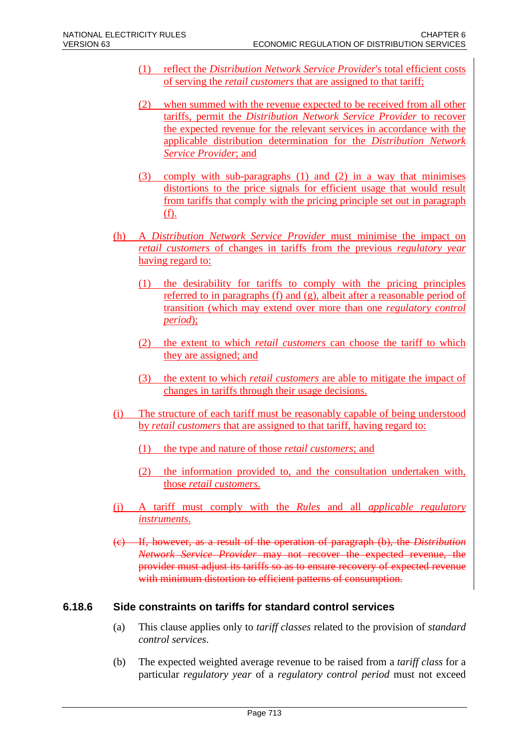(1) reflect the *Distribution Network Service Provider*'s total efficient costs of serving the *retail customers* that are assigned to that tariff;

(2) when summed with the revenue expected to be received from all other tariffs, permit the *Distribution Network Service Provider* to recover the expected revenue for the relevant services in accordance with the applicable distribution determination for the *Distribution Network Service Provider*; and

(3) comply with sub-paragraphs (1) and (2) in a way that minimises distortions to the price signals for efficient usage that would result from tariffs that comply with the pricing principle set out in paragraph (f).

(h) A *Distribution Network Service Provider* must minimise the impact on *retail customers* of changes in tariffs from the previous *regulatory year* having regard to:

(1) the desirability for tariffs to comply with the pricing principles referred to in paragraphs (f) and (g), albeit after a reasonable period of transition (which may extend over more than one *regulatory control period*);

(2) the extent to which *retail customers* can choose the tariff to which they are assigned; and

(3) the extent to which *retail customers* are able to mitigate the impact of changes in tariffs through their usage decisions.

(i) The structure of each tariff must be reasonably capable of being understood by *retail customers* that are assigned to that tariff, having regard to:

(1) the type and nature of those *retail customers*; and

(2) the information provided to, and the consultation undertaken with, those *retail customers*.

(j) A tariff must comply with the *Rules* and all *applicable regulatory instruments*.

~~(c) If, however, as a result of the operation of paragraph (b), the *Distribution Network Service Provider* may not recover the expected revenue, the provider must adjust its tariffs so as to ensure recovery of expected revenue with minimum distortion to efficient patterns of consumption.~~

### 6.18.6 Side constraints on tariffs for standard control services

(a) This clause applies only to *tariff classes* related to the provision of *standard control services*.

(b) The expected weighted average revenue to be raised from a *tariff class* for a particular *regulatory year* of a *regulatory control period* must not exceed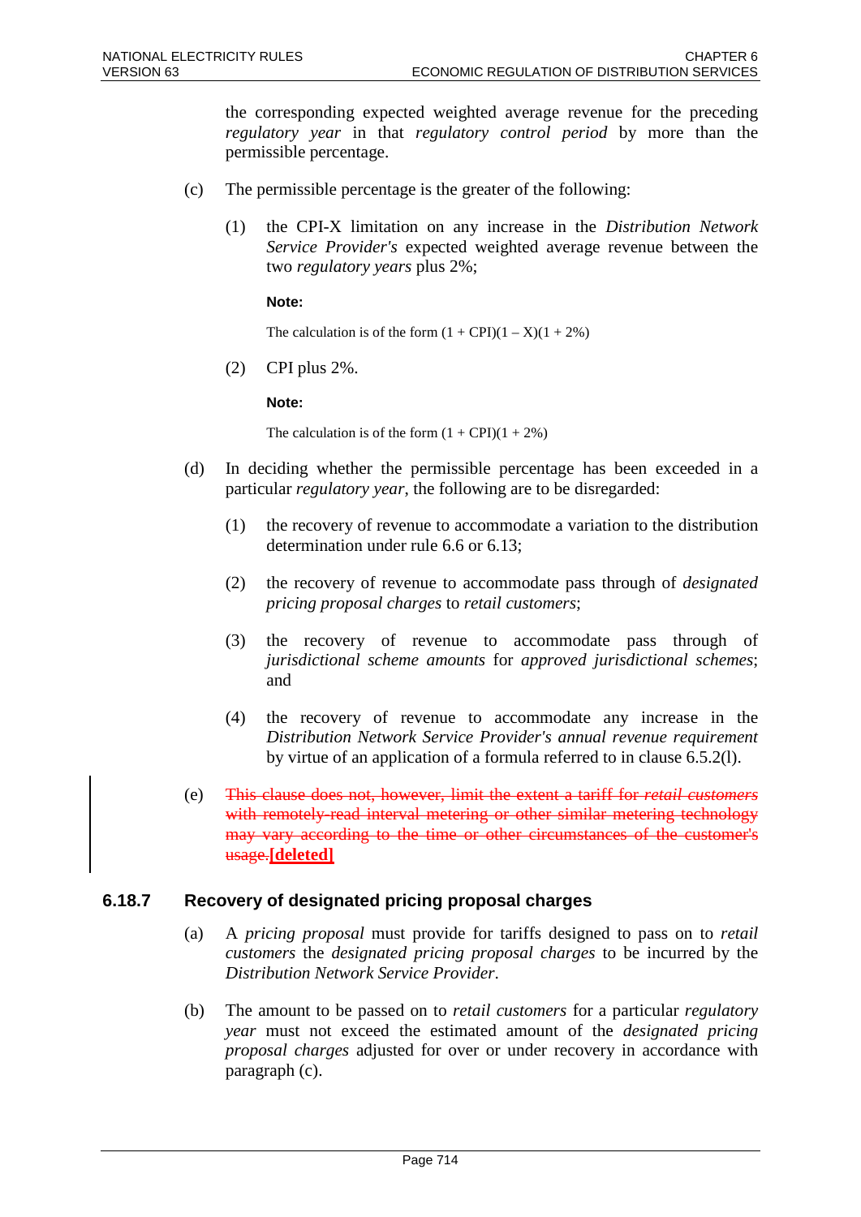the corresponding expected weighted average revenue for the preceding *regulatory year* in that *regulatory control period* by more than the permissible percentage.

(c) The permissible percentage is the greater of the following:

(1) the CPI-X limitation on any increase in the *Distribution Network Service Provider's* expected weighted average revenue between the two *regulatory years* plus 2%;

**Note:**

The calculation is of the form $(1 + CPI)(1 – X)(1 + 2\%)$

(2) CPI plus 2%.

**Note:**

The calculation is of the form $(1 + CPI)(1 + 2\%)$

(d) In deciding whether the permissible percentage has been exceeded in a particular *regulatory year*, the following are to be disregarded:

(1) the recovery of revenue to accommodate a variation to the distribution determination under rule 6.6 or 6.13;

(2) the recovery of revenue to accommodate pass through of *designated pricing proposal charges* to *retail customers*;

(3) the recovery of revenue to accommodate pass through of *jurisdictional scheme amounts* for *approved jurisdictional schemes*; and

(4) the recovery of revenue to accommodate any increase in the *Distribution Network Service Provider's annual revenue requirement* by virtue of an application of a formula referred to in clause 6.5.2(l).

(e) ~~This clause does not, however, limit the extent a tariff for *retail customers* with remotely-read interval metering or other similar metering technology may vary according to the time or other circumstances of the customer's usage.~~**[deleted]**

### 6.18.7 Recovery of designated pricing proposal charges

(a) A *pricing proposal* must provide for tariffs designed to pass on to *retail customers* the *designated pricing proposal charges* to be incurred by the *Distribution Network Service Provider*.

(b) The amount to be passed on to *retail customers* for a particular *regulatory year* must not exceed the estimated amount of the *designated pricing proposal charges* adjusted for over or under recovery in accordance with paragraph (c).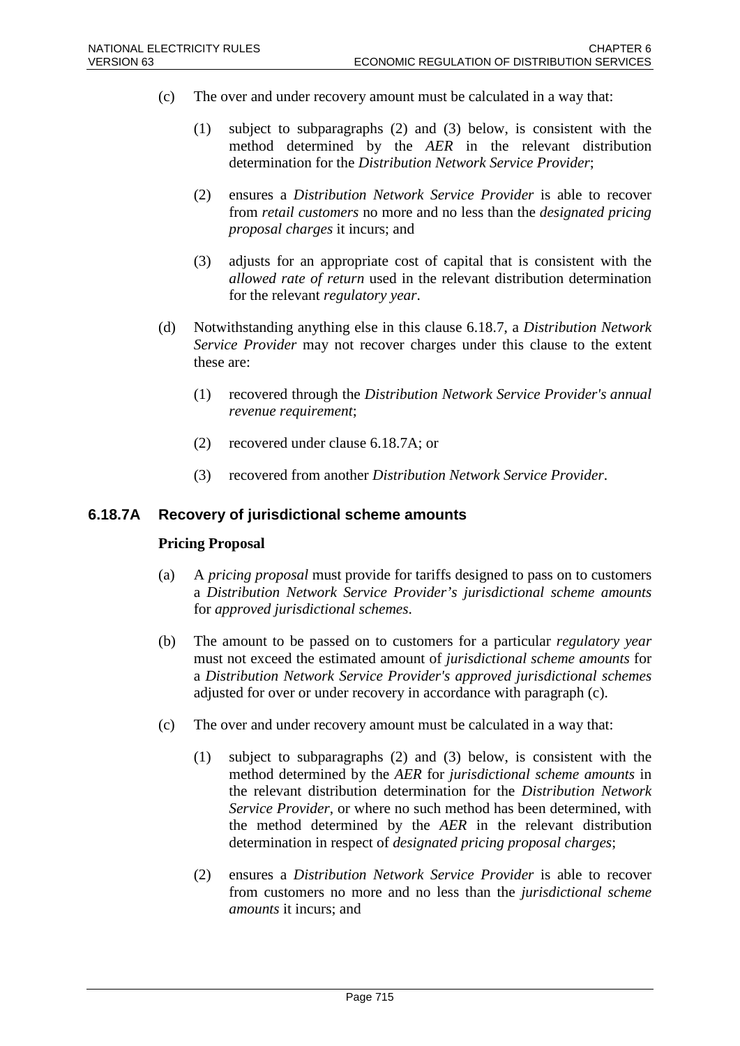(c) The over and under recovery amount must be calculated in a way that:

(1) subject to subparagraphs (2) and (3) below, is consistent with the method determined by the *AER* in the relevant distribution determination for the *Distribution Network Service Provider*;

(2) ensures a *Distribution Network Service Provider* is able to recover from *retail customers* no more and no less than the *designated pricing proposal charges* it incurs; and

(3) adjusts for an appropriate cost of capital that is consistent with the *allowed rate of return* used in the relevant distribution determination for the relevant *regulatory year*.

(d) Notwithstanding anything else in this clause 6.18.7, a *Distribution Network Service Provider* may not recover charges under this clause to the extent these are:

(1) recovered through the *Distribution Network Service Provider's annual revenue requirement*;

(2) recovered under clause 6.18.7A; or

(3) recovered from another *Distribution Network Service Provider*.

### 6.18.7A Recovery of jurisdictional scheme amounts

**Pricing Proposal**

(a) A *pricing proposal* must provide for tariffs designed to pass on to customers a *Distribution Network Service Provider's jurisdictional scheme amounts* for *approved jurisdictional schemes*.

(b) The amount to be passed on to customers for a particular *regulatory year* must not exceed the estimated amount of *jurisdictional scheme amounts* for a *Distribution Network Service Provider's approved jurisdictional schemes* adjusted for over or under recovery in accordance with paragraph (c).

(c) The over and under recovery amount must be calculated in a way that:

(1) subject to subparagraphs (2) and (3) below, is consistent with the method determined by the *AER* for *jurisdictional scheme amounts* in the relevant distribution determination for the *Distribution Network Service Provider*, or where no such method has been determined, with the method determined by the *AER* in the relevant distribution determination in respect of *designated pricing proposal charges*;

(2) ensures a *Distribution Network Service Provider* is able to recover from customers no more and no less than the *jurisdictional scheme amounts* it incurs; and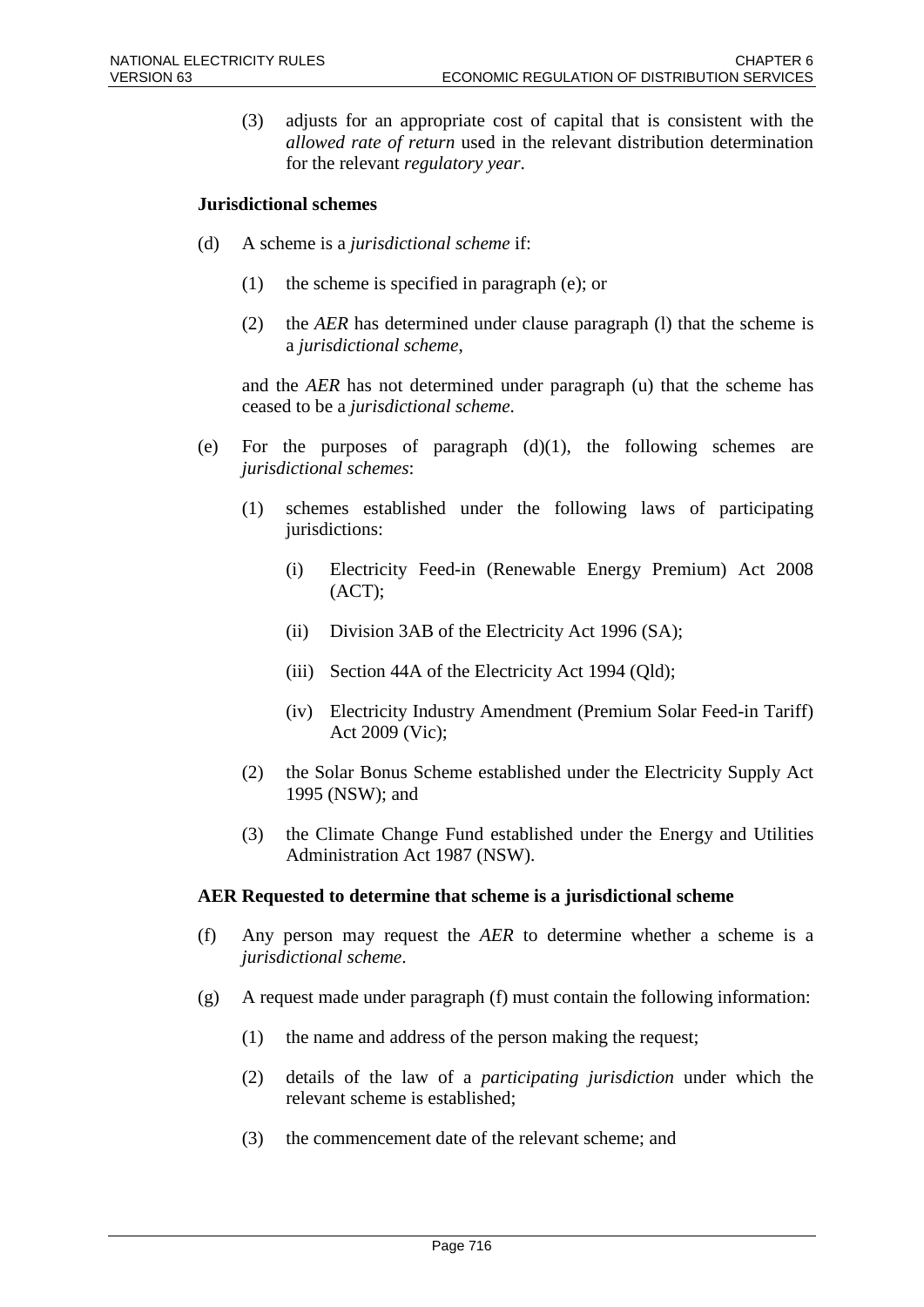(3) adjusts for an appropriate cost of capital that is consistent with the *allowed rate of return* used in the relevant distribution determination for the relevant *regulatory year*.

**Jurisdictional schemes**

(d) A scheme is a *jurisdictional scheme* if:

(1) the scheme is specified in paragraph (e); or

(2) the *AER* has determined under clause paragraph (l) that the scheme is a *jurisdictional scheme*,

and the *AER* has not determined under paragraph (u) that the scheme has ceased to be a *jurisdictional scheme*.

(e) For the purposes of paragraph (d)(1), the following schemes are *jurisdictional schemes*:

(1) schemes established under the following laws of participating jurisdictions:

(i) Electricity Feed-in (Renewable Energy Premium) Act 2008 (ACT);

(ii) Division 3AB of the Electricity Act 1996 (SA);

(iii) Section 44A of the Electricity Act 1994 (Qld);

(iv) Electricity Industry Amendment (Premium Solar Feed-in Tariff) Act 2009 (Vic);

(2) the Solar Bonus Scheme established under the Electricity Supply Act 1995 (NSW); and

(3) the Climate Change Fund established under the Energy and Utilities Administration Act 1987 (NSW).

**AER Requested to determine that scheme is a jurisdictional scheme**

(f) Any person may request the *AER* to determine whether a scheme is a *jurisdictional scheme*.

(g) A request made under paragraph (f) must contain the following information:

(1) the name and address of the person making the request;

(2) details of the law of a *participating jurisdiction* under which the relevant scheme is established;

(3) the commencement date of the relevant scheme; and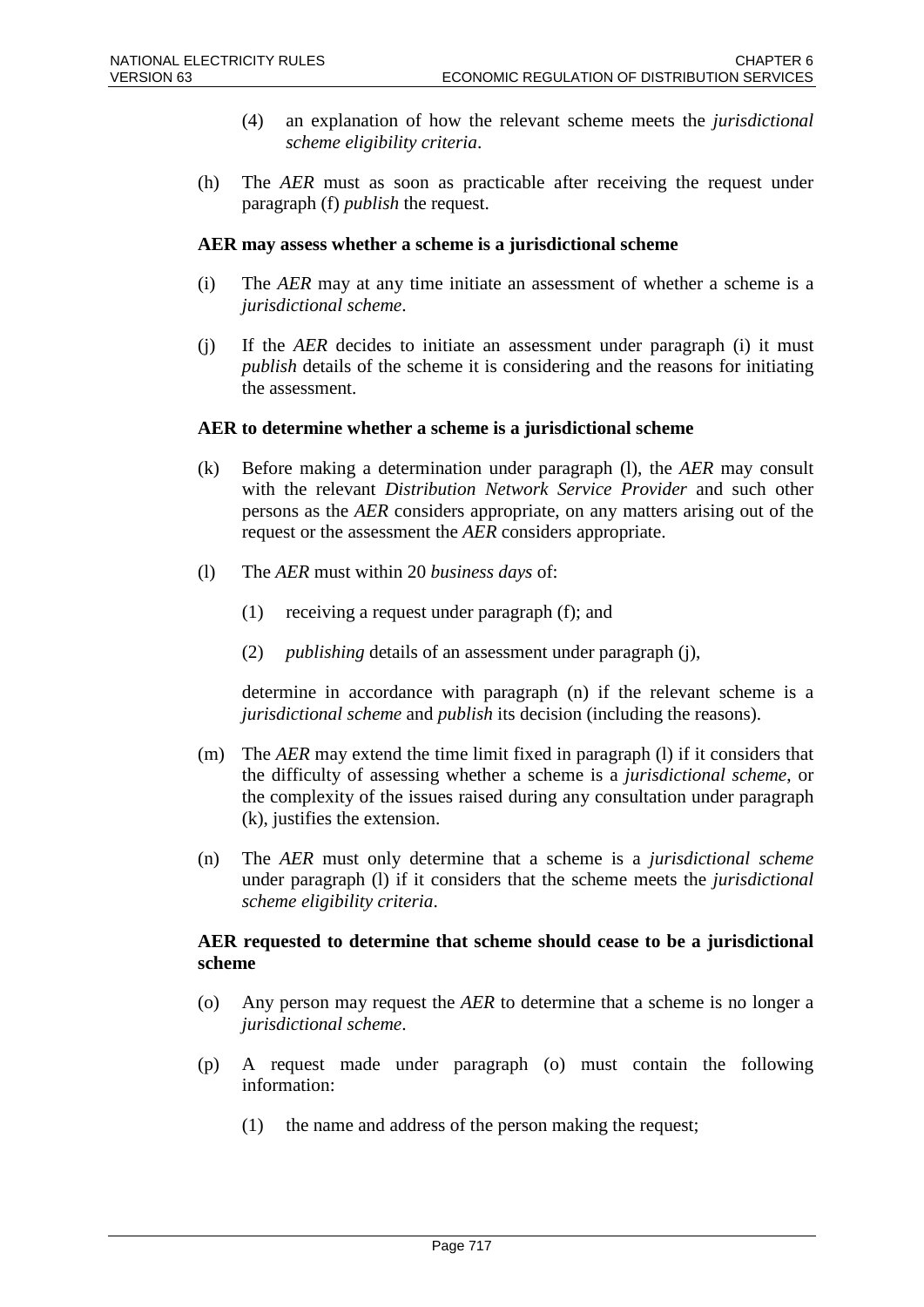(4) an explanation of how the relevant scheme meets the *jurisdictional scheme eligibility criteria*.

(h) The *AER* must as soon as practicable after receiving the request under paragraph (f) *publish* the request.

**AER may assess whether a scheme is a jurisdictional scheme**

(i) The *AER* may at any time initiate an assessment of whether a scheme is a *jurisdictional scheme*.

(j) If the *AER* decides to initiate an assessment under paragraph (i) it must *publish* details of the scheme it is considering and the reasons for initiating the assessment.

**AER to determine whether a scheme is a jurisdictional scheme**

(k) Before making a determination under paragraph (l), the *AER* may consult with the relevant *Distribution Network Service Provider* and such other persons as the *AER* considers appropriate, on any matters arising out of the request or the assessment the *AER* considers appropriate.

(l) The *AER* must within 20 *business days* of:

(1) receiving a request under paragraph (f); and

(2) *publishing* details of an assessment under paragraph (j),

determine in accordance with paragraph (n) if the relevant scheme is a *jurisdictional scheme* and *publish* its decision (including the reasons).

(m) The *AER* may extend the time limit fixed in paragraph (l) if it considers that the difficulty of assessing whether a scheme is a *jurisdictional scheme*, or the complexity of the issues raised during any consultation under paragraph (k), justifies the extension.

(n) The *AER* must only determine that a scheme is a *jurisdictional scheme* under paragraph (l) if it considers that the scheme meets the *jurisdictional scheme eligibility criteria*.

**AER requested to determine that scheme should cease to be a jurisdictional scheme**

(o) Any person may request the *AER* to determine that a scheme is no longer a *jurisdictional scheme*.

(p) A request made under paragraph (o) must contain the following information:

(1) the name and address of the person making the request;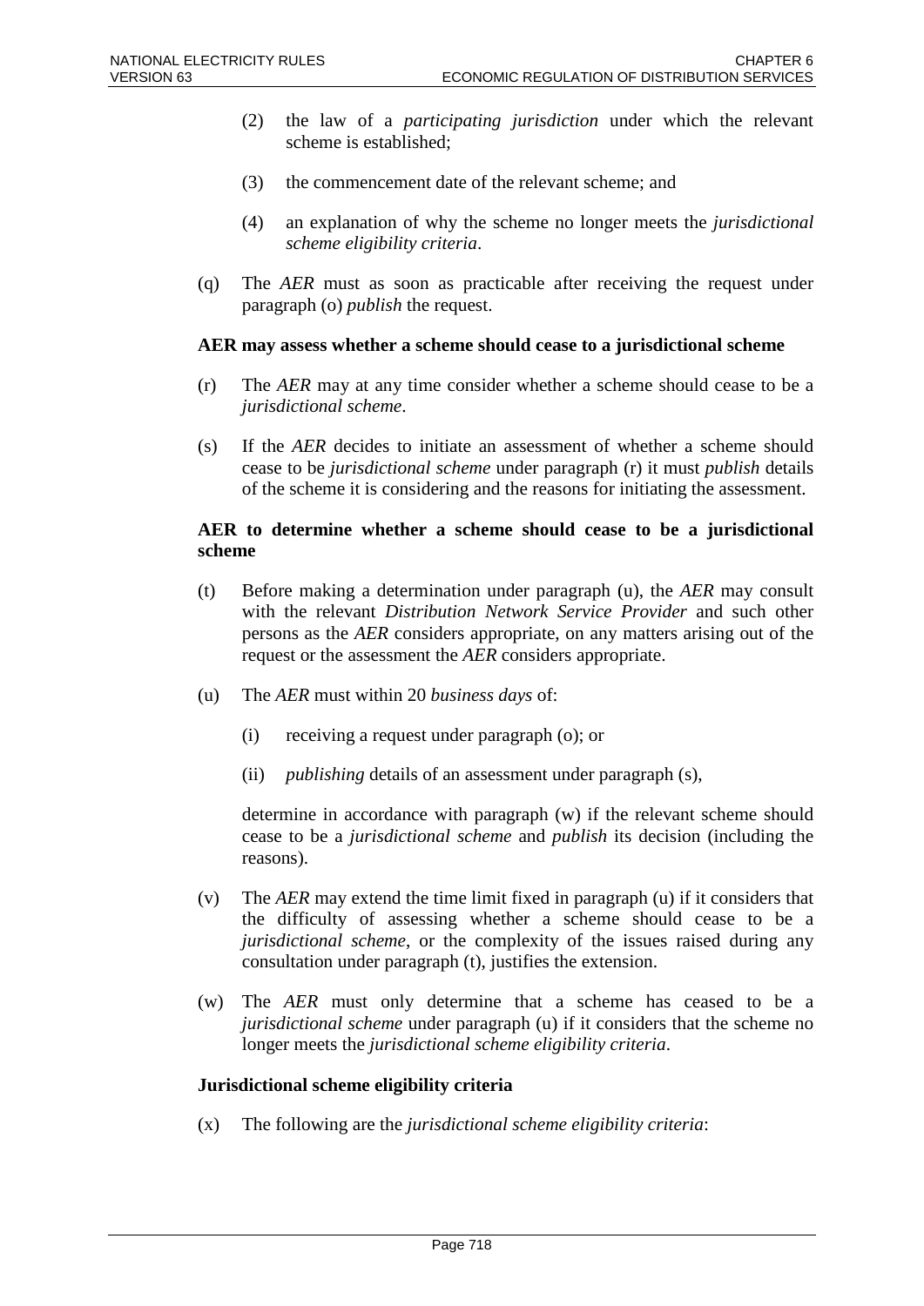(2) the law of a *participating jurisdiction* under which the relevant scheme is established;

(3) the commencement date of the relevant scheme; and

(4) an explanation of why the scheme no longer meets the *jurisdictional scheme eligibility criteria*.

(q) The *AER* must as soon as practicable after receiving the request under paragraph (o) *publish* the request.

**AER may assess whether a scheme should cease to a jurisdictional scheme**

(r) The *AER* may at any time consider whether a scheme should cease to be a *jurisdictional scheme*.

(s) If the *AER* decides to initiate an assessment of whether a scheme should cease to be *jurisdictional scheme* under paragraph (r) it must *publish* details of the scheme it is considering and the reasons for initiating the assessment.

**AER to determine whether a scheme should cease to be a jurisdictional scheme**

(t) Before making a determination under paragraph (u), the *AER* may consult with the relevant *Distribution Network Service Provider* and such other persons as the *AER* considers appropriate, on any matters arising out of the request or the assessment the *AER* considers appropriate.

(u) The *AER* must within 20 *business days* of:

(i) receiving a request under paragraph (o); or

(ii) *publishing* details of an assessment under paragraph (s),

determine in accordance with paragraph (w) if the relevant scheme should cease to be a *jurisdictional scheme* and *publish* its decision (including the reasons).

(v) The *AER* may extend the time limit fixed in paragraph (u) if it considers that the difficulty of assessing whether a scheme should cease to be a *jurisdictional scheme*, or the complexity of the issues raised during any consultation under paragraph (t), justifies the extension.

(w) The *AER* must only determine that a scheme has ceased to be a *jurisdictional scheme* under paragraph (u) if it considers that the scheme no longer meets the *jurisdictional scheme eligibility criteria*.

**Jurisdictional scheme eligibility criteria**

(x) The following are the *jurisdictional scheme eligibility criteria*: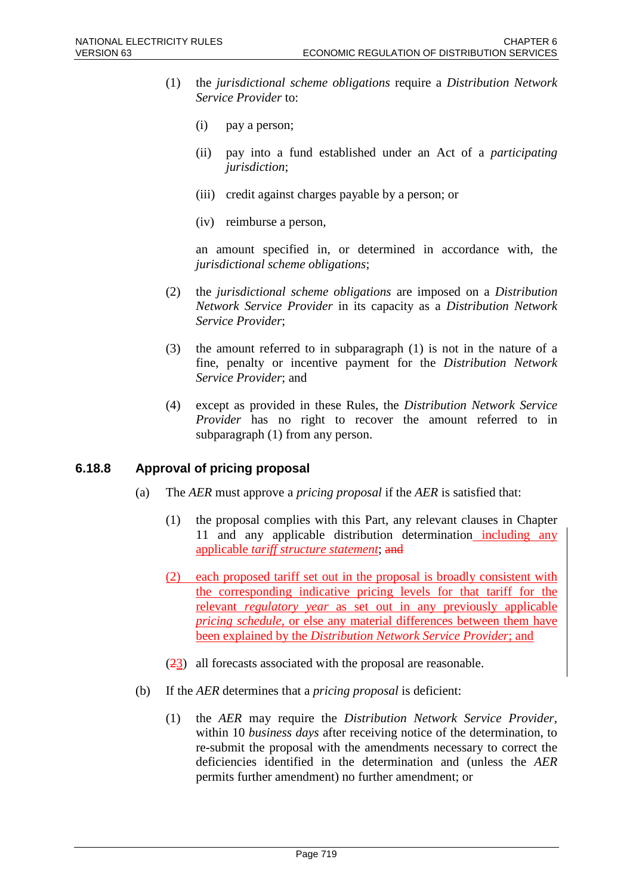(1) the *jurisdictional scheme obligations* require a *Distribution Network Service Provider* to:

(i) pay a person;

(ii) pay into a fund established under an Act of a *participating jurisdiction*;

(iii) credit against charges payable by a person; or

(iv) reimburse a person,

an amount specified in, or determined in accordance with, the *jurisdictional scheme obligations*;

(2) the *jurisdictional scheme obligations* are imposed on a *Distribution Network Service Provider* in its capacity as a *Distribution Network Service Provider*;

(3) the amount referred to in subparagraph (1) is not in the nature of a fine, penalty or incentive payment for the *Distribution Network Service Provider*; and

(4) except as provided in these Rules, the *Distribution Network Service Provider* has no right to recover the amount referred to in subparagraph (1) from any person.

### 6.18.8 Approval of pricing proposal

(a) The *AER* must approve a *pricing proposal* if the *AER* is satisfied that:

(1) the proposal complies with this Part, any relevant clauses in Chapter 11 and any applicable distribution determination including any applicable *tariff structure statement*; ~~and~~

(2) each proposed tariff set out in the proposal is broadly consistent with the corresponding indicative pricing levels for that tariff for the relevant *regulatory year* as set out in any previously applicable *pricing schedule*, or else any material differences between them have been explained by the *Distribution Network Service Provider*; and

(~~2~~3) all forecasts associated with the proposal are reasonable.

(b) If the *AER* determines that a *pricing proposal* is deficient:

(1) the *AER* may require the *Distribution Network Service Provider*, within 10 *business days* after receiving notice of the determination, to re-submit the proposal with the amendments necessary to correct the deficiencies identified in the determination and (unless the *AER* permits further amendment) no further amendment; or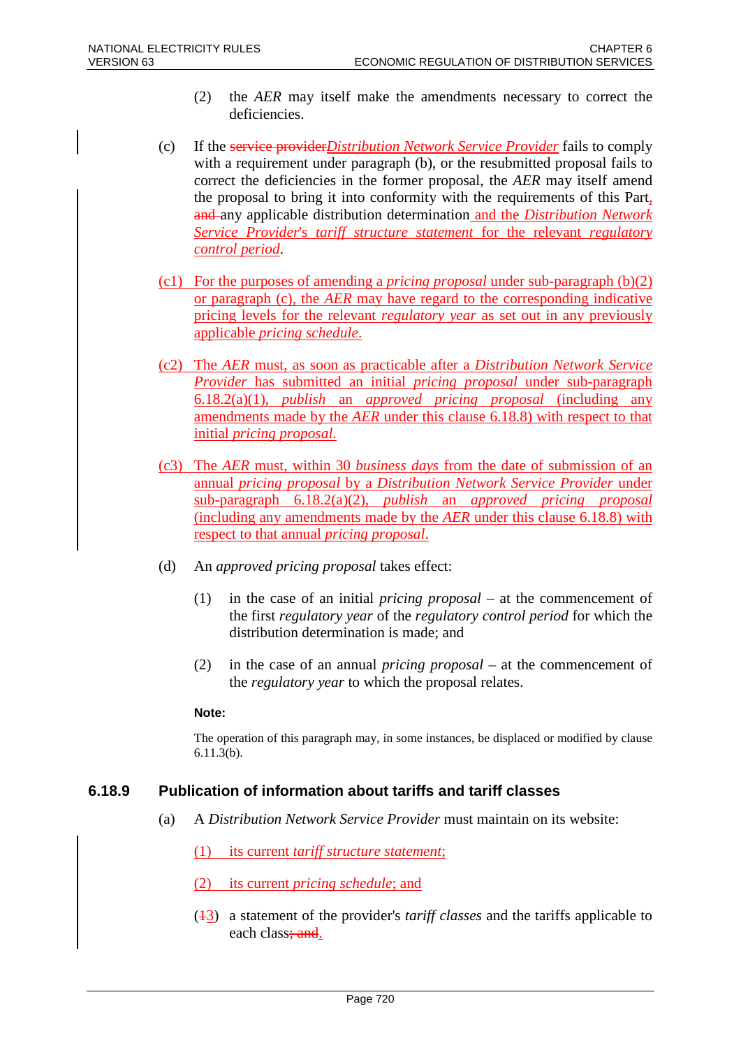(2) the *AER* may itself make the amendments necessary to correct the deficiencies.

(c) If the ~~service provider~~*Distribution Network Service Provider* fails to comply with a requirement under paragraph (b), or the resubmitted proposal fails to correct the deficiencies in the former proposal, the *AER* may itself amend the proposal to bring it into conformity with the requirements of this Part, ~~and~~ any applicable distribution determination and the *Distribution Network Service Provider*'s *tariff structure statement* for the relevant *regulatory control period*.

(c1) For the purposes of amending a *pricing proposal* under sub-paragraph (b)(2) or paragraph (c), the *AER* may have regard to the corresponding indicative pricing levels for the relevant *regulatory year* as set out in any previously applicable *pricing schedule*.

(c2) The *AER* must, as soon as practicable after a *Distribution Network Service Provider* has submitted an initial *pricing proposal* under sub-paragraph 6.18.2(a)(1), *publish* an *approved pricing proposal* (including any amendments made by the *AER* under this clause 6.18.8) with respect to that initial *pricing proposal*.

(c3) The *AER* must, within 30 *business days* from the date of submission of an annual *pricing proposal* by a *Distribution Network Service Provider* under sub-paragraph 6.18.2(a)(2), *publish* an *approved pricing proposal* (including any amendments made by the *AER* under this clause 6.18.8) with respect to that annual *pricing proposal*.

(d) An *approved pricing proposal* takes effect:

(1) in the case of an initial *pricing proposal* – at the commencement of the first *regulatory year* of the *regulatory control period* for which the distribution determination is made; and

(2) in the case of an annual *pricing proposal* – at the commencement of the *regulatory year* to which the proposal relates.

**Note:**

The operation of this paragraph may, in some instances, be displaced or modified by clause 6.11.3(b).

### 6.18.9 Publication of information about tariffs and tariff classes

(a) A *Distribution Network Service Provider* must maintain on its website:

(1) its current *tariff structure statement*;

(2) its current *pricing schedule*; and

(~~1~~3) a statement of the provider's *tariff classes* and the tariffs applicable to each class~~; and~~.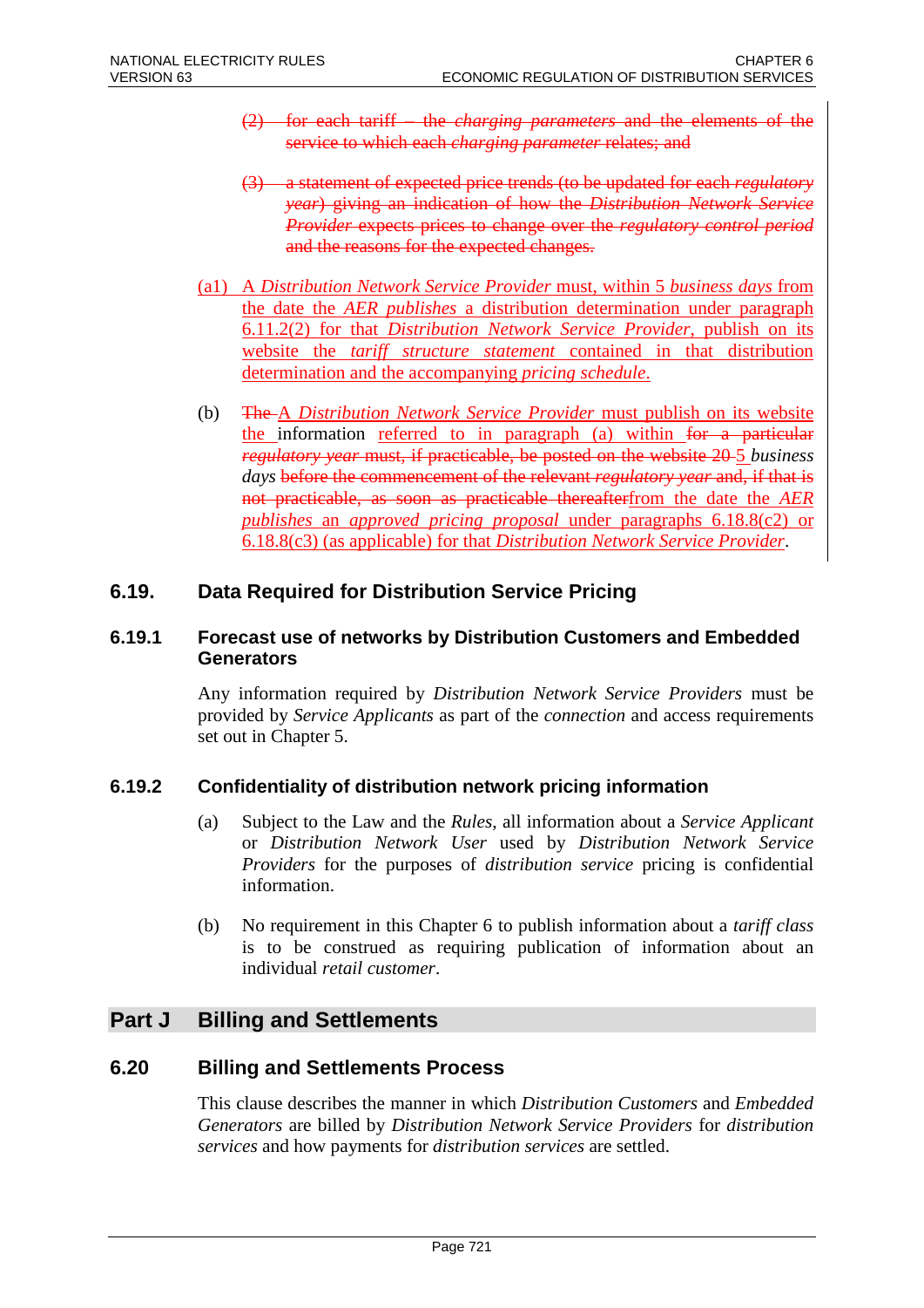(2) for each tariff – the *charging parameters* and the elements of the service to which each *charging parameter* relates; and

(3) a statement of expected price trends (to be updated for each *regulatory year*) giving an indication of how the *Distribution Network Service Provider* expects prices to change over the *regulatory control period* and the reasons for the expected changes.

(a1) A *Distribution Network Service Provider* must, within 5 *business days* from the date the *AER publishes* a distribution determination under paragraph 6.11.2(2) for that *Distribution Network Service Provider*, publish on its website the *tariff structure statement* contained in that distribution determination and the accompanying *pricing schedule*.

(b) The A *Distribution Network Service Provider* must publish on its website the information referred to in paragraph (a) within for a particular *regulatory year* must, if practicable, be posted on the website 20 5 *business days* before the commencement of the relevant *regulatory year* and, if that is not practicable, as soon as practicable thereafterfrom the date the *AER publishes* an *approved pricing proposal* under paragraphs 6.18.8(c2) or 6.18.8(c3) (as applicable) for that *Distribution Network Service Provider*.

## 6.19. Data Required for Distribution Service Pricing

### 6.19.1 Forecast use of networks by Distribution Customers and Embedded Generators

Any information required by *Distribution Network Service Providers* must be provided by *Service Applicants* as part of the *connection* and access requirements set out in Chapter 5.

### 6.19.2 Confidentiality of distribution network pricing information

(a) Subject to the Law and the *Rules*, all information about a *Service Applicant* or *Distribution Network User* used by *Distribution Network Service Providers* for the purposes of *distribution service* pricing is confidential information.

(b) No requirement in this Chapter 6 to publish information about a *tariff class* is to be construed as requiring publication of information about an individual *retail customer*.

# Part J Billing and Settlements

## 6.20 Billing and Settlements Process

This clause describes the manner in which *Distribution Customers* and *Embedded Generators* are billed by *Distribution Network Service Providers* for *distribution services* and how payments for *distribution services* are settled.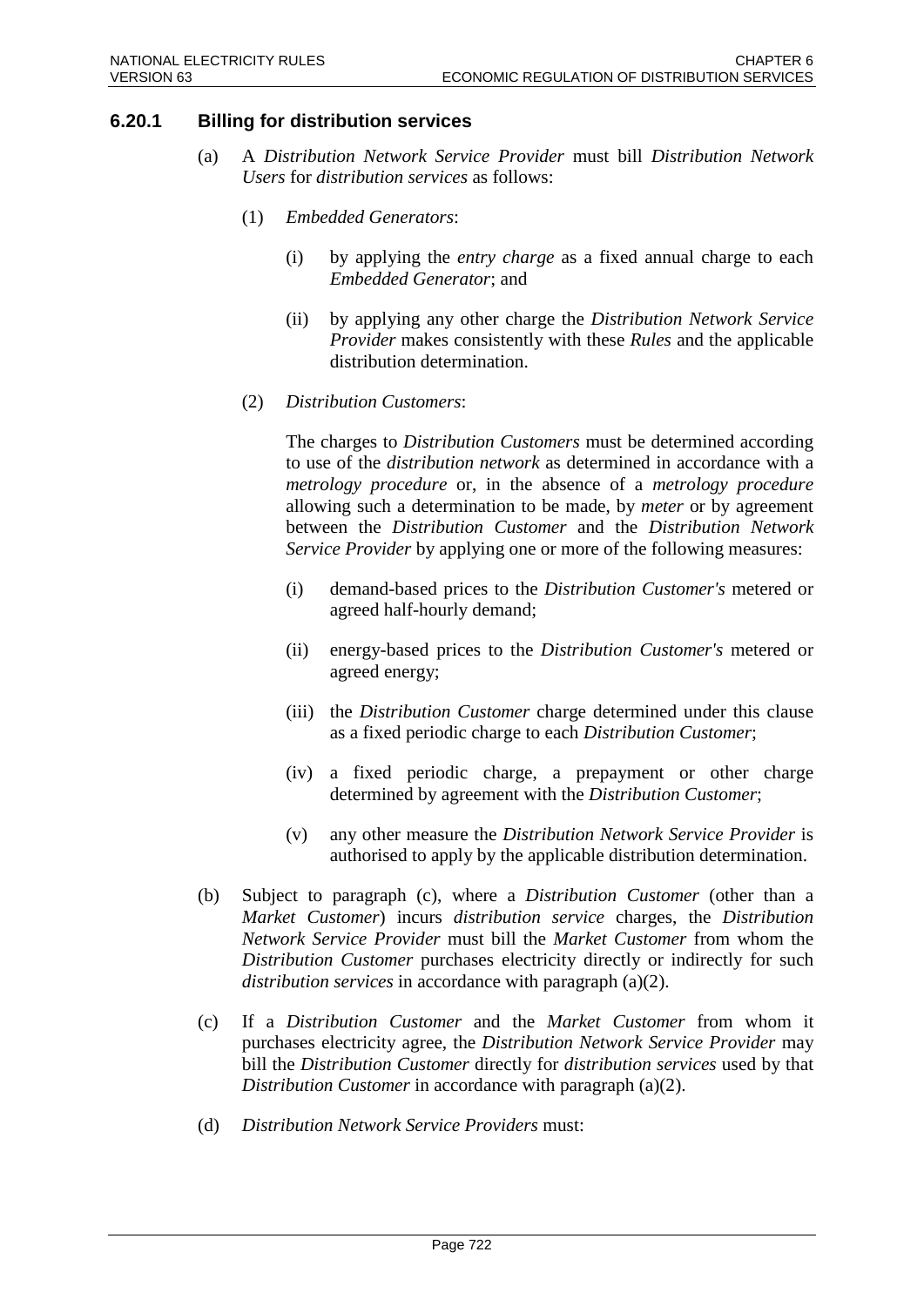### 6.20.1 Billing for distribution services

(a) A *Distribution Network Service Provider* must bill *Distribution Network Users* for *distribution services* as follows:

(1) *Embedded Generators*:

(i) by applying the *entry charge* as a fixed annual charge to each *Embedded Generator*; and

(ii) by applying any other charge the *Distribution Network Service Provider* makes consistently with these *Rules* and the applicable distribution determination.

(2) *Distribution Customers*:

The charges to *Distribution Customers* must be determined according to use of the *distribution network* as determined in accordance with a *metrology procedure* or, in the absence of a *metrology procedure* allowing such a determination to be made, by *meter* or by agreement between the *Distribution Customer* and the *Distribution Network Service Provider* by applying one or more of the following measures:

(i) demand-based prices to the *Distribution Customer's* metered or agreed half-hourly demand;

(ii) energy-based prices to the *Distribution Customer's* metered or agreed energy;

(iii) the *Distribution Customer* charge determined under this clause as a fixed periodic charge to each *Distribution Customer*;

(iv) a fixed periodic charge, a prepayment or other charge determined by agreement with the *Distribution Customer*;

(v) any other measure the *Distribution Network Service Provider* is authorised to apply by the applicable distribution determination.

(b) Subject to paragraph (c), where a *Distribution Customer* (other than a *Market Customer*) incurs *distribution service* charges, the *Distribution Network Service Provider* must bill the *Market Customer* from whom the *Distribution Customer* purchases electricity directly or indirectly for such *distribution services* in accordance with paragraph (a)(2).

(c) If a *Distribution Customer* and the *Market Customer* from whom it purchases electricity agree, the *Distribution Network Service Provider* may bill the *Distribution Customer* directly for *distribution services* used by that *Distribution Customer* in accordance with paragraph (a)(2).

(d) *Distribution Network Service Providers* must: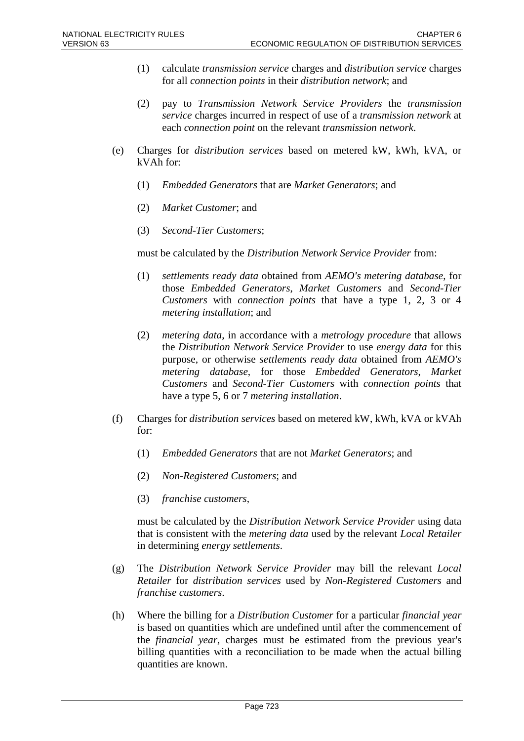(1) calculate *transmission service* charges and *distribution service* charges for all *connection points* in their *distribution network*; and

(2) pay to *Transmission Network Service Providers* the *transmission service* charges incurred in respect of use of a *transmission network* at each *connection point* on the relevant *transmission network*.

(e) Charges for *distribution services* based on metered kW, kWh, kVA, or kVAh for:

(1) *Embedded Generators* that are *Market Generators*; and

(2) *Market Customer*; and

(3) *Second-Tier Customers*;

must be calculated by the *Distribution Network Service Provider* from:

(1) *settlements ready data* obtained from *AEMO's metering database*, for those *Embedded Generators*, *Market Customers* and *Second-Tier Customers* with *connection points* that have a type 1, 2, 3 or 4 *metering installation*; and

(2) *metering data*, in accordance with a *metrology procedure* that allows the *Distribution Network Service Provider* to use *energy data* for this purpose, or otherwise *settlements ready data* obtained from *AEMO's metering database*, for those *Embedded Generators*, *Market Customers* and *Second-Tier Customers* with *connection points* that have a type 5, 6 or 7 *metering installation*.

(f) Charges for *distribution services* based on metered kW, kWh, kVA or kVAh for:

(1) *Embedded Generators* that are not *Market Generators*; and

(2) *Non-Registered Customers*; and

(3) *franchise customers*,

must be calculated by the *Distribution Network Service Provider* using data that is consistent with the *metering data* used by the relevant *Local Retailer* in determining *energy settlements*.

(g) The *Distribution Network Service Provider* may bill the relevant *Local Retailer* for *distribution services* used by *Non-Registered Customers* and *franchise customers*.

(h) Where the billing for a *Distribution Customer* for a particular *financial year* is based on quantities which are undefined until after the commencement of the *financial year*, charges must be estimated from the previous year's billing quantities with a reconciliation to be made when the actual billing quantities are known.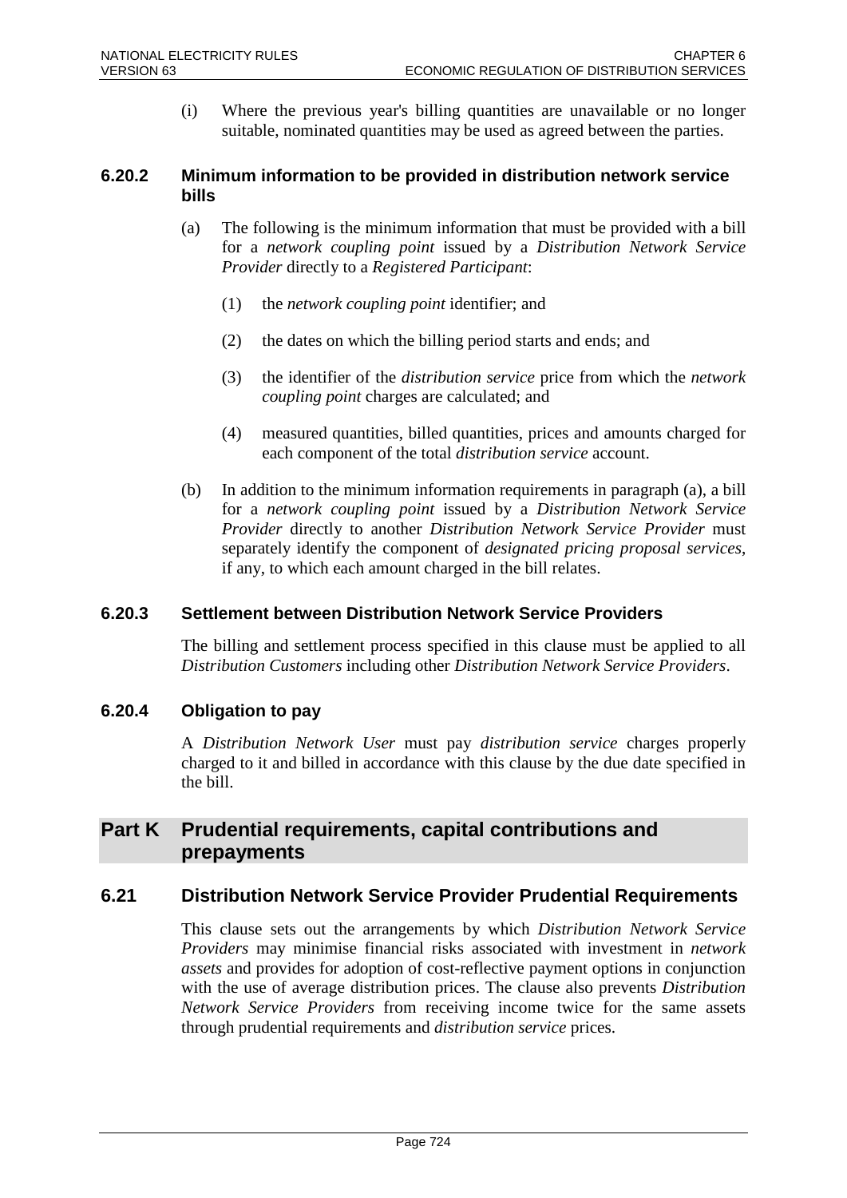(i) Where the previous year's billing quantities are unavailable or no longer suitable, nominated quantities may be used as agreed between the parties.

### 6.20.2 Minimum information to be provided in distribution network service bills

(a) The following is the minimum information that must be provided with a bill for a *network coupling point* issued by a *Distribution Network Service Provider* directly to a *Registered Participant*:

(1) the *network coupling point* identifier; and

(2) the dates on which the billing period starts and ends; and

(3) the identifier of the *distribution service* price from which the *network coupling point* charges are calculated; and

(4) measured quantities, billed quantities, prices and amounts charged for each component of the total *distribution service* account.

(b) In addition to the minimum information requirements in paragraph (a), a bill for a *network coupling point* issued by a *Distribution Network Service Provider* directly to another *Distribution Network Service Provider* must separately identify the component of *designated pricing proposal services*, if any, to which each amount charged in the bill relates.

### 6.20.3 Settlement between Distribution Network Service Providers

The billing and settlement process specified in this clause must be applied to all *Distribution Customers* including other *Distribution Network Service Providers*.

### 6.20.4 Obligation to pay

A *Distribution Network User* must pay *distribution service* charges properly charged to it and billed in accordance with this clause by the due date specified in the bill.

## Part K Prudential requirements, capital contributions and prepayments

## 6.21 Distribution Network Service Provider Prudential Requirements

This clause sets out the arrangements by which *Distribution Network Service Providers* may minimise financial risks associated with investment in *network assets* and provides for adoption of cost-reflective payment options in conjunction with the use of average distribution prices. The clause also prevents *Distribution Network Service Providers* from receiving income twice for the same assets through prudential requirements and *distribution service* prices.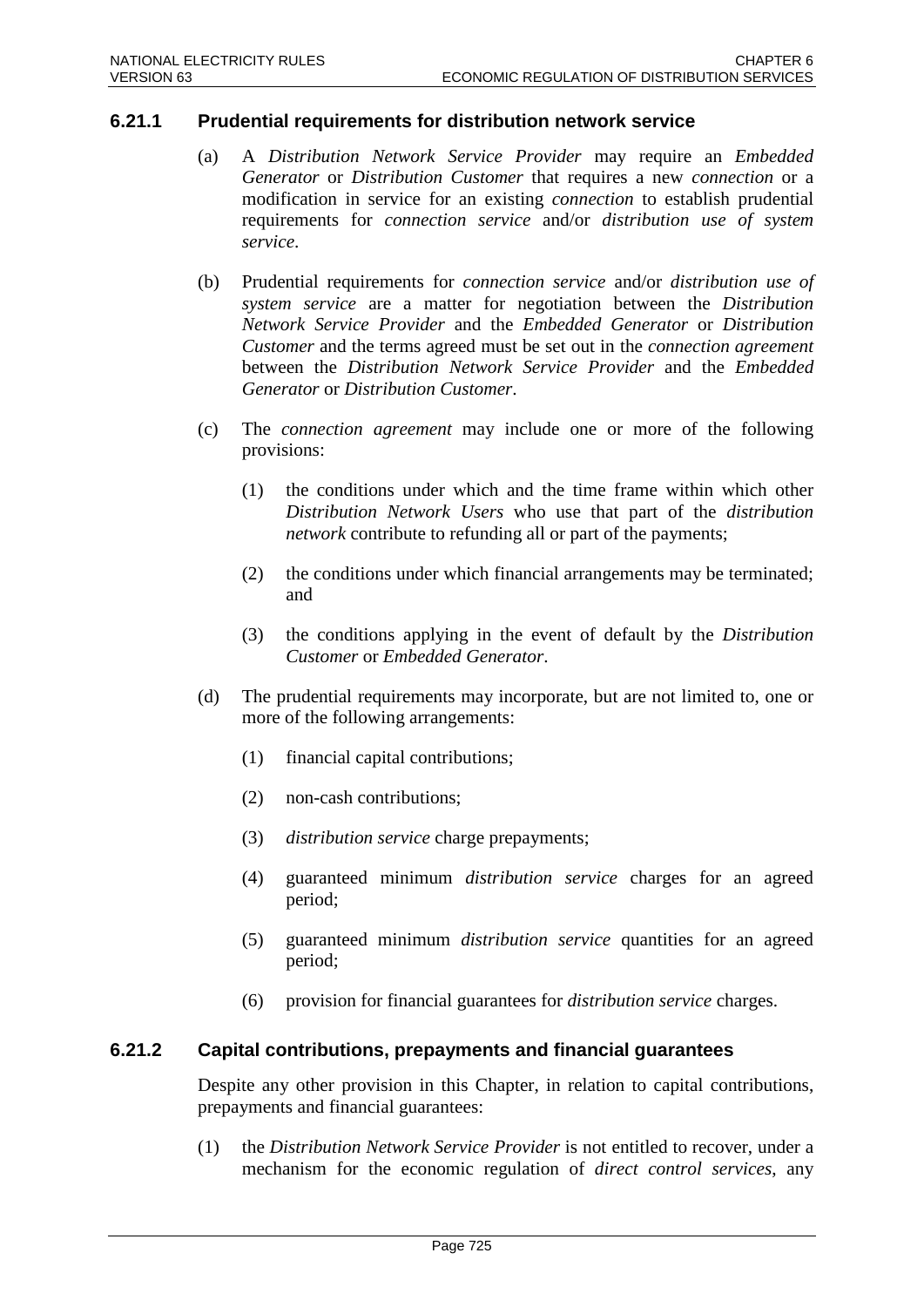### 6.21.1 Prudential requirements for distribution network service

(a) A *Distribution Network Service Provider* may require an *Embedded Generator* or *Distribution Customer* that requires a new *connection* or a modification in service for an existing *connection* to establish prudential requirements for *connection service* and/or *distribution use of system service*.

(b) Prudential requirements for *connection service* and/or *distribution use of system service* are a matter for negotiation between the *Distribution Network Service Provider* and the *Embedded Generator* or *Distribution Customer* and the terms agreed must be set out in the *connection agreement* between the *Distribution Network Service Provider* and the *Embedded Generator* or *Distribution Customer*.

(c) The *connection agreement* may include one or more of the following provisions:

  (1) the conditions under which and the time frame within which other *Distribution Network Users* who use that part of the *distribution network* contribute to refunding all or part of the payments;

  (2) the conditions under which financial arrangements may be terminated; and

  (3) the conditions applying in the event of default by the *Distribution Customer* or *Embedded Generator*.

(d) The prudential requirements may incorporate, but are not limited to, one or more of the following arrangements:

  (1) financial capital contributions;

  (2) non-cash contributions;

  (3) *distribution service* charge prepayments;

  (4) guaranteed minimum *distribution service* charges for an agreed period;

  (5) guaranteed minimum *distribution service* quantities for an agreed period;

  (6) provision for financial guarantees for *distribution service* charges.

### 6.21.2 Capital contributions, prepayments and financial guarantees

Despite any other provision in this Chapter, in relation to capital contributions, prepayments and financial guarantees:

(1) the *Distribution Network Service Provider* is not entitled to recover, under a mechanism for the economic regulation of *direct control services*, any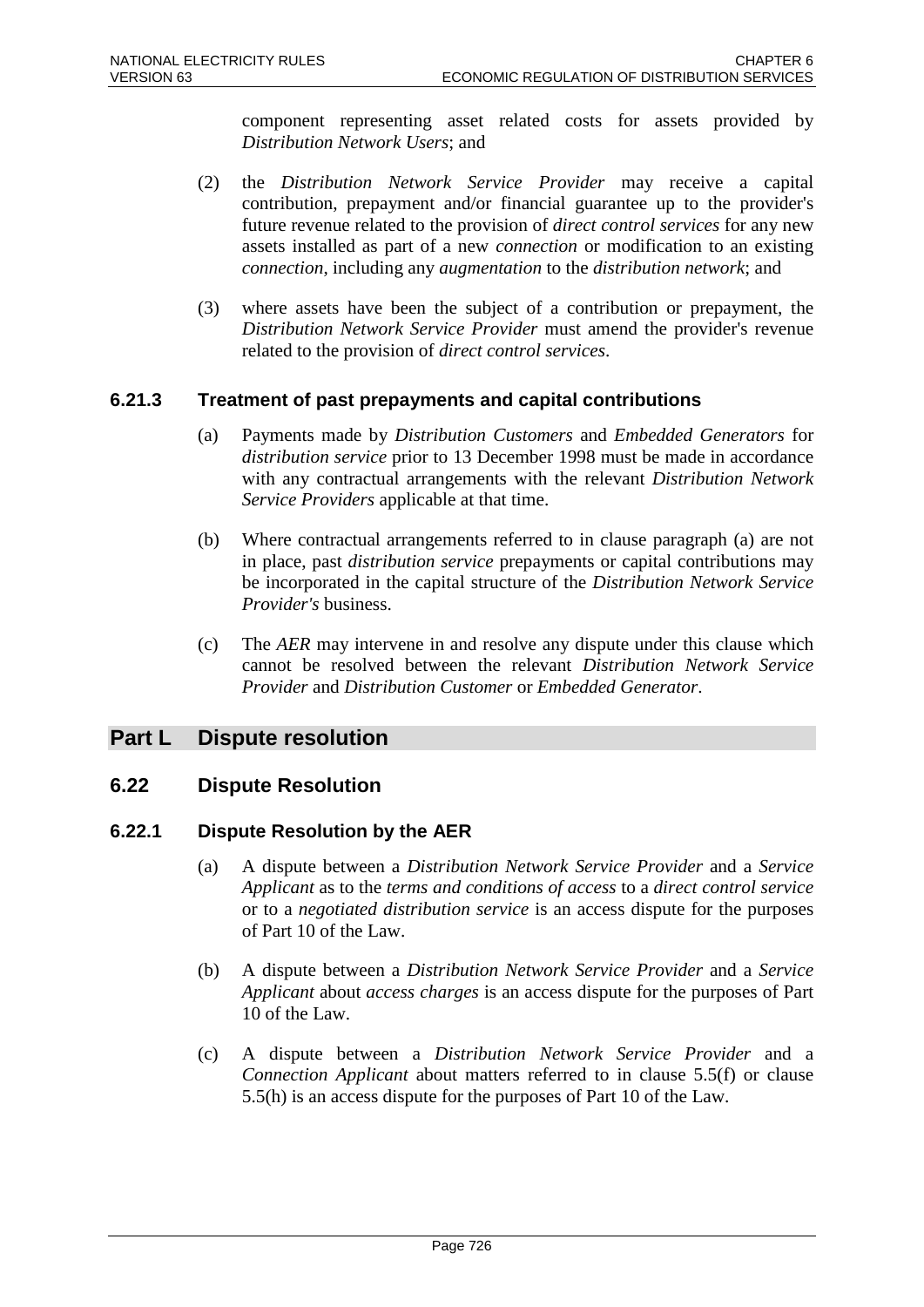component representing asset related costs for assets provided by *Distribution Network Users*; and

(2) the *Distribution Network Service Provider* may receive a capital contribution, prepayment and/or financial guarantee up to the provider's future revenue related to the provision of *direct control services* for any new assets installed as part of a new *connection* or modification to an existing *connection*, including any *augmentation* to the *distribution network*; and

(3) where assets have been the subject of a contribution or prepayment, the *Distribution Network Service Provider* must amend the provider's revenue related to the provision of *direct control services*.

### 6.21.3 Treatment of past prepayments and capital contributions

(a) Payments made by *Distribution Customers* and *Embedded Generators* for *distribution service* prior to 13 December 1998 must be made in accordance with any contractual arrangements with the relevant *Distribution Network Service Providers* applicable at that time.

(b) Where contractual arrangements referred to in clause paragraph (a) are not in place, past *distribution service* prepayments or capital contributions may be incorporated in the capital structure of the *Distribution Network Service Provider's* business.

(c) The *AER* may intervene in and resolve any dispute under this clause which cannot be resolved between the relevant *Distribution Network Service Provider* and *Distribution Customer* or *Embedded Generator*.

# Part L Dispute resolution

## 6.22 Dispute Resolution

### 6.22.1 Dispute Resolution by the AER

(a) A dispute between a *Distribution Network Service Provider* and a *Service Applicant* as to the *terms and conditions of access* to a *direct control service* or to a *negotiated distribution service* is an access dispute for the purposes of Part 10 of the Law.

(b) A dispute between a *Distribution Network Service Provider* and a *Service Applicant* about *access charges* is an access dispute for the purposes of Part 10 of the Law.

(c) A dispute between a *Distribution Network Service Provider* and a *Connection Applicant* about matters referred to in clause 5.5(f) or clause 5.5(h) is an access dispute for the purposes of Part 10 of the Law.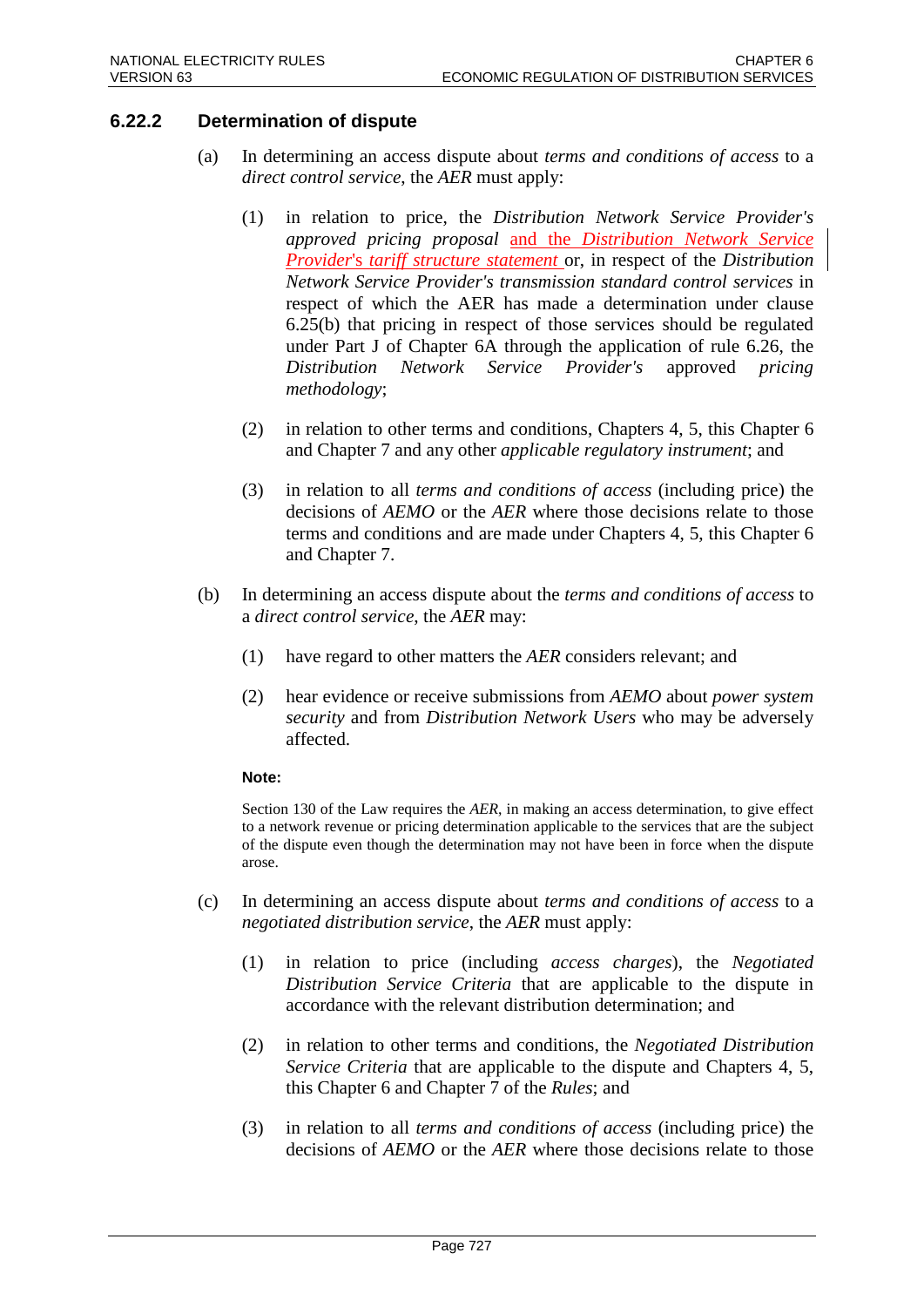### 6.22.2 Determination of dispute

(a) In determining an access dispute about *terms and conditions of access* to a *direct control service*, the *AER* must apply:

(1) in relation to price, the *Distribution Network Service Provider's approved pricing proposal* and the *Distribution Network Service Provider's tariff structure statement* or, in respect of the *Distribution Network Service Provider's transmission standard control services* in respect of which the AER has made a determination under clause 6.25(b) that pricing in respect of those services should be regulated under Part J of Chapter 6A through the application of rule 6.26, the *Distribution Network Service Provider's* approved *pricing methodology*;

(2) in relation to other terms and conditions, Chapters 4, 5, this Chapter 6 and Chapter 7 and any other *applicable regulatory instrument*; and

(3) in relation to all *terms and conditions of access* (including price) the decisions of *AEMO* or the *AER* where those decisions relate to those terms and conditions and are made under Chapters 4, 5, this Chapter 6 and Chapter 7.

(b) In determining an access dispute about the *terms and conditions of access* to a *direct control service*, the *AER* may:

(1) have regard to other matters the *AER* considers relevant; and

(2) hear evidence or receive submissions from *AEMO* about *power system security* and from *Distribution Network Users* who may be adversely affected.

**Note:**

Section 130 of the Law requires the *AER*, in making an access determination, to give effect to a network revenue or pricing determination applicable to the services that are the subject of the dispute even though the determination may not have been in force when the dispute arose.

(c) In determining an access dispute about *terms and conditions of access* to a *negotiated distribution service*, the *AER* must apply:

(1) in relation to price (including *access charges*), the *Negotiated Distribution Service Criteria* that are applicable to the dispute in accordance with the relevant distribution determination; and

(2) in relation to other terms and conditions, the *Negotiated Distribution Service Criteria* that are applicable to the dispute and Chapters 4, 5, this Chapter 6 and Chapter 7 of the *Rules*; and

(3) in relation to all *terms and conditions of access* (including price) the decisions of *AEMO* or the *AER* where those decisions relate to those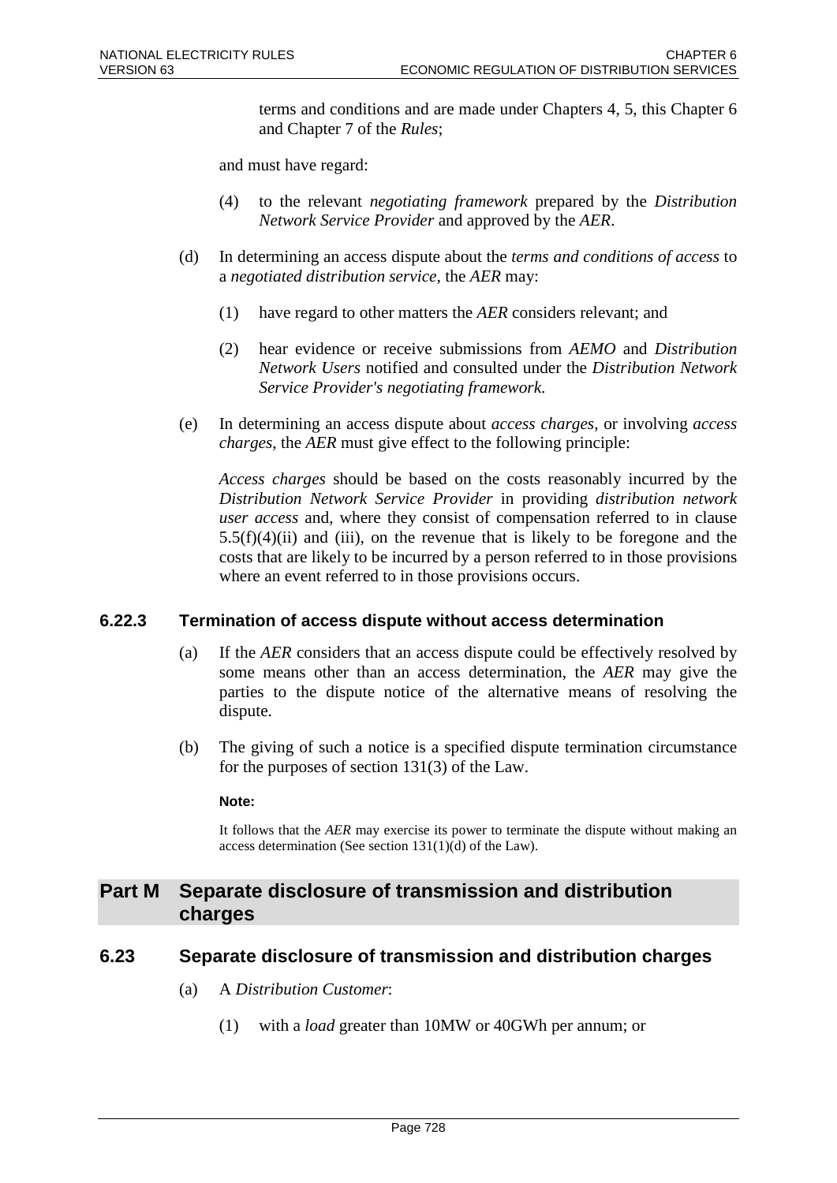terms and conditions and are made under Chapters 4, 5, this Chapter 6 and Chapter 7 of the *Rules*;

and must have regard:

(4) to the relevant *negotiating framework* prepared by the *Distribution Network Service Provider* and approved by the *AER*.

(d) In determining an access dispute about the *terms and conditions of access* to a *negotiated distribution service*, the *AER* may:

(1) have regard to other matters the *AER* considers relevant; and

(2) hear evidence or receive submissions from *AEMO* and *Distribution Network Users* notified and consulted under the *Distribution Network Service Provider's negotiating framework*.

(e) In determining an access dispute about *access charges*, or involving *access charges*, the *AER* must give effect to the following principle:

*Access charges* should be based on the costs reasonably incurred by the *Distribution Network Service Provider* in providing *distribution network user access* and, where they consist of compensation referred to in clause 5.5(f)(4)(ii) and (iii), on the revenue that is likely to be foregone and the costs that are likely to be incurred by a person referred to in those provisions where an event referred to in those provisions occurs.

### 6.22.3 Termination of access dispute without access determination

(a) If the *AER* considers that an access dispute could be effectively resolved by some means other than an access determination, the *AER* may give the parties to the dispute notice of the alternative means of resolving the dispute.

(b) The giving of such a notice is a specified dispute termination circumstance for the purposes of section 131(3) of the Law.

**Note:**

It follows that the *AER* may exercise its power to terminate the dispute without making an access determination (See section 131(1)(d) of the Law).

## Part M Separate disclosure of transmission and distribution charges

### 6.23 Separate disclosure of transmission and distribution charges

(a) A *Distribution Customer*:

(1) with a *load* greater than 10MW or 40GWh per annum; or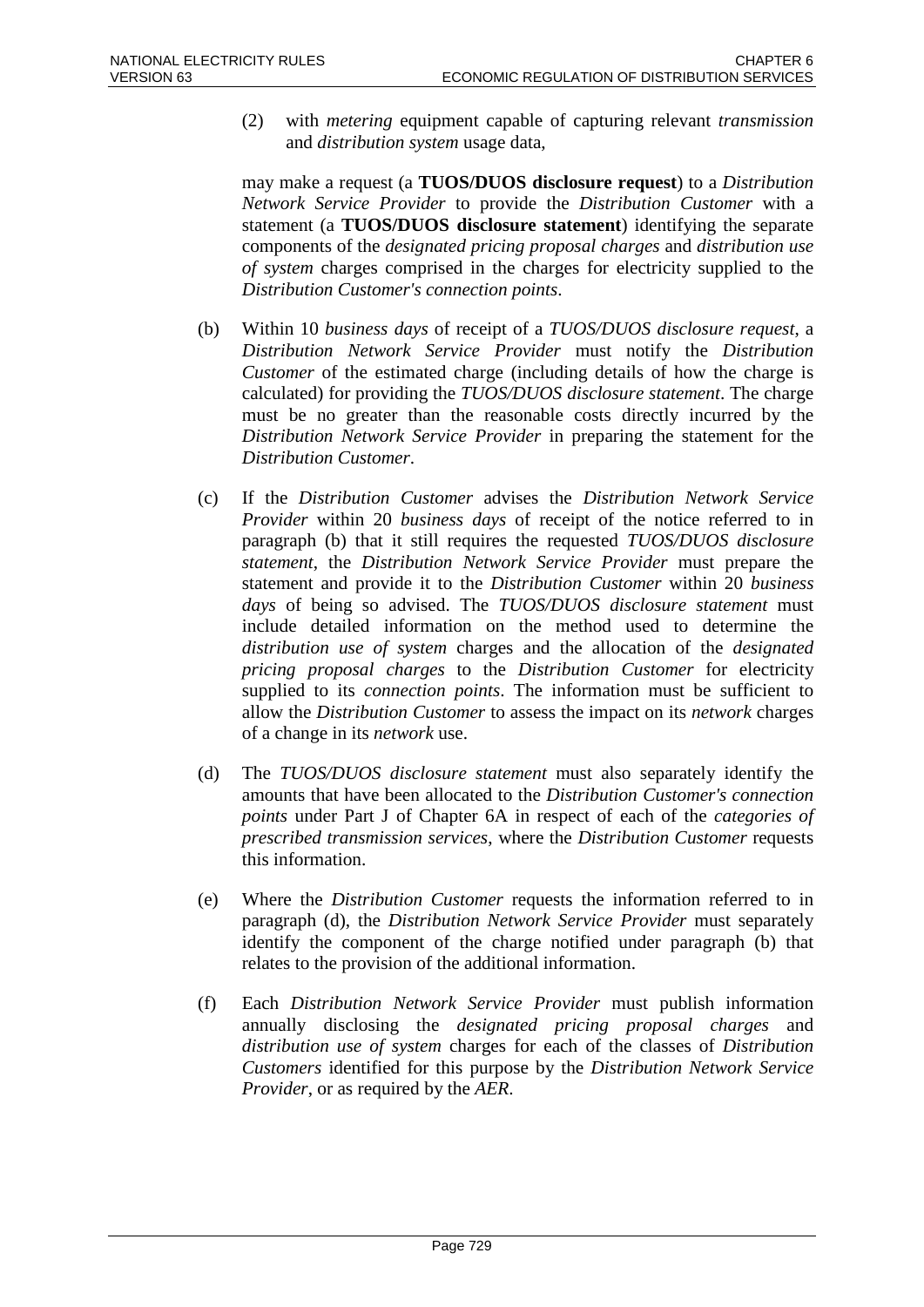(2) with *metering* equipment capable of capturing relevant *transmission* and *distribution system* usage data,

may make a request (a **TUOS/DUOS disclosure request**) to a *Distribution Network Service Provider* to provide the *Distribution Customer* with a statement (a **TUOS/DUOS disclosure statement**) identifying the separate components of the *designated pricing proposal charges* and *distribution use of system* charges comprised in the charges for electricity supplied to the *Distribution Customer's connection points*.

(b) Within 10 *business days* of receipt of a *TUOS/DUOS disclosure request*, a *Distribution Network Service Provider* must notify the *Distribution Customer* of the estimated charge (including details of how the charge is calculated) for providing the *TUOS/DUOS disclosure statement*. The charge must be no greater than the reasonable costs directly incurred by the *Distribution Network Service Provider* in preparing the statement for the *Distribution Customer*.

(c) If the *Distribution Customer* advises the *Distribution Network Service Provider* within 20 *business days* of receipt of the notice referred to in paragraph (b) that it still requires the requested *TUOS/DUOS disclosure statement*, the *Distribution Network Service Provider* must prepare the statement and provide it to the *Distribution Customer* within 20 *business days* of being so advised. The *TUOS/DUOS disclosure statement* must include detailed information on the method used to determine the *distribution use of system* charges and the allocation of the *designated pricing proposal charges* to the *Distribution Customer* for electricity supplied to its *connection points*. The information must be sufficient to allow the *Distribution Customer* to assess the impact on its *network* charges of a change in its *network* use.

(d) The *TUOS/DUOS disclosure statement* must also separately identify the amounts that have been allocated to the *Distribution Customer's connection points* under Part J of Chapter 6A in respect of each of the *categories of prescribed transmission services*, where the *Distribution Customer* requests this information.

(e) Where the *Distribution Customer* requests the information referred to in paragraph (d), the *Distribution Network Service Provider* must separately identify the component of the charge notified under paragraph (b) that relates to the provision of the additional information.

(f) Each *Distribution Network Service Provider* must publish information annually disclosing the *designated pricing proposal charges* and *distribution use of system* charges for each of the classes of *Distribution Customers* identified for this purpose by the *Distribution Network Service Provider*, or as required by the *AER*.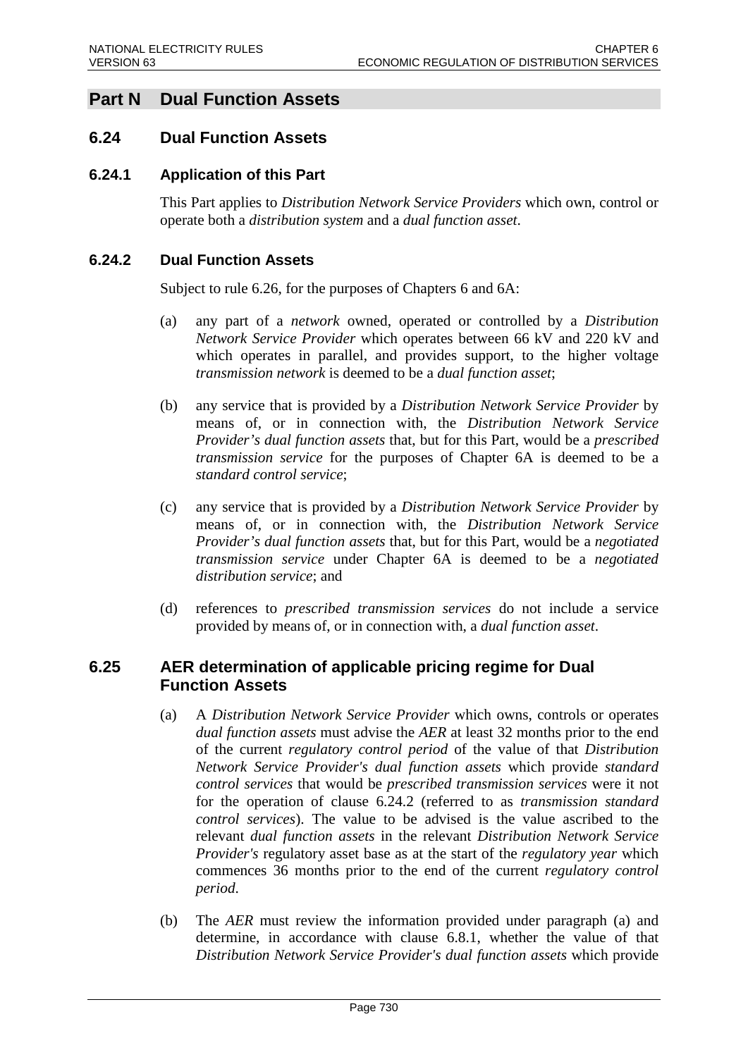## Part N Dual Function Assets

### 6.24 Dual Function Assets

#### 6.24.1 Application of this Part

This Part applies to *Distribution Network Service Providers* which own, control or operate both a *distribution system* and a *dual function asset*.

#### 6.24.2 Dual Function Assets

Subject to rule 6.26, for the purposes of Chapters 6 and 6A:

(a) any part of a *network* owned, operated or controlled by a *Distribution Network Service Provider* which operates between 66 kV and 220 kV and which operates in parallel, and provides support, to the higher voltage *transmission network* is deemed to be a *dual function asset*;

(b) any service that is provided by a *Distribution Network Service Provider* by means of, or in connection with, the *Distribution Network Service Provider's dual function assets* that, but for this Part, would be a *prescribed transmission service* for the purposes of Chapter 6A is deemed to be a *standard control service*;

(c) any service that is provided by a *Distribution Network Service Provider* by means of, or in connection with, the *Distribution Network Service Provider's dual function assets* that, but for this Part, would be a *negotiated transmission service* under Chapter 6A is deemed to be a *negotiated distribution service*; and

(d) references to *prescribed transmission services* do not include a service provided by means of, or in connection with, a *dual function asset*.

### 6.25 AER determination of applicable pricing regime for Dual Function Assets

(a) A *Distribution Network Service Provider* which owns, controls or operates *dual function assets* must advise the *AER* at least 32 months prior to the end of the current *regulatory control period* of the value of that *Distribution Network Service Provider's dual function assets* which provide *standard control services* that would be *prescribed transmission services* were it not for the operation of clause 6.24.2 (referred to as *transmission standard control services*). The value to be advised is the value ascribed to the relevant *dual function assets* in the relevant *Distribution Network Service Provider's* regulatory asset base as at the start of the *regulatory year* which commences 36 months prior to the end of the current *regulatory control period.*

(b) The *AER* must review the information provided under paragraph (a) and determine, in accordance with clause 6.8.1, whether the value of that *Distribution Network Service Provider's dual function assets* which provide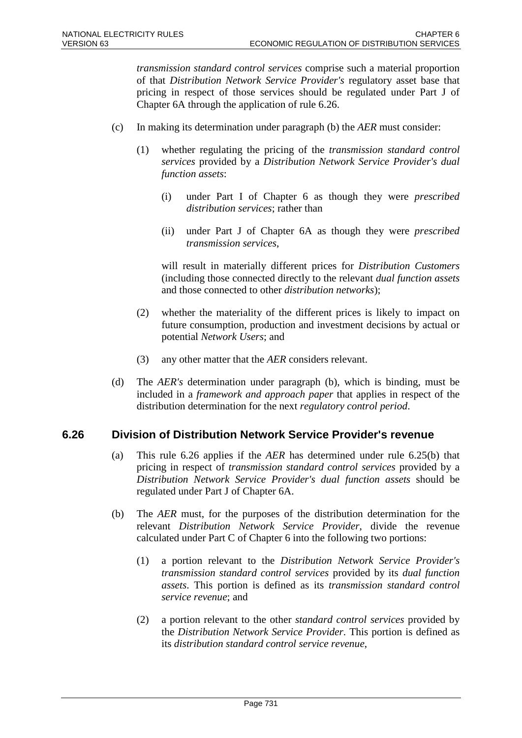*transmission standard control services* comprise such a material proportion of that *Distribution Network Service Provider's* regulatory asset base that pricing in respect of those services should be regulated under Part J of Chapter 6A through the application of rule 6.26.

(c) In making its determination under paragraph (b) the *AER* must consider:

(1) whether regulating the pricing of the *transmission standard control services* provided by a *Distribution Network Service Provider's dual function assets*:

(i) under Part I of Chapter 6 as though they were *prescribed distribution services*; rather than

(ii) under Part J of Chapter 6A as though they were *prescribed transmission services*,

will result in materially different prices for *Distribution Customers* (including those connected directly to the relevant *dual function assets* and those connected to other *distribution networks*);

(2) whether the materiality of the different prices is likely to impact on future consumption, production and investment decisions by actual or potential *Network Users*; and

(3) any other matter that the *AER* considers relevant.

(d) The *AER's* determination under paragraph (b), which is binding, must be included in a *framework and approach paper* that applies in respect of the distribution determination for the next *regulatory control period*.

## 6.26 Division of Distribution Network Service Provider's revenue

(a) This rule 6.26 applies if the *AER* has determined under rule 6.25(b) that pricing in respect of *transmission standard control services* provided by a *Distribution Network Service Provider's dual function assets* should be regulated under Part J of Chapter 6A.

(b) The *AER* must, for the purposes of the distribution determination for the relevant *Distribution Network Service Provider*, divide the revenue calculated under Part C of Chapter 6 into the following two portions:

(1) a portion relevant to the *Distribution Network Service Provider's transmission standard control services* provided by its *dual function assets*. This portion is defined as its *transmission standard control service revenue*; and

(2) a portion relevant to the other *standard control services* provided by the *Distribution Network Service Provider*. This portion is defined as its *distribution standard control service revenue*,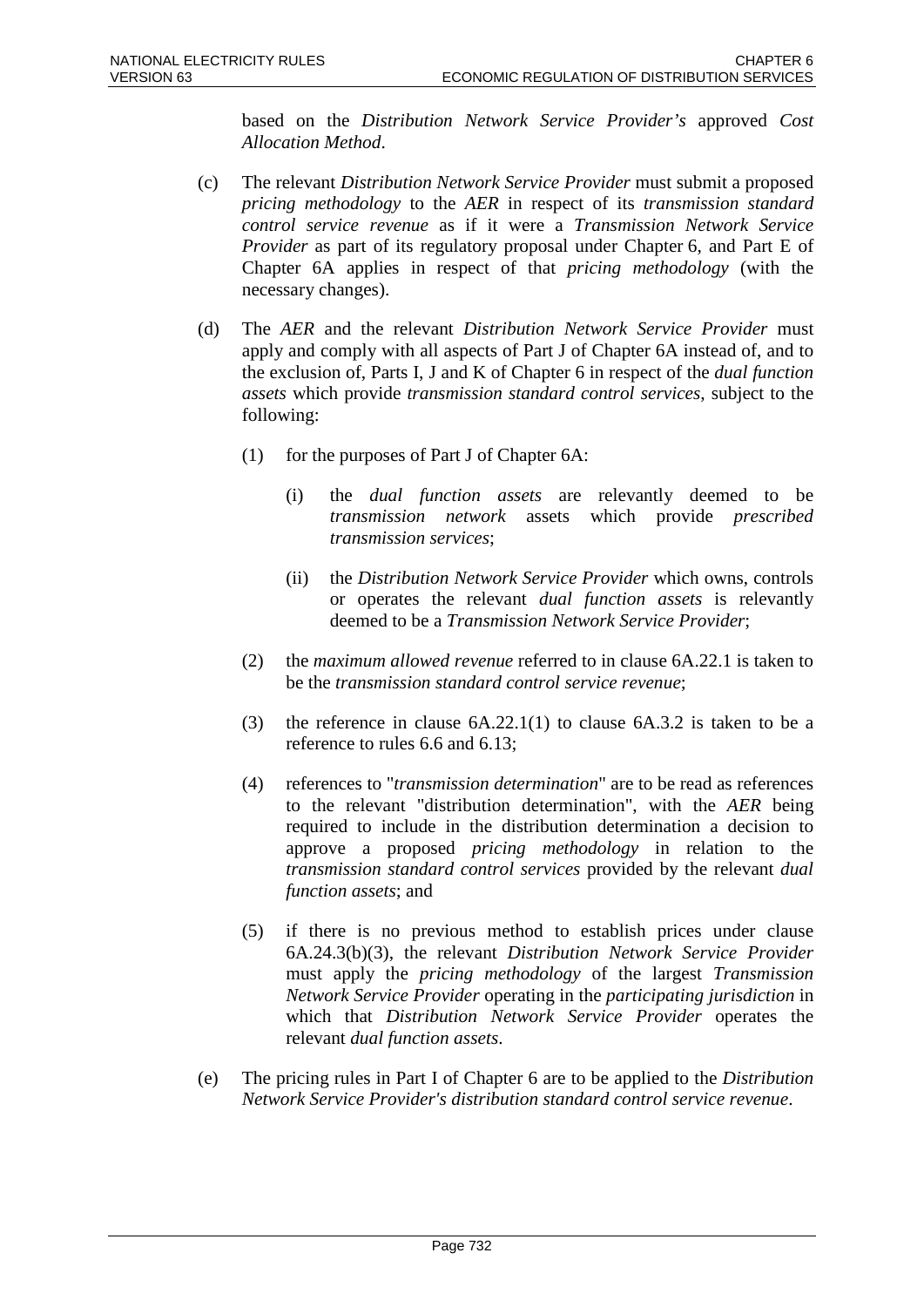based on the *Distribution Network Service Provider's* approved *Cost Allocation Method*.

(c) The relevant *Distribution Network Service Provider* must submit a proposed *pricing methodology* to the *AER* in respect of its *transmission standard control service revenue* as if it were a *Transmission Network Service Provider* as part of its regulatory proposal under Chapter 6, and Part E of Chapter 6A applies in respect of that *pricing methodology* (with the necessary changes).

(d) The *AER* and the relevant *Distribution Network Service Provider* must apply and comply with all aspects of Part J of Chapter 6A instead of, and to the exclusion of, Parts I, J and K of Chapter 6 in respect of the *dual function assets* which provide *transmission standard control services*, subject to the following:

   (1) for the purposes of Part J of Chapter 6A:

      (i) the *dual function assets* are relevantly deemed to be *transmission network* assets which provide *prescribed transmission services*;

      (ii) the *Distribution Network Service Provider* which owns, controls or operates the relevant *dual function assets* is relevantly deemed to be a *Transmission Network Service Provider*;

   (2) the *maximum allowed revenue* referred to in clause 6A.22.1 is taken to be the *transmission standard control service revenue*;

   (3) the reference in clause 6A.22.1(1) to clause 6A.3.2 is taken to be a reference to rules 6.6 and 6.13;

   (4) references to "*transmission determination*" are to be read as references to the relevant "distribution determination", with the *AER* being required to include in the distribution determination a decision to approve a proposed *pricing methodology* in relation to the *transmission standard control services* provided by the relevant *dual function assets*; and

   (5) if there is no previous method to establish prices under clause 6A.24.3(b)(3), the relevant *Distribution Network Service Provider* must apply the *pricing methodology* of the largest *Transmission Network Service Provider* operating in the *participating jurisdiction* in which that *Distribution Network Service Provider* operates the relevant *dual function assets*.

(e) The pricing rules in Part I of Chapter 6 are to be applied to the *Distribution Network Service Provider's distribution standard control service revenue*.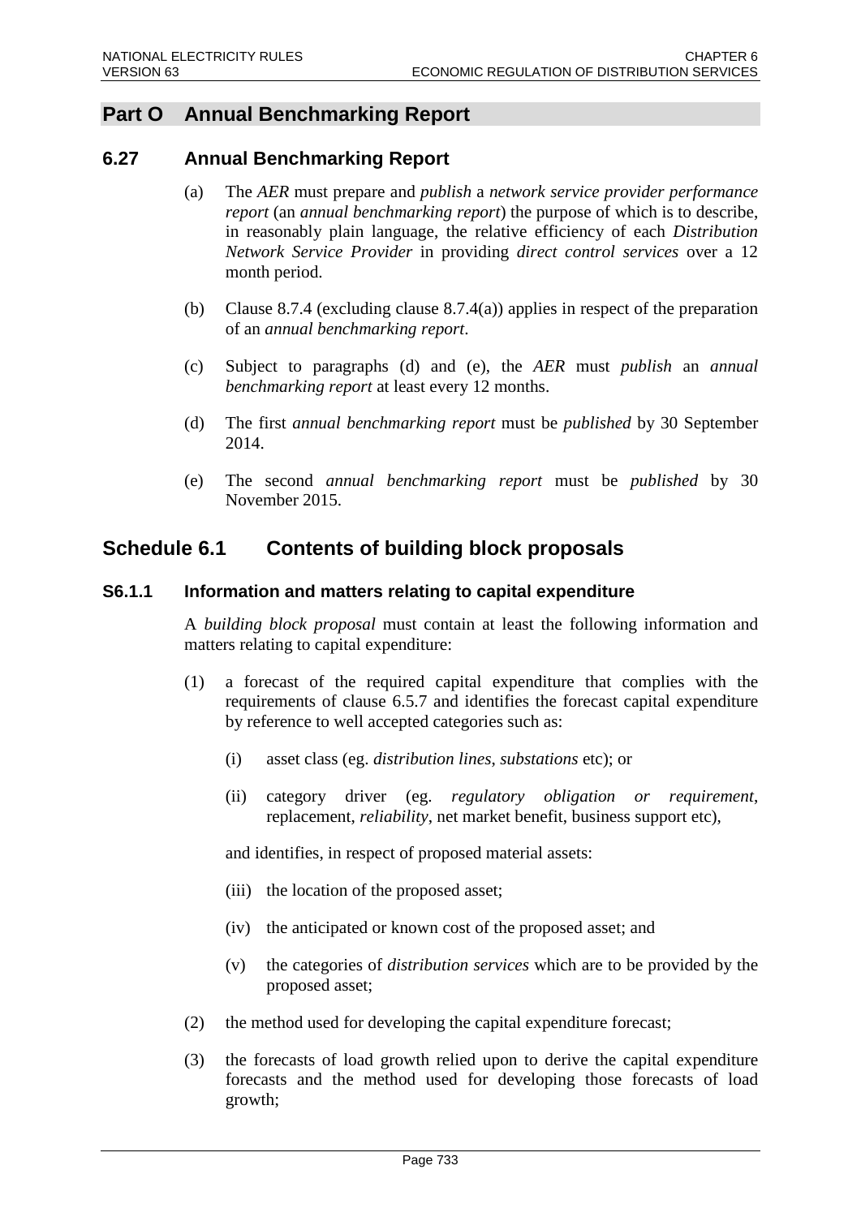## Part O Annual Benchmarking Report

### 6.27 Annual Benchmarking Report

(a) The *AER* must prepare and *publish* a *network service provider performance report* (an *annual benchmarking report*) the purpose of which is to describe, in reasonably plain language, the relative efficiency of each *Distribution Network Service Provider* in providing *direct control services* over a 12 month period.

(b) Clause 8.7.4 (excluding clause 8.7.4(a)) applies in respect of the preparation of an *annual benchmarking report*.

(c) Subject to paragraphs (d) and (e), the *AER* must *publish* an *annual benchmarking report* at least every 12 months.

(d) The first *annual benchmarking report* must be *published* by 30 September 2014.

(e) The second *annual benchmarking report* must be *published* by 30 November 2015.

## Schedule 6.1 Contents of building block proposals

### S6.1.1 Information and matters relating to capital expenditure

A *building block proposal* must contain at least the following information and matters relating to capital expenditure:

(1) a forecast of the required capital expenditure that complies with the requirements of clause 6.5.7 and identifies the forecast capital expenditure by reference to well accepted categories such as:

  (i) asset class (eg. *distribution lines*, *substations* etc); or

  (ii) category driver (eg. *regulatory obligation or requirement*, replacement, *reliability*, net market benefit, business support etc),

  and identifies, in respect of proposed material assets:

  (iii) the location of the proposed asset;

  (iv) the anticipated or known cost of the proposed asset; and

  (v) the categories of *distribution services* which are to be provided by the proposed asset;

(2) the method used for developing the capital expenditure forecast;

(3) the forecasts of load growth relied upon to derive the capital expenditure forecasts and the method used for developing those forecasts of load growth;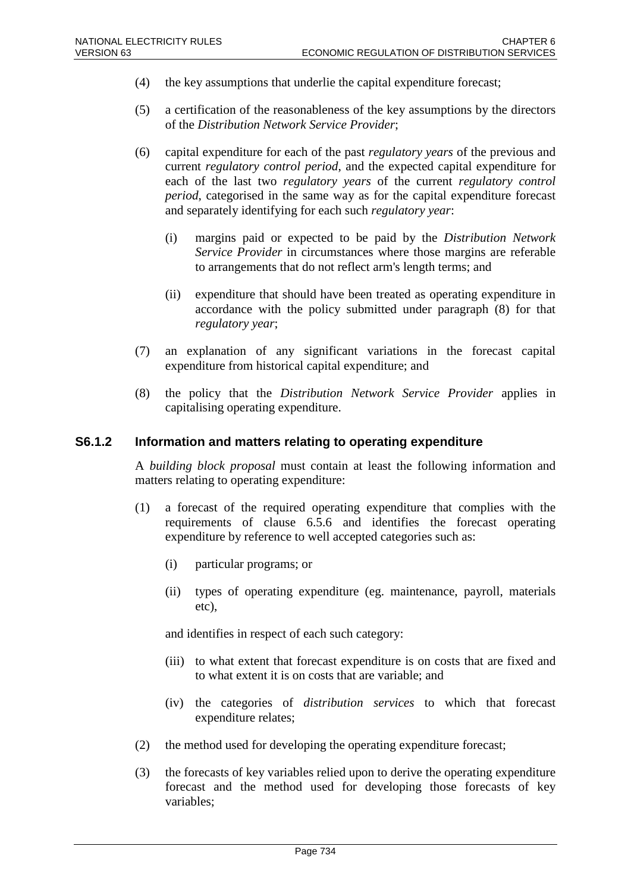(4) the key assumptions that underlie the capital expenditure forecast;

(5) a certification of the reasonableness of the key assumptions by the directors of the *Distribution Network Service Provider*;

(6) capital expenditure for each of the past *regulatory years* of the previous and current *regulatory control period*, and the expected capital expenditure for each of the last two *regulatory years* of the current *regulatory control period*, categorised in the same way as for the capital expenditure forecast and separately identifying for each such *regulatory year*:

    (i) margins paid or expected to be paid by the *Distribution Network Service Provider* in circumstances where those margins are referable to arrangements that do not reflect arm's length terms; and

    (ii) expenditure that should have been treated as operating expenditure in accordance with the policy submitted under paragraph (8) for that *regulatory year*;

(7) an explanation of any significant variations in the forecast capital expenditure from historical capital expenditure; and

(8) the policy that the *Distribution Network Service Provider* applies in capitalising operating expenditure.

### S6.1.2 Information and matters relating to operating expenditure

A *building block proposal* must contain at least the following information and matters relating to operating expenditure:

(1) a forecast of the required operating expenditure that complies with the requirements of clause 6.5.6 and identifies the forecast operating expenditure by reference to well accepted categories such as:

    (i) particular programs; or

    (ii) types of operating expenditure (eg. maintenance, payroll, materials etc),

    and identifies in respect of each such category:

    (iii) to what extent that forecast expenditure is on costs that are fixed and to what extent it is on costs that are variable; and

    (iv) the categories of *distribution services* to which that forecast expenditure relates;

(2) the method used for developing the operating expenditure forecast;

(3) the forecasts of key variables relied upon to derive the operating expenditure forecast and the method used for developing those forecasts of key variables;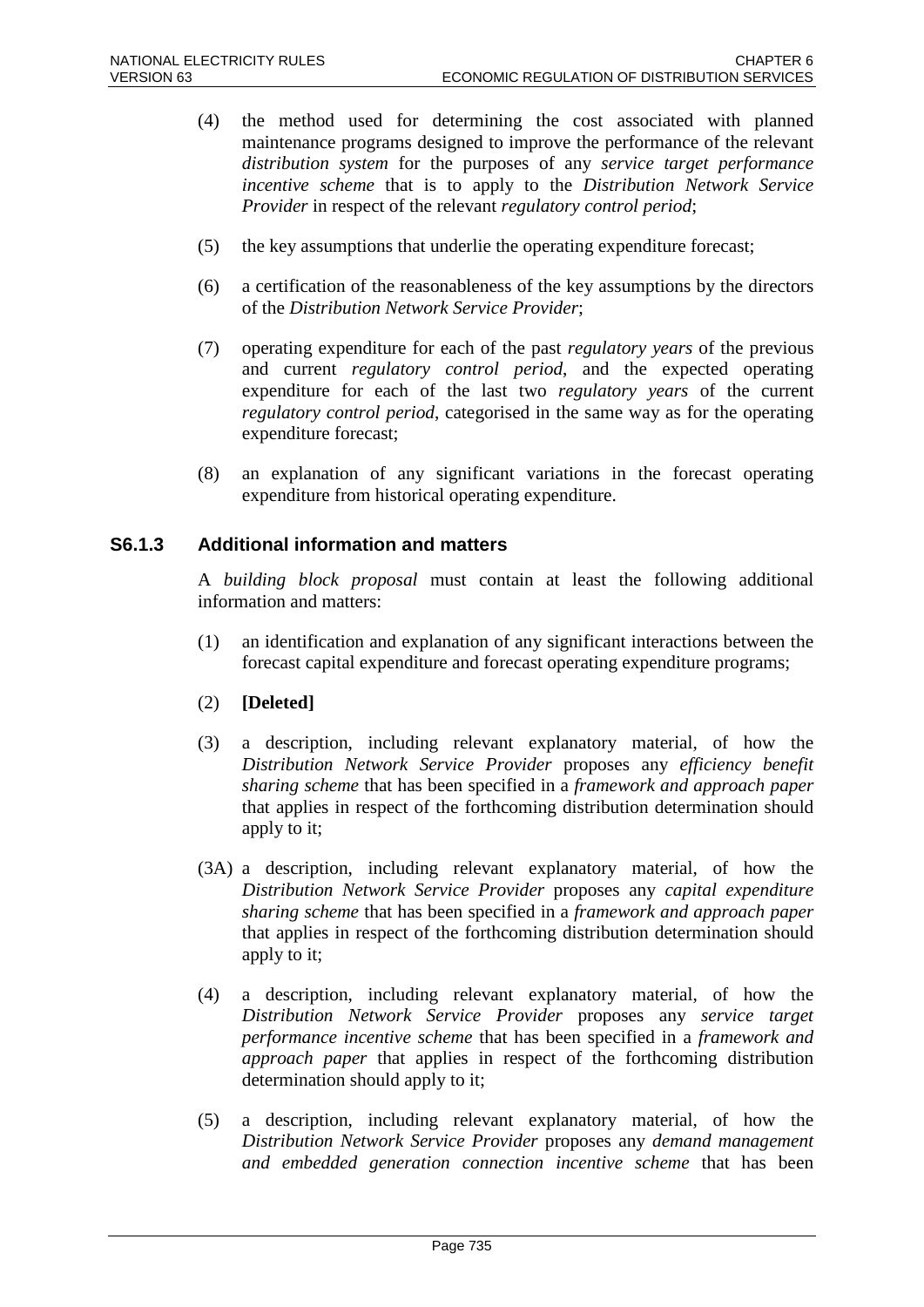(4) the method used for determining the cost associated with planned maintenance programs designed to improve the performance of the relevant *distribution system* for the purposes of any *service target performance incentive scheme* that is to apply to the *Distribution Network Service Provider* in respect of the relevant *regulatory control period*;

(5) the key assumptions that underlie the operating expenditure forecast;

(6) a certification of the reasonableness of the key assumptions by the directors of the *Distribution Network Service Provider*;

(7) operating expenditure for each of the past *regulatory years* of the previous and current *regulatory control period*, and the expected operating expenditure for each of the last two *regulatory years* of the current *regulatory control period*, categorised in the same way as for the operating expenditure forecast;

(8) an explanation of any significant variations in the forecast operating expenditure from historical operating expenditure.

### S6.1.3 Additional information and matters

A *building block proposal* must contain at least the following additional information and matters:

(1) an identification and explanation of any significant interactions between the forecast capital expenditure and forecast operating expenditure programs;

(2) **[Deleted]**

(3) a description, including relevant explanatory material, of how the *Distribution Network Service Provider* proposes any *efficiency benefit sharing scheme* that has been specified in a *framework and approach paper* that applies in respect of the forthcoming distribution determination should apply to it;

(3A) a description, including relevant explanatory material, of how the *Distribution Network Service Provider* proposes any *capital expenditure sharing scheme* that has been specified in a *framework and approach paper* that applies in respect of the forthcoming distribution determination should apply to it;

(4) a description, including relevant explanatory material, of how the *Distribution Network Service Provider* proposes any *service target performance incentive scheme* that has been specified in a *framework and approach paper* that applies in respect of the forthcoming distribution determination should apply to it;

(5) a description, including relevant explanatory material, of how the *Distribution Network Service Provider* proposes any *demand management and embedded generation connection incentive scheme* that has been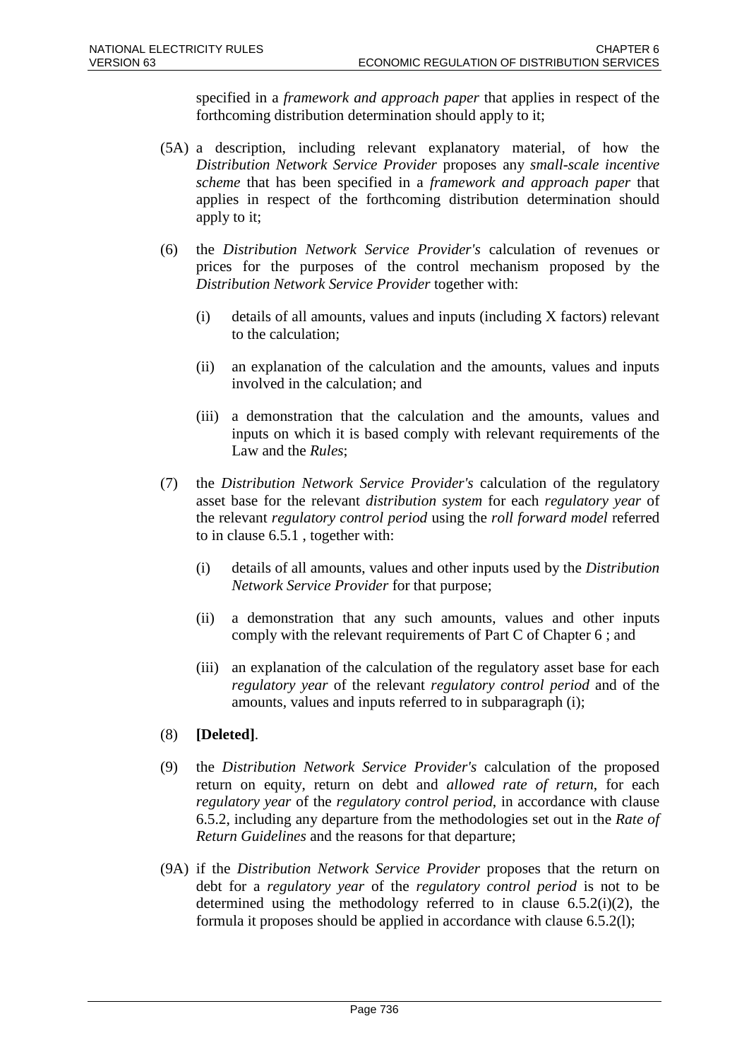specified in a *framework and approach paper* that applies in respect of the forthcoming distribution determination should apply to it;

(5A) a description, including relevant explanatory material, of how the *Distribution Network Service Provider* proposes any *small-scale incentive scheme* that has been specified in a *framework and approach paper* that applies in respect of the forthcoming distribution determination should apply to it;

(6) the *Distribution Network Service Provider's* calculation of revenues or prices for the purposes of the control mechanism proposed by the *Distribution Network Service Provider* together with:

   (i) details of all amounts, values and inputs (including X factors) relevant to the calculation;

   (ii) an explanation of the calculation and the amounts, values and inputs involved in the calculation; and

   (iii) a demonstration that the calculation and the amounts, values and inputs on which it is based comply with relevant requirements of the Law and the *Rules*;

(7) the *Distribution Network Service Provider's* calculation of the regulatory asset base for the relevant *distribution system* for each *regulatory year* of the relevant *regulatory control period* using the *roll forward model* referred to in clause 6.5.1 , together with:

   (i) details of all amounts, values and other inputs used by the *Distribution Network Service Provider* for that purpose;

   (ii) a demonstration that any such amounts, values and other inputs comply with the relevant requirements of Part C of Chapter 6 ; and

   (iii) an explanation of the calculation of the regulatory asset base for each *regulatory year* of the relevant *regulatory control period* and of the amounts, values and inputs referred to in subparagraph (i);

(8) **[Deleted]**.

(9) the *Distribution Network Service Provider's* calculation of the proposed return on equity, return on debt and *allowed rate of return*, for each *regulatory year* of the *regulatory control period*, in accordance with clause 6.5.2, including any departure from the methodologies set out in the *Rate of Return Guidelines* and the reasons for that departure;

(9A) if the *Distribution Network Service Provider* proposes that the return on debt for a *regulatory year* of the *regulatory control period* is not to be determined using the methodology referred to in clause 6.5.2(i)(2), the formula it proposes should be applied in accordance with clause 6.5.2(l);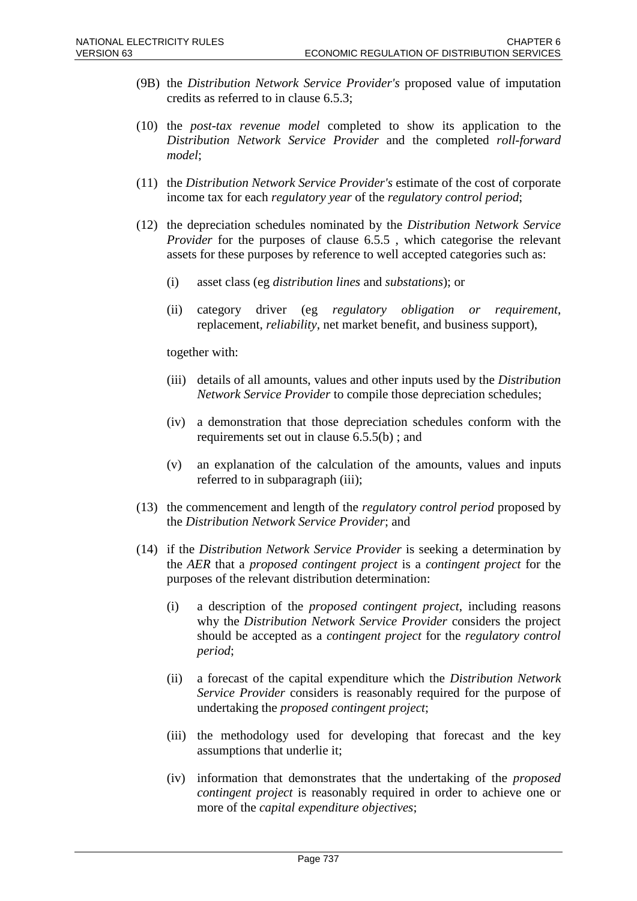(9B) the *Distribution Network Service Provider's* proposed value of imputation credits as referred to in clause 6.5.3;

(10) the *post-tax revenue model* completed to show its application to the *Distribution Network Service Provider* and the completed *roll-forward model*;

(11) the *Distribution Network Service Provider's* estimate of the cost of corporate income tax for each *regulatory year* of the *regulatory control period*;

(12) the depreciation schedules nominated by the *Distribution Network Service Provider* for the purposes of clause 6.5.5 , which categorise the relevant assets for these purposes by reference to well accepted categories such as:

  (i) asset class (eg *distribution lines* and *substations*); or

  (ii) category driver (eg *regulatory obligation or requirement*, replacement, *reliability*, net market benefit, and business support),

  together with:

  (iii) details of all amounts, values and other inputs used by the *Distribution Network Service Provider* to compile those depreciation schedules;

  (iv) a demonstration that those depreciation schedules conform with the requirements set out in clause 6.5.5(b) ; and

  (v) an explanation of the calculation of the amounts, values and inputs referred to in subparagraph (iii);

(13) the commencement and length of the *regulatory control period* proposed by the *Distribution Network Service Provider*; and

(14) if the *Distribution Network Service Provider* is seeking a determination by the *AER* that a *proposed contingent project* is a *contingent project* for the purposes of the relevant distribution determination:

  (i) a description of the *proposed contingent project*, including reasons why the *Distribution Network Service Provider* considers the project should be accepted as a *contingent project* for the *regulatory control period*;

  (ii) a forecast of the capital expenditure which the *Distribution Network Service Provider* considers is reasonably required for the purpose of undertaking the *proposed contingent project*;

  (iii) the methodology used for developing that forecast and the key assumptions that underlie it;

  (iv) information that demonstrates that the undertaking of the *proposed contingent project* is reasonably required in order to achieve one or more of the *capital expenditure objectives*;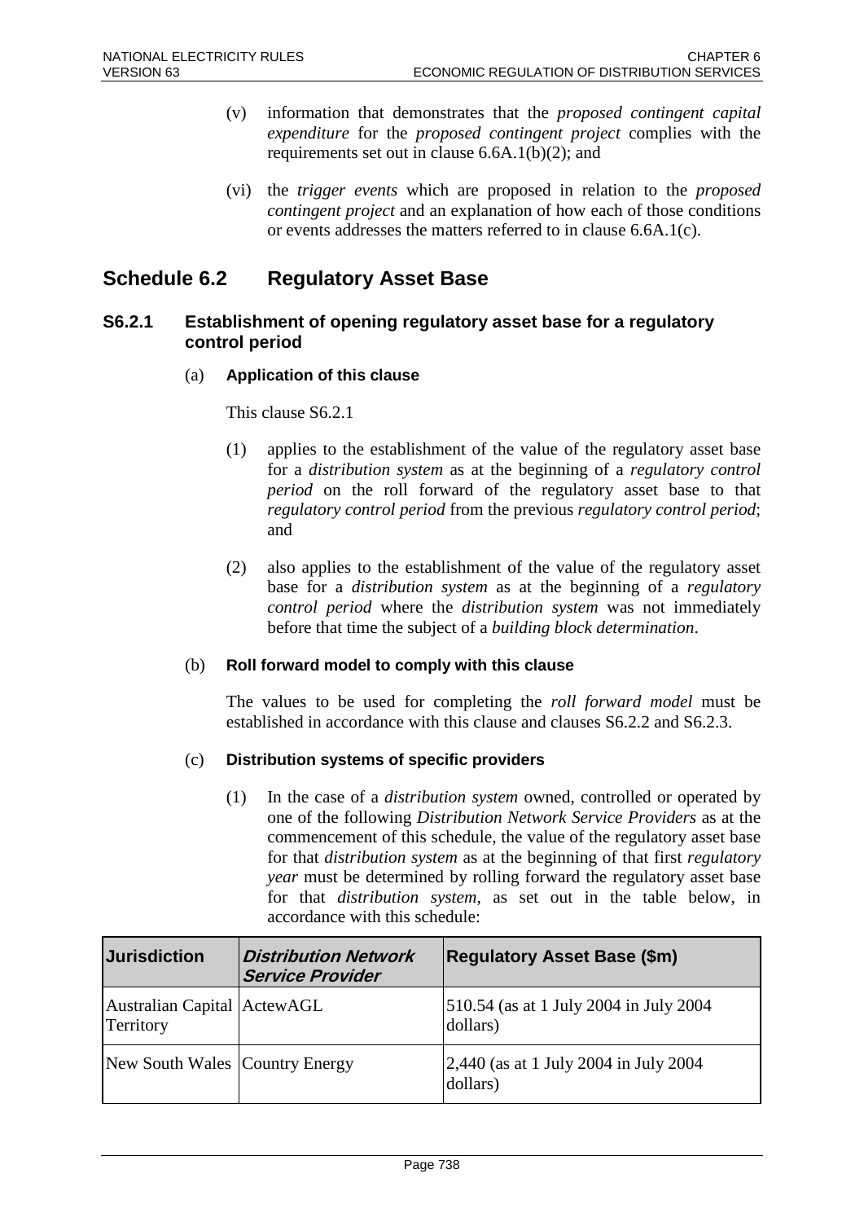(v) information that demonstrates that the *proposed contingent capital expenditure* for the *proposed contingent project* complies with the requirements set out in clause 6.6A.1(b)(2); and

(vi) the *trigger events* which are proposed in relation to the *proposed contingent project* and an explanation of how each of those conditions or events addresses the matters referred to in clause 6.6A.1(c).

## Schedule 6.2 Regulatory Asset Base

### S6.2.1 Establishment of opening regulatory asset base for a regulatory control period

(a) **Application of this clause**

This clause S6.2.1

(1) applies to the establishment of the value of the regulatory asset base for a *distribution system* as at the beginning of a *regulatory control period* on the roll forward of the regulatory asset base to that *regulatory control period* from the previous *regulatory control period*; and

(2) also applies to the establishment of the value of the regulatory asset base for a *distribution system* as at the beginning of a *regulatory control period* where the *distribution system* was not immediately before that time the subject of a *building block determination*.

(b) **Roll forward model to comply with this clause**

The values to be used for completing the *roll forward model* must be established in accordance with this clause and clauses S6.2.2 and S6.2.3.

(c) **Distribution systems of specific providers**

(1) In the case of a *distribution system* owned, controlled or operated by one of the following *Distribution Network Service Providers* as at the commencement of this schedule, the value of the regulatory asset base for that *distribution system* as at the beginning of that first *regulatory year* must be determined by rolling forward the regulatory asset base for that *distribution system*, as set out in the table below, in accordance with this schedule:

| Jurisdiction | *Distribution Network Service Provider* | Regulatory Asset Base ($m) |
|---|---|---|
| Australian Capital Territory | ActewAGL | 510.54 (as at 1 July 2004 in July 2004 dollars) |
| New South Wales | Country Energy | 2,440 (as at 1 July 2004 in July 2004 dollars) |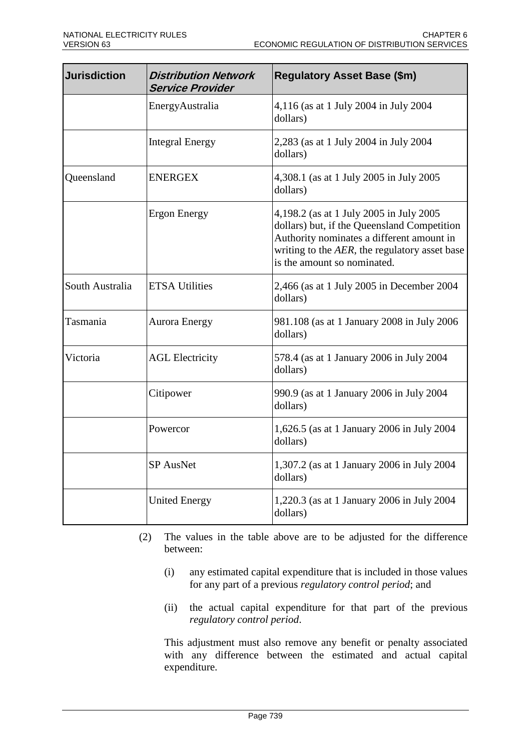| Jurisdiction | *Distribution Network Service Provider* | Regulatory Asset Base ($m) |
|---|---|---|
| | EnergyAustralia | 4,116 (as at 1 July 2004 in July 2004 dollars) |
| | Integral Energy | 2,283 (as at 1 July 2004 in July 2004 dollars) |
| Queensland | ENERGEX | 4,308.1 (as at 1 July 2005 in July 2005 dollars) |
| | Ergon Energy | 4,198.2 (as at 1 July 2005 in July 2005 dollars) but, if the Queensland Competition Authority nominates a different amount in writing to the *AER*, the regulatory asset base is the amount so nominated. |
| South Australia | ETSA Utilities | 2,466 (as at 1 July 2005 in December 2004 dollars) |
| Tasmania | Aurora Energy | 981.108 (as at 1 January 2008 in July 2006 dollars) |
| Victoria | AGL Electricity | 578.4 (as at 1 January 2006 in July 2004 dollars) |
| | Citipower | 990.9 (as at 1 January 2006 in July 2004 dollars) |
| | Powercor | 1,626.5 (as at 1 January 2006 in July 2004 dollars) |
| | SP AusNet | 1,307.2 (as at 1 January 2006 in July 2004 dollars) |
| | United Energy | 1,220.3 (as at 1 January 2006 in July 2004 dollars) |

(2) The values in the table above are to be adjusted for the difference between:

(i) any estimated capital expenditure that is included in those values for any part of a previous *regulatory control period*; and

(ii) the actual capital expenditure for that part of the previous *regulatory control period*.

This adjustment must also remove any benefit or penalty associated with any difference between the estimated and actual capital expenditure.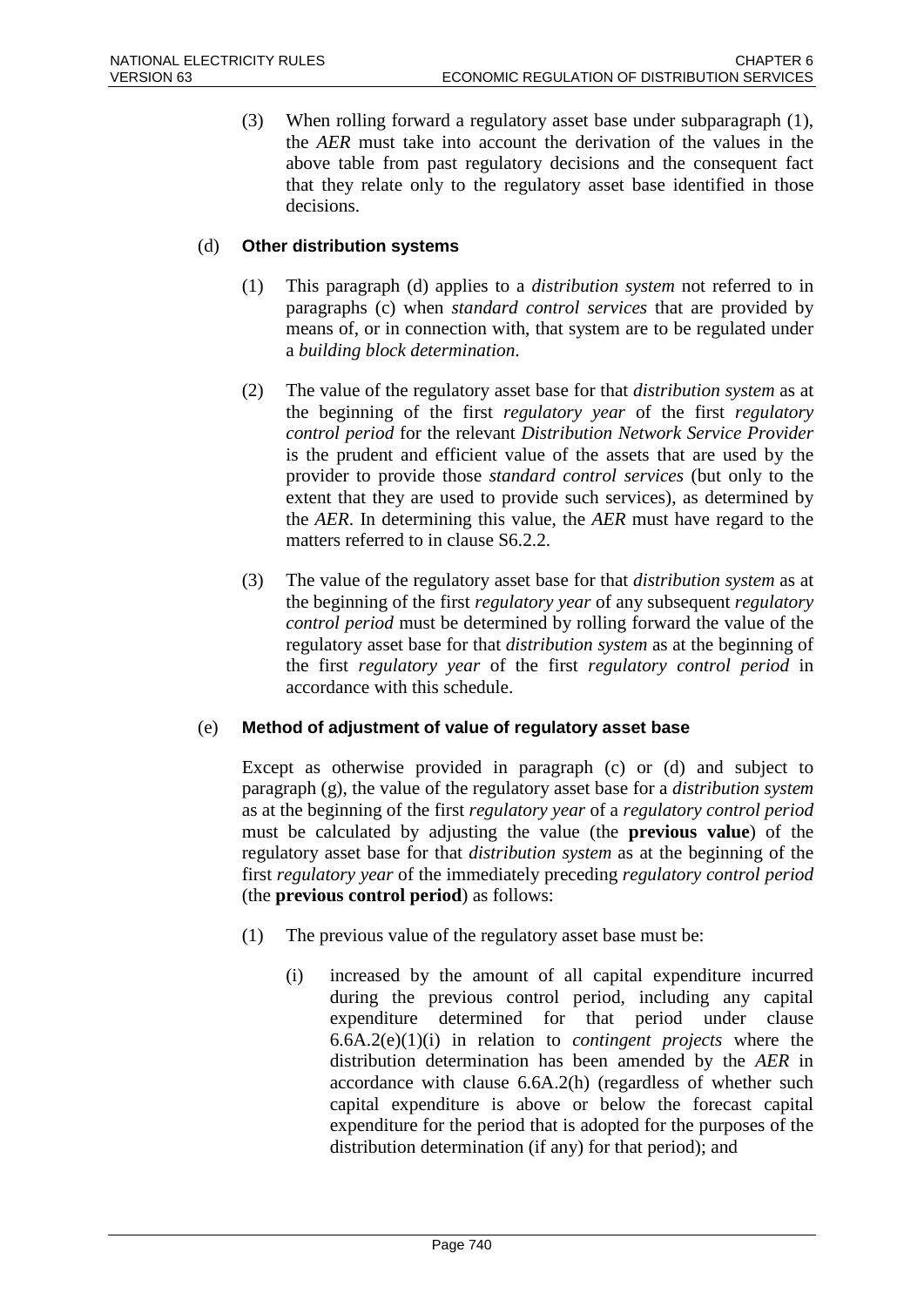(3) When rolling forward a regulatory asset base under subparagraph (1), the *AER* must take into account the derivation of the values in the above table from past regulatory decisions and the consequent fact that they relate only to the regulatory asset base identified in those decisions.

(d) **Other distribution systems**

(1) This paragraph (d) applies to a *distribution system* not referred to in paragraphs (c) when *standard control services* that are provided by means of, or in connection with, that system are to be regulated under a *building block determination*.

(2) The value of the regulatory asset base for that *distribution system* as at the beginning of the first *regulatory year* of the first *regulatory control period* for the relevant *Distribution Network Service Provider* is the prudent and efficient value of the assets that are used by the provider to provide those *standard control services* (but only to the extent that they are used to provide such services), as determined by the *AER*. In determining this value, the *AER* must have regard to the matters referred to in clause S6.2.2.

(3) The value of the regulatory asset base for that *distribution system* as at the beginning of the first *regulatory year* of any subsequent *regulatory control period* must be determined by rolling forward the value of the regulatory asset base for that *distribution system* as at the beginning of the first *regulatory year* of the first *regulatory control period* in accordance with this schedule.

(e) **Method of adjustment of value of regulatory asset base**

Except as otherwise provided in paragraph (c) or (d) and subject to paragraph (g), the value of the regulatory asset base for a *distribution system* as at the beginning of the first *regulatory year* of a *regulatory control period* must be calculated by adjusting the value (the **previous value**) of the regulatory asset base for that *distribution system* as at the beginning of the first *regulatory year* of the immediately preceding *regulatory control period* (the **previous control period**) as follows:

(1) The previous value of the regulatory asset base must be:

(i) increased by the amount of all capital expenditure incurred during the previous control period, including any capital expenditure determined for that period under clause 6.6A.2(e)(1)(i) in relation to *contingent projects* where the distribution determination has been amended by the *AER* in accordance with clause 6.6A.2(h) (regardless of whether such capital expenditure is above or below the forecast capital expenditure for the period that is adopted for the purposes of the distribution determination (if any) for that period); and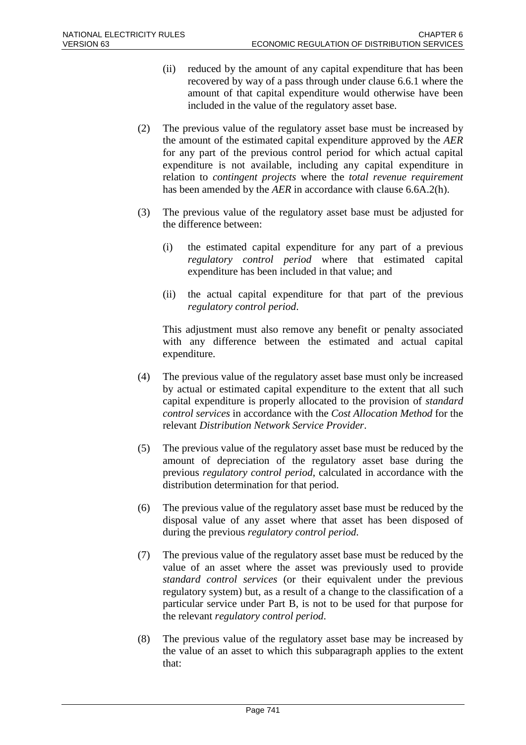(ii) reduced by the amount of any capital expenditure that has been recovered by way of a pass through under clause 6.6.1 where the amount of that capital expenditure would otherwise have been included in the value of the regulatory asset base.

(2) The previous value of the regulatory asset base must be increased by the amount of the estimated capital expenditure approved by the *AER* for any part of the previous control period for which actual capital expenditure is not available, including any capital expenditure in relation to *contingent projects* where the *total revenue requirement* has been amended by the *AER* in accordance with clause 6.6A.2(h).

(3) The previous value of the regulatory asset base must be adjusted for the difference between:

(i) the estimated capital expenditure for any part of a previous *regulatory control period* where that estimated capital expenditure has been included in that value; and

(ii) the actual capital expenditure for that part of the previous *regulatory control period*.

This adjustment must also remove any benefit or penalty associated with any difference between the estimated and actual capital expenditure.

(4) The previous value of the regulatory asset base must only be increased by actual or estimated capital expenditure to the extent that all such capital expenditure is properly allocated to the provision of *standard control services* in accordance with the *Cost Allocation Method* for the relevant *Distribution Network Service Provider*.

(5) The previous value of the regulatory asset base must be reduced by the amount of depreciation of the regulatory asset base during the previous *regulatory control period*, calculated in accordance with the distribution determination for that period.

(6) The previous value of the regulatory asset base must be reduced by the disposal value of any asset where that asset has been disposed of during the previous *regulatory control period*.

(7) The previous value of the regulatory asset base must be reduced by the value of an asset where the asset was previously used to provide *standard control services* (or their equivalent under the previous regulatory system) but, as a result of a change to the classification of a particular service under Part B, is not to be used for that purpose for the relevant *regulatory control period*.

(8) The previous value of the regulatory asset base may be increased by the value of an asset to which this subparagraph applies to the extent that: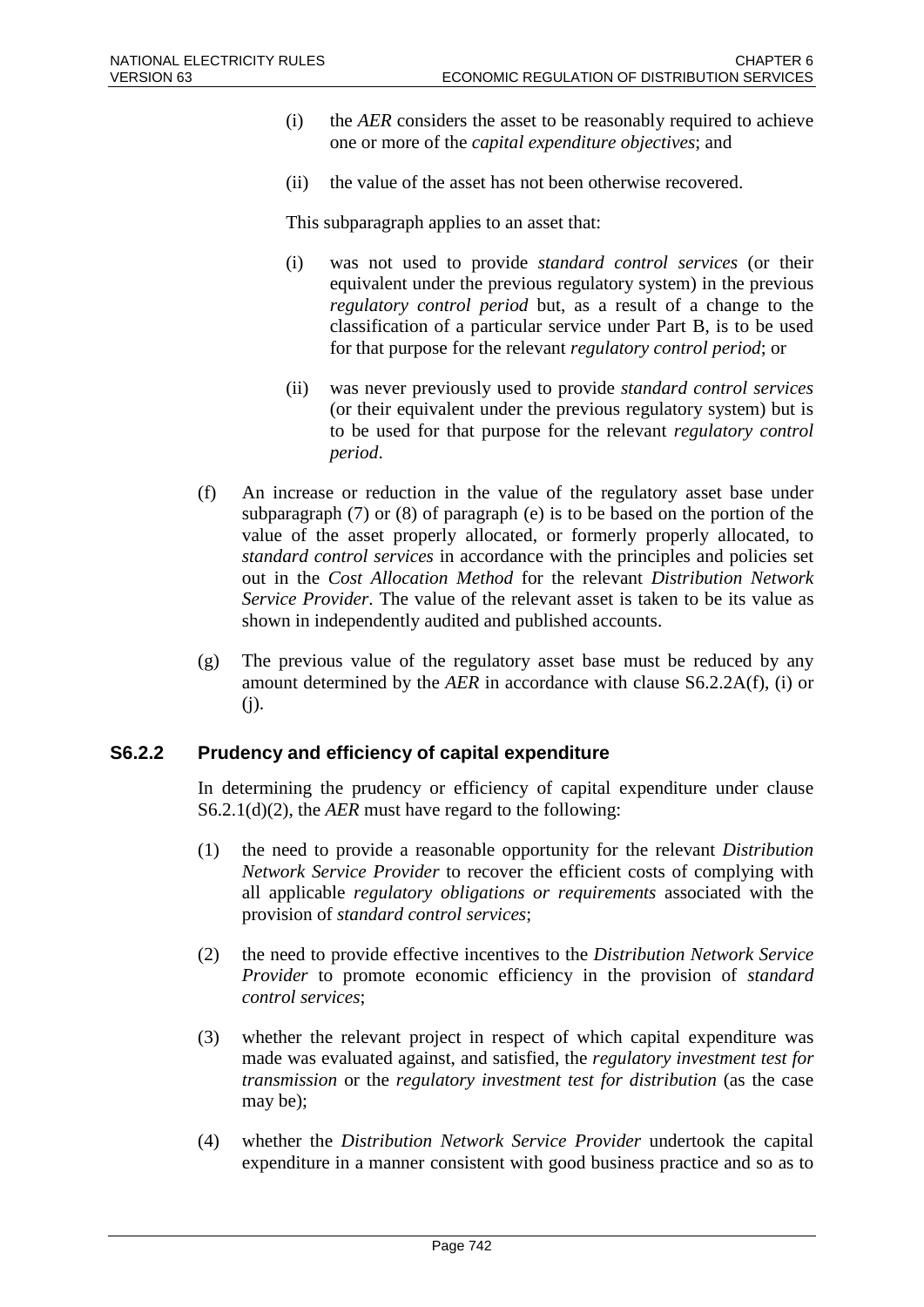(i) the *AER* considers the asset to be reasonably required to achieve one or more of the *capital expenditure objectives*; and

(ii) the value of the asset has not been otherwise recovered.

This subparagraph applies to an asset that:

(i) was not used to provide *standard control services* (or their equivalent under the previous regulatory system) in the previous *regulatory control period* but, as a result of a change to the classification of a particular service under Part B, is to be used for that purpose for the relevant *regulatory control period*; or

(ii) was never previously used to provide *standard control services* (or their equivalent under the previous regulatory system) but is to be used for that purpose for the relevant *regulatory control period*.

(f) An increase or reduction in the value of the regulatory asset base under subparagraph (7) or (8) of paragraph (e) is to be based on the portion of the value of the asset properly allocated, or formerly properly allocated, to *standard control services* in accordance with the principles and policies set out in the *Cost Allocation Method* for the relevant *Distribution Network Service Provider*. The value of the relevant asset is taken to be its value as shown in independently audited and published accounts.

(g) The previous value of the regulatory asset base must be reduced by any amount determined by the *AER* in accordance with clause S6.2.2A(f), (i) or (j).

### S6.2.2 Prudency and efficiency of capital expenditure

In determining the prudency or efficiency of capital expenditure under clause S6.2.1(d)(2), the *AER* must have regard to the following:

(1) the need to provide a reasonable opportunity for the relevant *Distribution Network Service Provider* to recover the efficient costs of complying with all applicable *regulatory obligations or requirements* associated with the provision of *standard control services*;

(2) the need to provide effective incentives to the *Distribution Network Service Provider* to promote economic efficiency in the provision of *standard control services*;

(3) whether the relevant project in respect of which capital expenditure was made was evaluated against, and satisfied, the *regulatory investment test for transmission* or the *regulatory investment test for distribution* (as the case may be);

(4) whether the *Distribution Network Service Provider* undertook the capital expenditure in a manner consistent with good business practice and so as to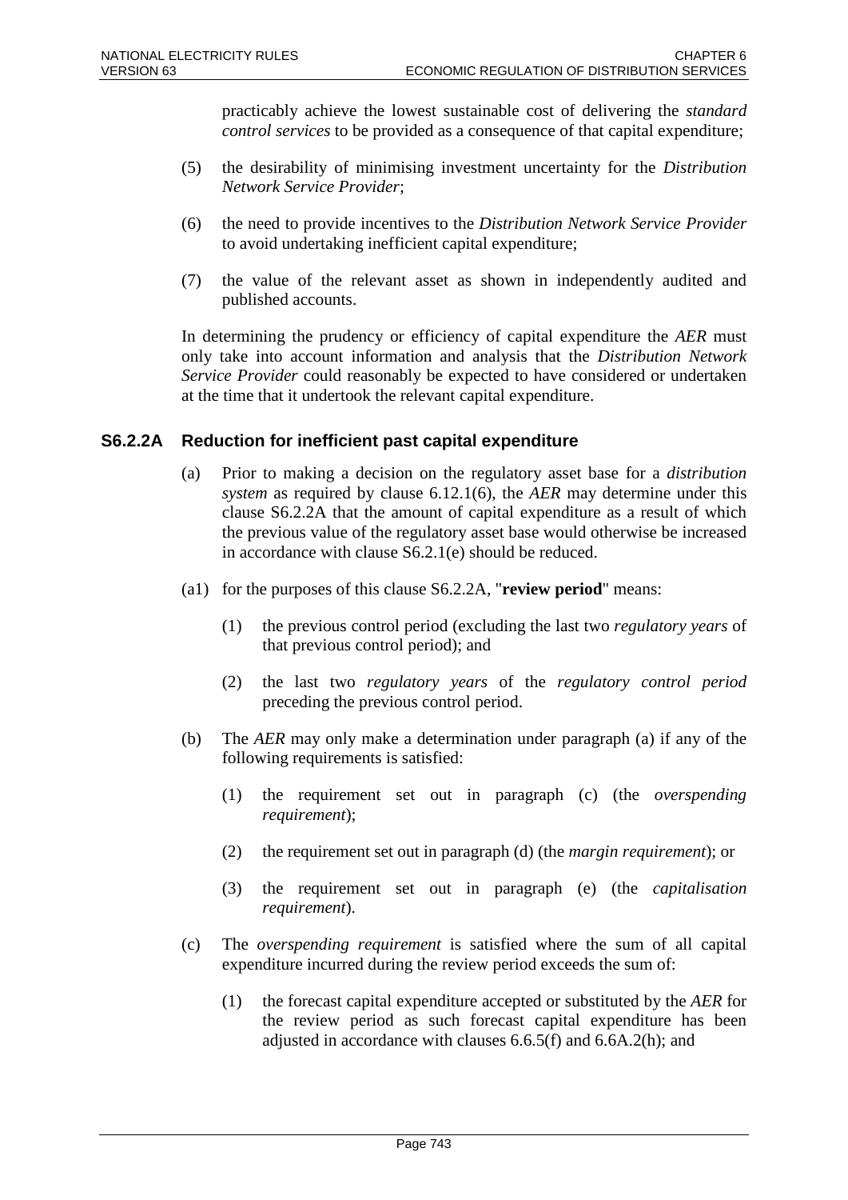practicably achieve the lowest sustainable cost of delivering the *standard control services* to be provided as a consequence of that capital expenditure;

(5) the desirability of minimising investment uncertainty for the *Distribution Network Service Provider*;

(6) the need to provide incentives to the *Distribution Network Service Provider* to avoid undertaking inefficient capital expenditure;

(7) the value of the relevant asset as shown in independently audited and published accounts.

In determining the prudency or efficiency of capital expenditure the *AER* must only take into account information and analysis that the *Distribution Network Service Provider* could reasonably be expected to have considered or undertaken at the time that it undertook the relevant capital expenditure.

### S6.2.2A Reduction for inefficient past capital expenditure

(a) Prior to making a decision on the regulatory asset base for a *distribution system* as required by clause 6.12.1(6), the *AER* may determine under this clause S6.2.2A that the amount of capital expenditure as a result of which the previous value of the regulatory asset base would otherwise be increased in accordance with clause S6.2.1(e) should be reduced.

(a1) for the purposes of this clause S6.2.2A, "**review period**" means:

(1) the previous control period (excluding the last two *regulatory years* of that previous control period); and

(2) the last two *regulatory years* of the *regulatory control period* preceding the previous control period.

(b) The *AER* may only make a determination under paragraph (a) if any of the following requirements is satisfied:

(1) the requirement set out in paragraph (c) (the *overspending requirement*);

(2) the requirement set out in paragraph (d) (the *margin requirement*); or

(3) the requirement set out in paragraph (e) (the *capitalisation requirement*).

(c) The *overspending requirement* is satisfied where the sum of all capital expenditure incurred during the review period exceeds the sum of:

(1) the forecast capital expenditure accepted or substituted by the *AER* for the review period as such forecast capital expenditure has been adjusted in accordance with clauses 6.6.5(f) and 6.6A.2(h); and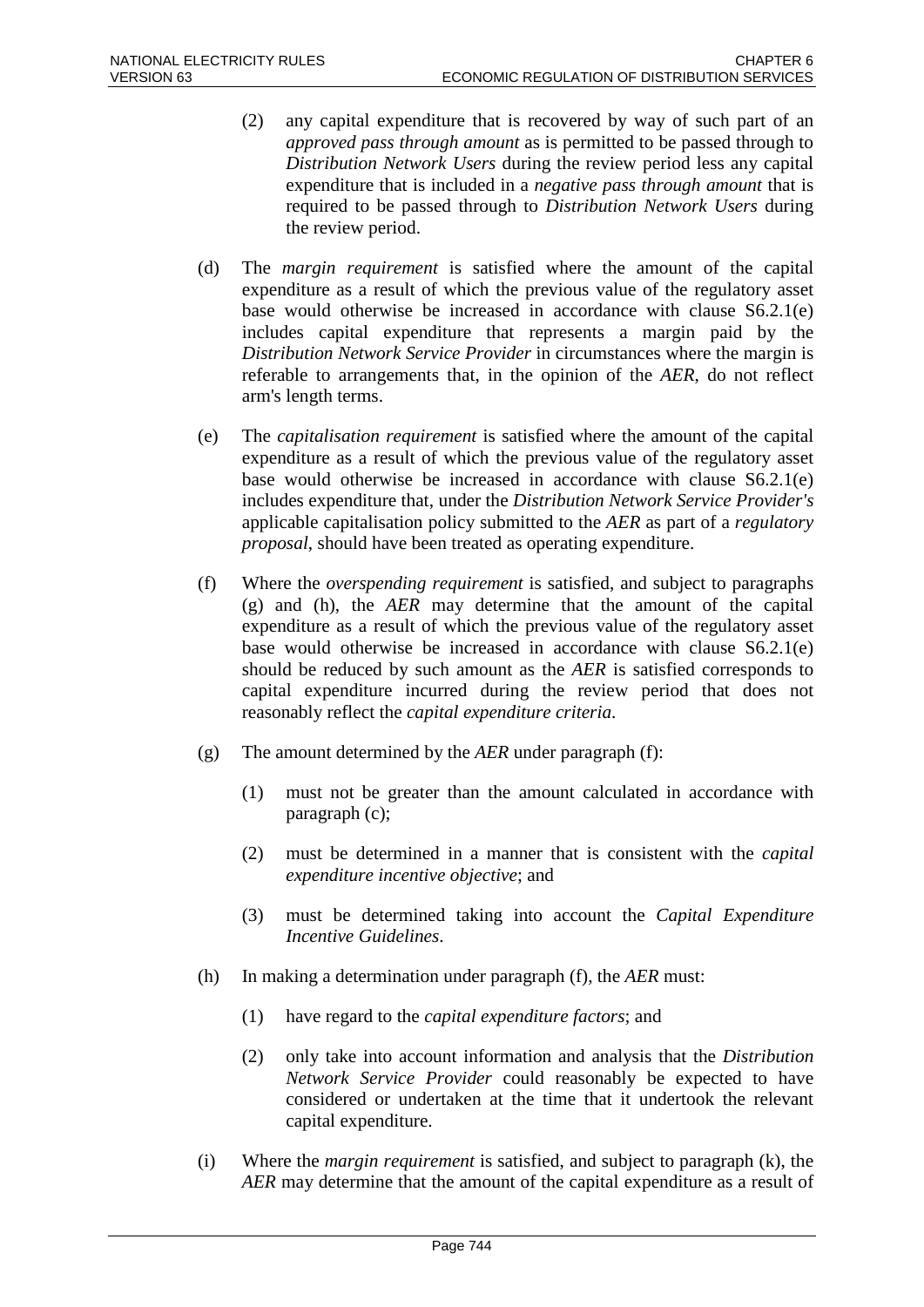(2) any capital expenditure that is recovered by way of such part of an *approved pass through amount* as is permitted to be passed through to *Distribution Network Users* during the review period less any capital expenditure that is included in a *negative pass through amount* that is required to be passed through to *Distribution Network Users* during the review period.

(d) The *margin requirement* is satisfied where the amount of the capital expenditure as a result of which the previous value of the regulatory asset base would otherwise be increased in accordance with clause S6.2.1(e) includes capital expenditure that represents a margin paid by the *Distribution Network Service Provider* in circumstances where the margin is referable to arrangements that, in the opinion of the *AER*, do not reflect arm's length terms.

(e) The *capitalisation requirement* is satisfied where the amount of the capital expenditure as a result of which the previous value of the regulatory asset base would otherwise be increased in accordance with clause S6.2.1(e) includes expenditure that, under the *Distribution Network Service Provider's* applicable capitalisation policy submitted to the *AER* as part of a *regulatory proposal*, should have been treated as operating expenditure.

(f) Where the *overspending requirement* is satisfied, and subject to paragraphs (g) and (h), the *AER* may determine that the amount of the capital expenditure as a result of which the previous value of the regulatory asset base would otherwise be increased in accordance with clause S6.2.1(e) should be reduced by such amount as the *AER* is satisfied corresponds to capital expenditure incurred during the review period that does not reasonably reflect the *capital expenditure criteria*.

(g) The amount determined by the *AER* under paragraph (f):

(1) must not be greater than the amount calculated in accordance with paragraph (c);

(2) must be determined in a manner that is consistent with the *capital expenditure incentive objective*; and

(3) must be determined taking into account the *Capital Expenditure Incentive Guidelines*.

(h) In making a determination under paragraph (f), the *AER* must:

(1) have regard to the *capital expenditure factors*; and

(2) only take into account information and analysis that the *Distribution Network Service Provider* could reasonably be expected to have considered or undertaken at the time that it undertook the relevant capital expenditure.

(i) Where the *margin requirement* is satisfied, and subject to paragraph (k), the *AER* may determine that the amount of the capital expenditure as a result of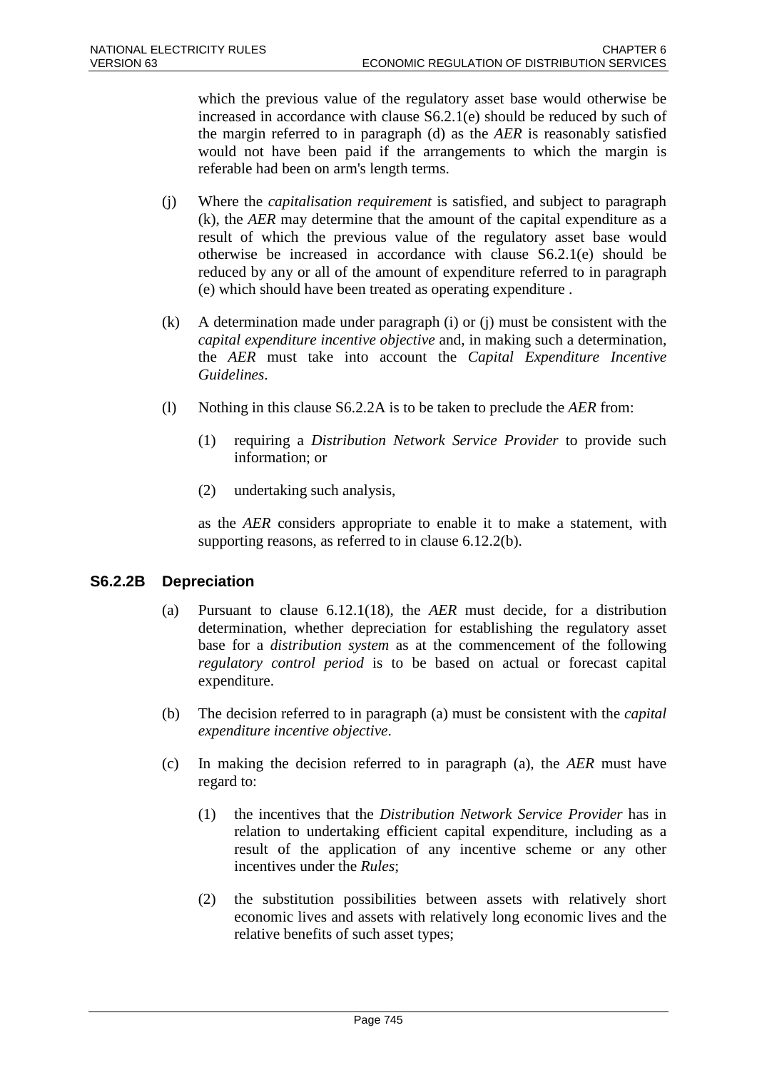which the previous value of the regulatory asset base would otherwise be increased in accordance with clause S6.2.1(e) should be reduced by such of the margin referred to in paragraph (d) as the *AER* is reasonably satisfied would not have been paid if the arrangements to which the margin is referable had been on arm's length terms.

(j) Where the *capitalisation requirement* is satisfied, and subject to paragraph (k), the *AER* may determine that the amount of the capital expenditure as a result of which the previous value of the regulatory asset base would otherwise be increased in accordance with clause S6.2.1(e) should be reduced by any or all of the amount of expenditure referred to in paragraph (e) which should have been treated as operating expenditure .

(k) A determination made under paragraph (i) or (j) must be consistent with the *capital expenditure incentive objective* and, in making such a determination, the *AER* must take into account the *Capital Expenditure Incentive Guidelines*.

(l) Nothing in this clause S6.2.2A is to be taken to preclude the *AER* from:

(1) requiring a *Distribution Network Service Provider* to provide such information; or

(2) undertaking such analysis,

as the *AER* considers appropriate to enable it to make a statement, with supporting reasons, as referred to in clause 6.12.2(b).

### S6.2.2B Depreciation

(a) Pursuant to clause 6.12.1(18), the *AER* must decide, for a distribution determination, whether depreciation for establishing the regulatory asset base for a *distribution system* as at the commencement of the following *regulatory control period* is to be based on actual or forecast capital expenditure.

(b) The decision referred to in paragraph (a) must be consistent with the *capital expenditure incentive objective*.

(c) In making the decision referred to in paragraph (a), the *AER* must have regard to:

(1) the incentives that the *Distribution Network Service Provider* has in relation to undertaking efficient capital expenditure, including as a result of the application of any incentive scheme or any other incentives under the *Rules*;

(2) the substitution possibilities between assets with relatively short economic lives and assets with relatively long economic lives and the relative benefits of such asset types;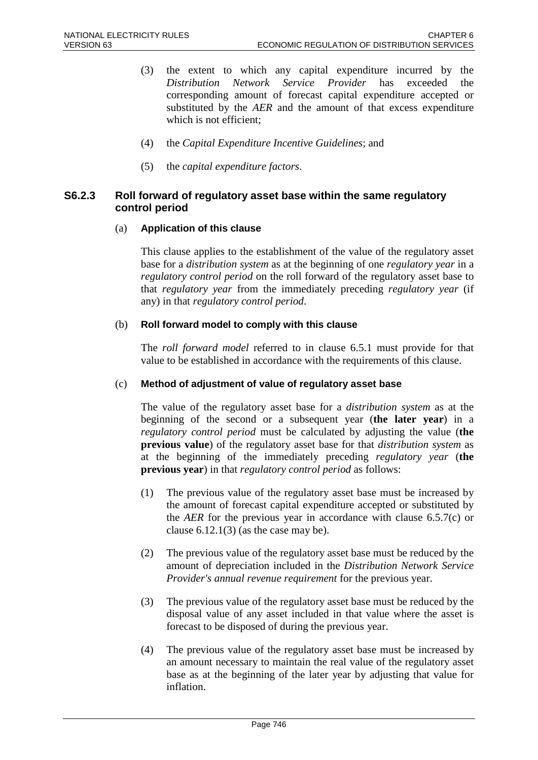(3) the extent to which any capital expenditure incurred by the *Distribution Network Service Provider* has exceeded the corresponding amount of forecast capital expenditure accepted or substituted by the *AER* and the amount of that excess expenditure which is not efficient;

(4) the *Capital Expenditure Incentive Guidelines*; and

(5) the *capital expenditure factors*.

### S6.2.3 Roll forward of regulatory asset base within the same regulatory control period

(a) **Application of this clause**

This clause applies to the establishment of the value of the regulatory asset base for a *distribution system* as at the beginning of one *regulatory year* in a *regulatory control period* on the roll forward of the regulatory asset base to that *regulatory year* from the immediately preceding *regulatory year* (if any) in that *regulatory control period*.

(b) **Roll forward model to comply with this clause**

The *roll forward model* referred to in clause 6.5.1 must provide for that value to be established in accordance with the requirements of this clause.

(c) **Method of adjustment of value of regulatory asset base**

The value of the regulatory asset base for a *distribution system* as at the beginning of the second or a subsequent year (**the later year**) in a *regulatory control period* must be calculated by adjusting the value (**the previous value**) of the regulatory asset base for that *distribution system* as at the beginning of the immediately preceding *regulatory year* (**the previous year**) in that *regulatory control period* as follows:

(1) The previous value of the regulatory asset base must be increased by the amount of forecast capital expenditure accepted or substituted by the *AER* for the previous year in accordance with clause 6.5.7(c) or clause 6.12.1(3) (as the case may be).

(2) The previous value of the regulatory asset base must be reduced by the amount of depreciation included in the *Distribution Network Service Provider's annual revenue requirement* for the previous year.

(3) The previous value of the regulatory asset base must be reduced by the disposal value of any asset included in that value where the asset is forecast to be disposed of during the previous year.

(4) The previous value of the regulatory asset base must be increased by an amount necessary to maintain the real value of the regulatory asset base as at the beginning of the later year by adjusting that value for inflation.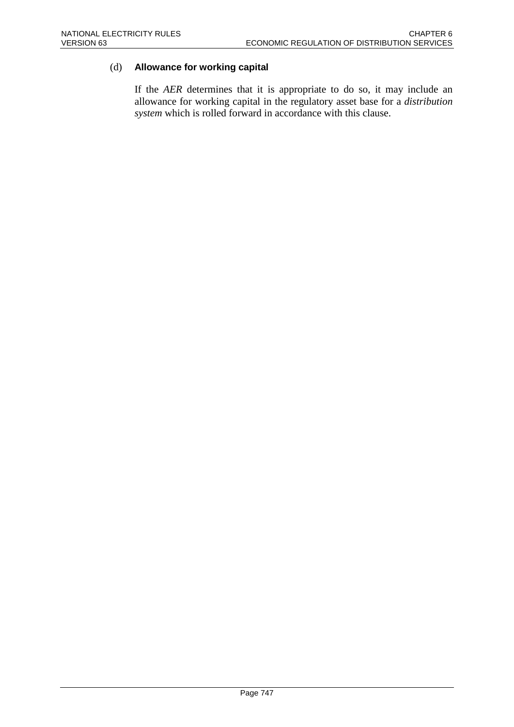(d) **Allowance for working capital**

If the *AER* determines that it is appropriate to do so, it may include an allowance for working capital in the regulatory asset base for a *distribution system* which is rolled forward in accordance with this clause.